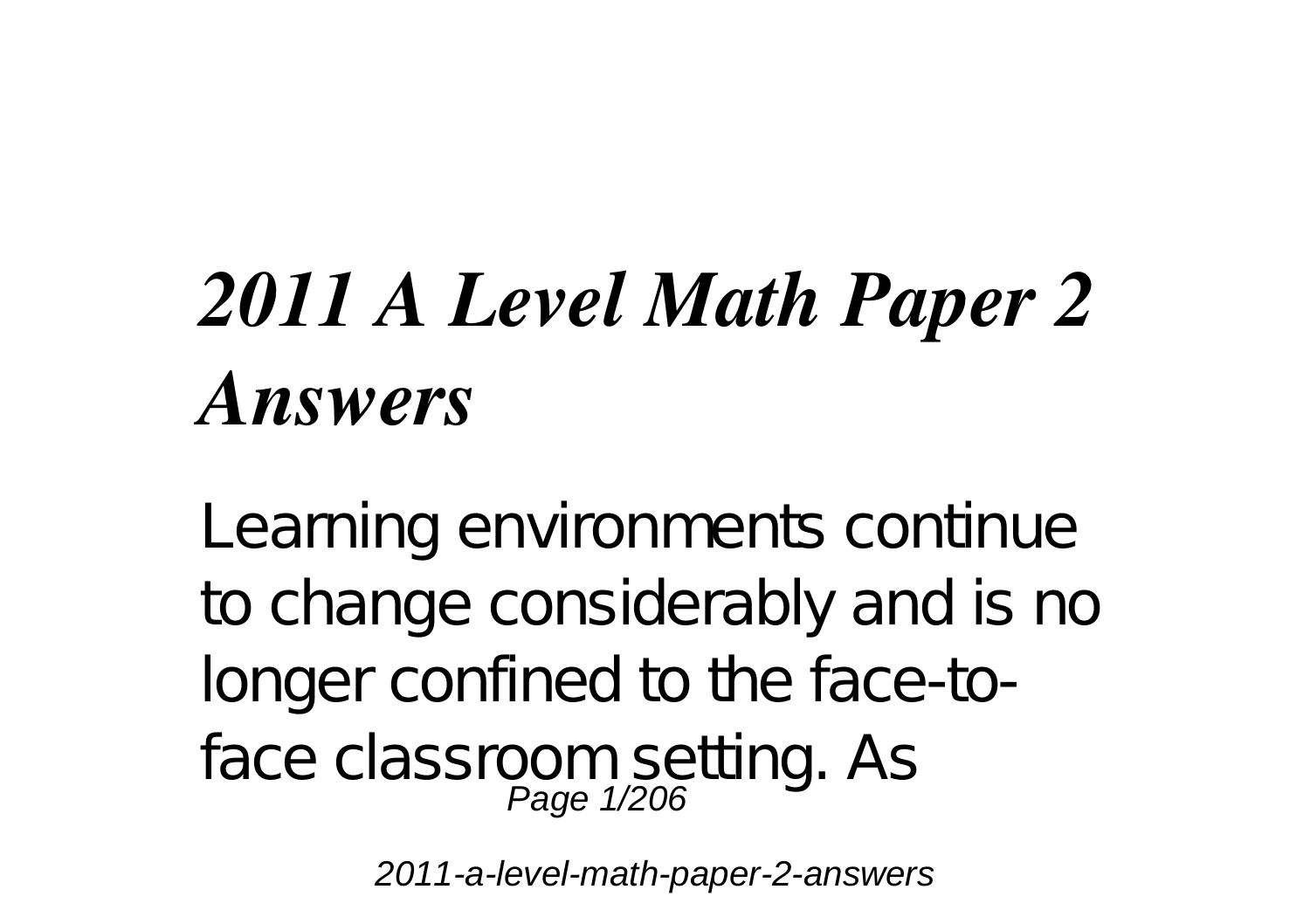# *2011 A Level Math Paper 2 Answers*

Learning environments continue to change considerably and is no longer confined to the face-to-face classroom setting. As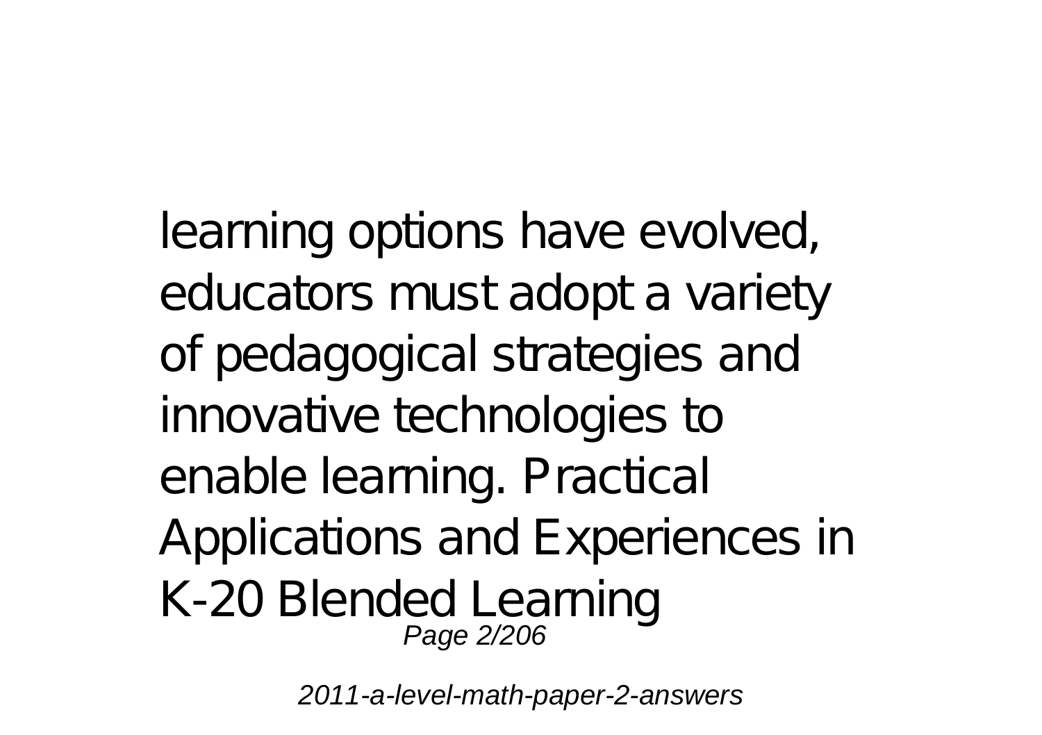learning options have evolved, educators must adopt a variety of pedagogical strategies and innovative technologies to enable learning. Practical Applications and Experiences in K-20 Blended Learning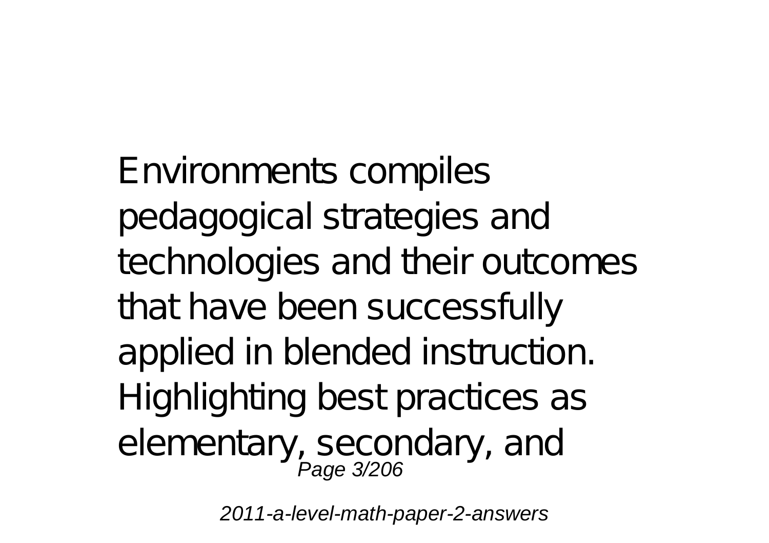Environments compiles pedagogical strategies and technologies and their outcomes that have been successfully applied in blended instruction. Highlighting best practices as elementary, secondary, and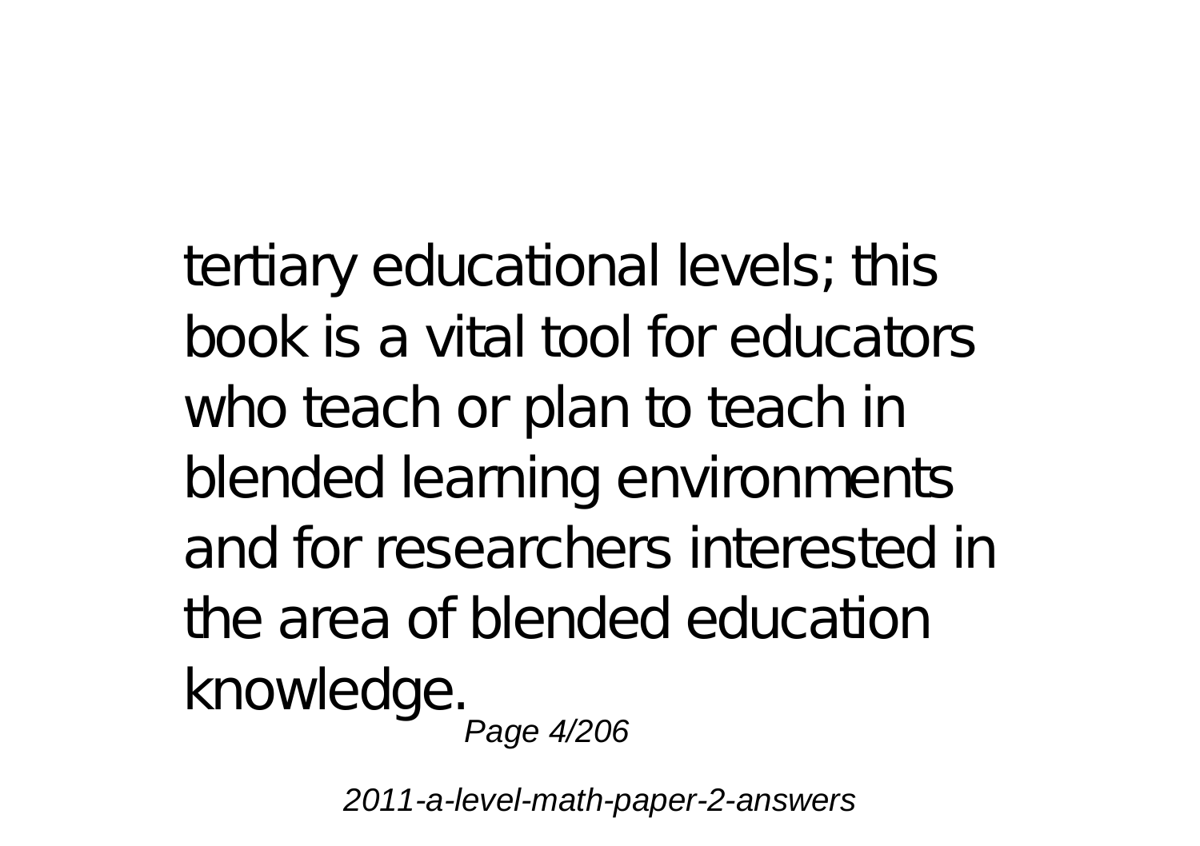tertiary educational levels; this book is a vital tool for educators who teach or plan to teach in blended learning environments and for researchers interested in the area of blended education knowledge.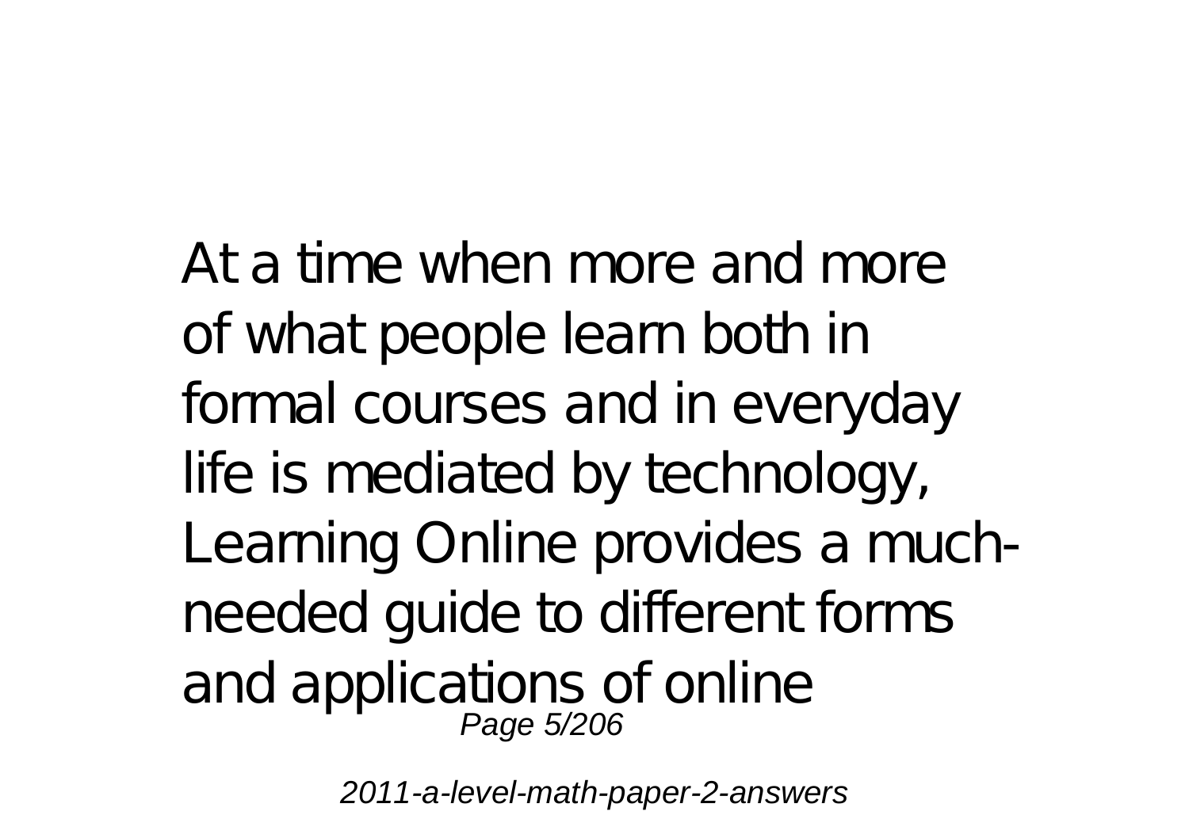At a time when more and more of what people learn both in formal courses and in everyday life is mediated by technology, Learning Online provides a much-needed guide to different forms and applications of online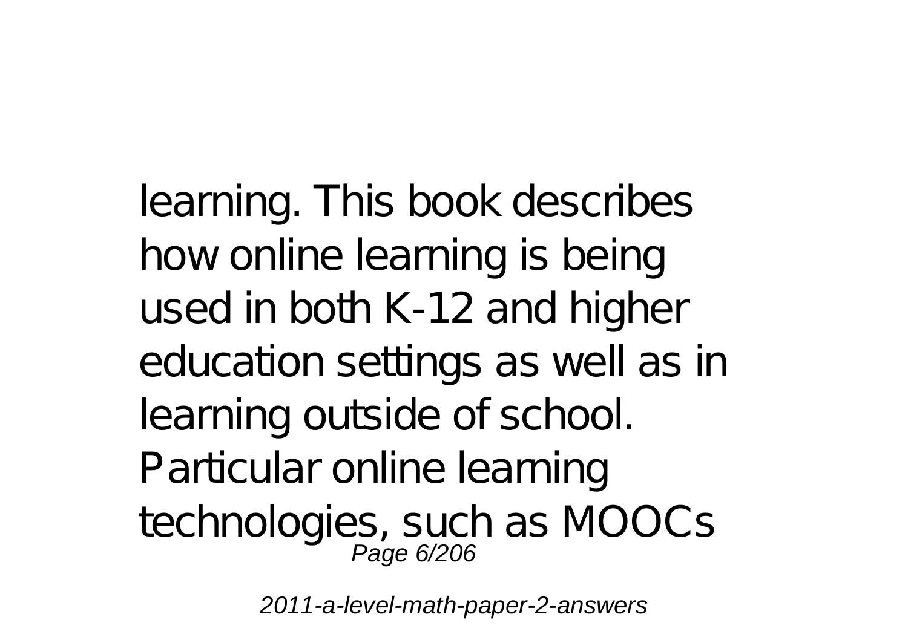learning. This book describes how online learning is being used in both K-12 and higher education settings as well as in learning outside of school. Particular online learning technologies, such as MOOCs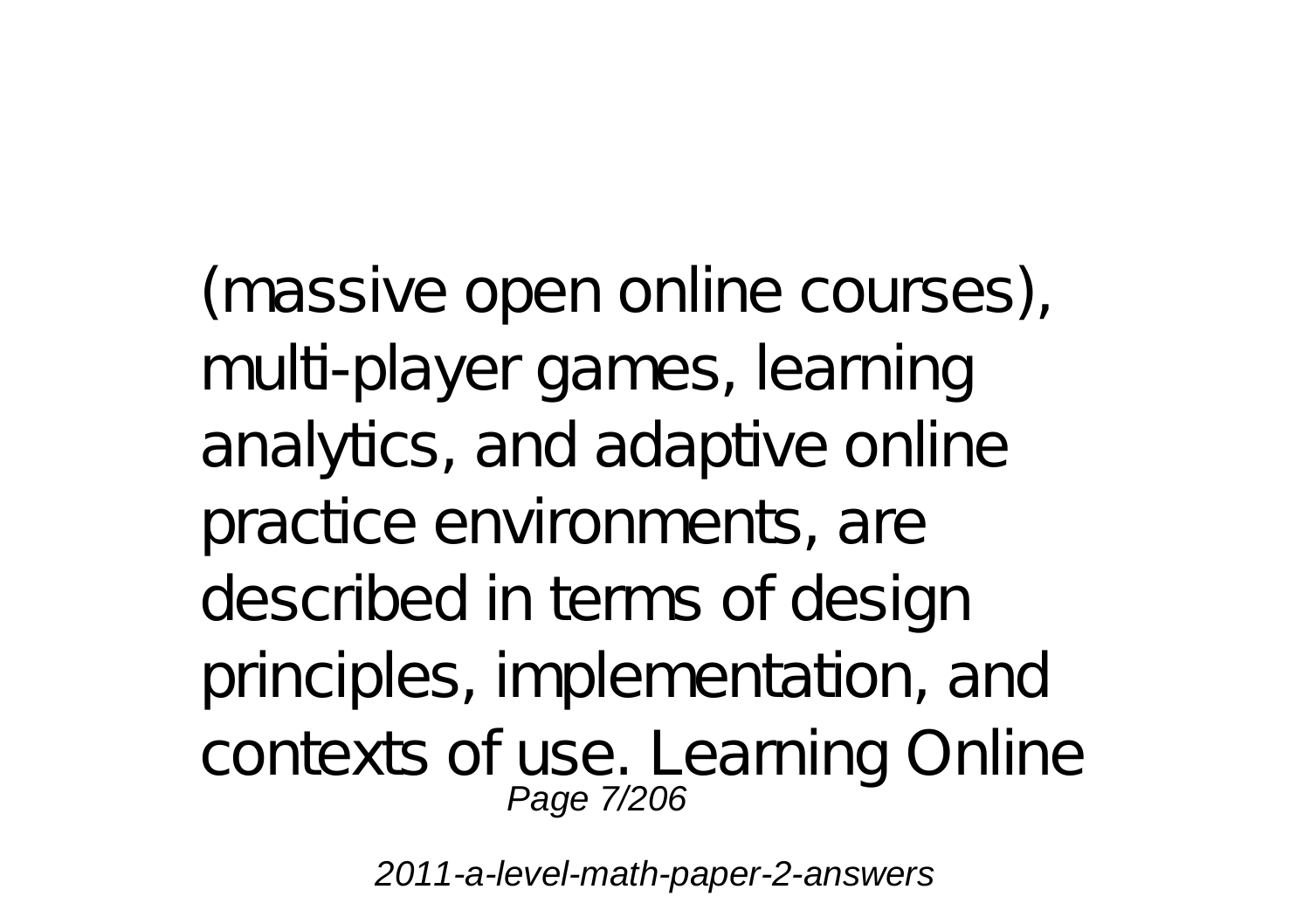(massive open online courses), multi-player games, learning analytics, and adaptive online practice environments, are described in terms of design principles, implementation, and contexts of use. Learning Online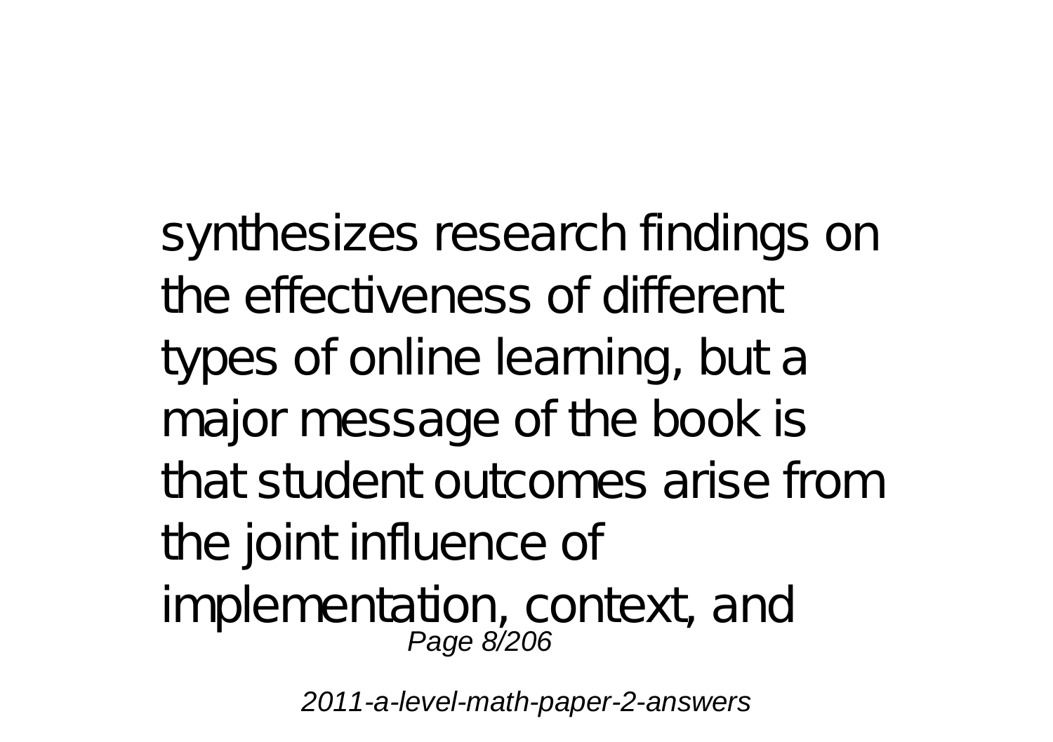synthesizes research findings on the effectiveness of different types of online learning, but a major message of the book is that student outcomes arise from the joint influence of implementation, context, and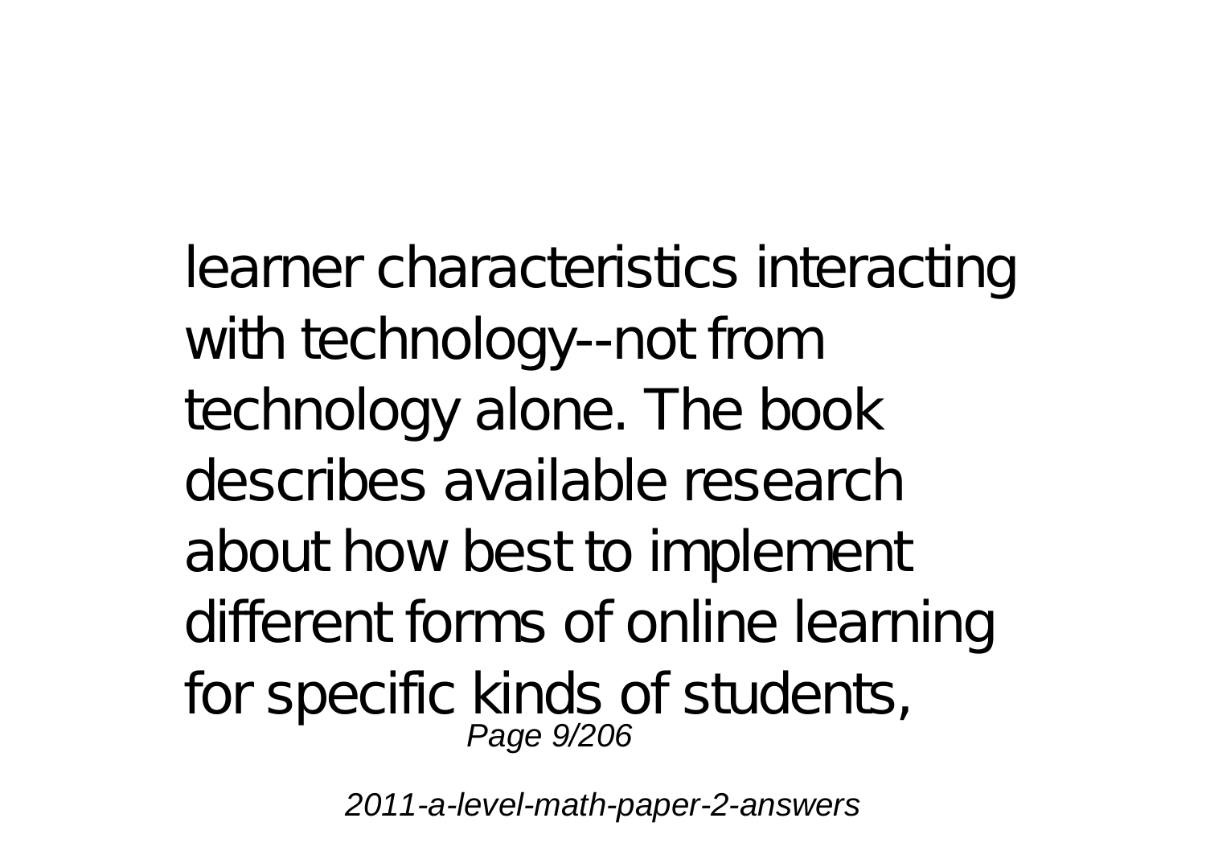learner characteristics interacting with technology--not from technology alone. The book describes available research about how best to implement different forms of online learning for specific kinds of students,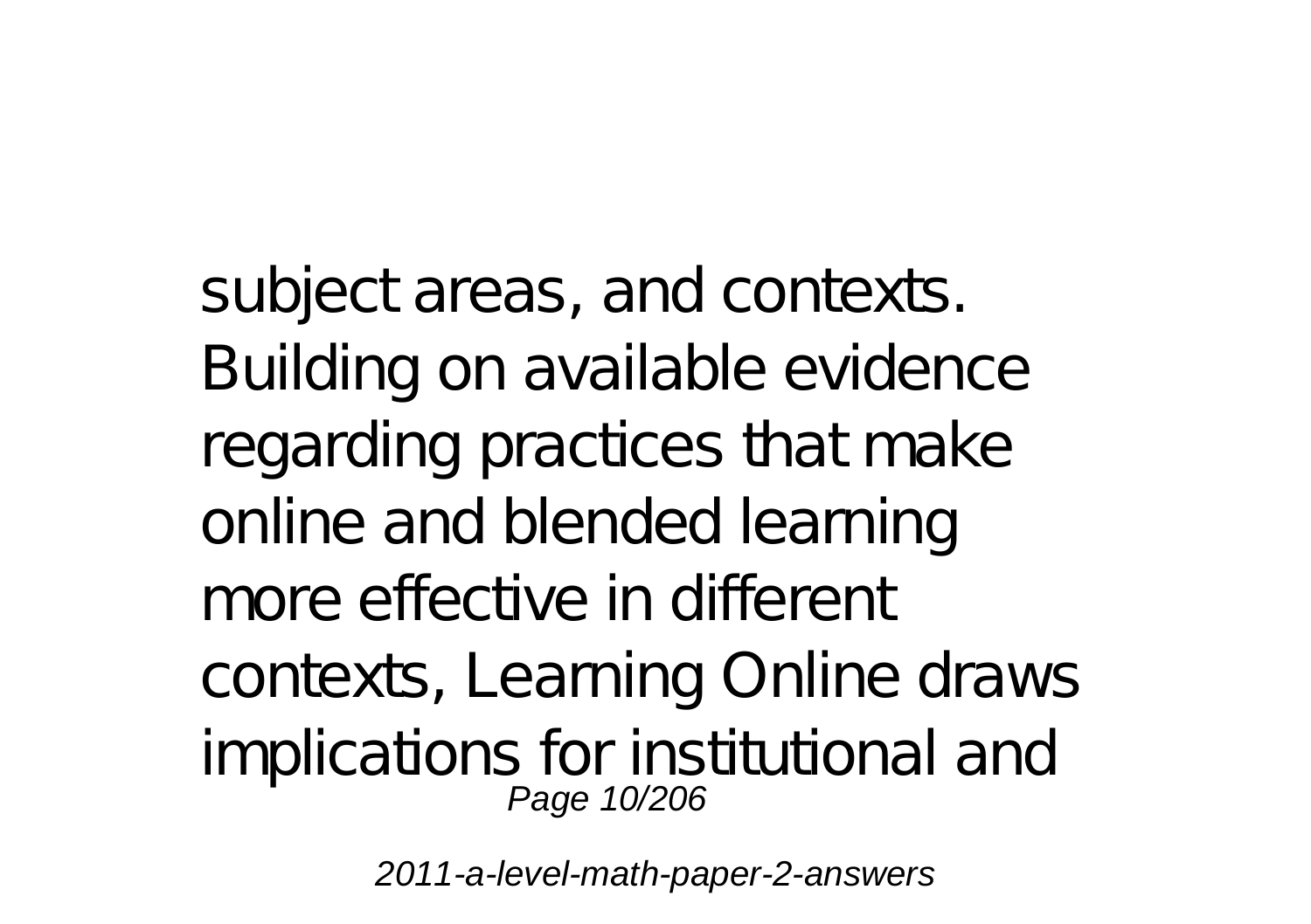subject areas, and contexts. Building on available evidence regarding practices that make online and blended learning more effective in different contexts, Learning Online draws implications for institutional and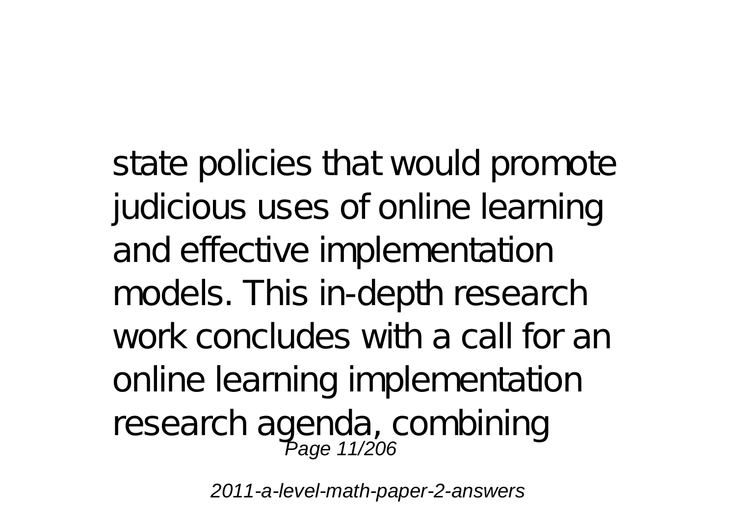state policies that would promote judicious uses of online learning and effective implementation models. This in-depth research work concludes with a call for an online learning implementation research agenda, combining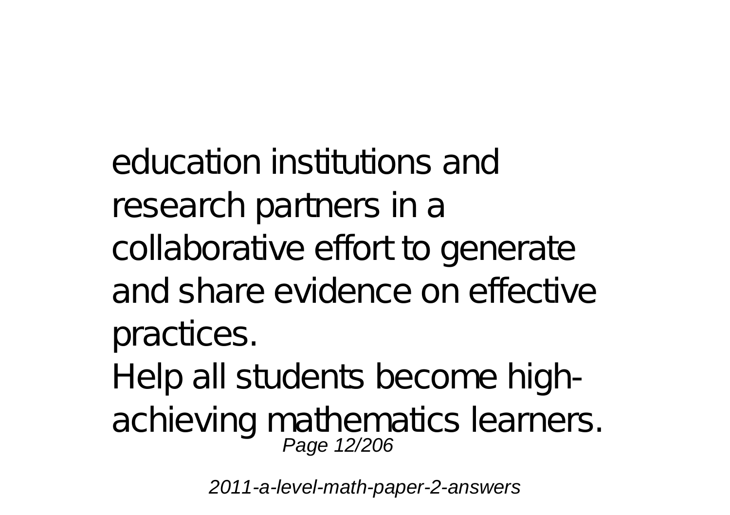education institutions and research partners in a collaborative effort to generate and share evidence on effective practices.

Help all students become high-achieving mathematics learners.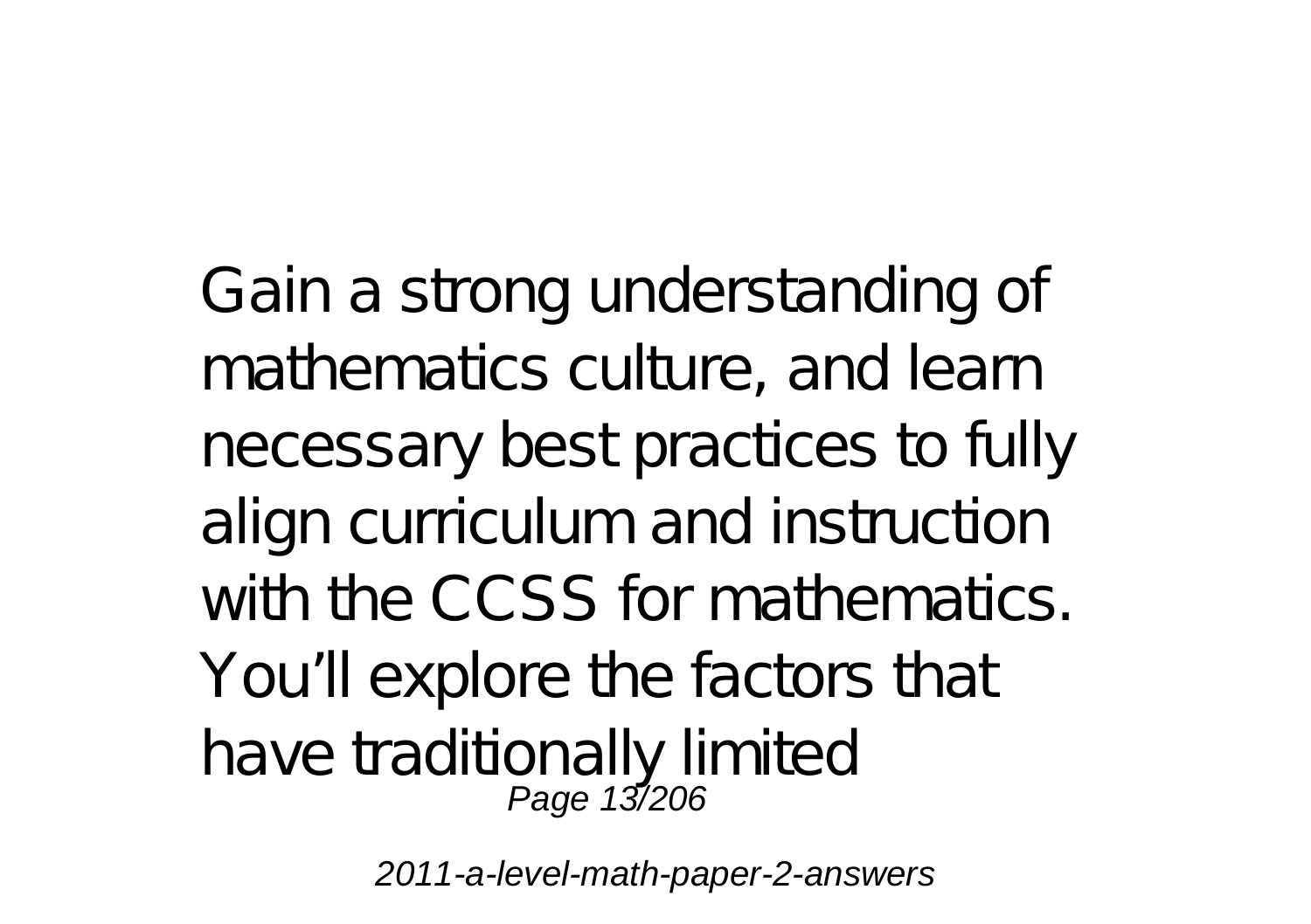Gain a strong understanding of mathematics culture, and learn necessary best practices to fully align curriculum and instruction with the CCSS for mathematics. You'll explore the factors that have traditionally limited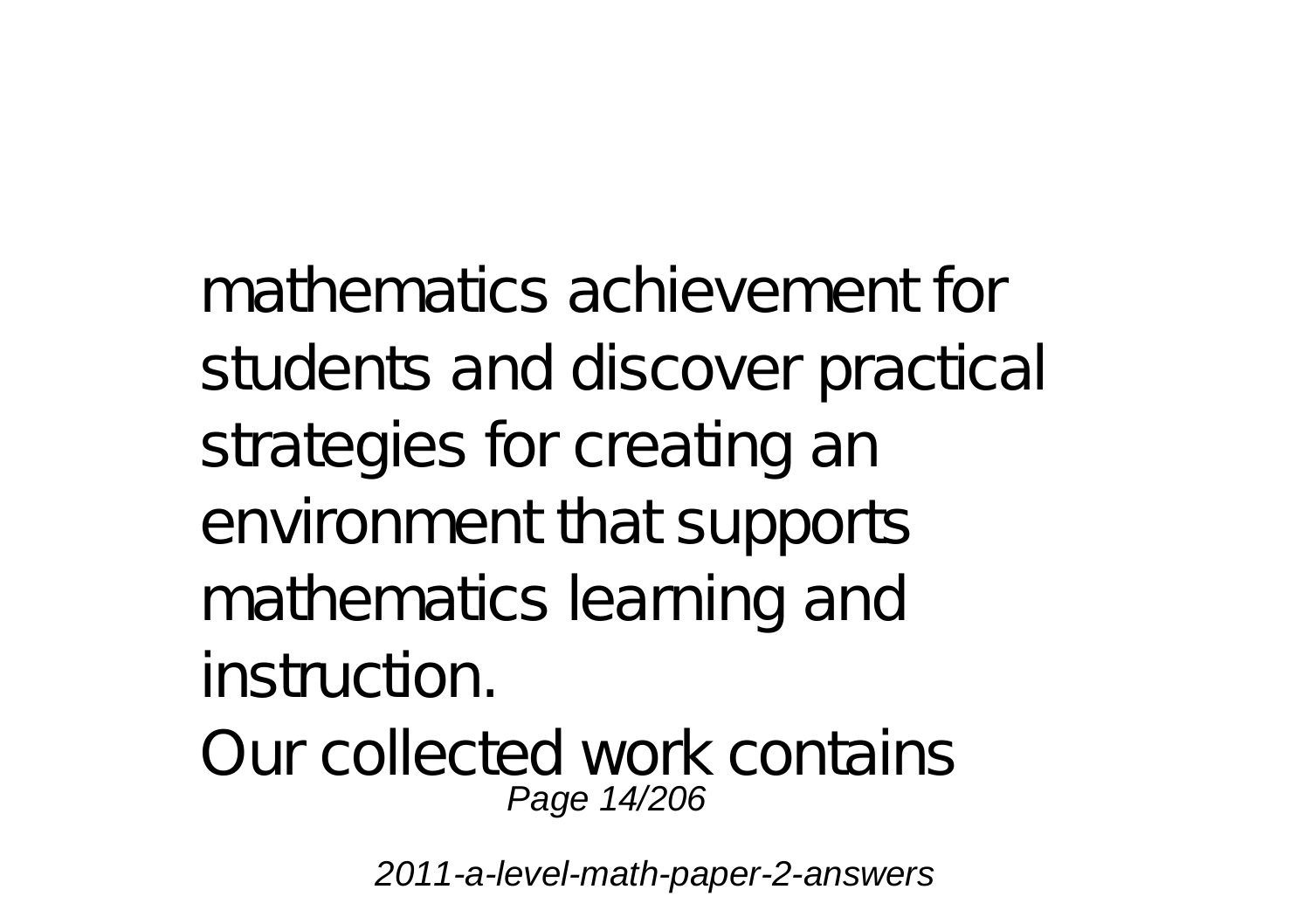mathematics achievement for students and discover practical strategies for creating an environment that supports mathematics learning and instruction.

Our collected work contains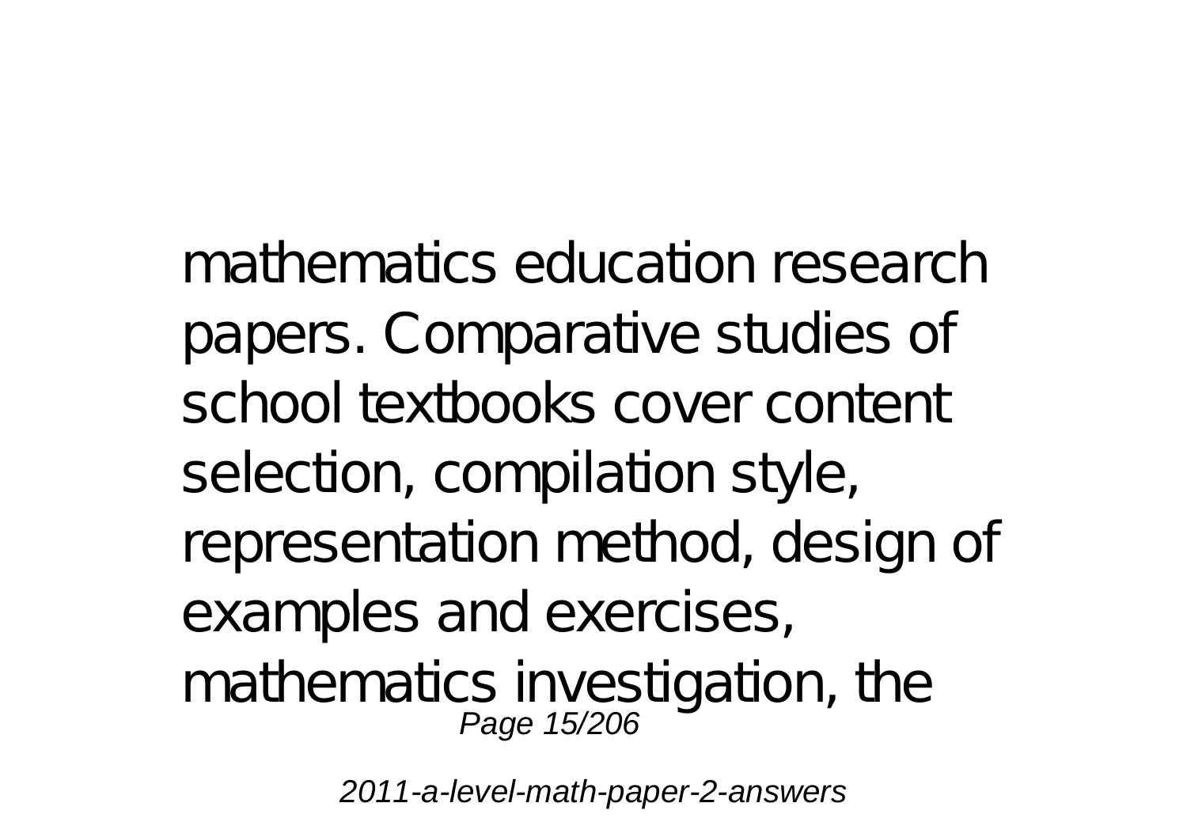mathematics education research papers. Comparative studies of school textbooks cover content selection, compilation style, representation method, design of examples and exercises, mathematics investigation, the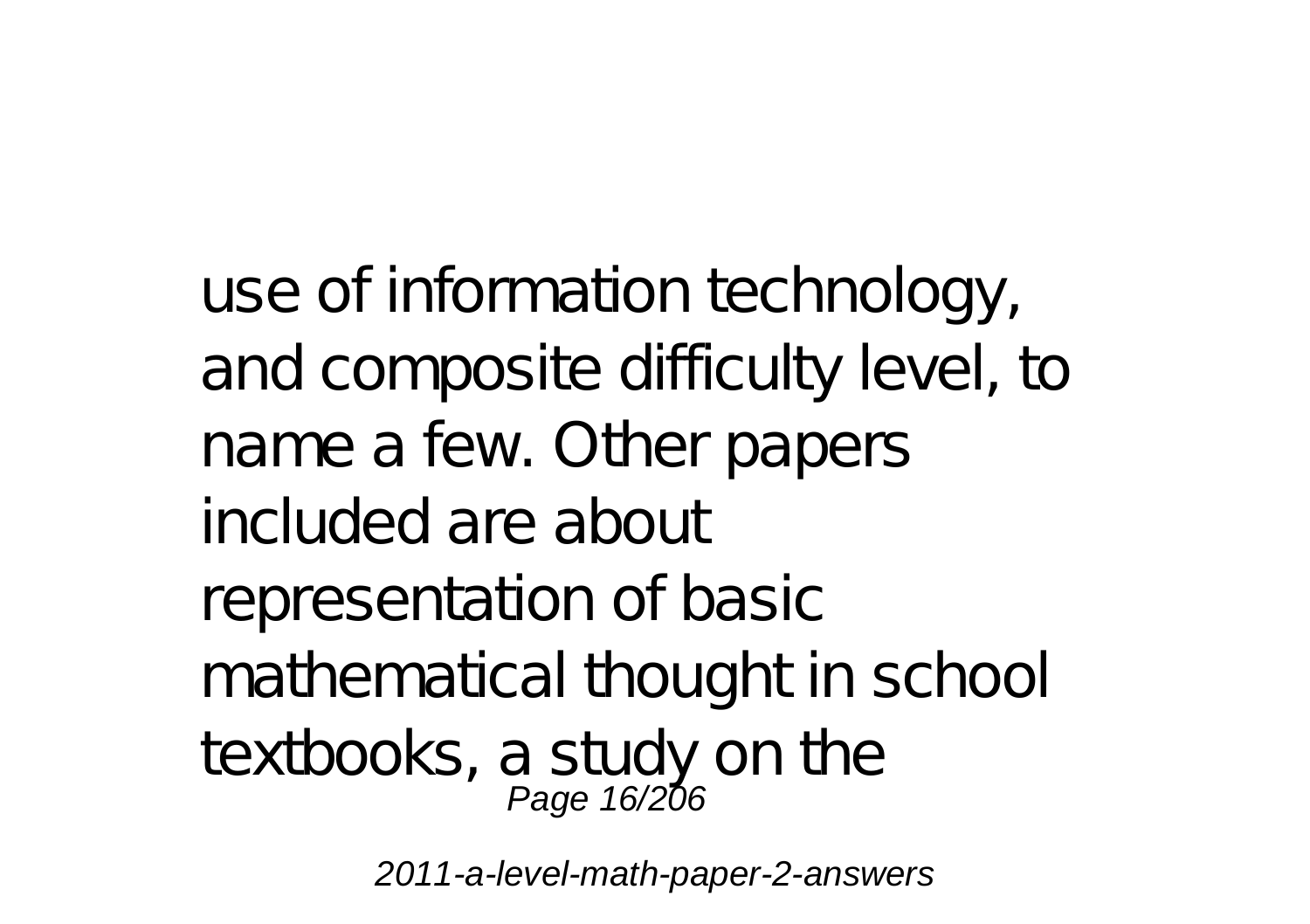use of information technology, and composite difficulty level, to name a few. Other papers included are about representation of basic mathematical thought in school textbooks, a study on the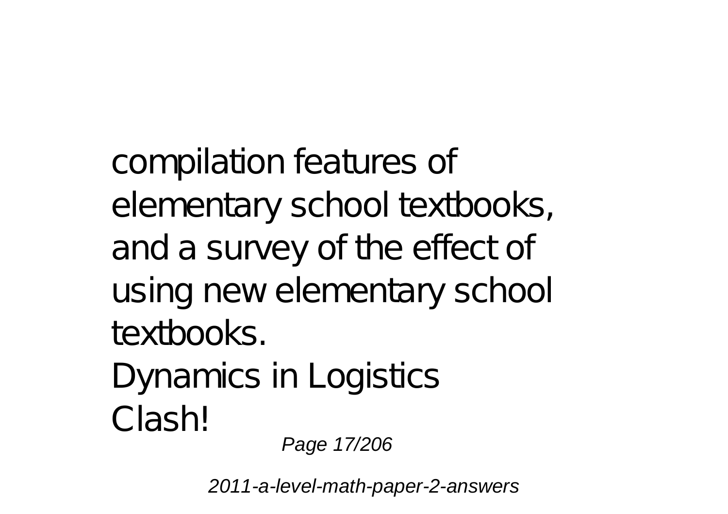compilation features of elementary school textbooks, and a survey of the effect of using new elementary school textbooks.

Dynamics in Logistics

Clash!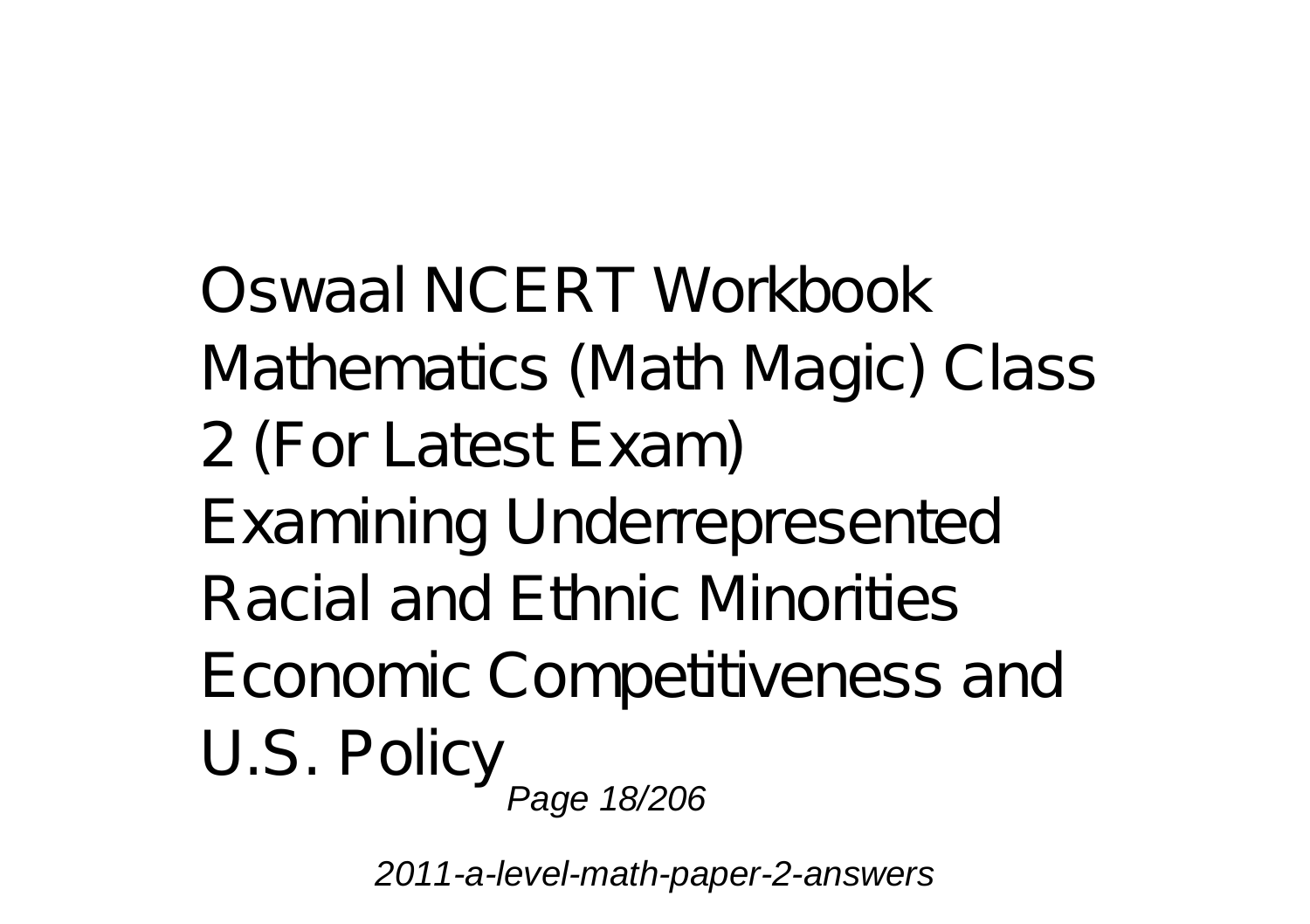Oswaal NCERT Workbook Mathematics (Math Magic) Class 2 (For Latest Exam)
Examining Underrepresented Racial and Ethnic Minorities
Economic Competitiveness and U.S. Policy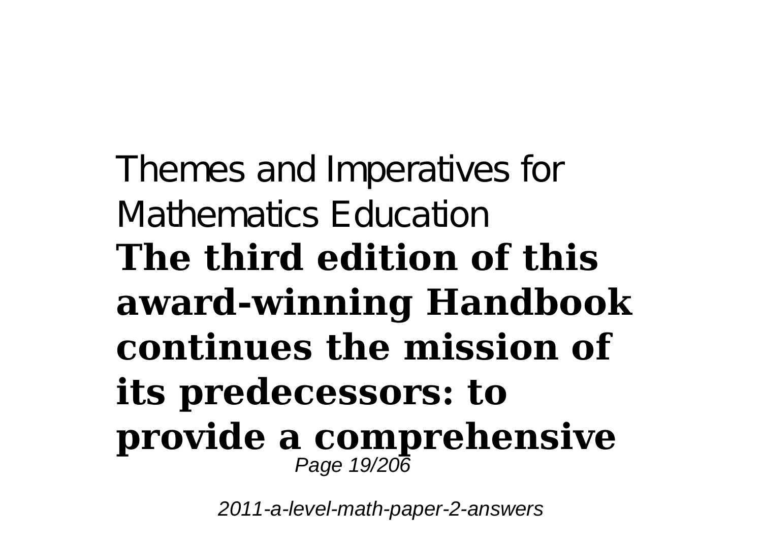Themes and Imperatives for Mathematics Education

**The third edition of this award-winning Handbook continues the mission of its predecessors: to provide a comprehensive**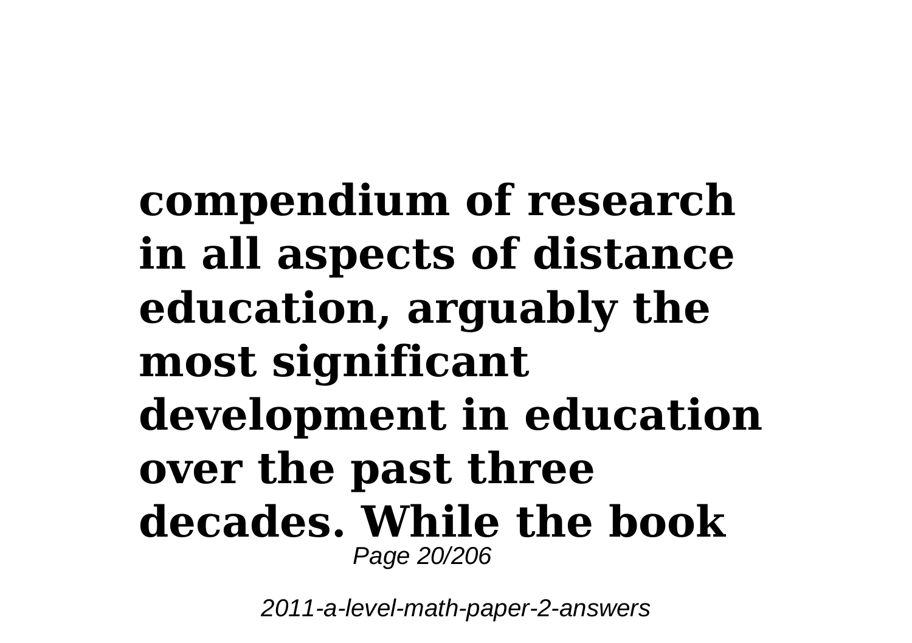**compendium of research in all aspects of distance education, arguably the most significant development in education over the past three decades. While the book**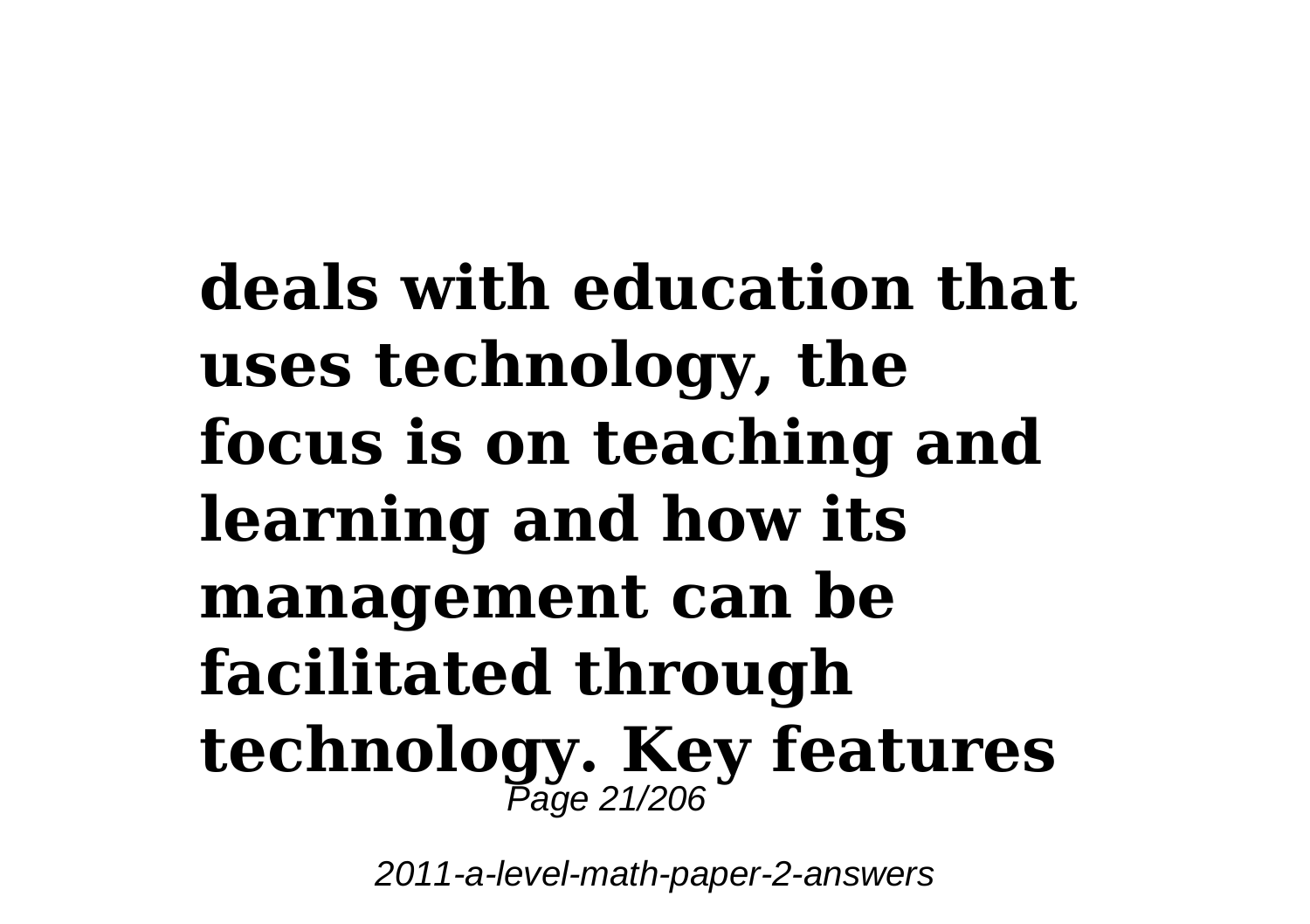**deals with education that uses technology, the focus is on teaching and learning and how its management can be facilitated through technology. Key features**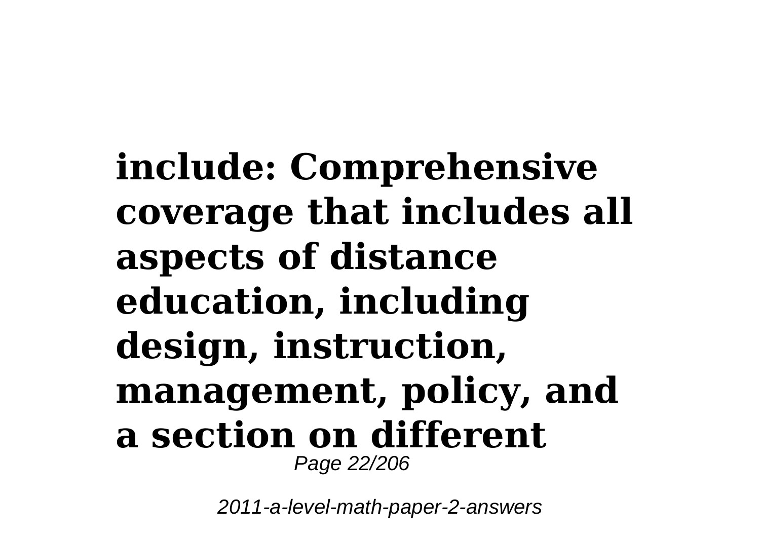**include: Comprehensive coverage that includes all aspects of distance education, including design, instruction, management, policy, and a section on different**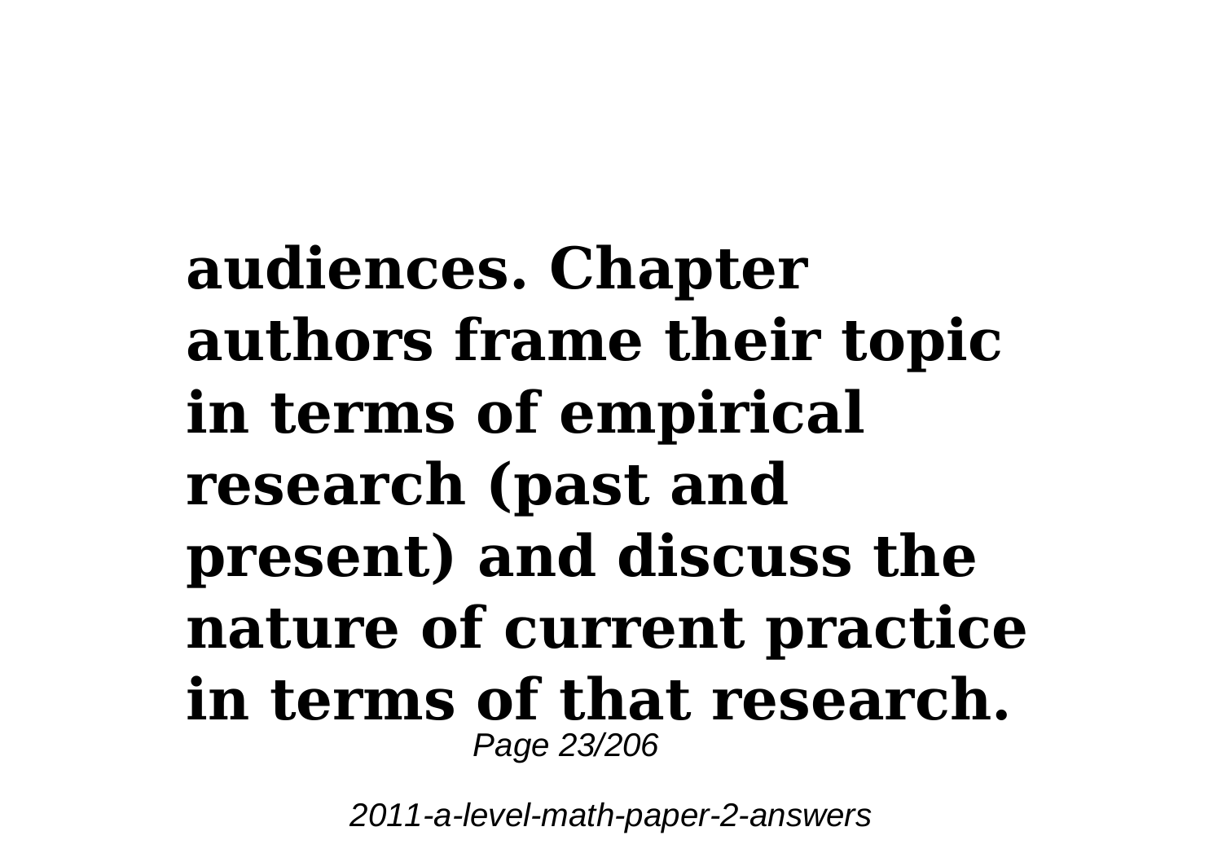**audiences. Chapter authors frame their topic in terms of empirical research (past and present) and discuss the nature of current practice in terms of that research.**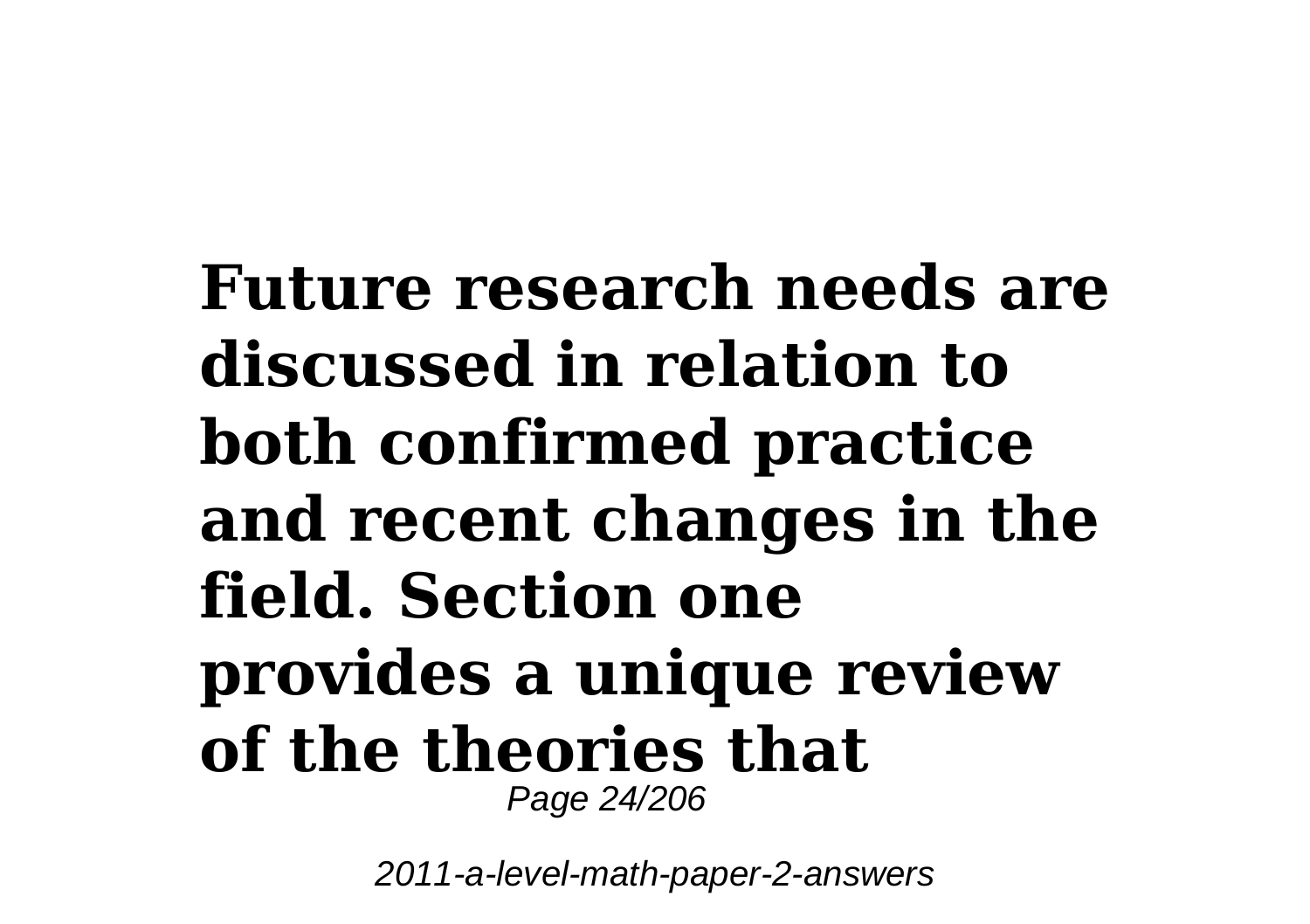**Future research needs are discussed in relation to both confirmed practice and recent changes in the field. Section one provides a unique review of the theories that**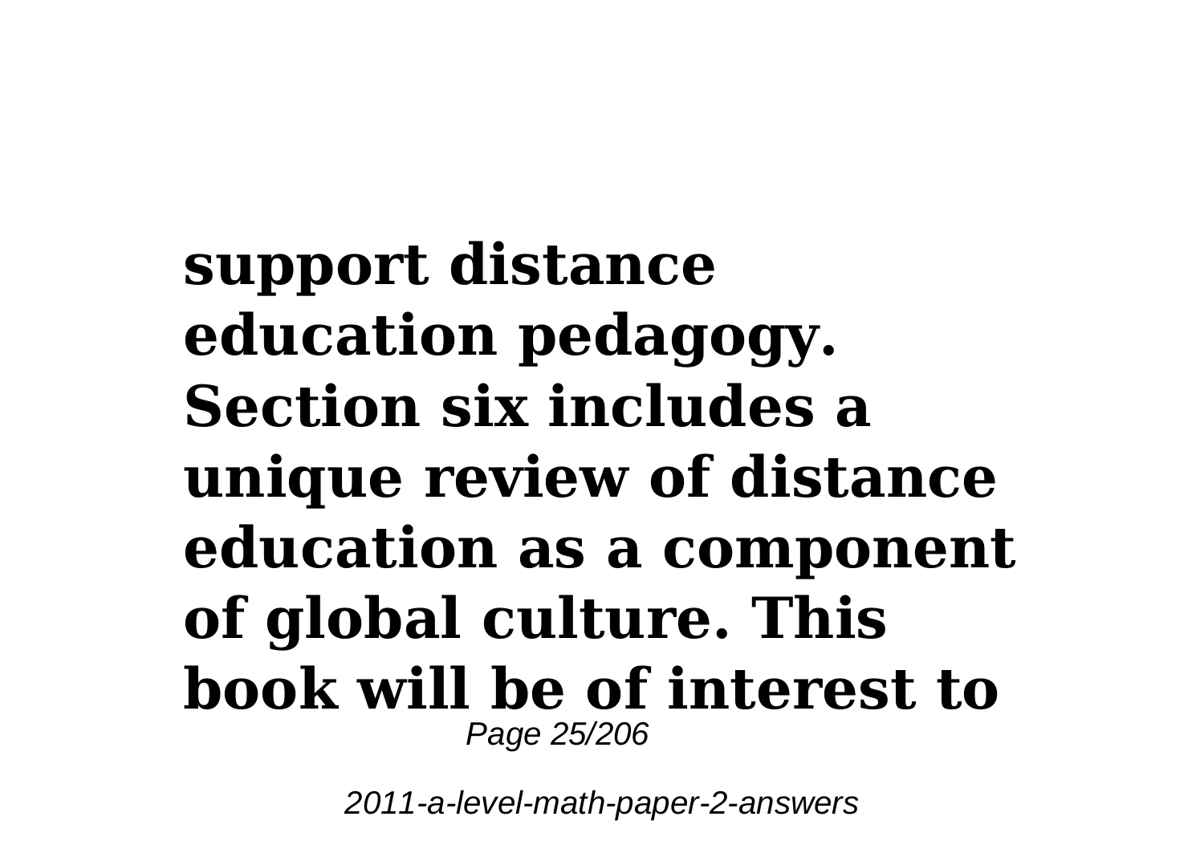**support distance education pedagogy. Section six includes a unique review of distance education as a component of global culture. This book will be of interest to**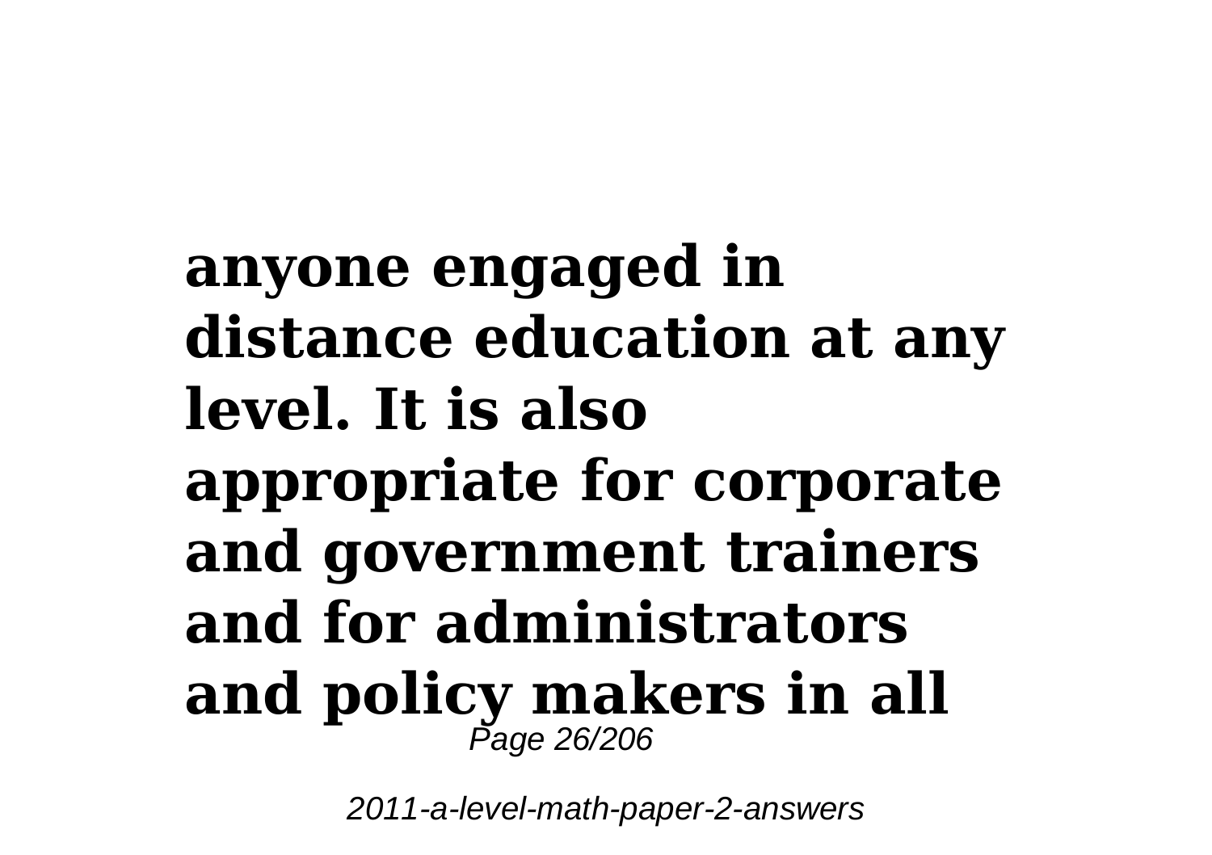**anyone engaged in distance education at any level. It is also appropriate for corporate and government trainers and for administrators and policy makers in all**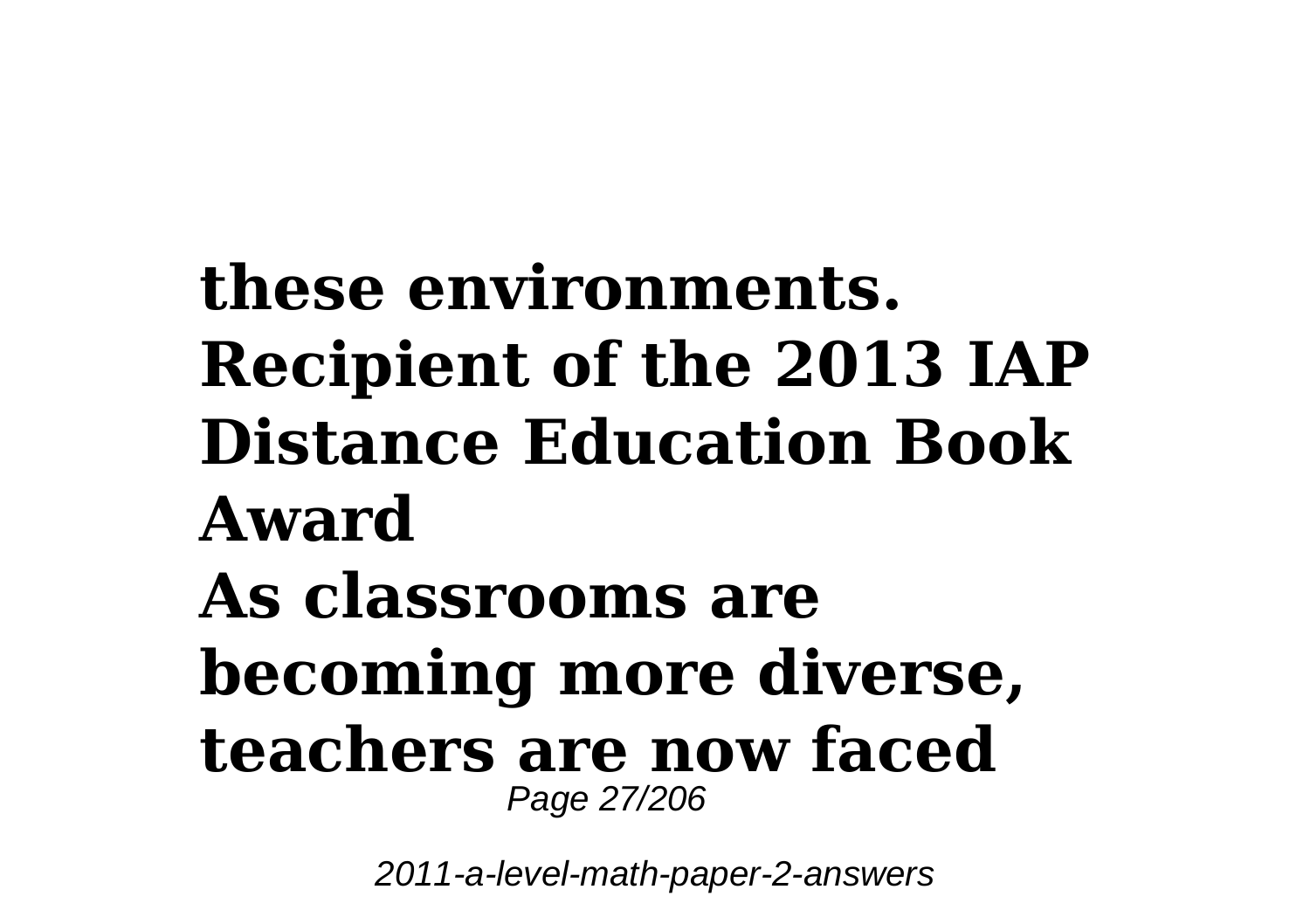**these environments. Recipient of the 2013 IAP Distance Education Book Award**

**As classrooms are becoming more diverse, teachers are now faced**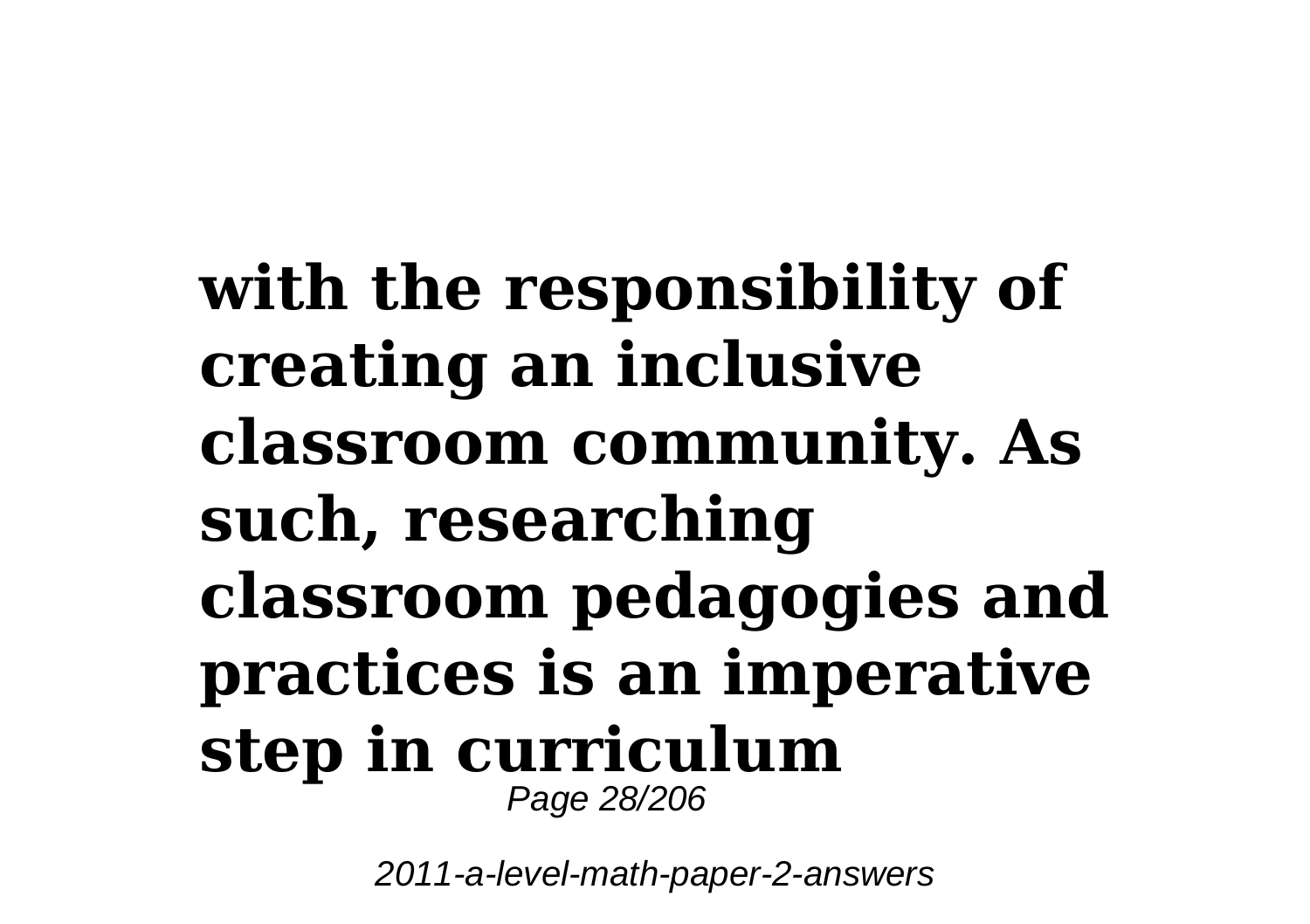**with the responsibility of creating an inclusive classroom community. As such, researching classroom pedagogies and practices is an imperative step in curriculum**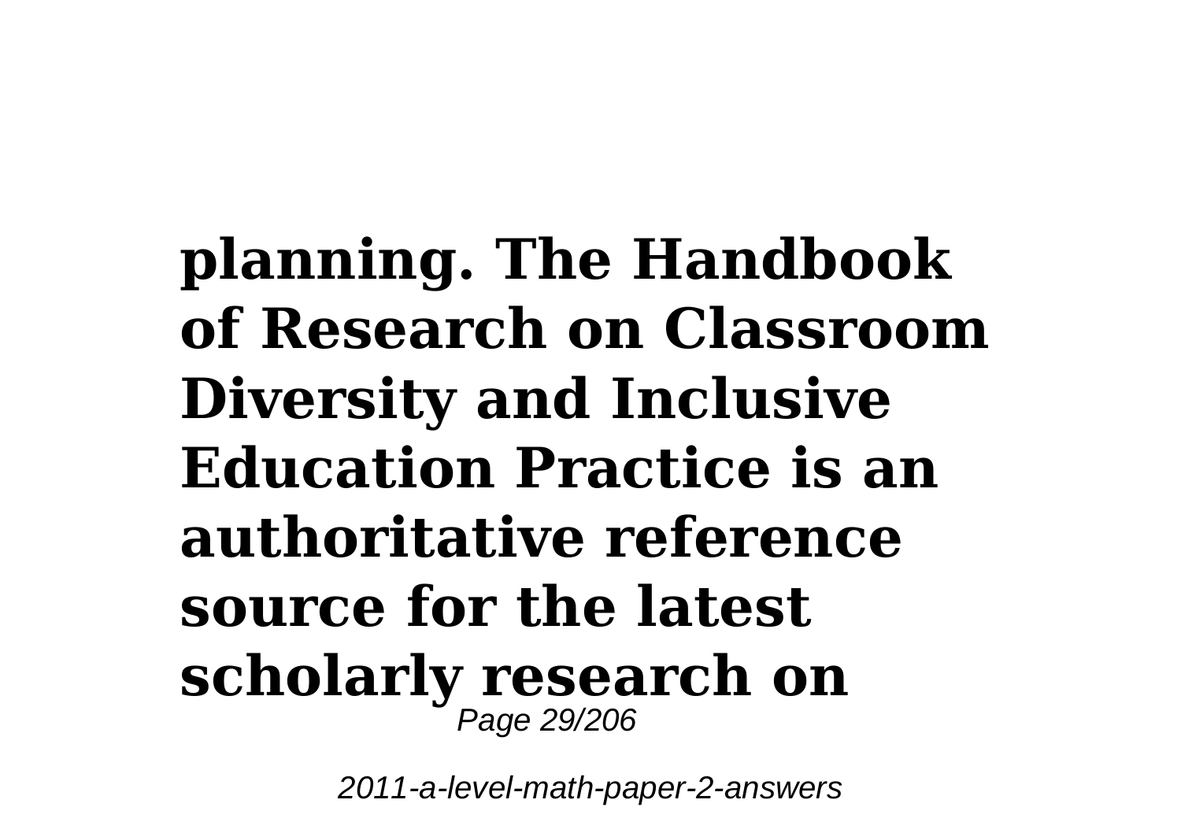**planning. The Handbook of Research on Classroom Diversity and Inclusive Education Practice is an authoritative reference source for the latest scholarly research on**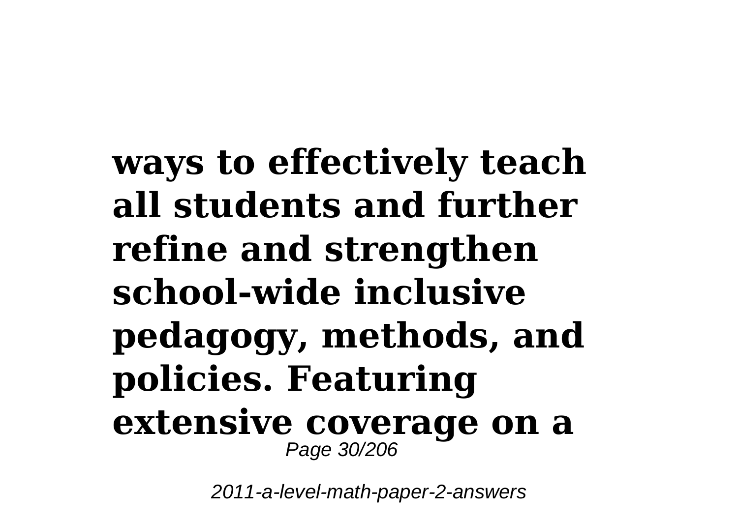**ways to effectively teach all students and further refine and strengthen school-wide inclusive pedagogy, methods, and policies. Featuring extensive coverage on a**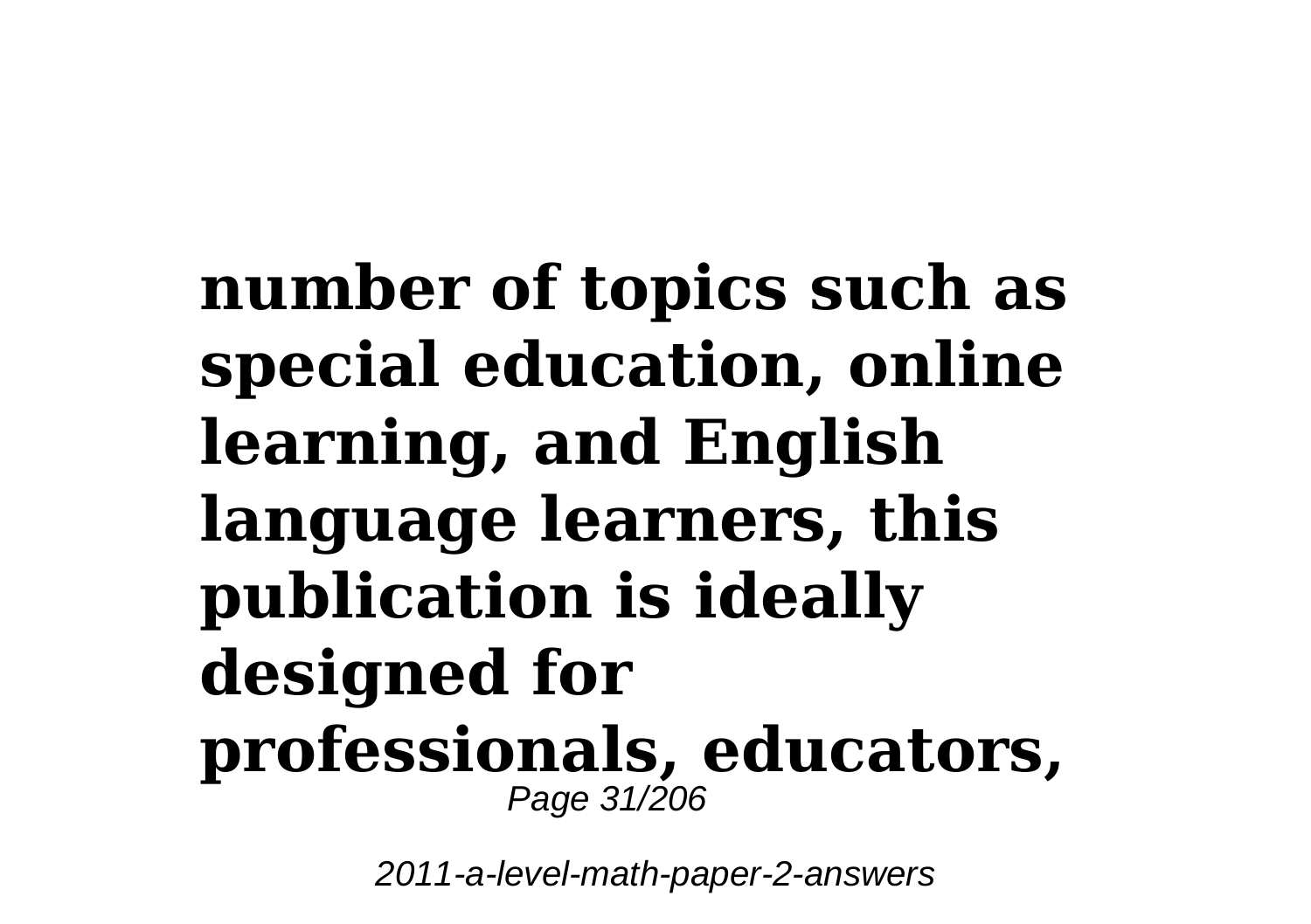**number of topics such as special education, online learning, and English language learners, this publication is ideally designed for professionals, educators,**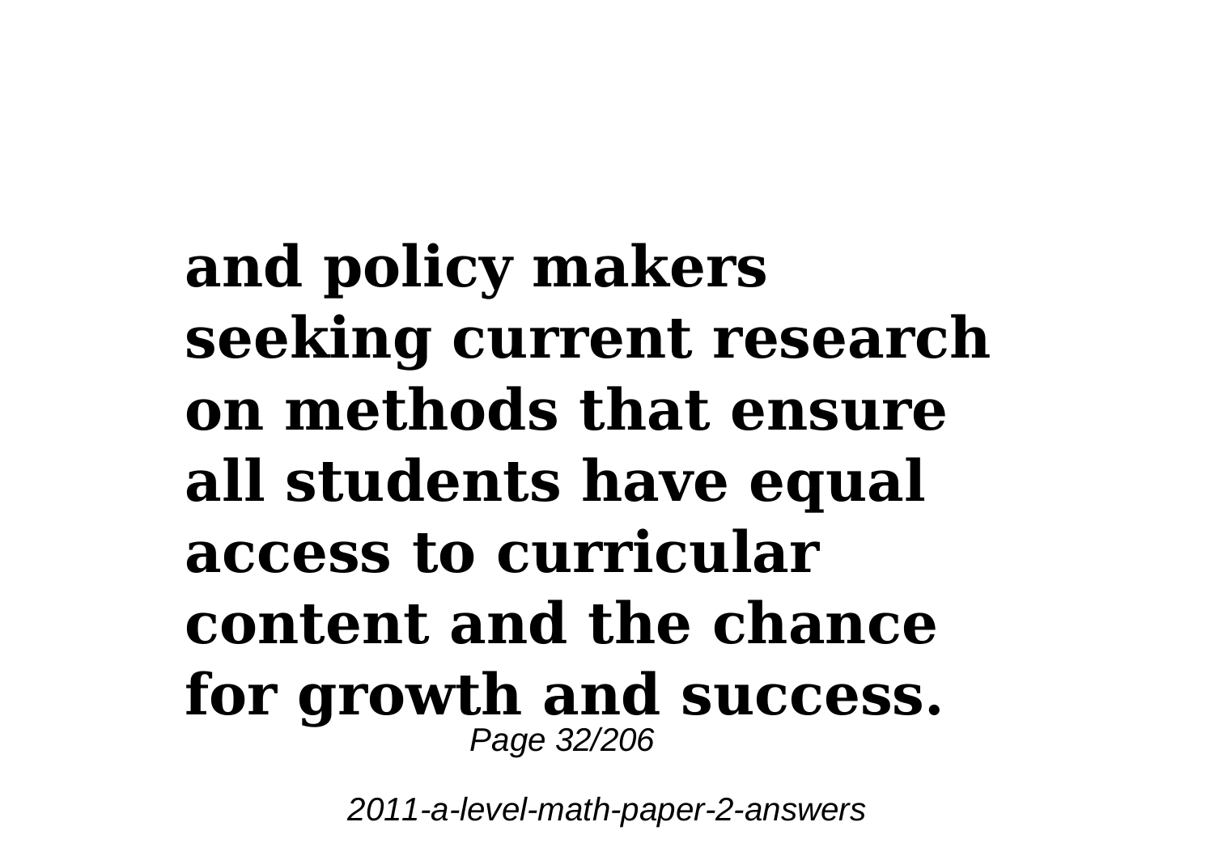**and policy makers seeking current research on methods that ensure all students have equal access to curricular content and the chance for growth and success.**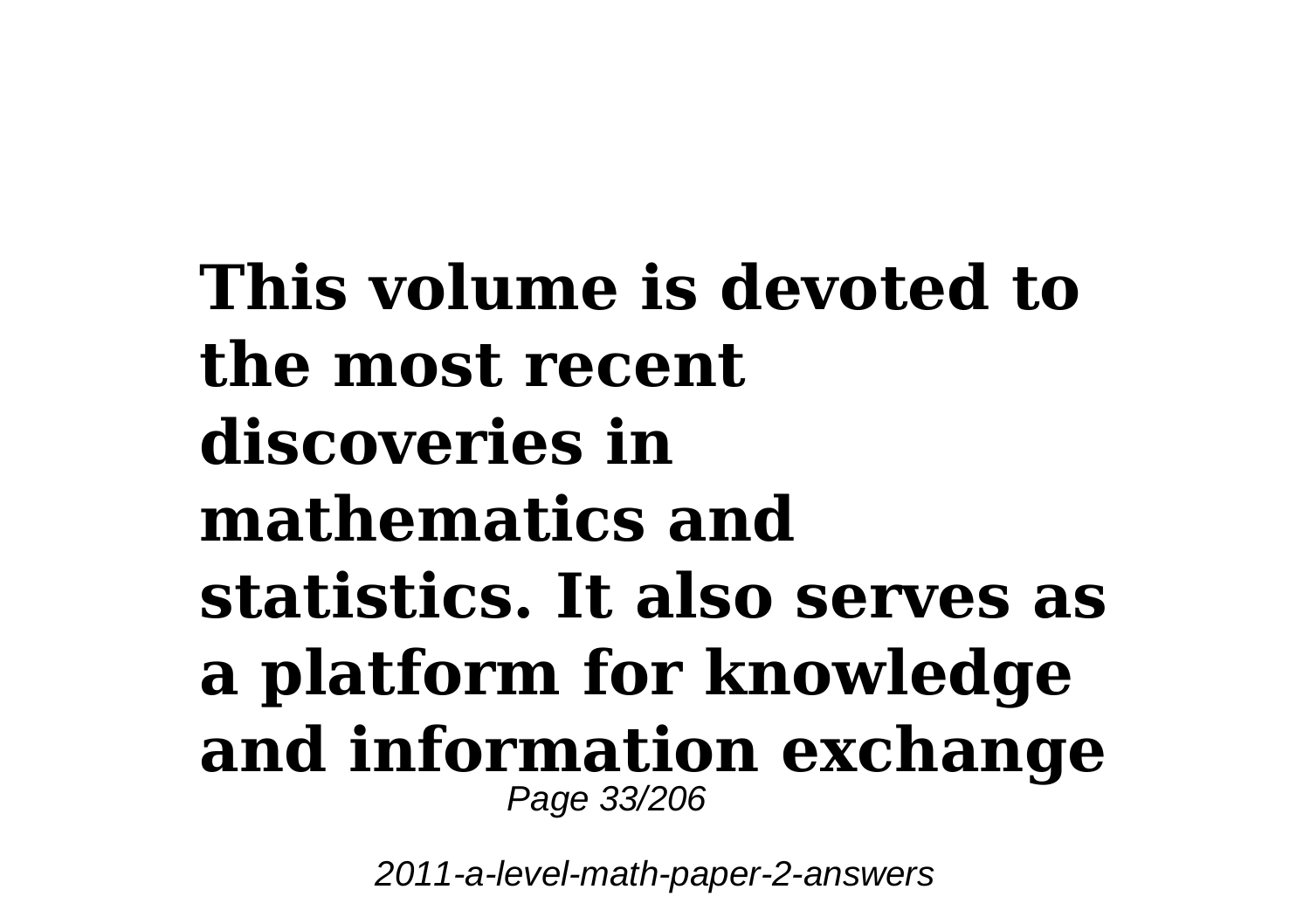**This volume is devoted to the most recent discoveries in mathematics and statistics. It also serves as a platform for knowledge and information exchange**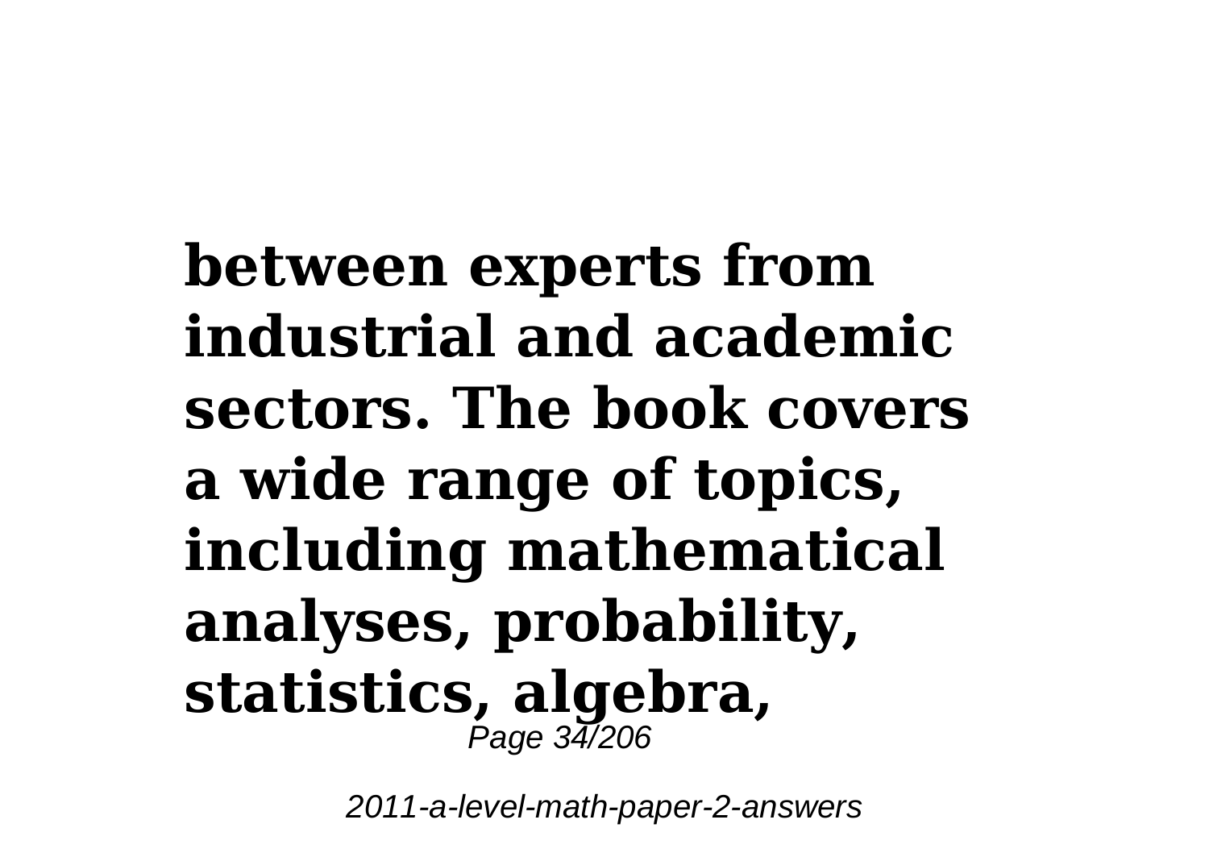**between experts from industrial and academic sectors. The book covers a wide range of topics, including mathematical analyses, probability, statistics, algebra,**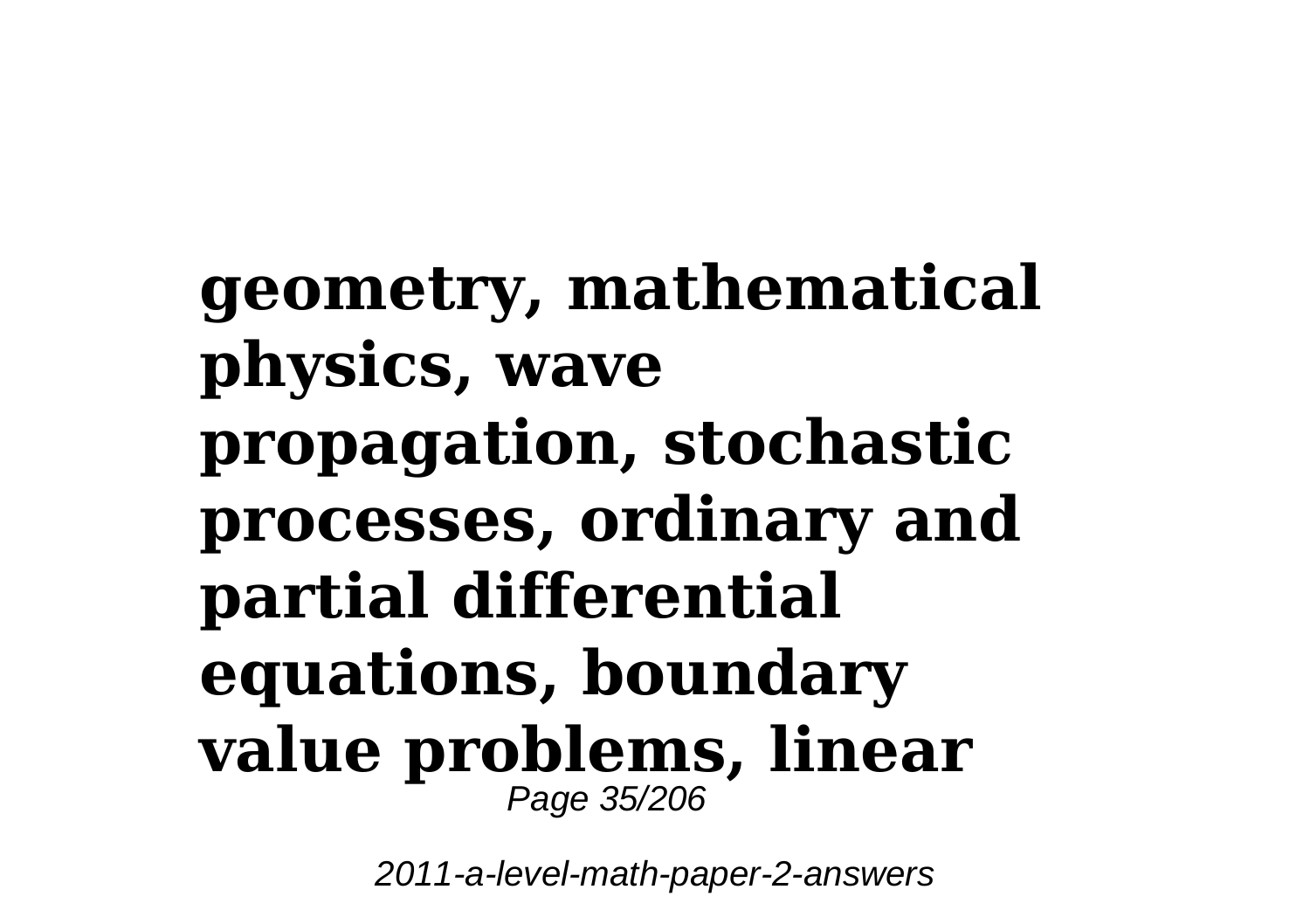**geometry, mathematical physics, wave propagation, stochastic processes, ordinary and partial differential equations, boundary value problems, linear**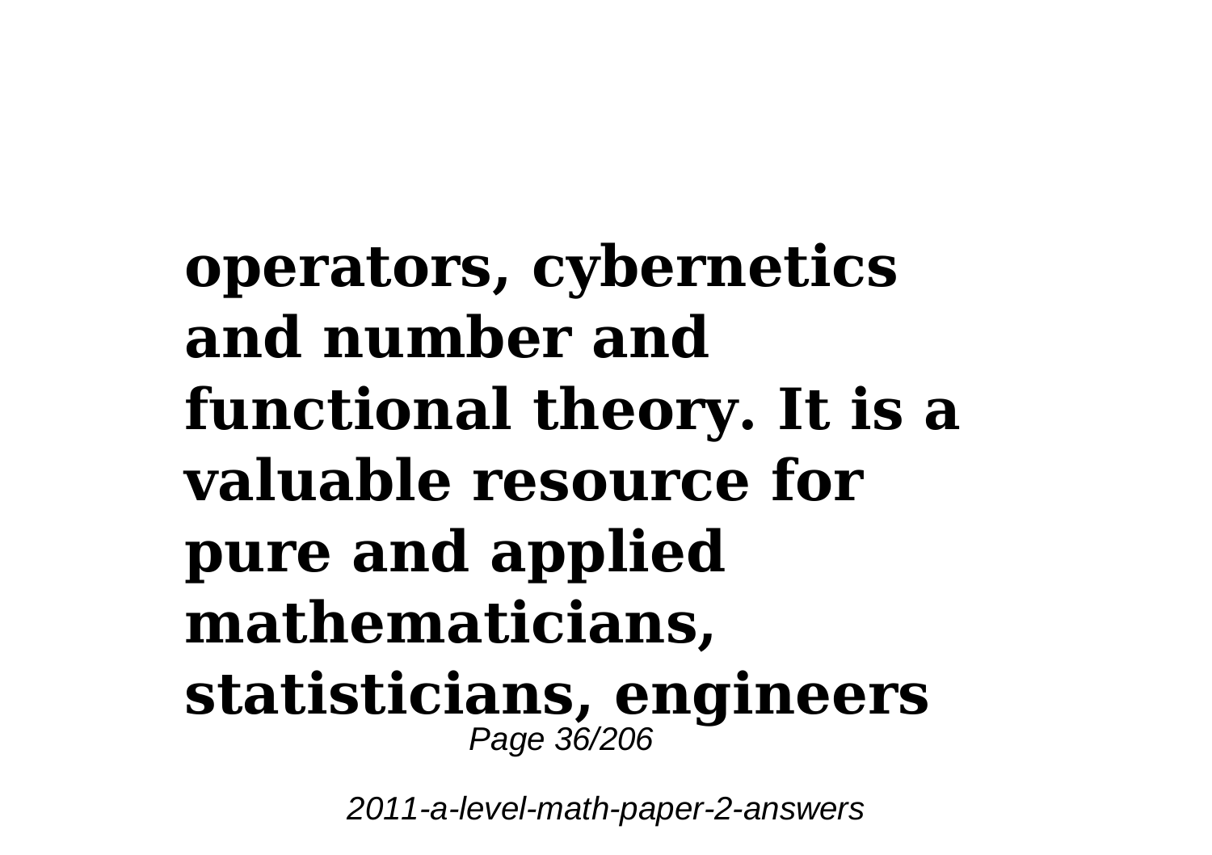**operators, cybernetics and number and functional theory. It is a valuable resource for pure and applied mathematicians, statisticians, engineers**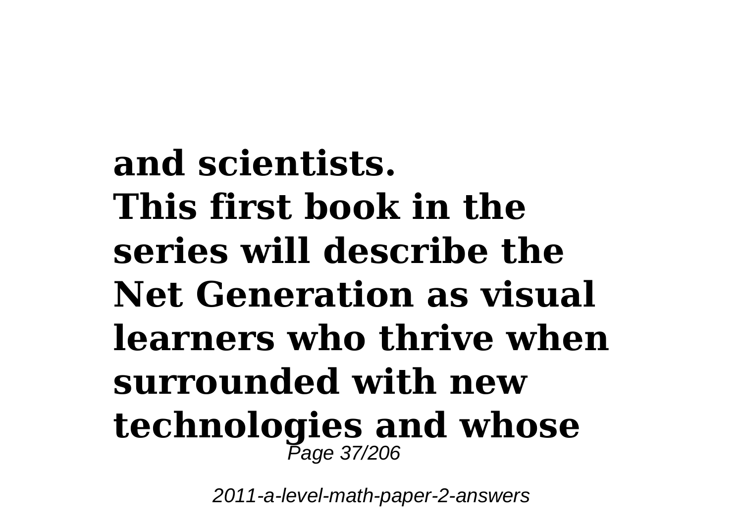**and scientists.**
**This first book in the series will describe the Net Generation as visual learners who thrive when surrounded with new technologies and whose**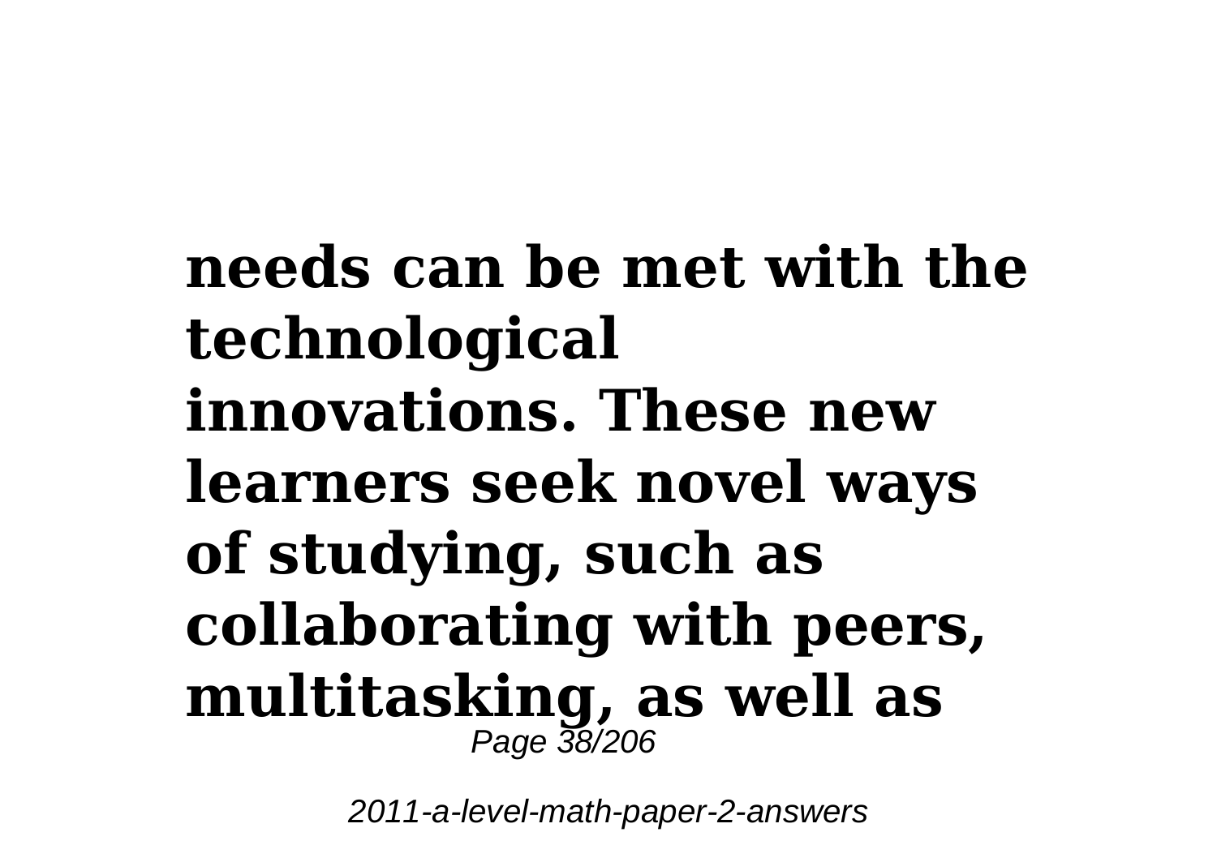**needs can be met with the technological innovations. These new learners seek novel ways of studying, such as collaborating with peers, multitasking, as well as**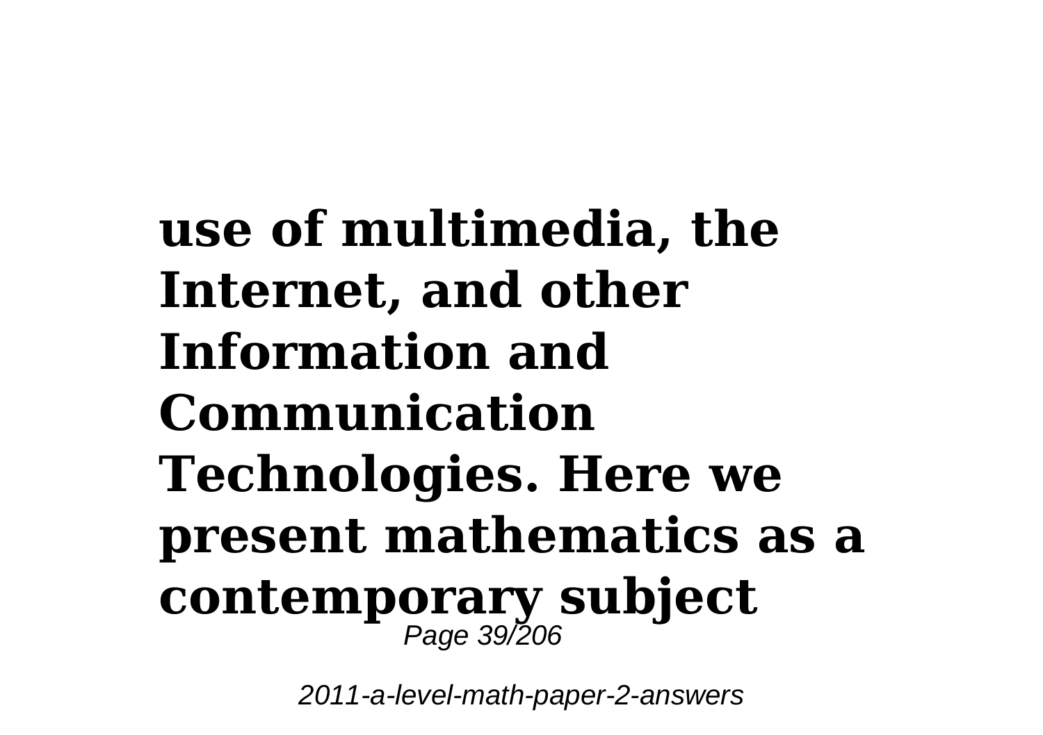**use of multimedia, the Internet, and other Information and Communication Technologies. Here we present mathematics as a contemporary subject**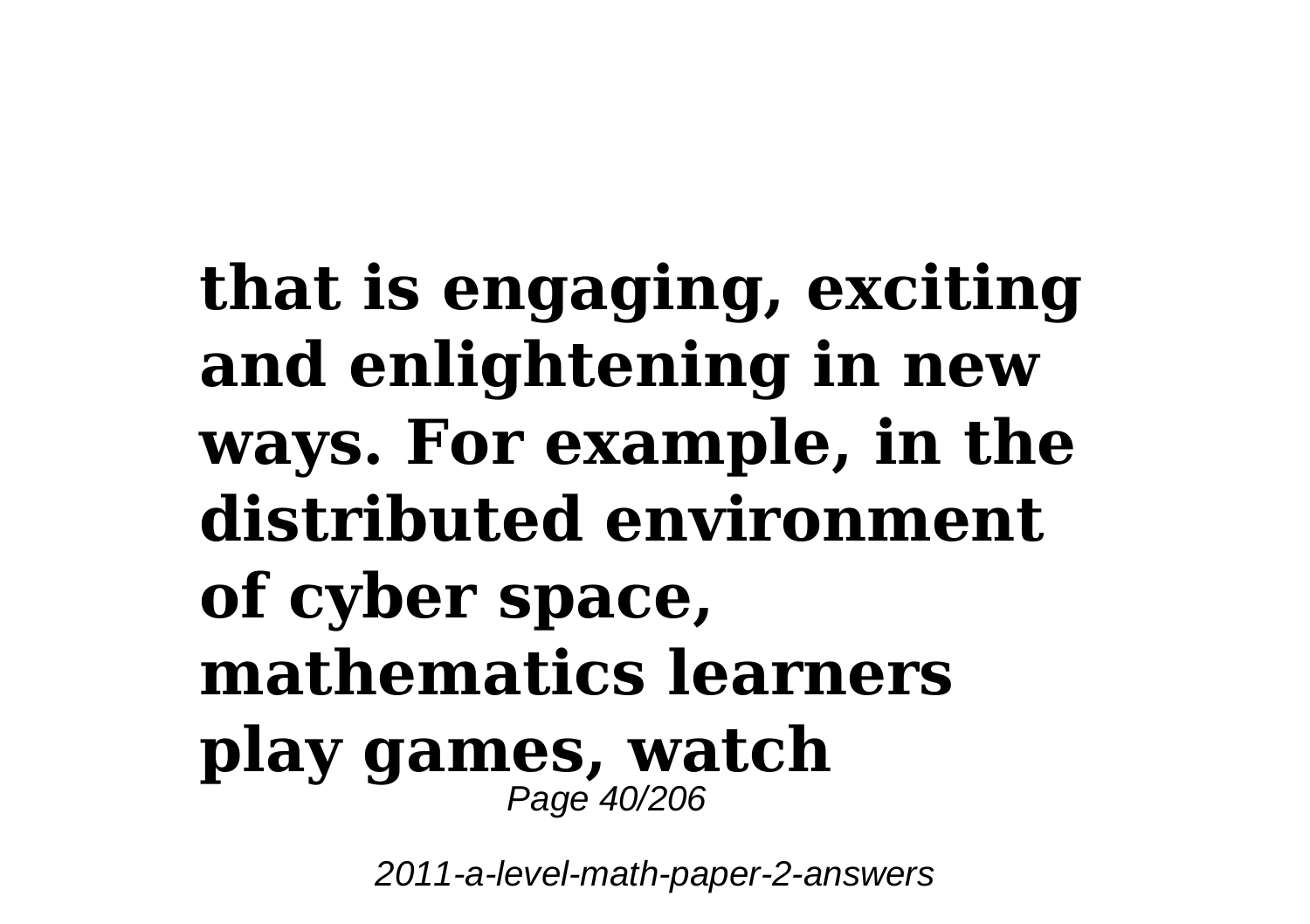**that is engaging, exciting and enlightening in new ways. For example, in the distributed environment of cyber space, mathematics learners play games, watch**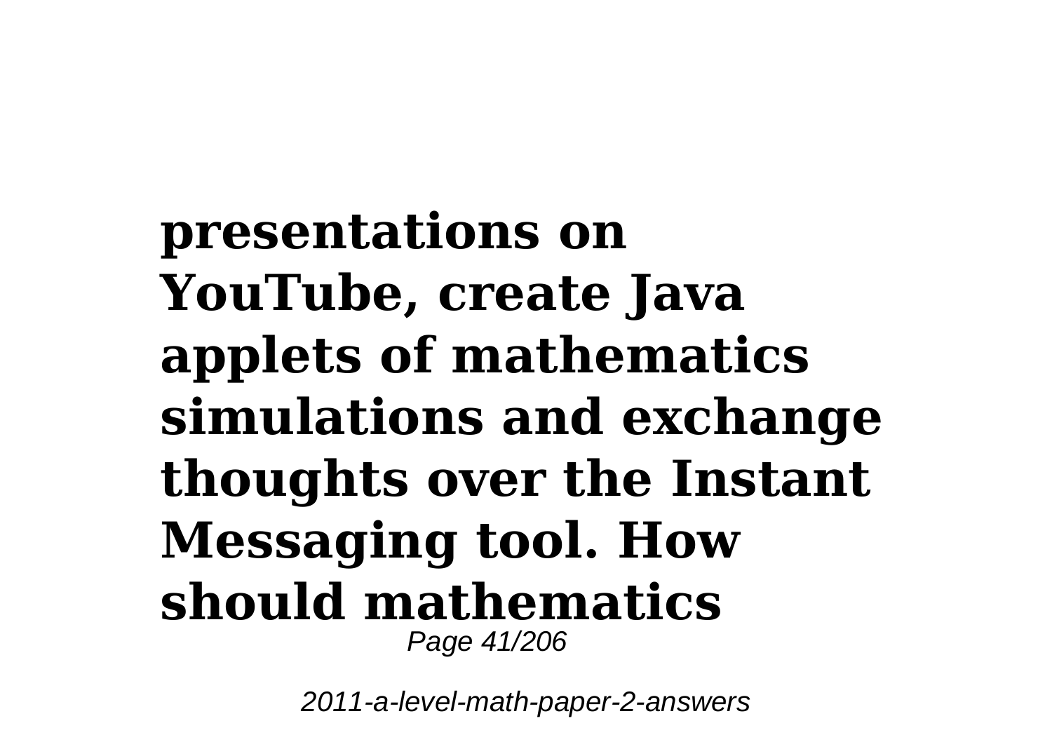**presentations on YouTube, create Java applets of mathematics simulations and exchange thoughts over the Instant Messaging tool. How should mathematics**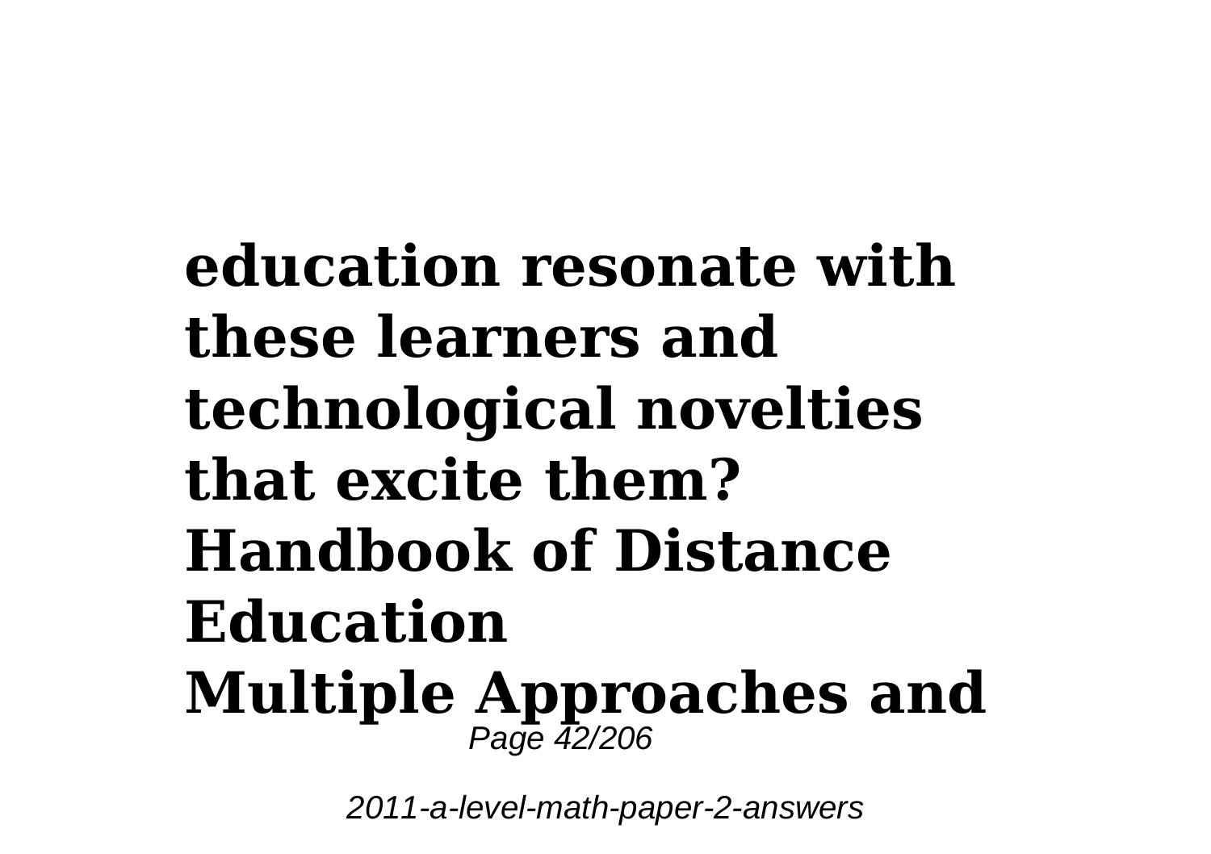**education resonate with these learners and technological novelties that excite them?**
**Handbook of Distance Education**
**Multiple Approaches and**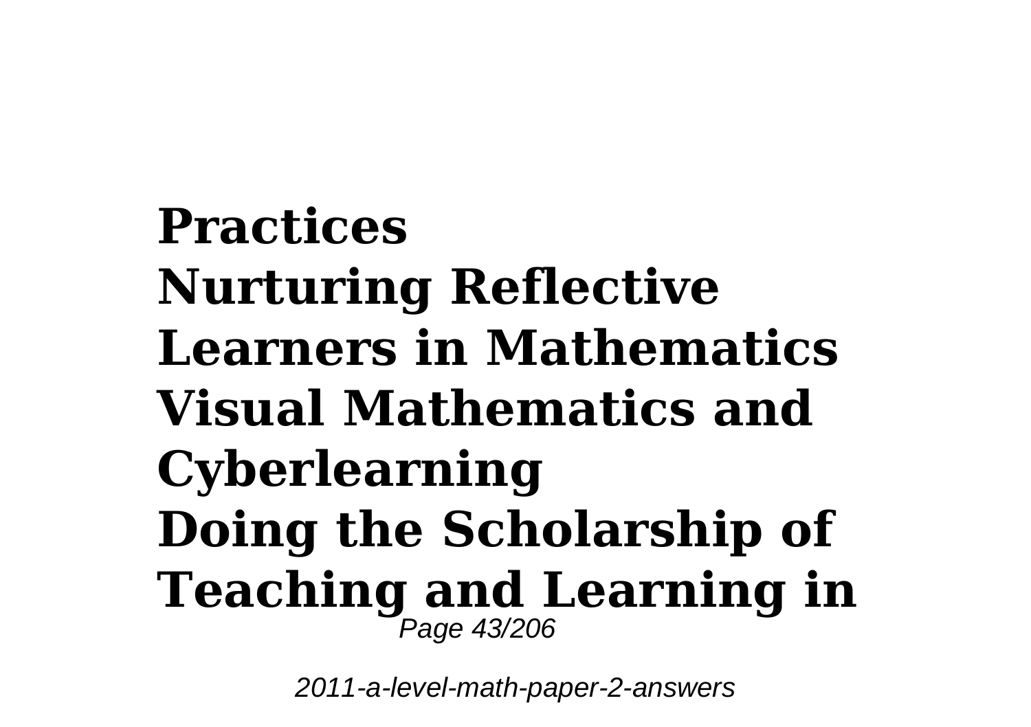**Practices**
**Nurturing Reflective Learners in Mathematics**
**Visual Mathematics and Cyberlearning**
**Doing the Scholarship of Teaching and Learning in**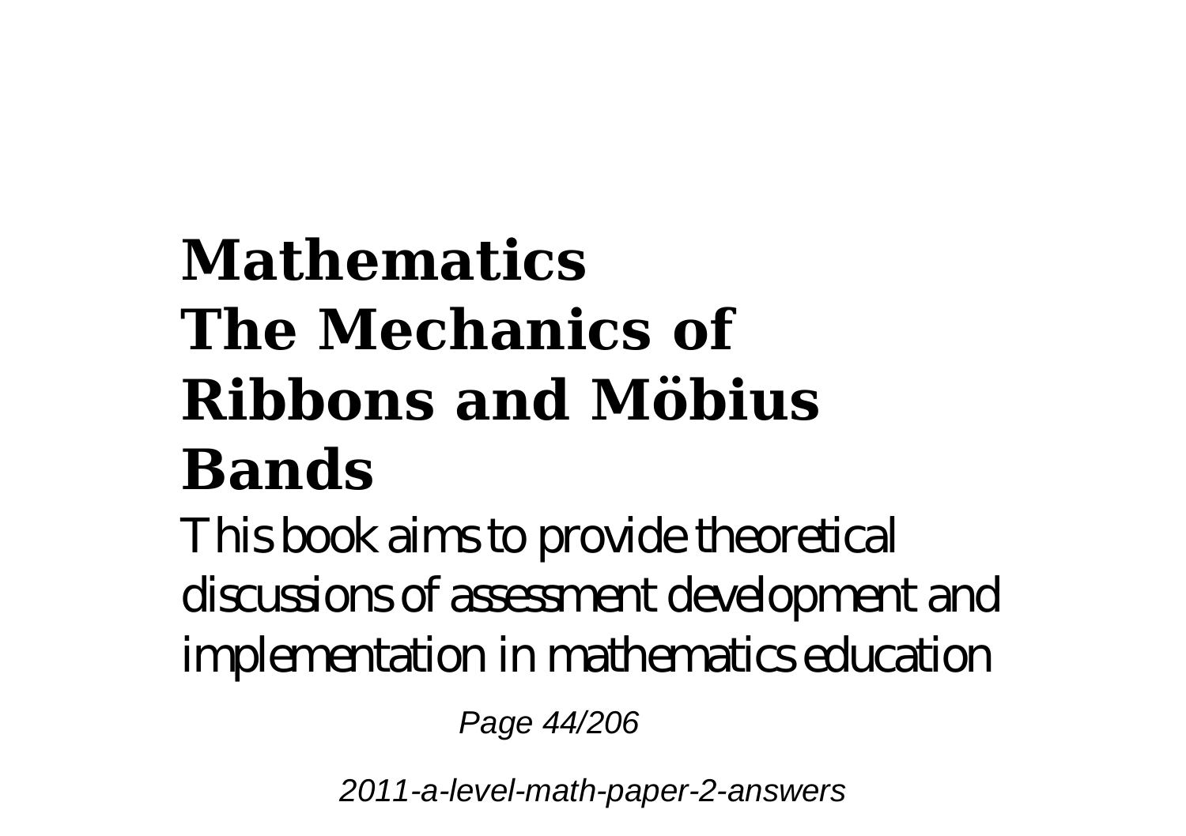# Mathematics The Mechanics of Ribbons and Möbius Bands

This book aims to provide theoretical discussions of assessment development and implementation in mathematics education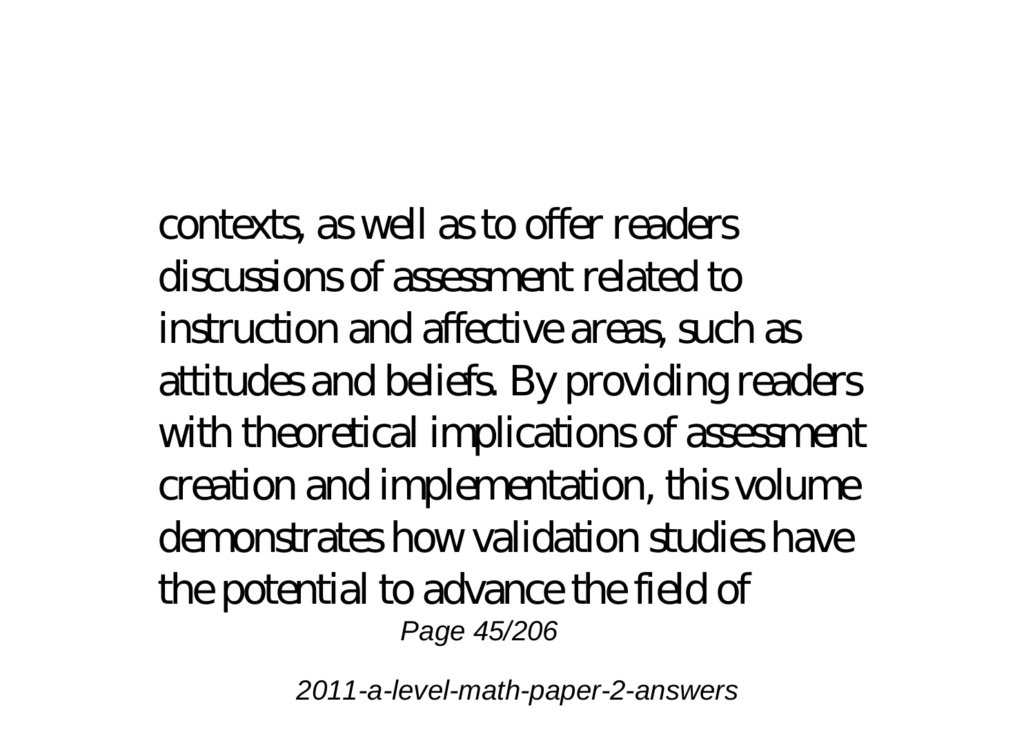contexts, as well as to offer readers discussions of assessment related to instruction and affective areas, such as attitudes and beliefs. By providing readers with theoretical implications of assessment creation and implementation, this volume demonstrates how validation studies have the potential to advance the field of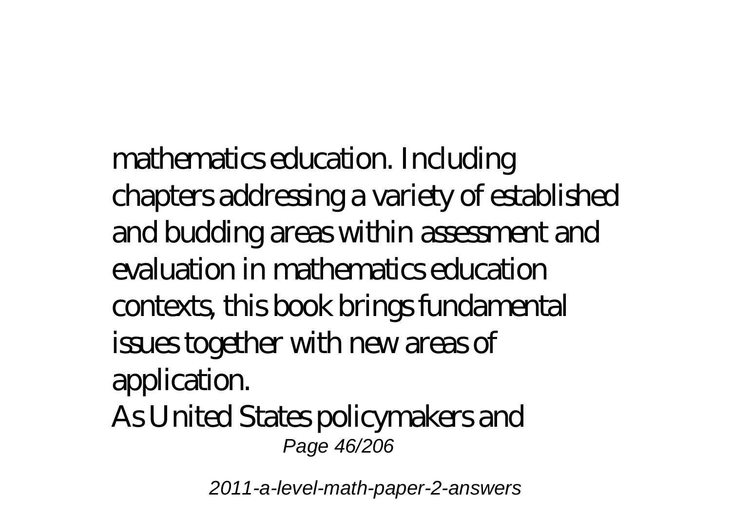mathematics education. Including chapters addressing a variety of established and budding areas within assessment and evaluation in mathematics education contexts, this book brings fundamental issues together with new areas of application.

As United States policymakers and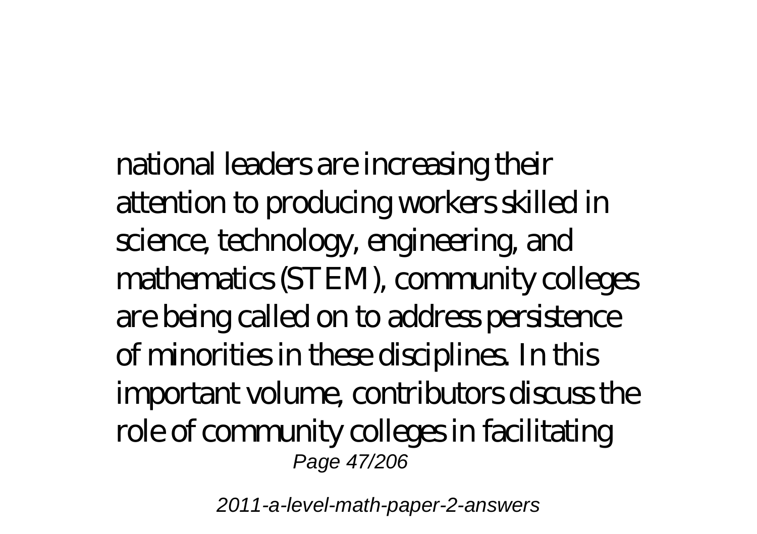national leaders are increasing their attention to producing workers skilled in science, technology, engineering, and mathematics (STEM), community colleges are being called on to address persistence of minorities in these disciplines. In this important volume, contributors discuss the role of community colleges in facilitating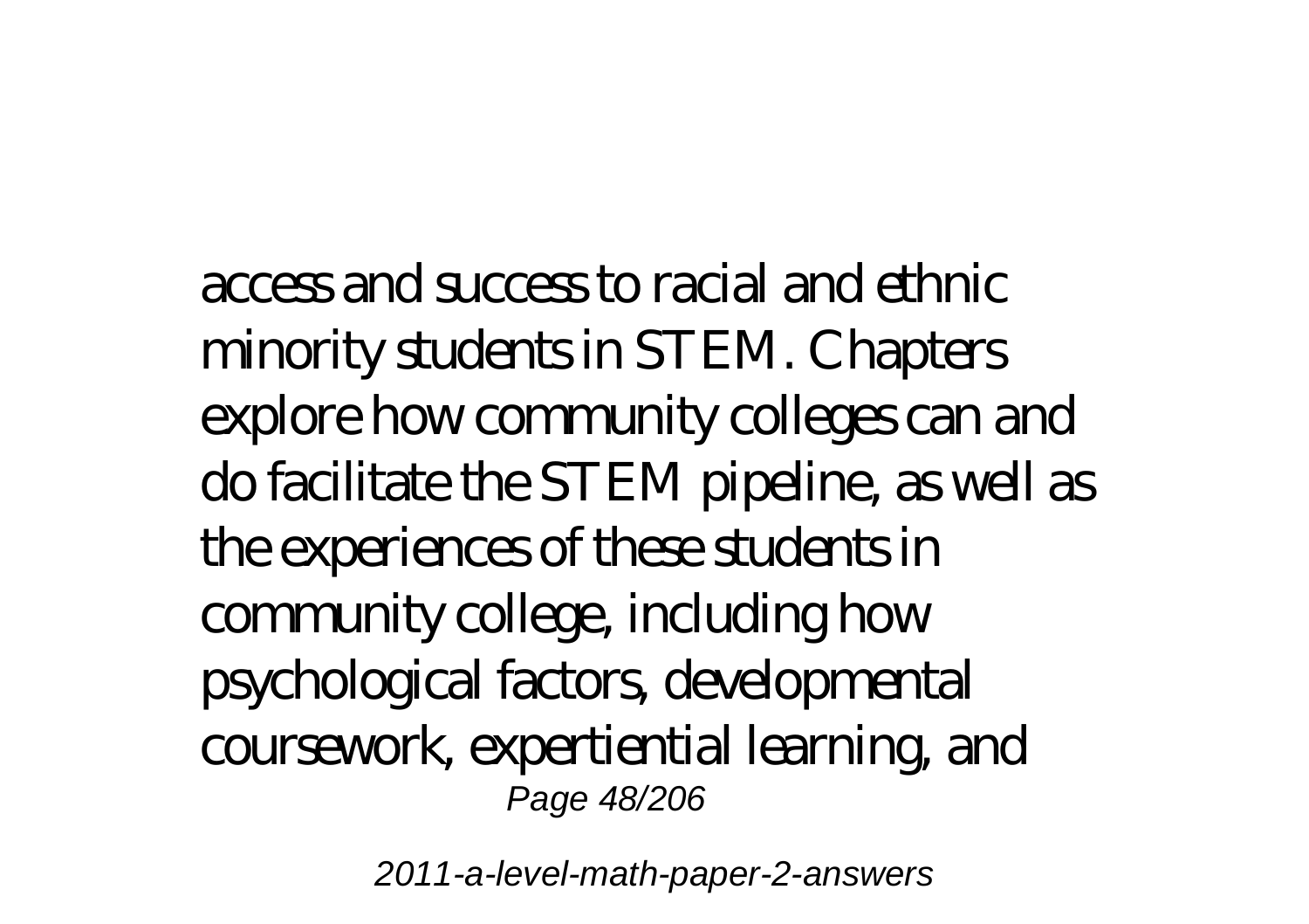access and success to racial and ethnic minority students in STEM. Chapters explore how community colleges can and do facilitate the STEM pipeline, as well as the experiences of these students in community college, including how psychological factors, developmental coursework, expertiential learning, and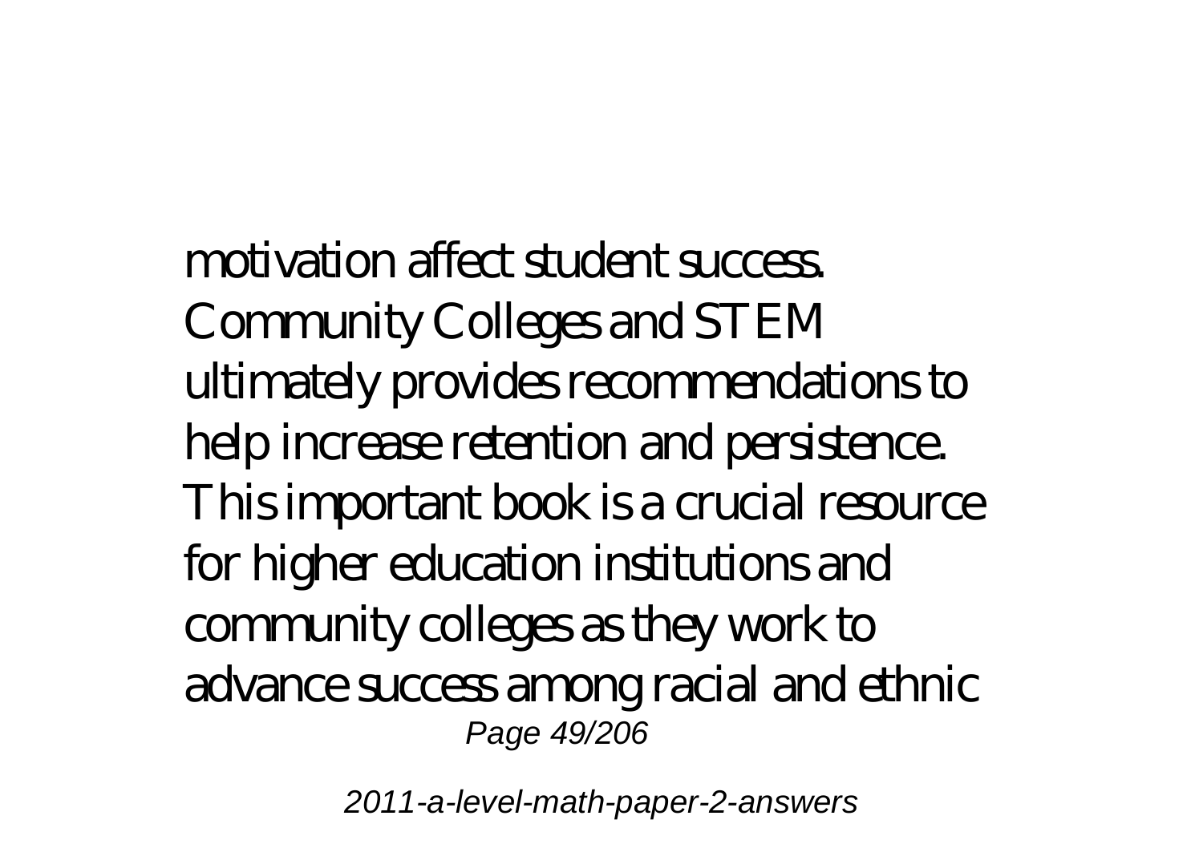motivation affect student success. Community Colleges and STEM ultimately provides recommendations to help increase retention and persistence. This important book is a crucial resource for higher education institutions and community colleges as they work to advance success among racial and ethnic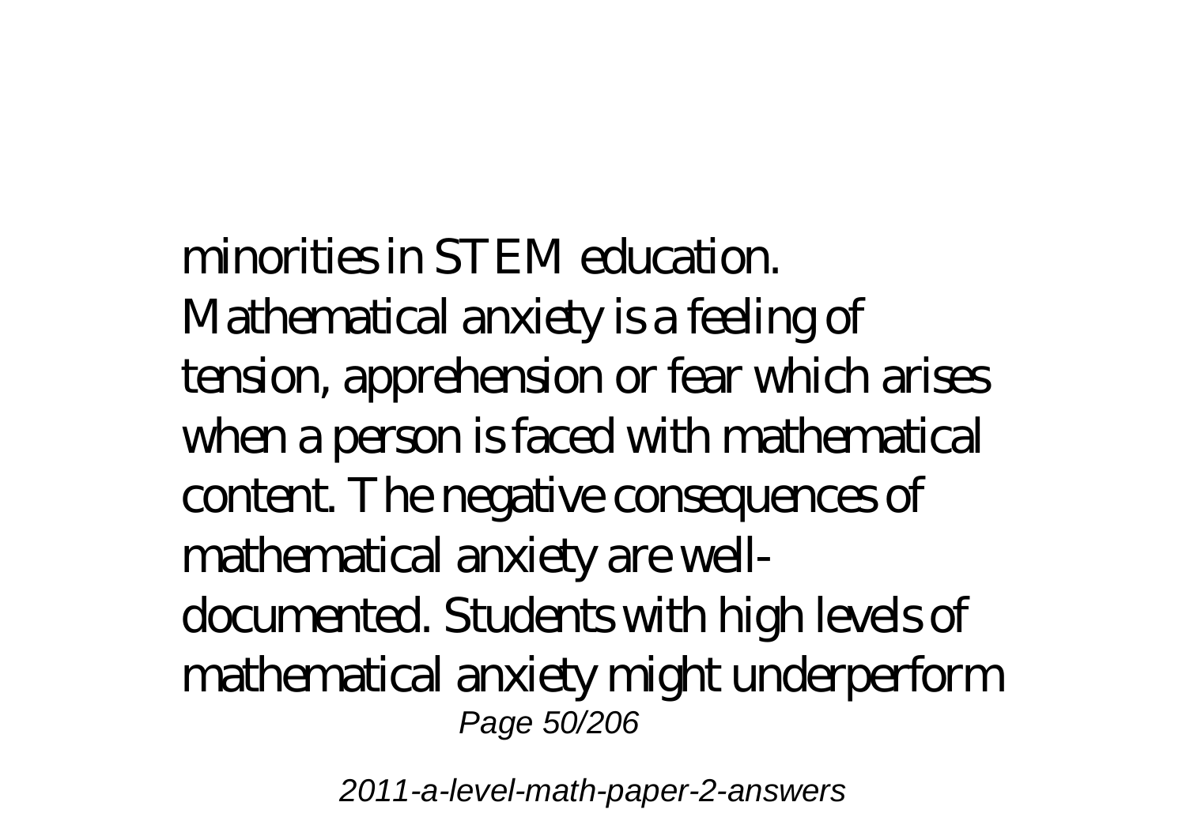minorities in STEM education. Mathematical anxiety is a feeling of tension, apprehension or fear which arises when a person is faced with mathematical content. The negative consequences of mathematical anxiety are well-documented. Students with high levels of mathematical anxiety might underperform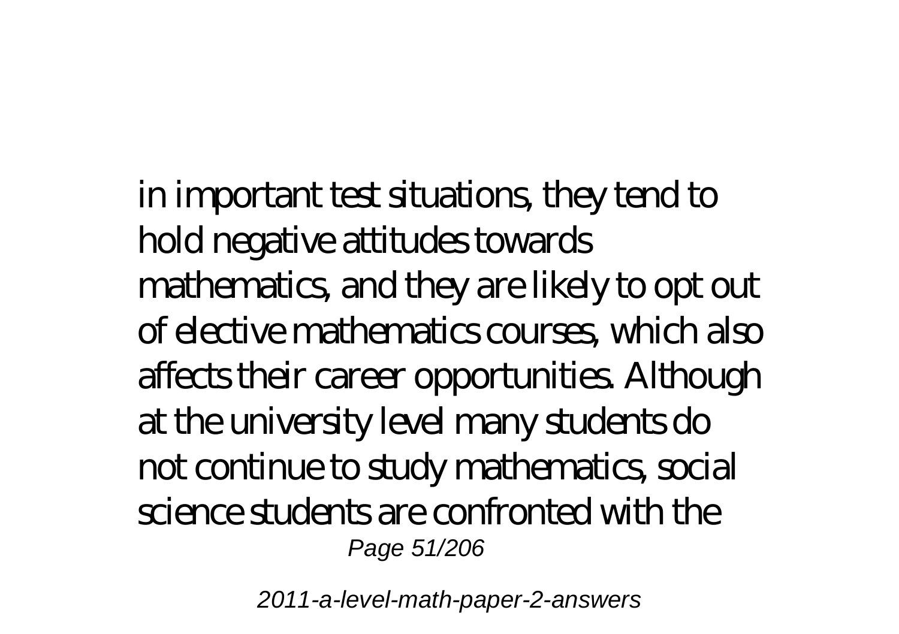in important test situations, they tend to hold negative attitudes towards mathematics, and they are likely to opt out of elective mathematics courses, which also affects their career opportunities. Although at the university level many students do not continue to study mathematics, social science students are confronted with the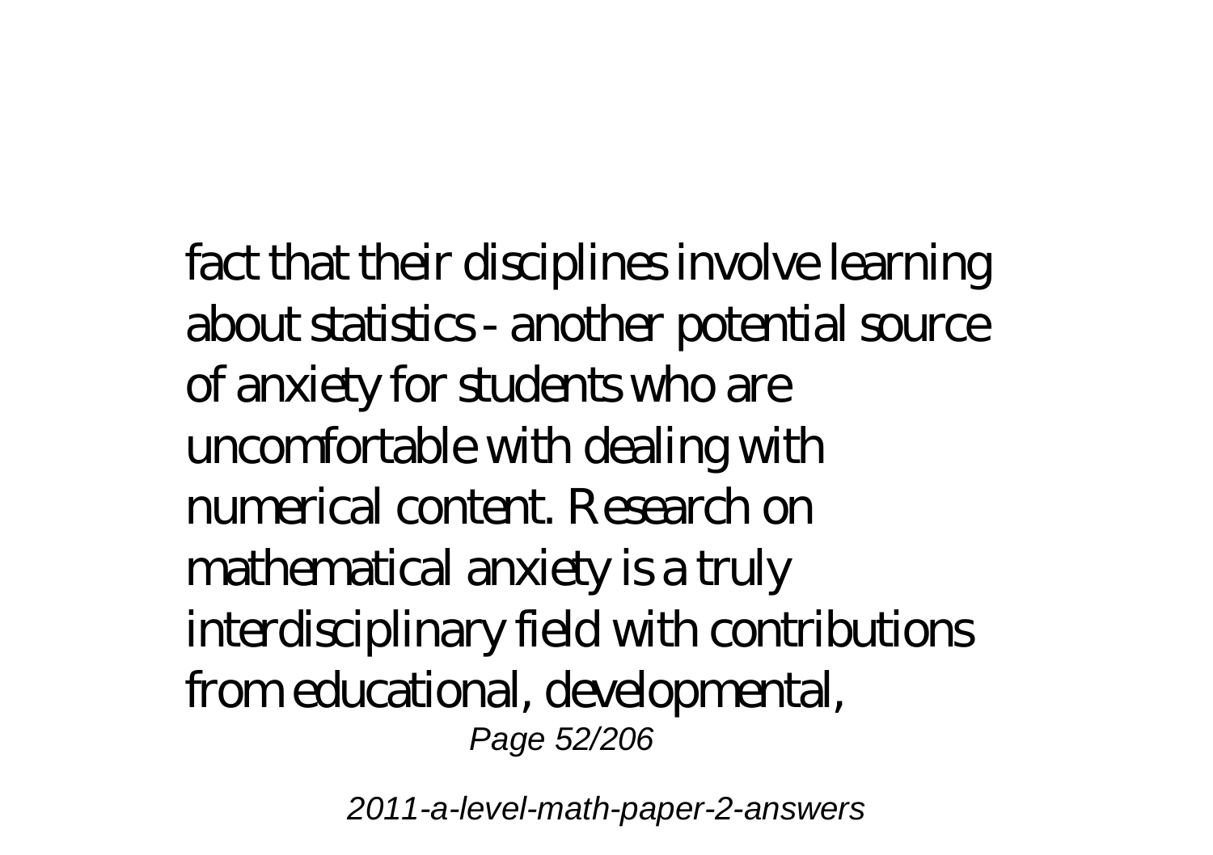fact that their disciplines involve learning about statistics - another potential source of anxiety for students who are uncomfortable with dealing with numerical content. Research on mathematical anxiety is a truly interdisciplinary field with contributions from educational, developmental,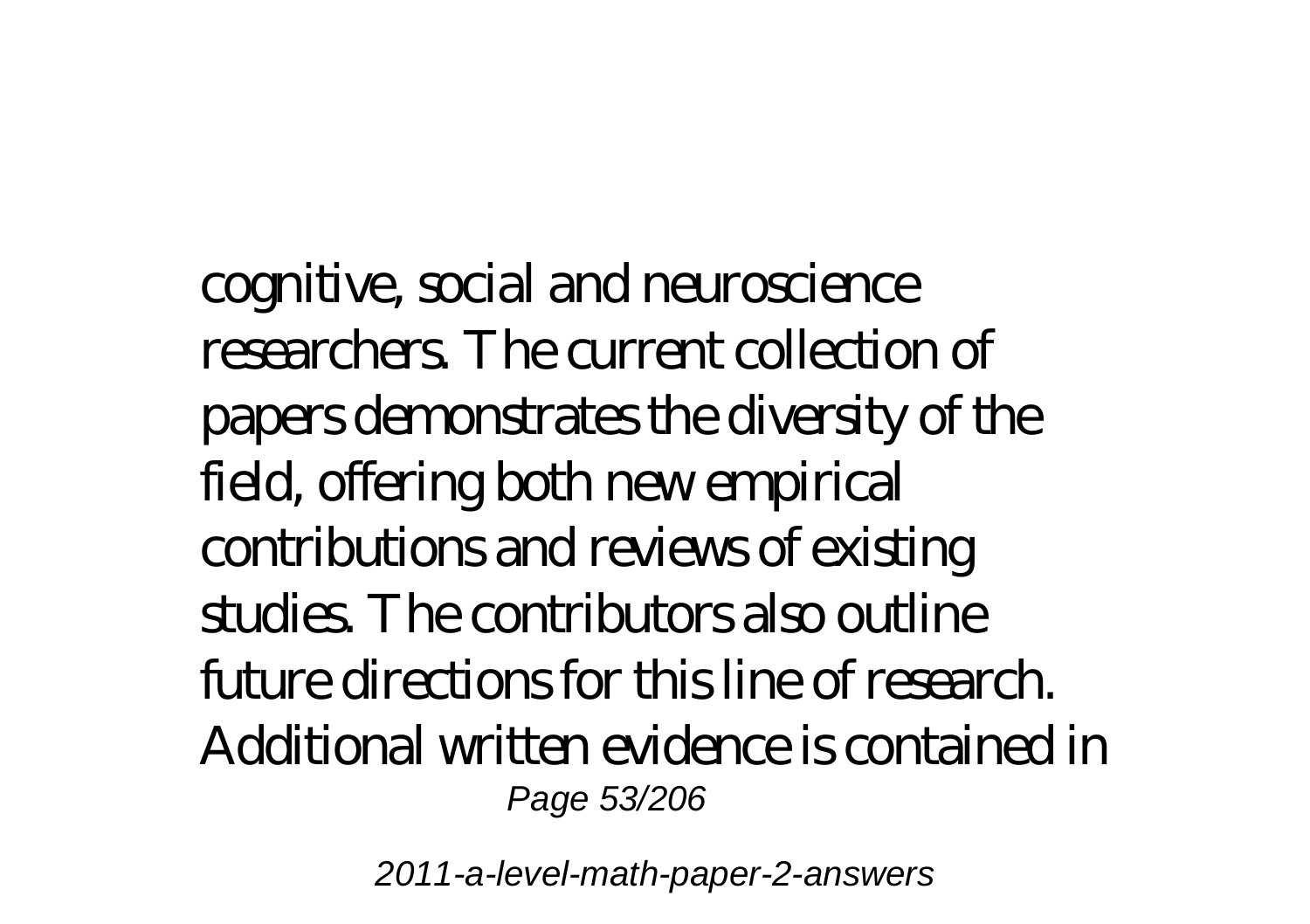cognitive, social and neuroscience researchers. The current collection of papers demonstrates the diversity of the field, offering both new empirical contributions and reviews of existing studies. The contributors also outline future directions for this line of research. Additional written evidence is contained in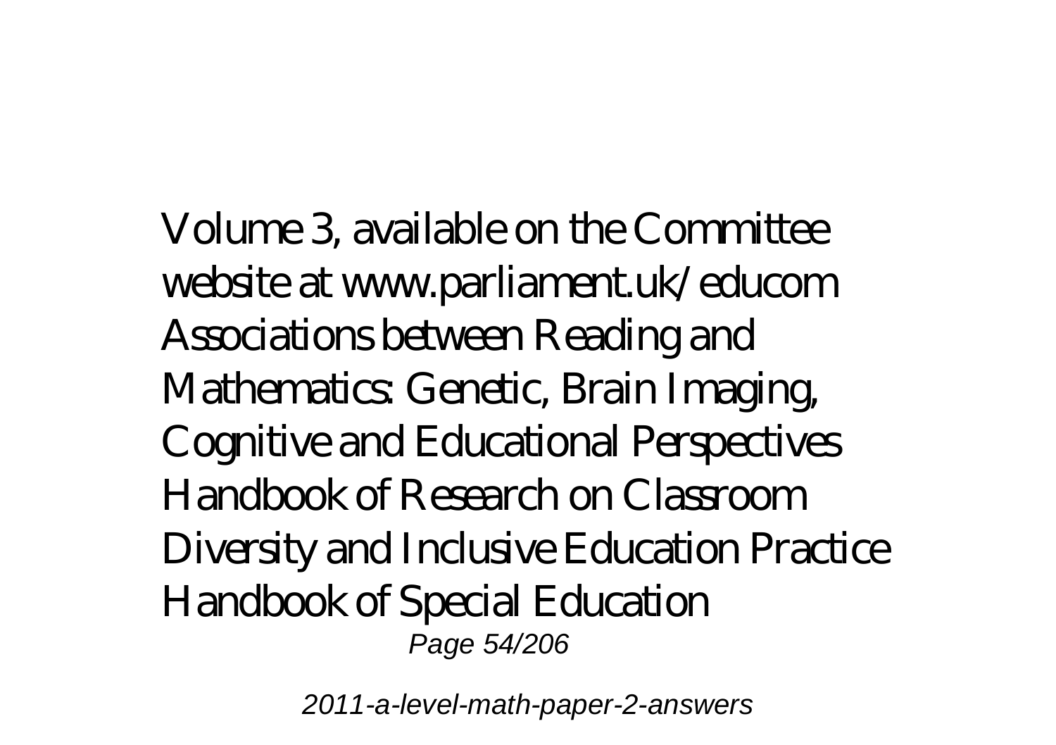Volume 3, available on the Committee website at www.parliament.uk/educom
Associations between Reading and Mathematics: Genetic, Brain Imaging, Cognitive and Educational Perspectives
Handbook of Research on Classroom Diversity and Inclusive Education Practice
Handbook of Special Education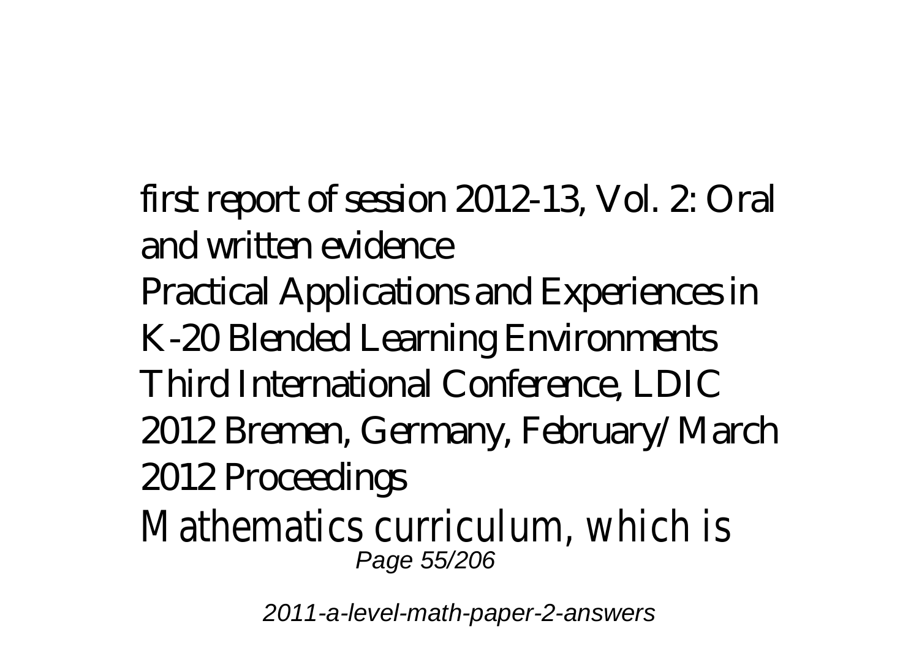first report of session 2012-13, Vol. 2: Oral and written evidence

Practical Applications and Experiences in K-20 Blended Learning Environments

Third International Conference, LDIC 2012 Bremen, Germany, February/March 2012 Proceedings

Mathematics curriculum, which is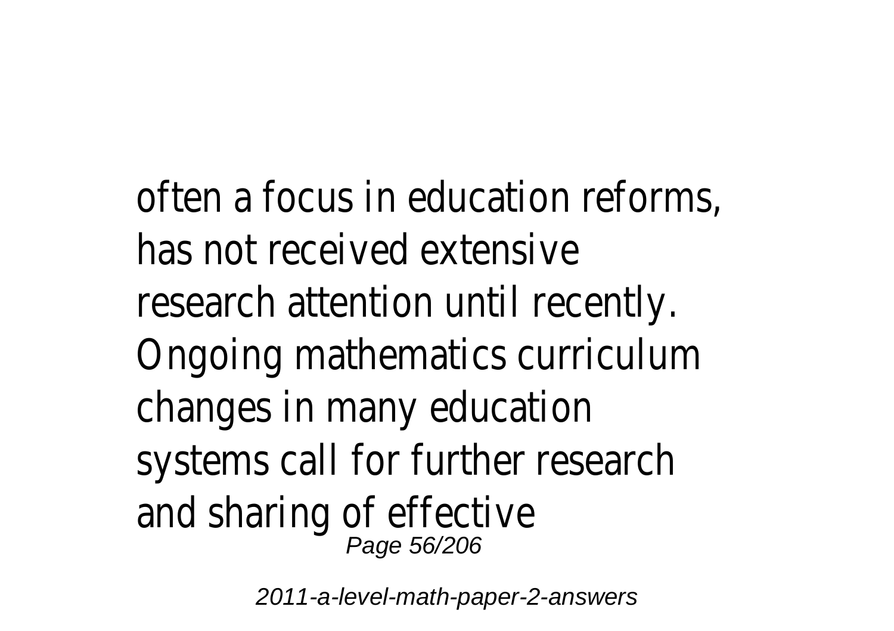often a focus in education reforms, has not received extensive research attention until recently. Ongoing mathematics curriculum changes in many education systems call for further research and sharing of effective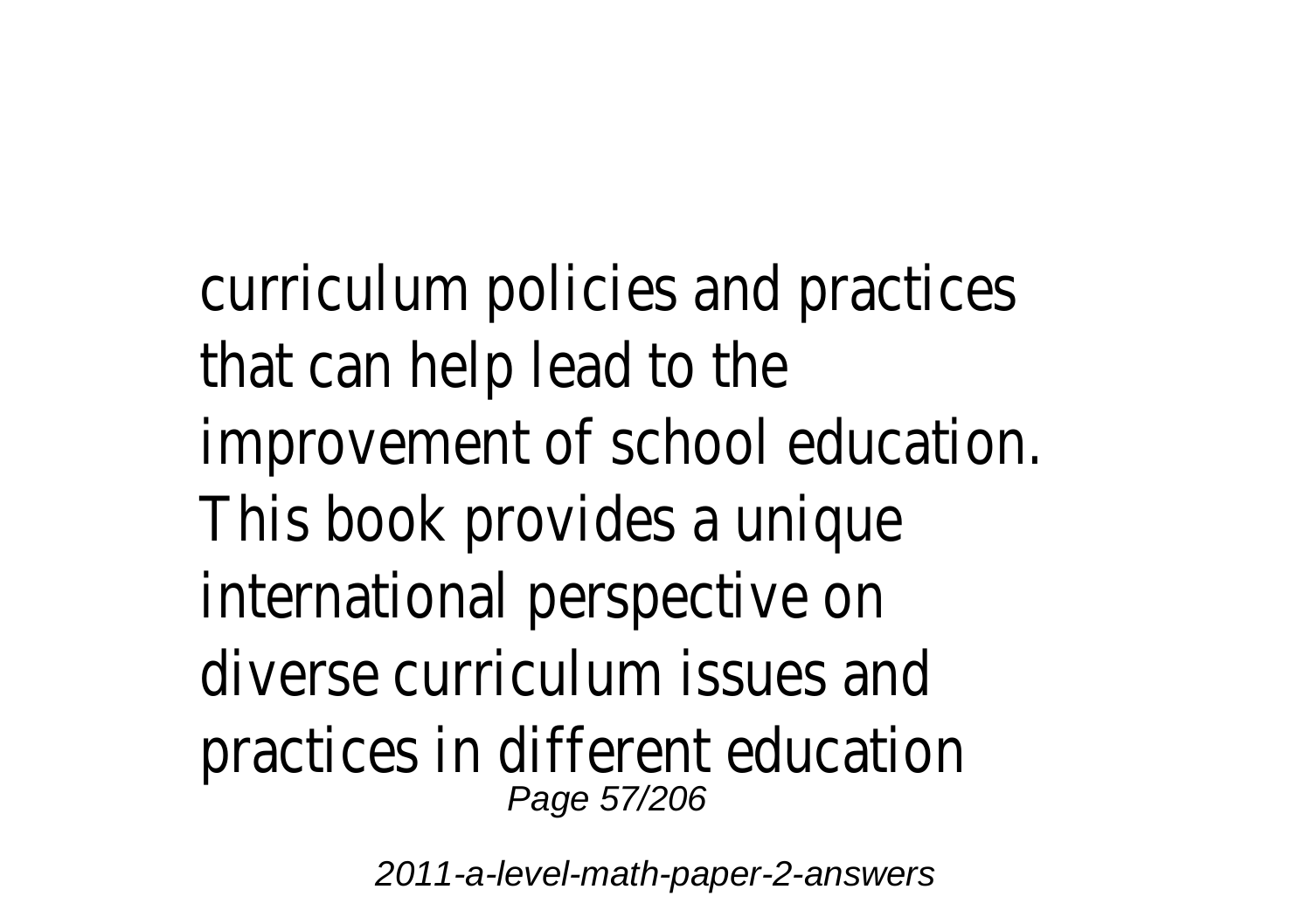curriculum policies and practices that can help lead to the improvement of school education. This book provides a unique international perspective on diverse curriculum issues and practices in different education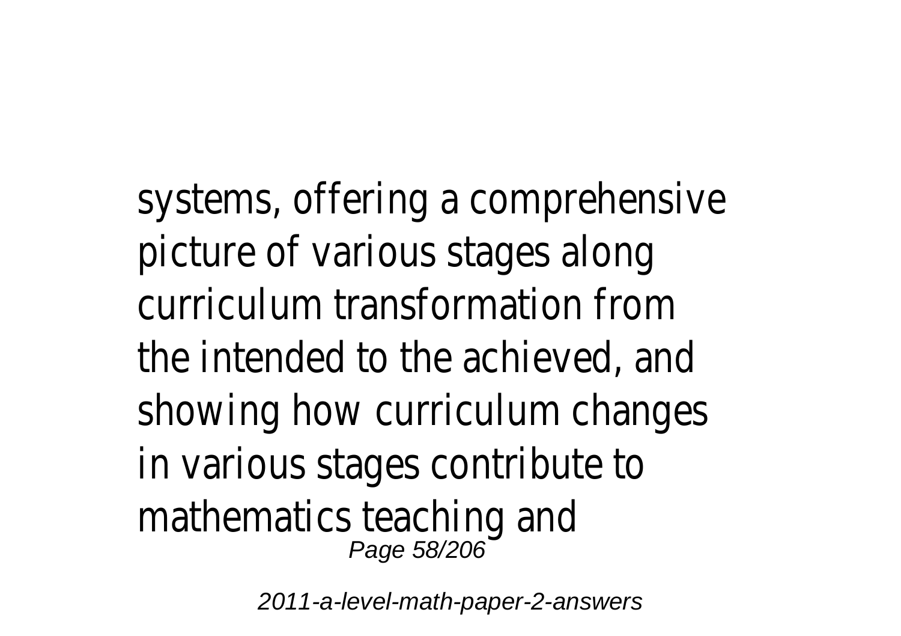systems, offering a comprehensive picture of various stages along curriculum transformation from the intended to the achieved, and showing how curriculum changes in various stages contribute to mathematics teaching and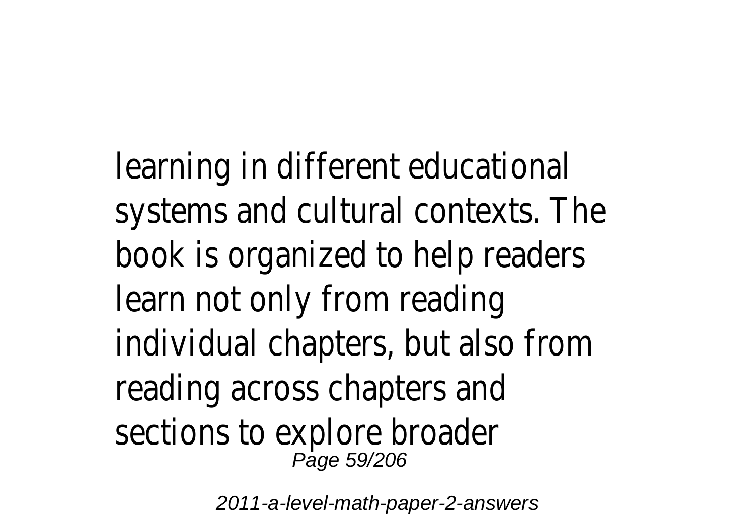learning in different educational systems and cultural contexts. The book is organized to help readers learn not only from reading individual chapters, but also from reading across chapters and sections to explore broader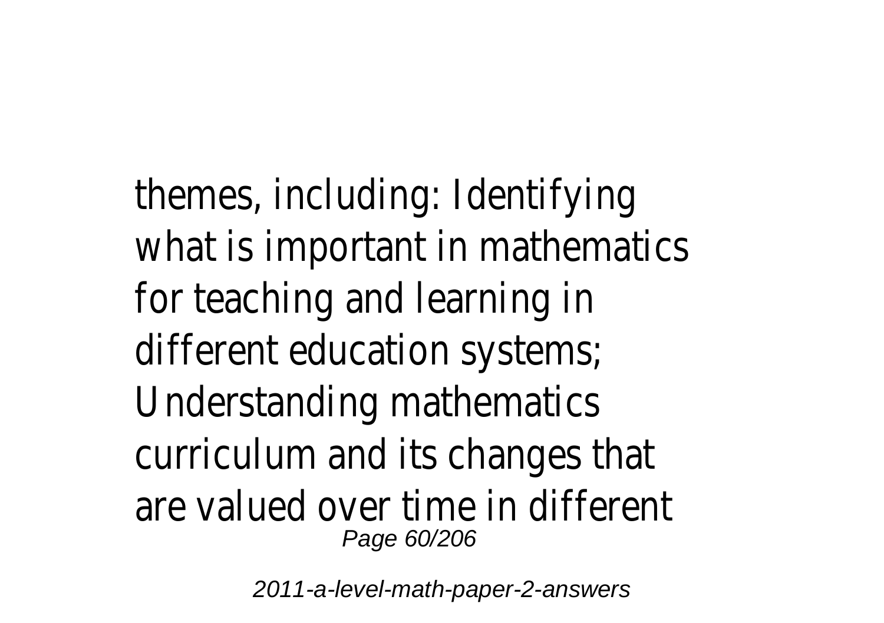themes, including: Identifying what is important in mathematics for teaching and learning in different education systems; Understanding mathematics curriculum and its changes that are valued over time in different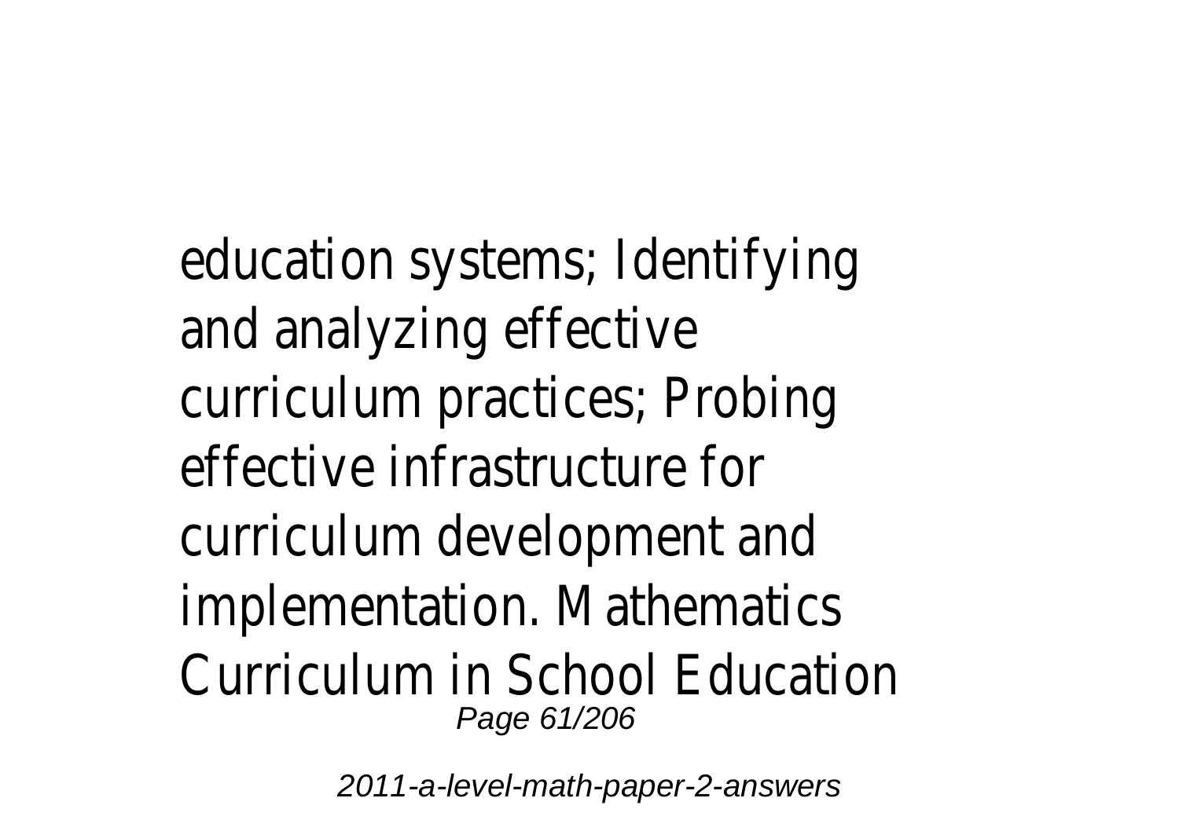education systems; Identifying and analyzing effective curriculum practices; Probing effective infrastructure for curriculum development and implementation. Mathematics Curriculum in School Education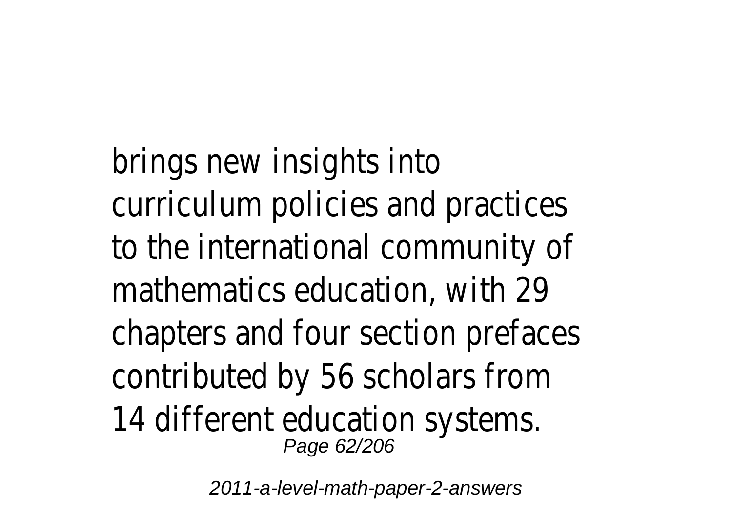brings new insights into curriculum policies and practices to the international community of mathematics education, with 29 chapters and four section prefaces contributed by 56 scholars from 14 different education systems.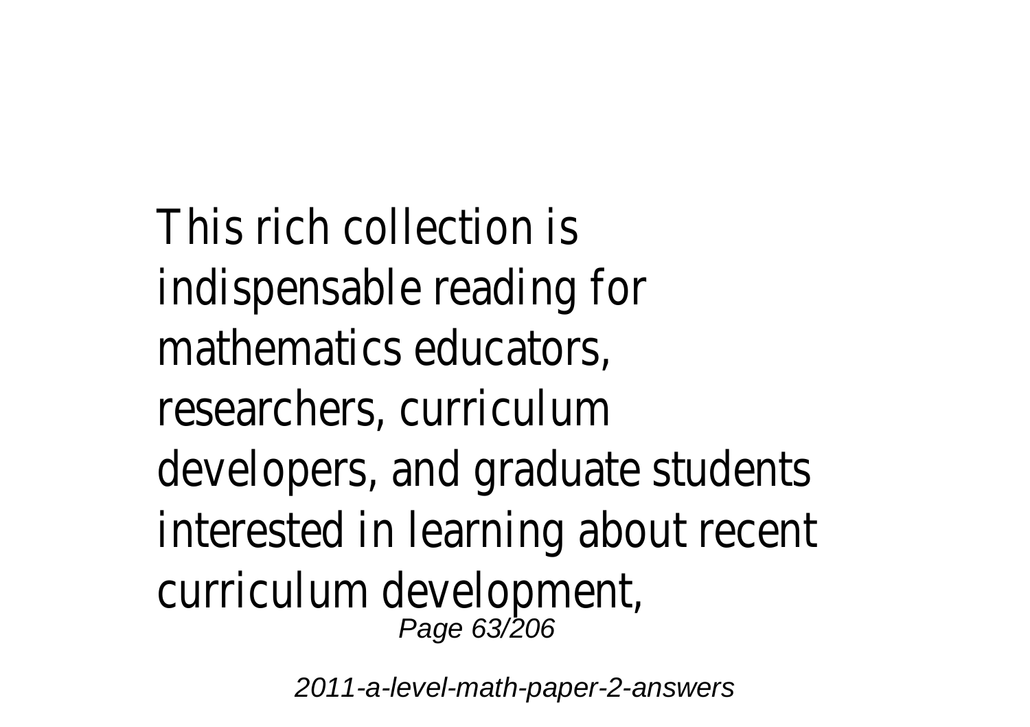This rich collection is indispensable reading for mathematics educators, researchers, curriculum developers, and graduate students interested in learning about recent curriculum development,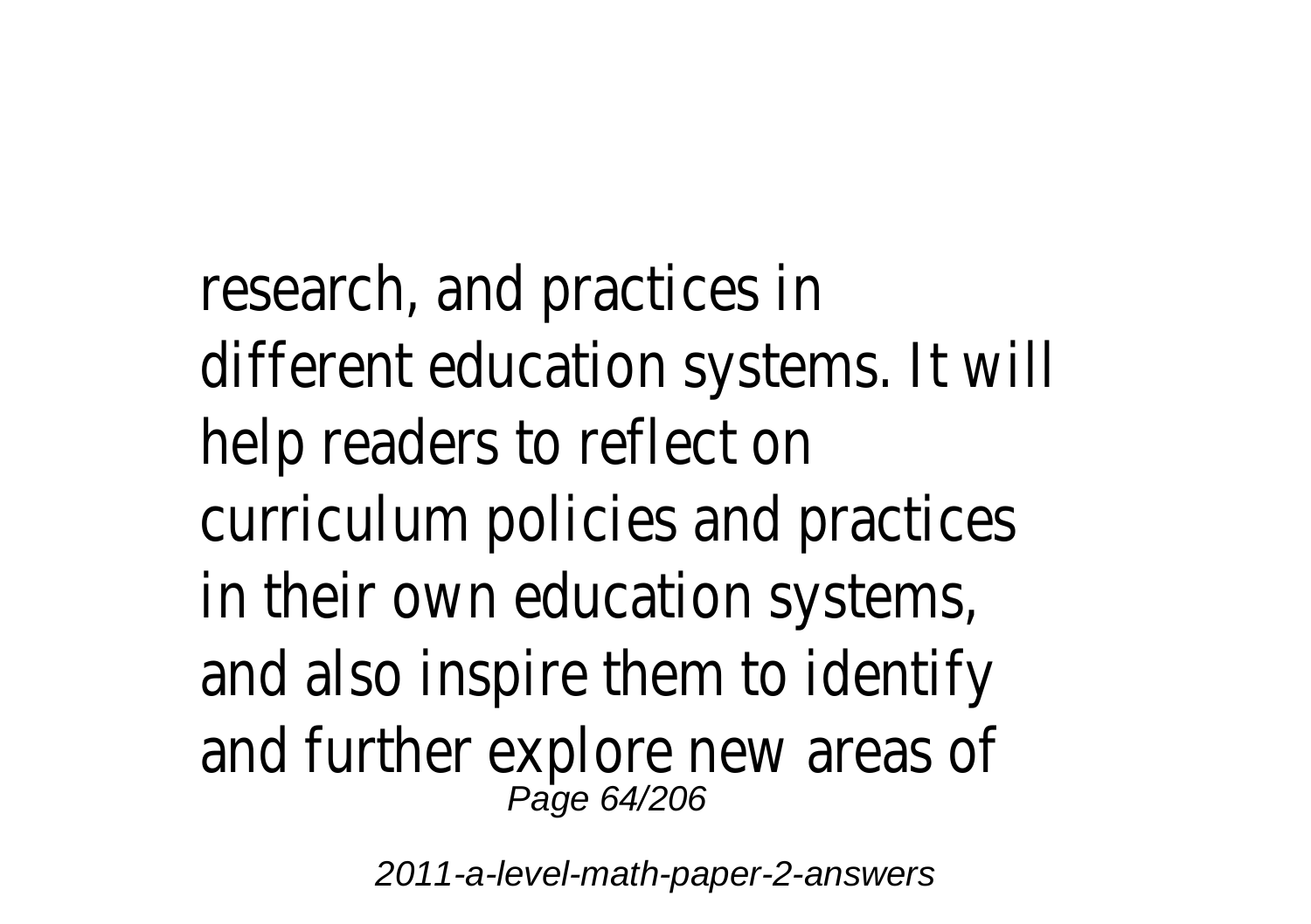research, and practices in different education systems. It will help readers to reflect on curriculum policies and practices in their own education systems, and also inspire them to identify and further explore new areas of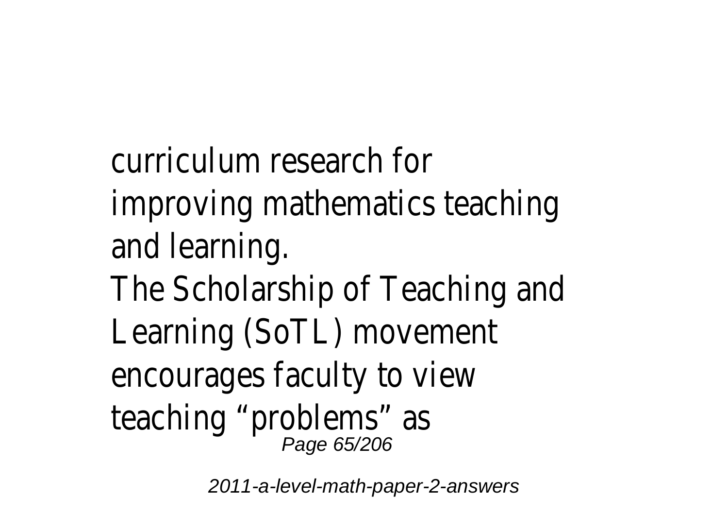curriculum research for improving mathematics teaching and learning.

The Scholarship of Teaching and Learning (SoTL) movement encourages faculty to view teaching “problems” as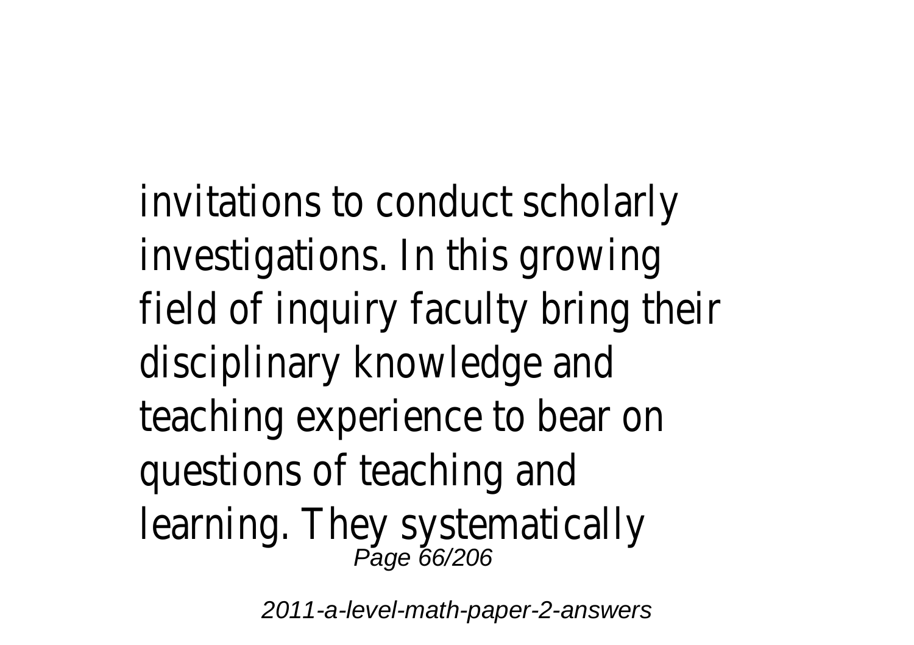invitations to conduct scholarly investigations. In this growing field of inquiry faculty bring their disciplinary knowledge and teaching experience to bear on questions of teaching and learning. They systematically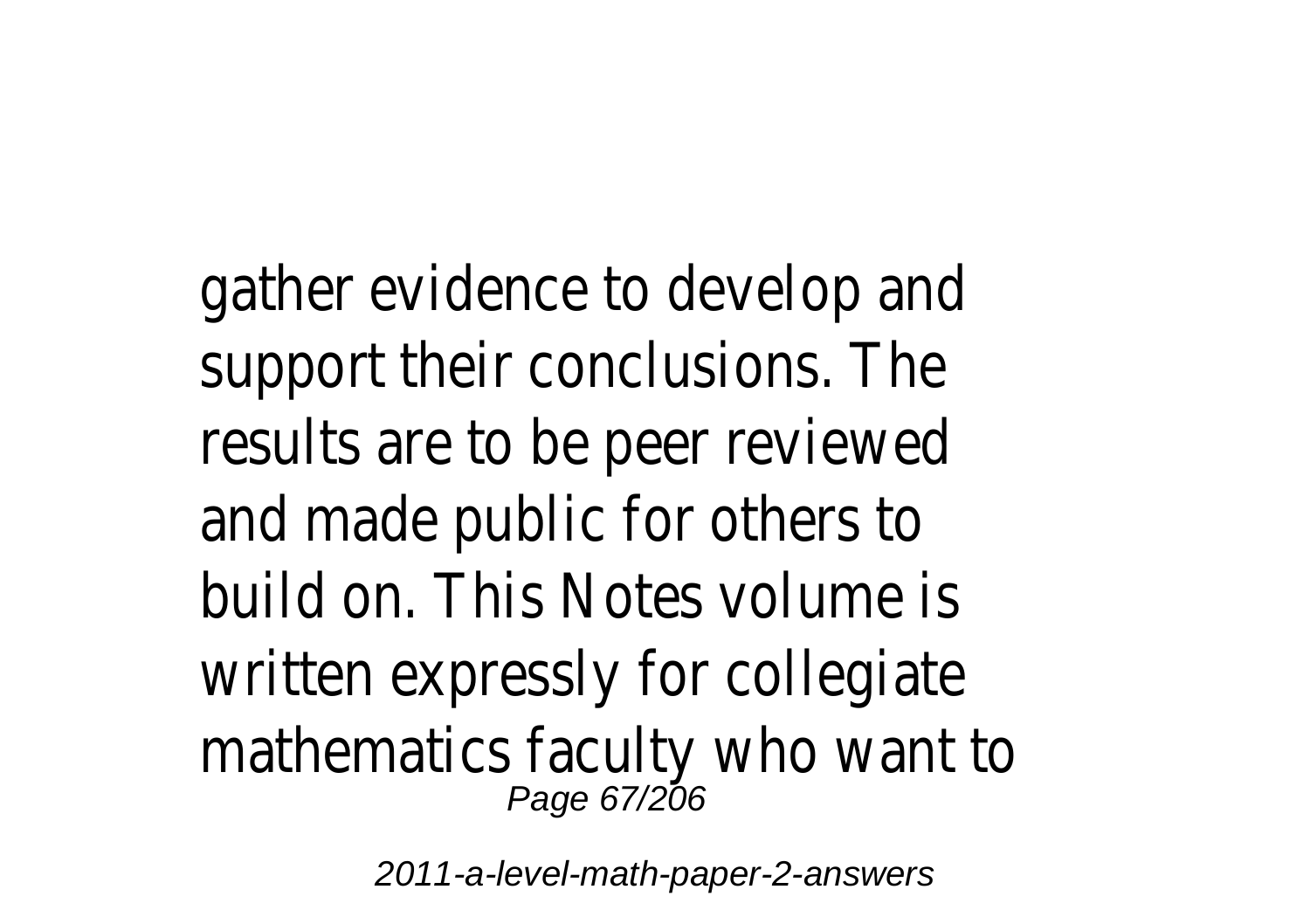gather evidence to develop and support their conclusions. The results are to be peer reviewed and made public for others to build on. This Notes volume is written expressly for collegiate mathematics faculty who want to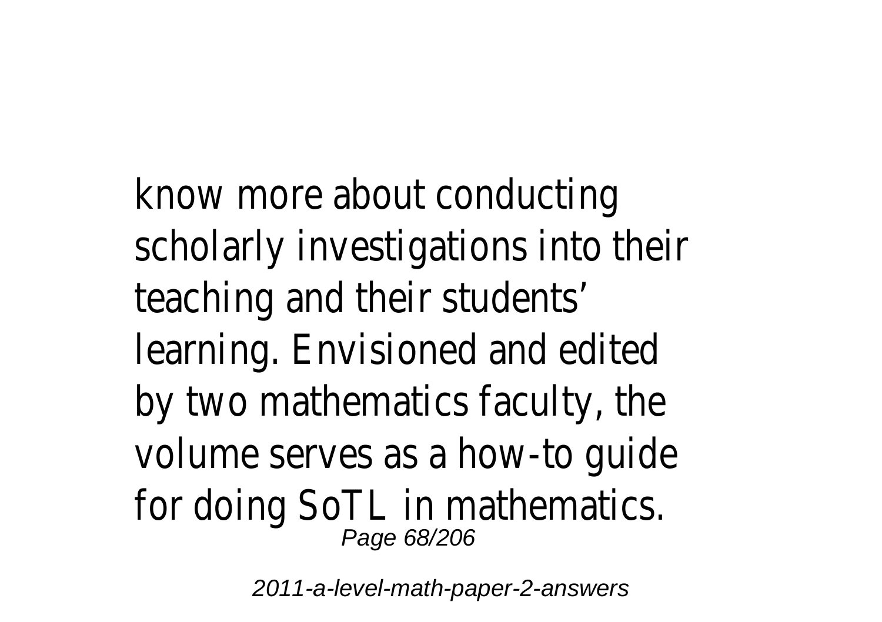know more about conducting scholarly investigations into their teaching and their students' learning. Envisioned and edited by two mathematics faculty, the volume serves as a how-to guide for doing SoTL in mathematics.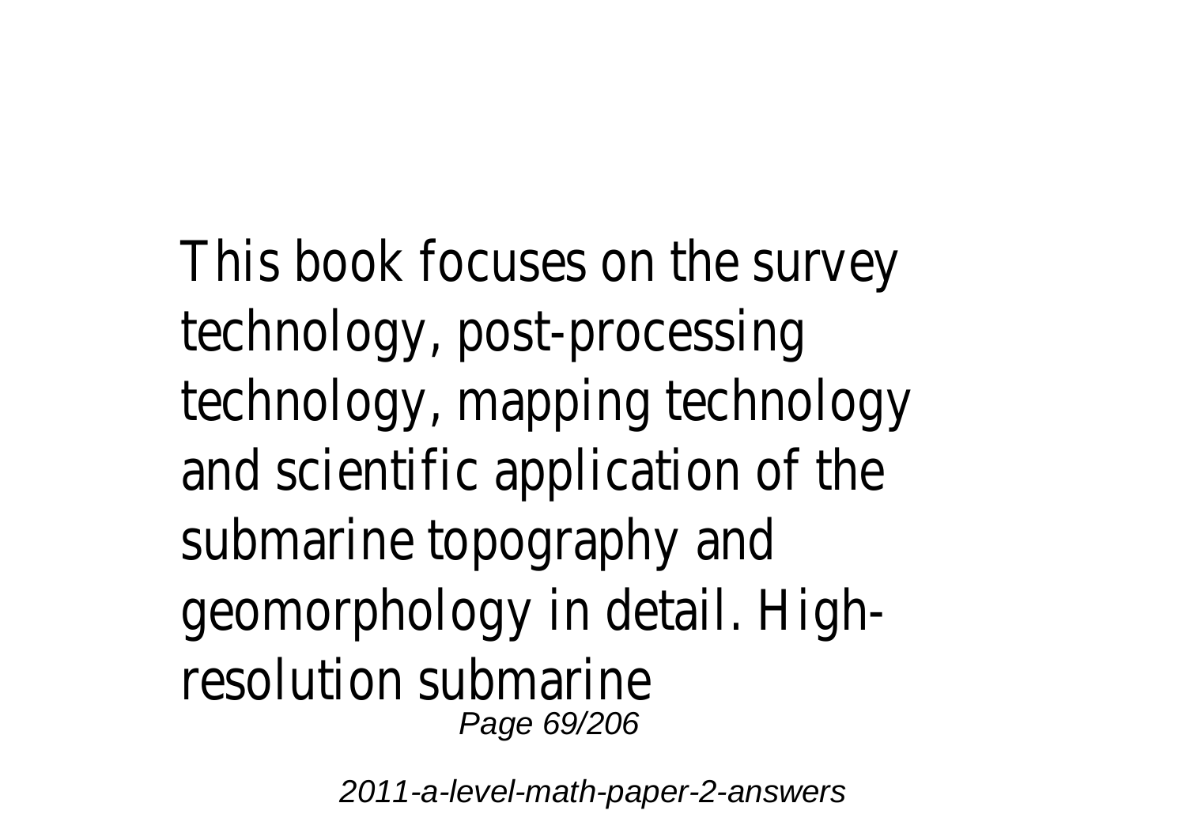This book focuses on the survey technology, post-processing technology, mapping technology and scientific application of the submarine topography and geomorphology in detail. High-resolution submarine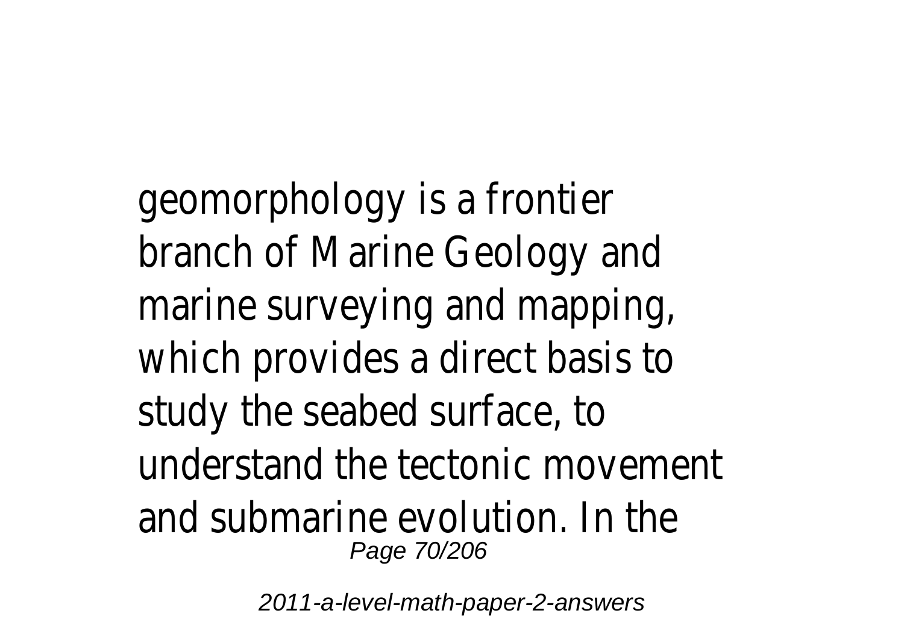geomorphology is a frontier branch of Marine Geology and marine surveying and mapping, which provides a direct basis to study the seabed surface, to understand the tectonic movement and submarine evolution. In the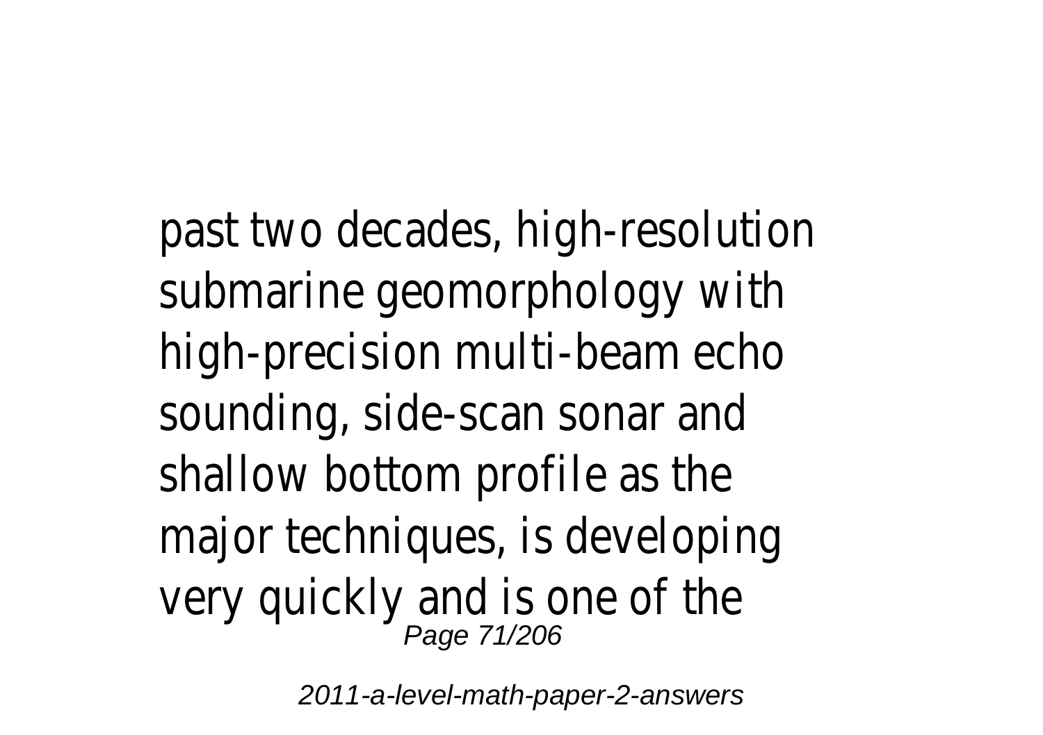past two decades, high-resolution submarine geomorphology with high-precision multi-beam echo sounding, side-scan sonar and shallow bottom profile as the major techniques, is developing very quickly and is one of the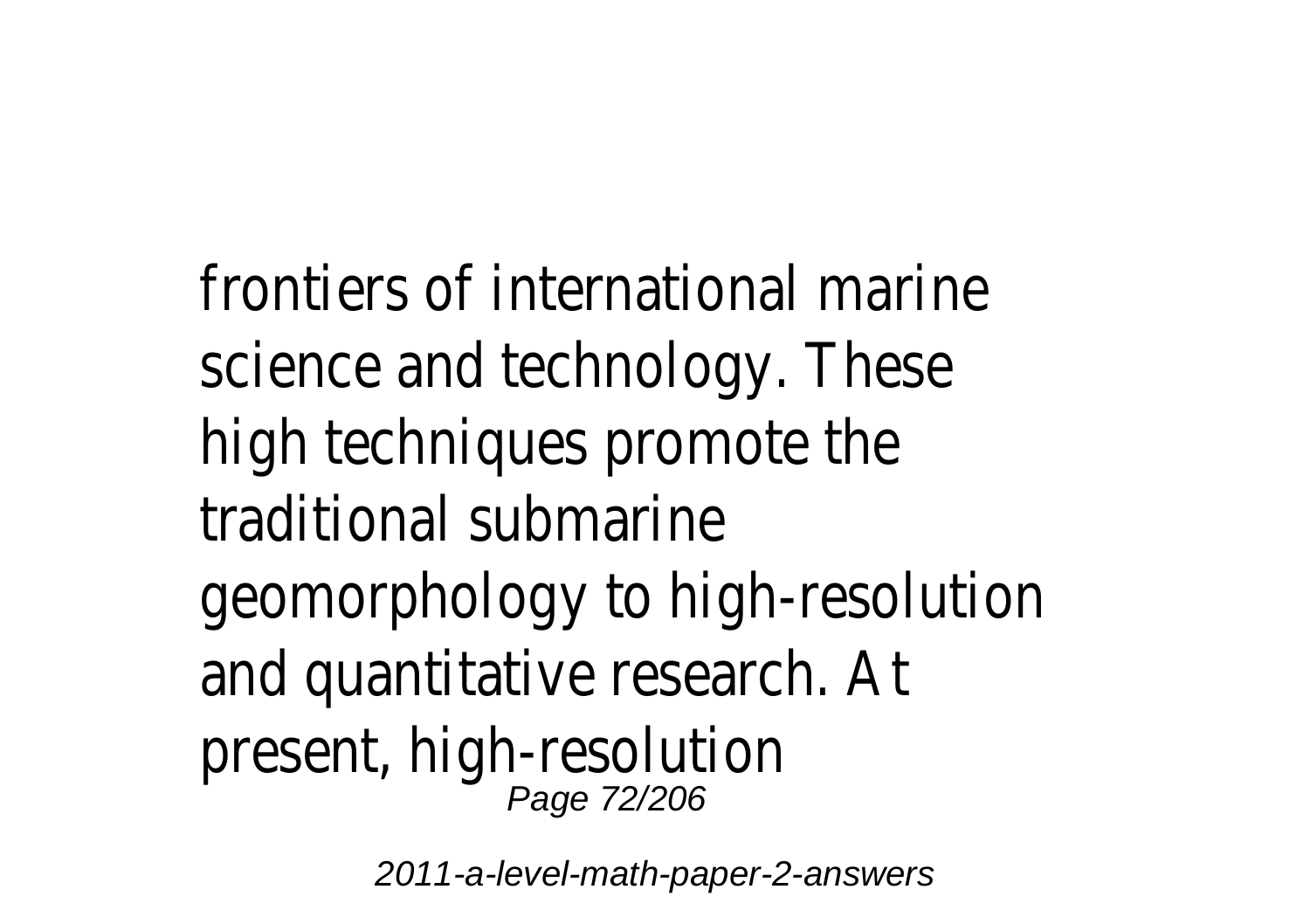frontiers of international marine science and technology. These high techniques promote the traditional submarine geomorphology to high-resolution and quantitative research. At present, high-resolution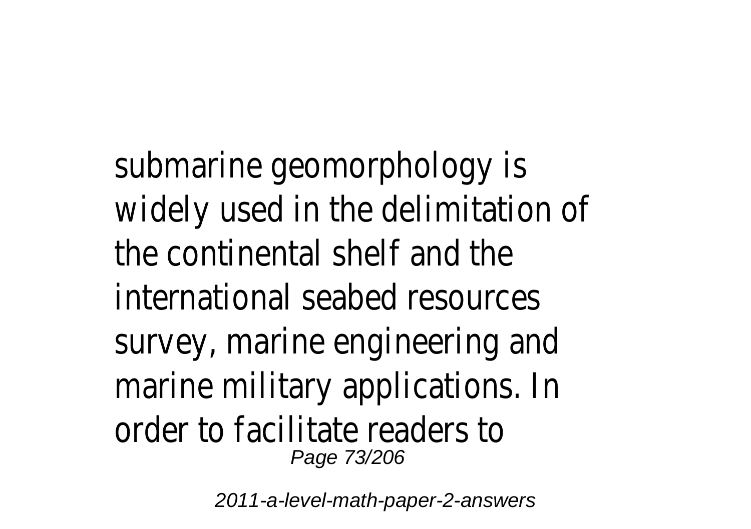submarine geomorphology is widely used in the delimitation of the continental shelf and the international seabed resources survey, marine engineering and marine military applications. In order to facilitate readers to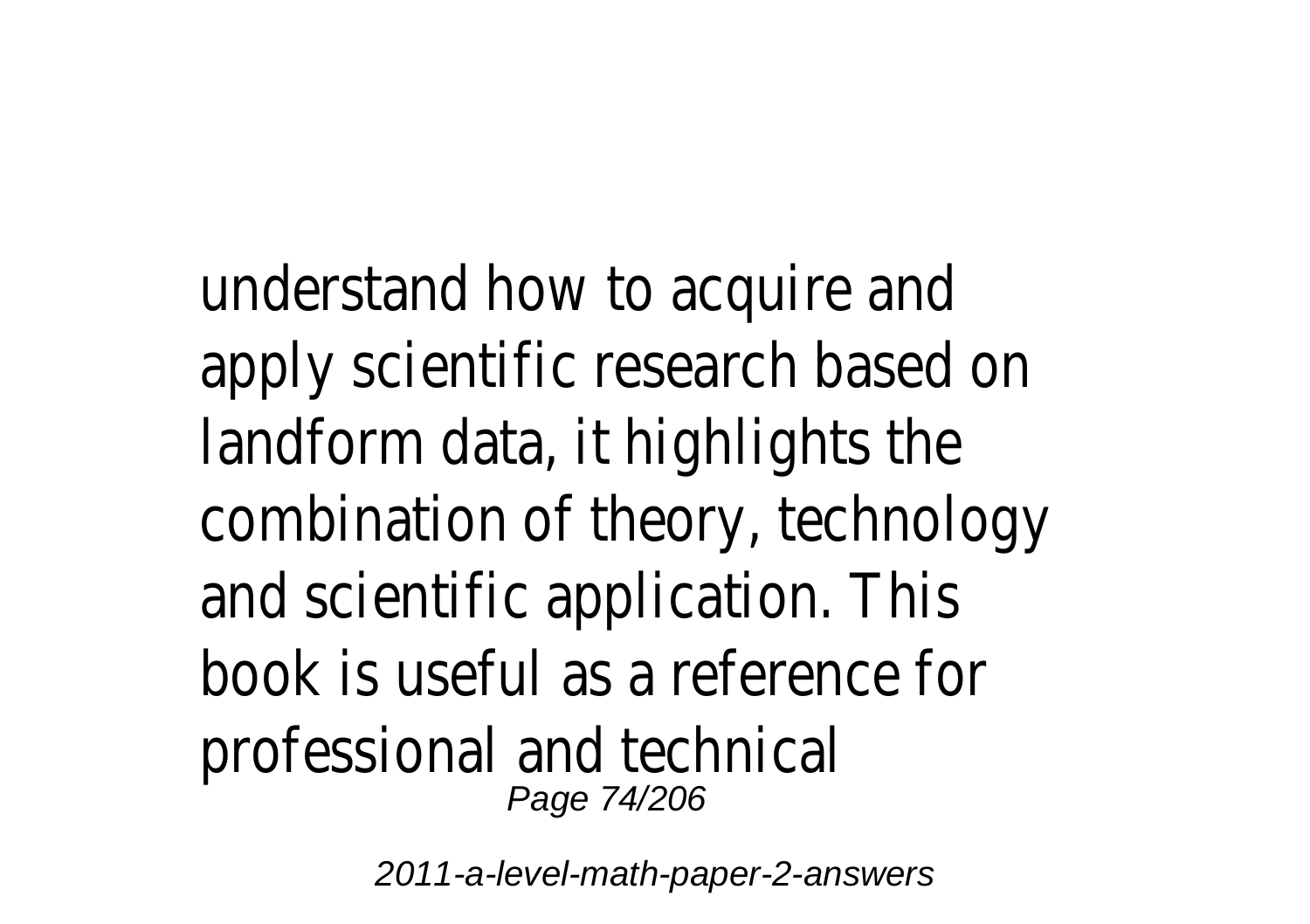understand how to acquire and apply scientific research based on landform data, it highlights the combination of theory, technology and scientific application. This book is useful as a reference for professional and technical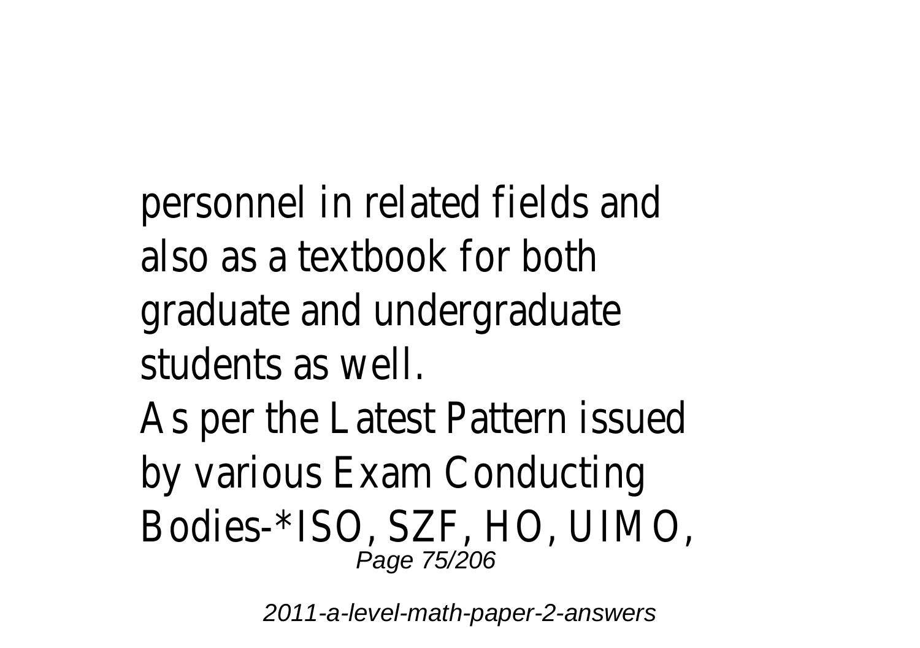personnel in related fields and also as a textbook for both graduate and undergraduate students as well.

As per the Latest Pattern issued by various Exam Conducting Bodies-*ISO, SZF, HO, UIMO,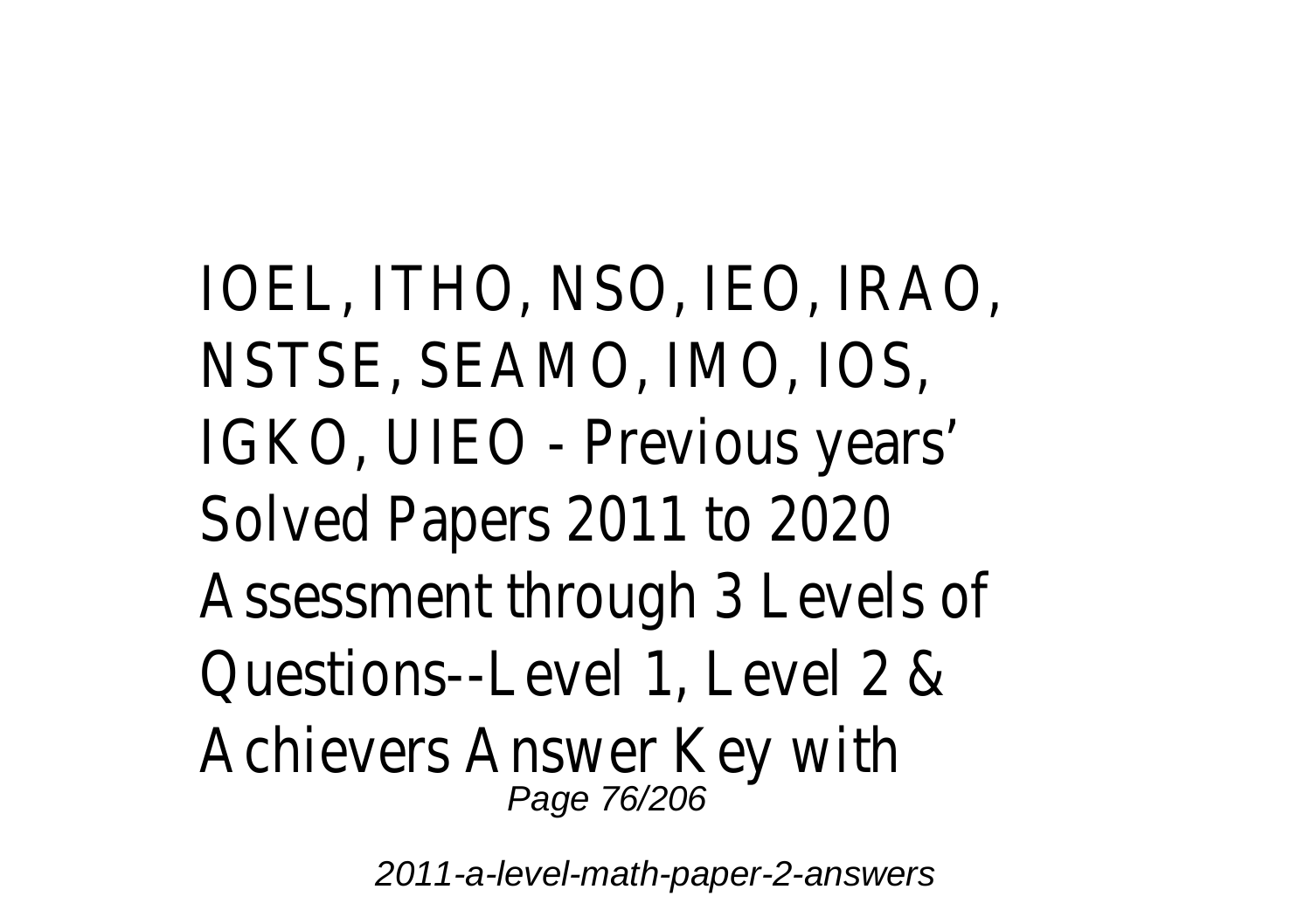IOEL, ITHO, NSO, IEO, IRAO, NSTSE, SEAMO, IMO, IOS, IGKO, UIEO - Previous years' Solved Papers 2011 to 2020 Assessment through 3 Levels of Questions--Level 1, Level 2 & Achievers Answer Key with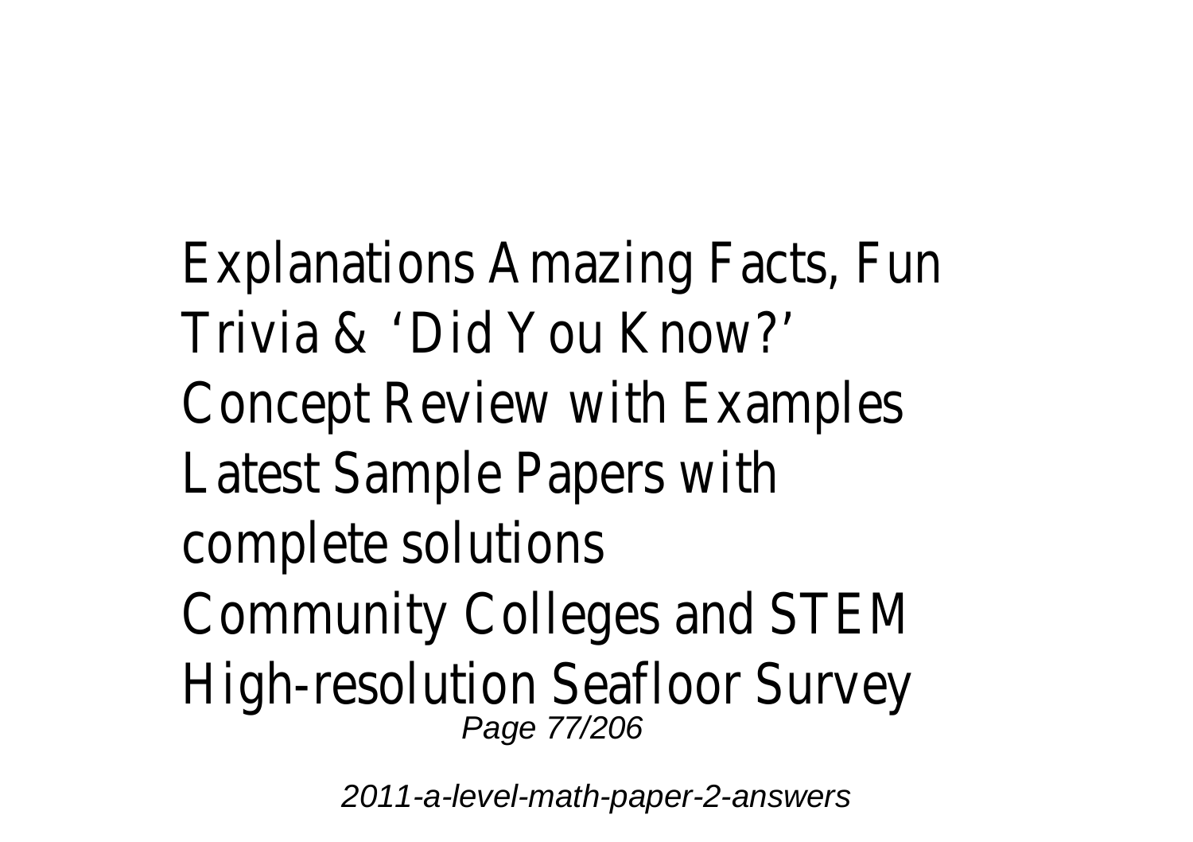Explanations Amazing Facts, Fun Trivia & 'Did You Know?'
Concept Review with Examples
Latest Sample Papers with complete solutions
Community Colleges and STEM
High-resolution Seafloor Survey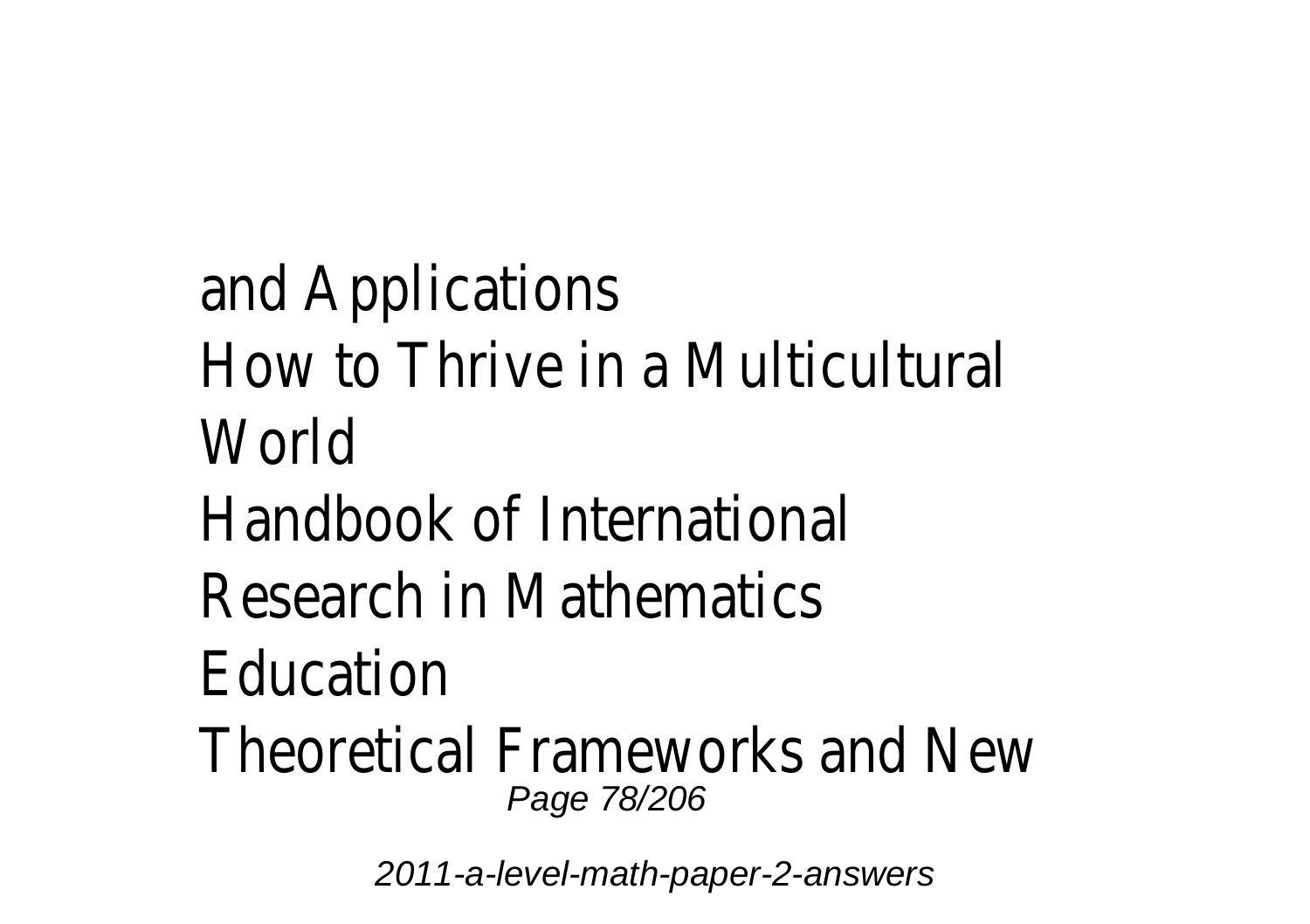and Applications
How to Thrive in a Multicultural World
Handbook of International Research in Mathematics Education
Theoretical Frameworks and New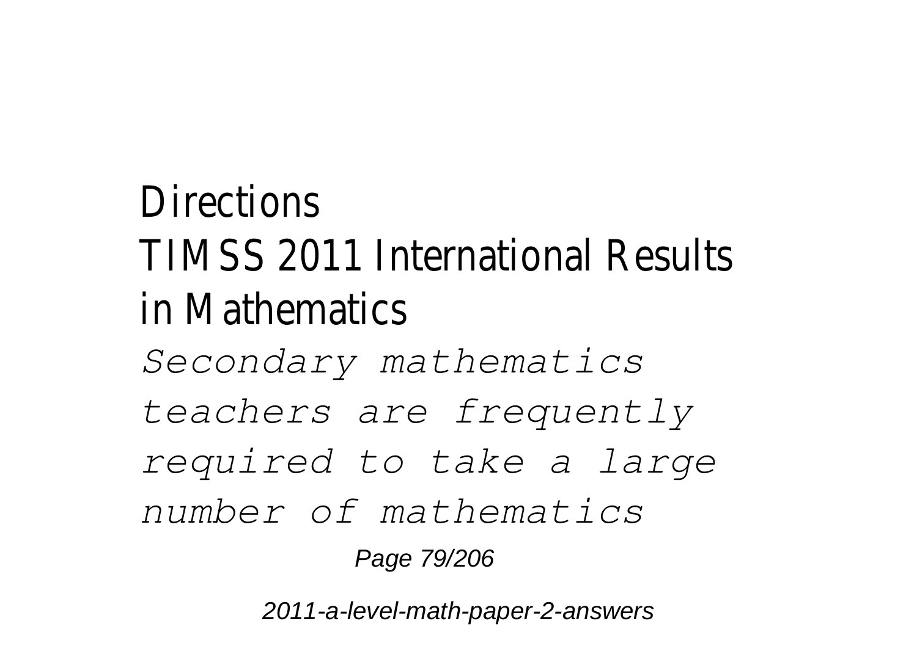Directions

TIMSS 2011 International Results in Mathematics

*Secondary mathematics teachers are frequently required to take a large number of mathematics*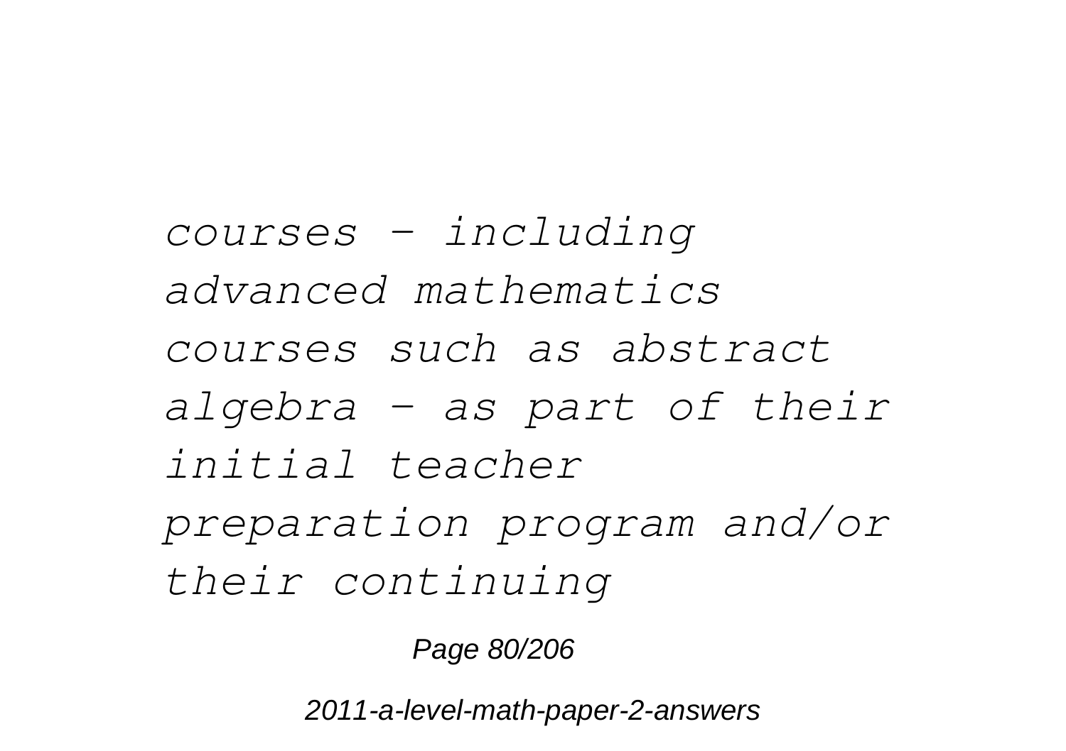*courses – including advanced mathematics courses such as abstract algebra – as part of their initial teacher preparation program and/or their continuing*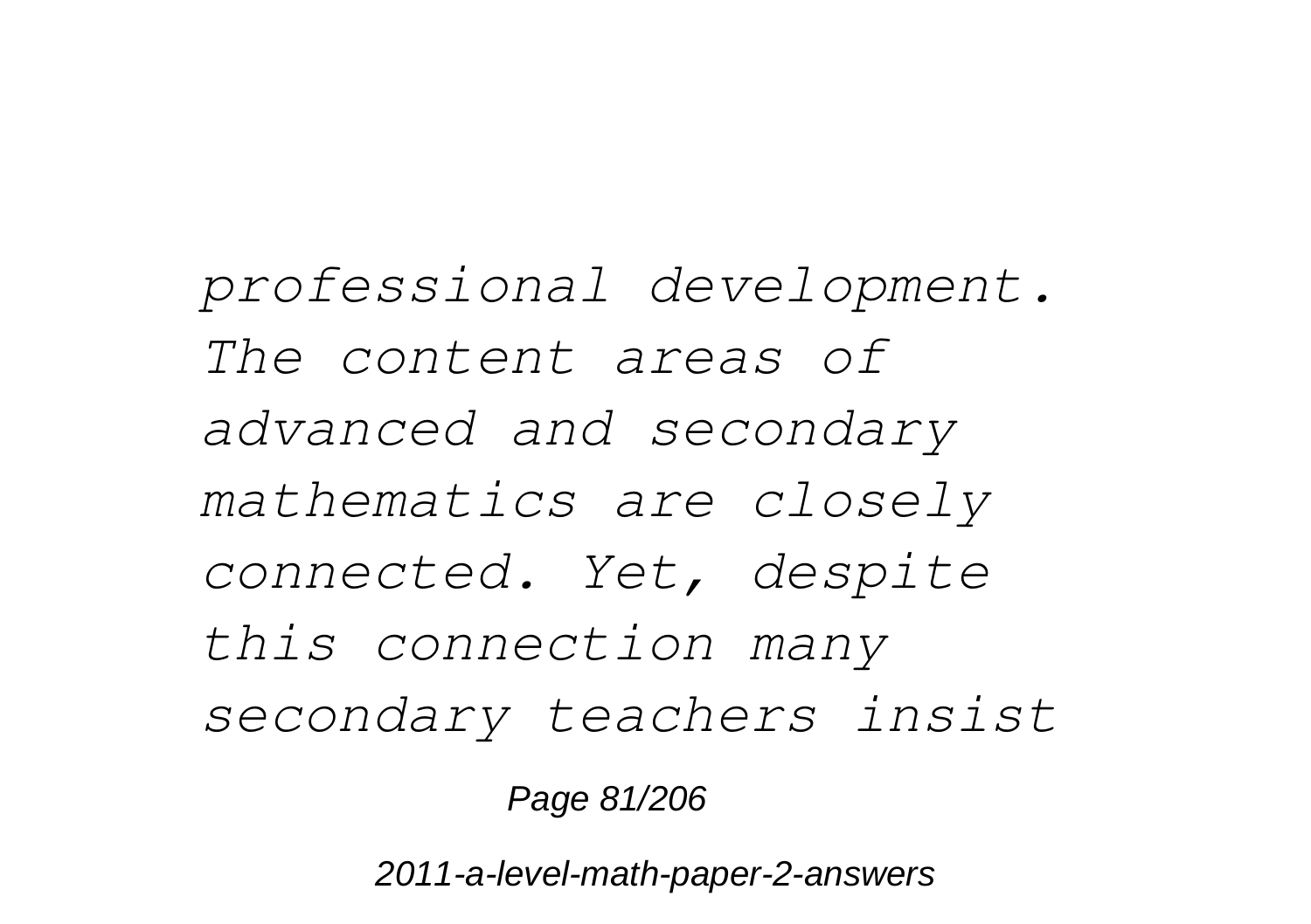*professional development. The content areas of advanced and secondary mathematics are closely connected. Yet, despite this connection many secondary teachers insist*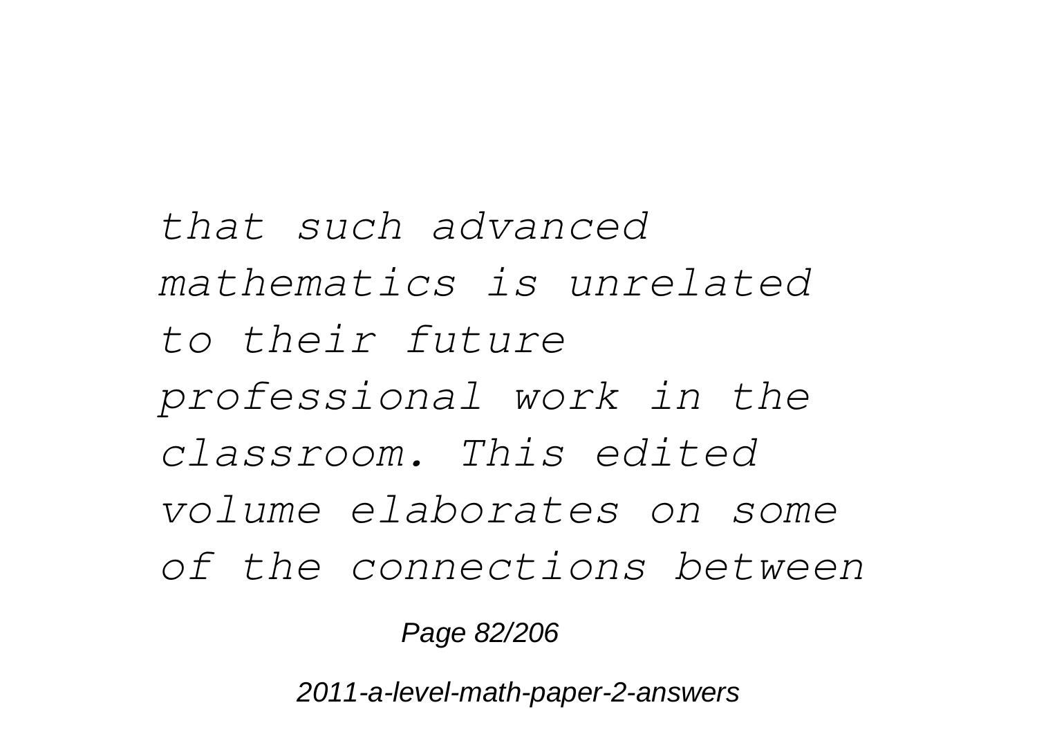*that such advanced mathematics is unrelated to their future professional work in the classroom. This edited volume elaborates on some of the connections between*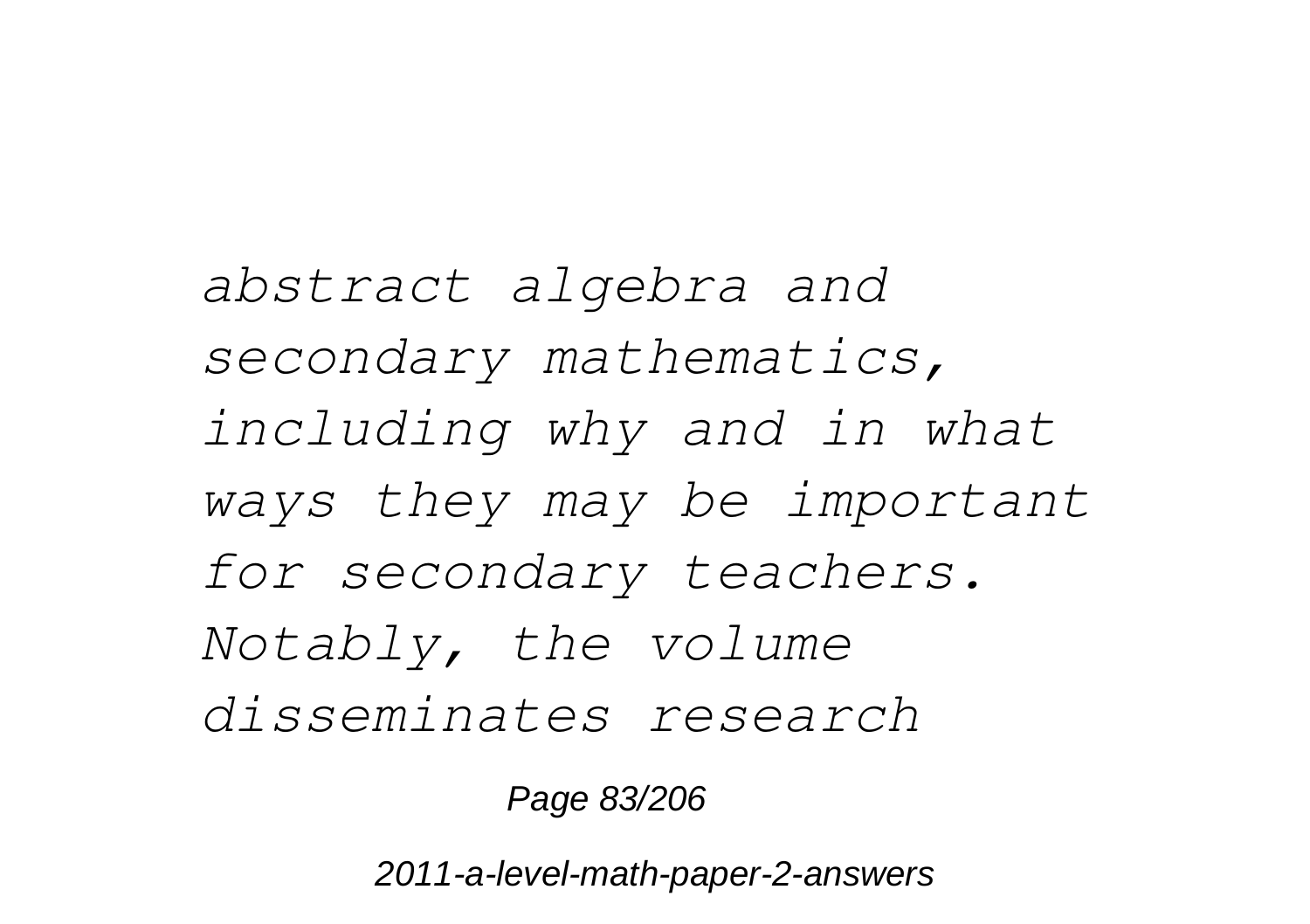*abstract algebra and secondary mathematics, including why and in what ways they may be important for secondary teachers. Notably, the volume disseminates research*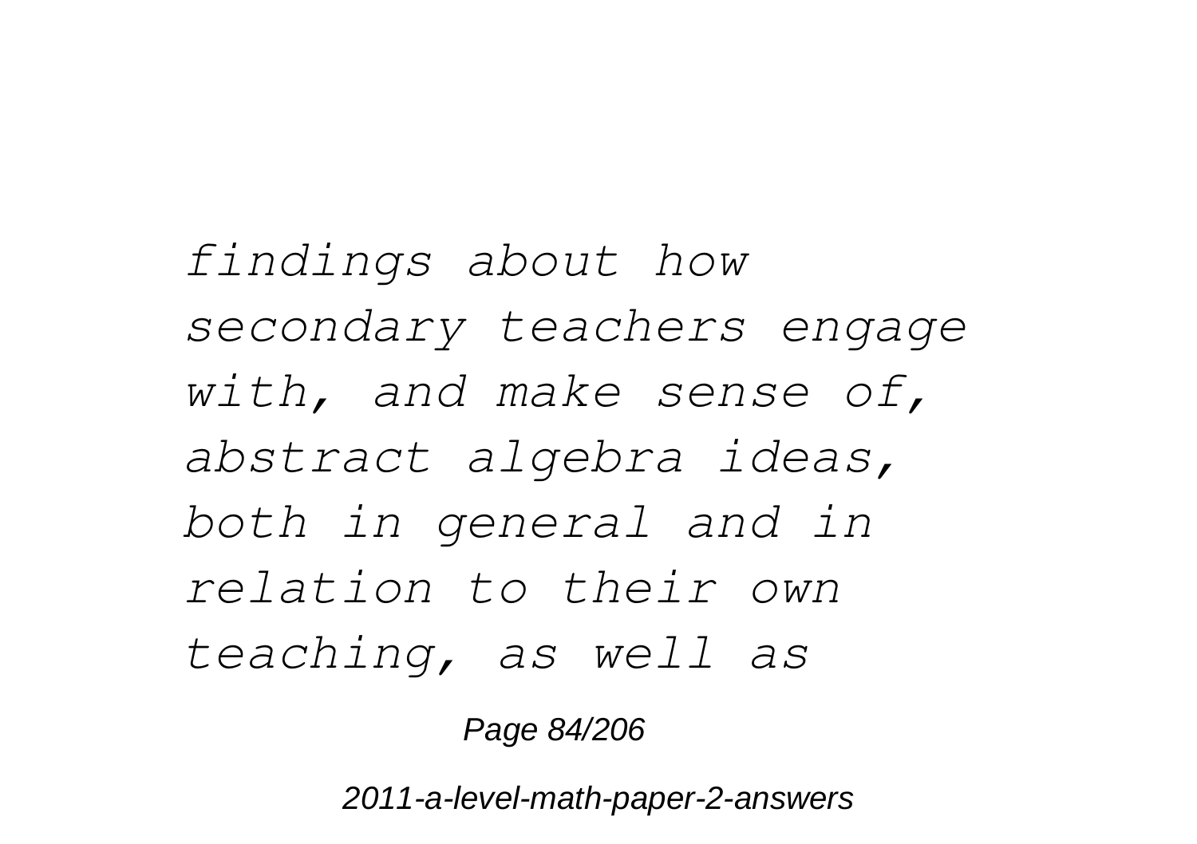*findings about how secondary teachers engage with, and make sense of, abstract algebra ideas, both in general and in relation to their own teaching, as well as*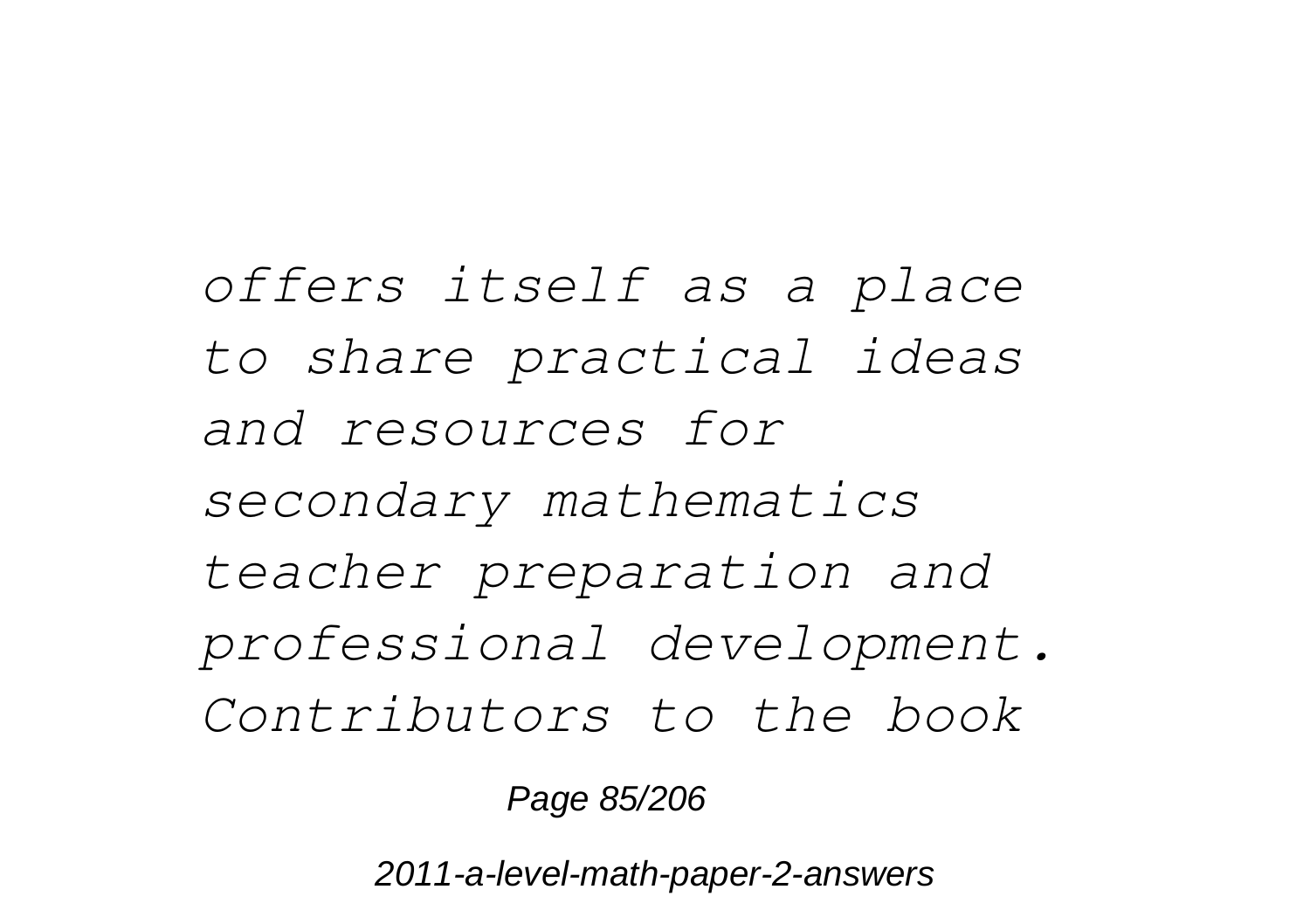*offers itself as a place to share practical ideas and resources for secondary mathematics teacher preparation and professional development. Contributors to the book*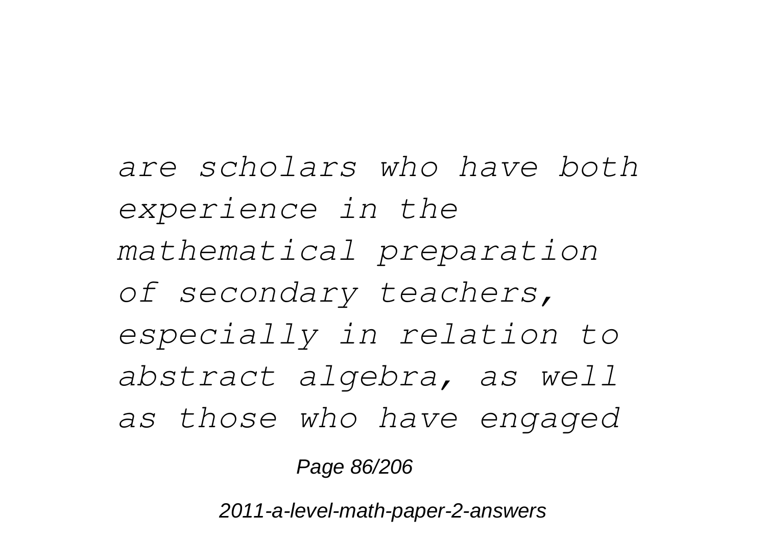*are scholars who have both experience in the mathematical preparation of secondary teachers, especially in relation to abstract algebra, as well as those who have engaged*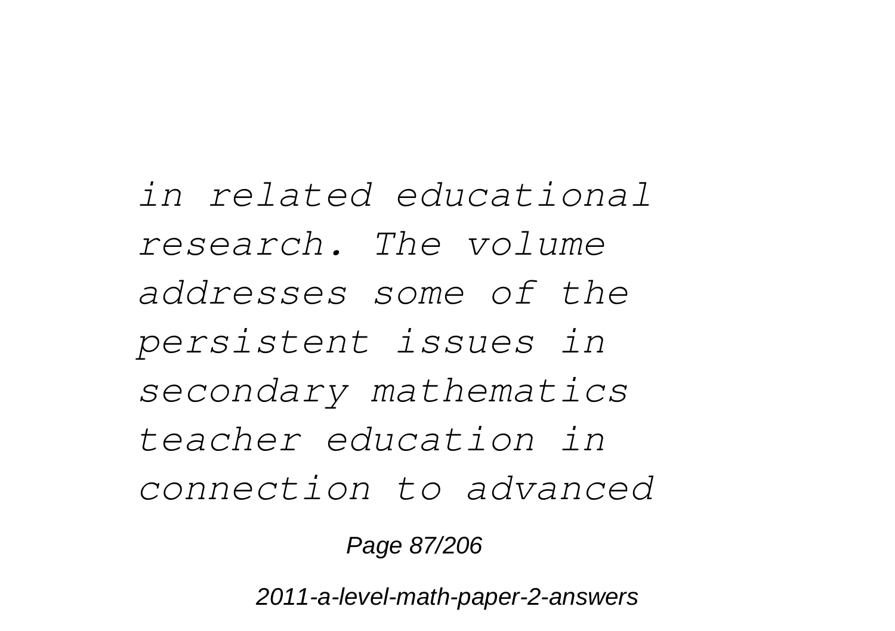*in related educational research. The volume addresses some of the persistent issues in secondary mathematics teacher education in connection to advanced*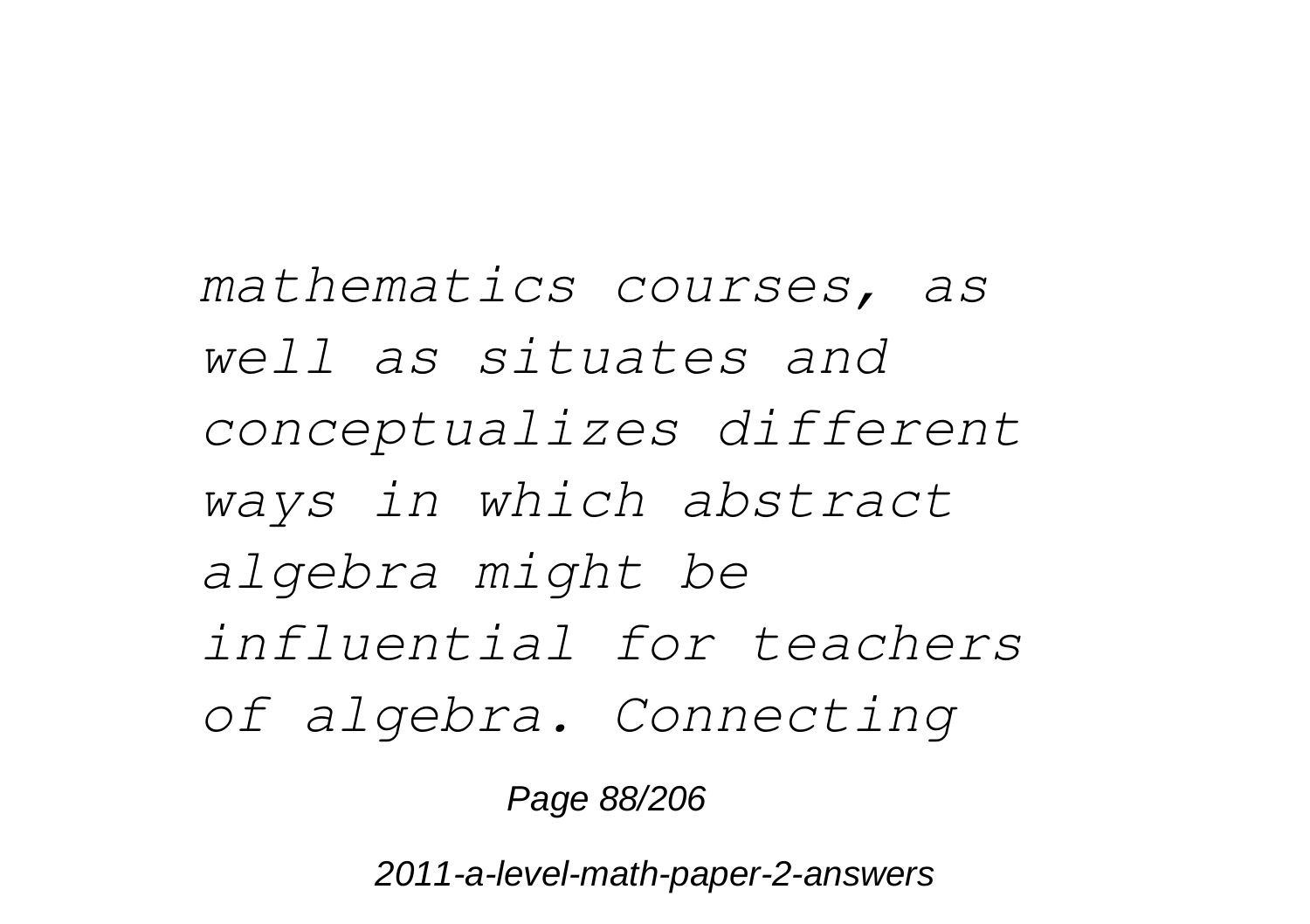*mathematics courses, as well as situates and conceptualizes different ways in which abstract algebra might be influential for teachers of algebra. Connecting*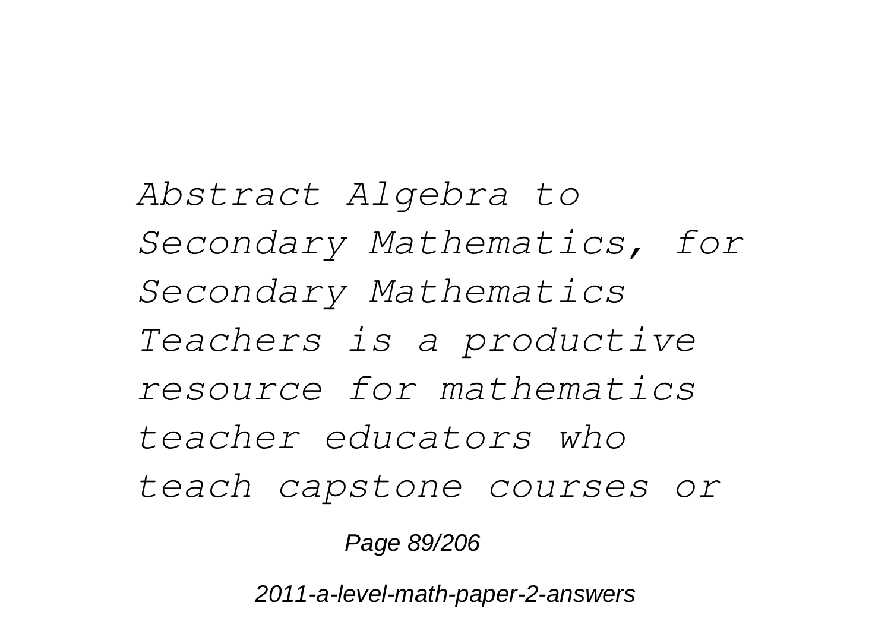*Abstract Algebra to Secondary Mathematics, for Secondary Mathematics Teachers is a productive resource for mathematics teacher educators who teach capstone courses or*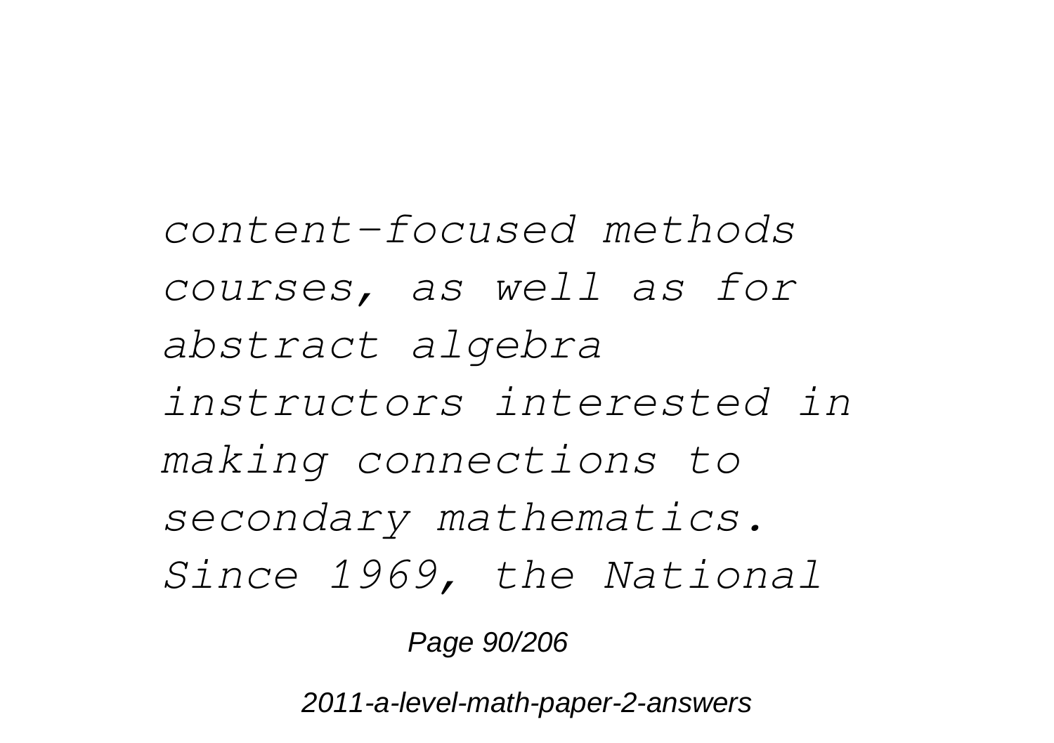*content-focused methods courses, as well as for abstract algebra instructors interested in making connections to secondary mathematics. Since 1969, the National*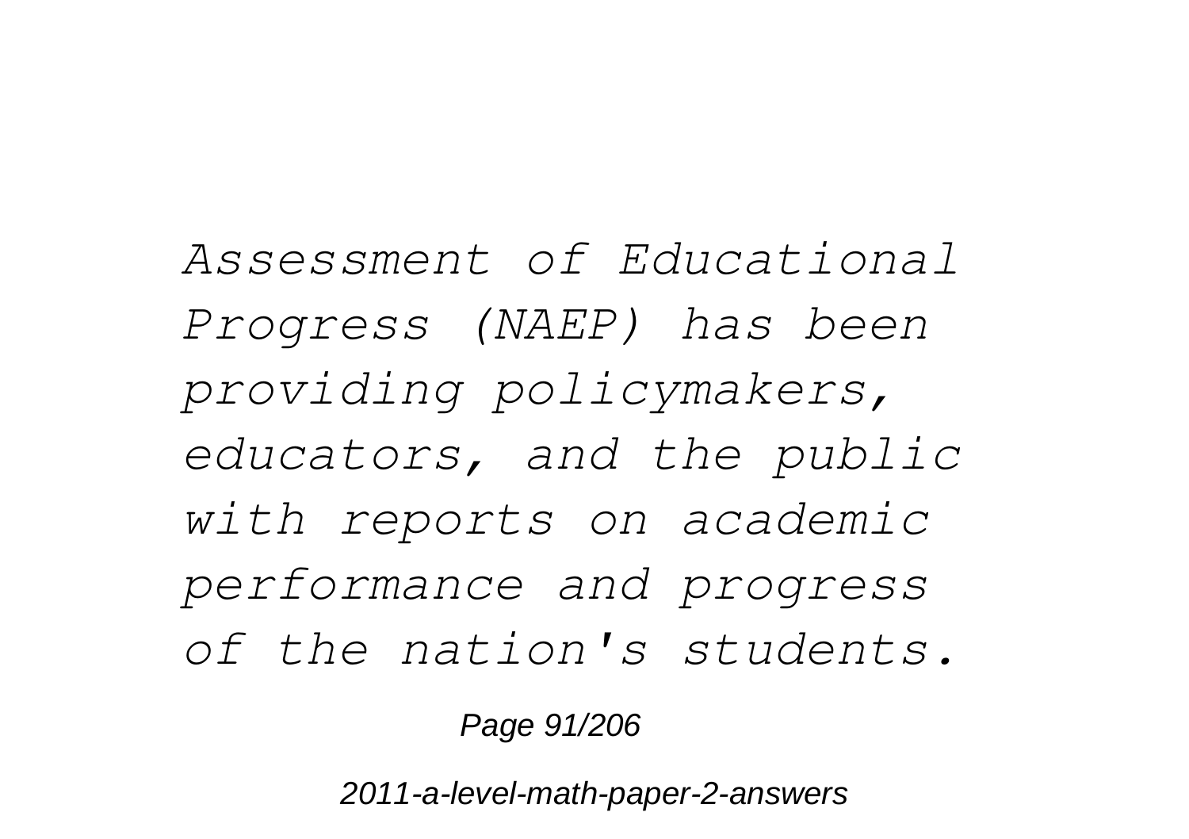*Assessment of Educational Progress (NAEP) has been providing policymakers, educators, and the public with reports on academic performance and progress of the nation's students.*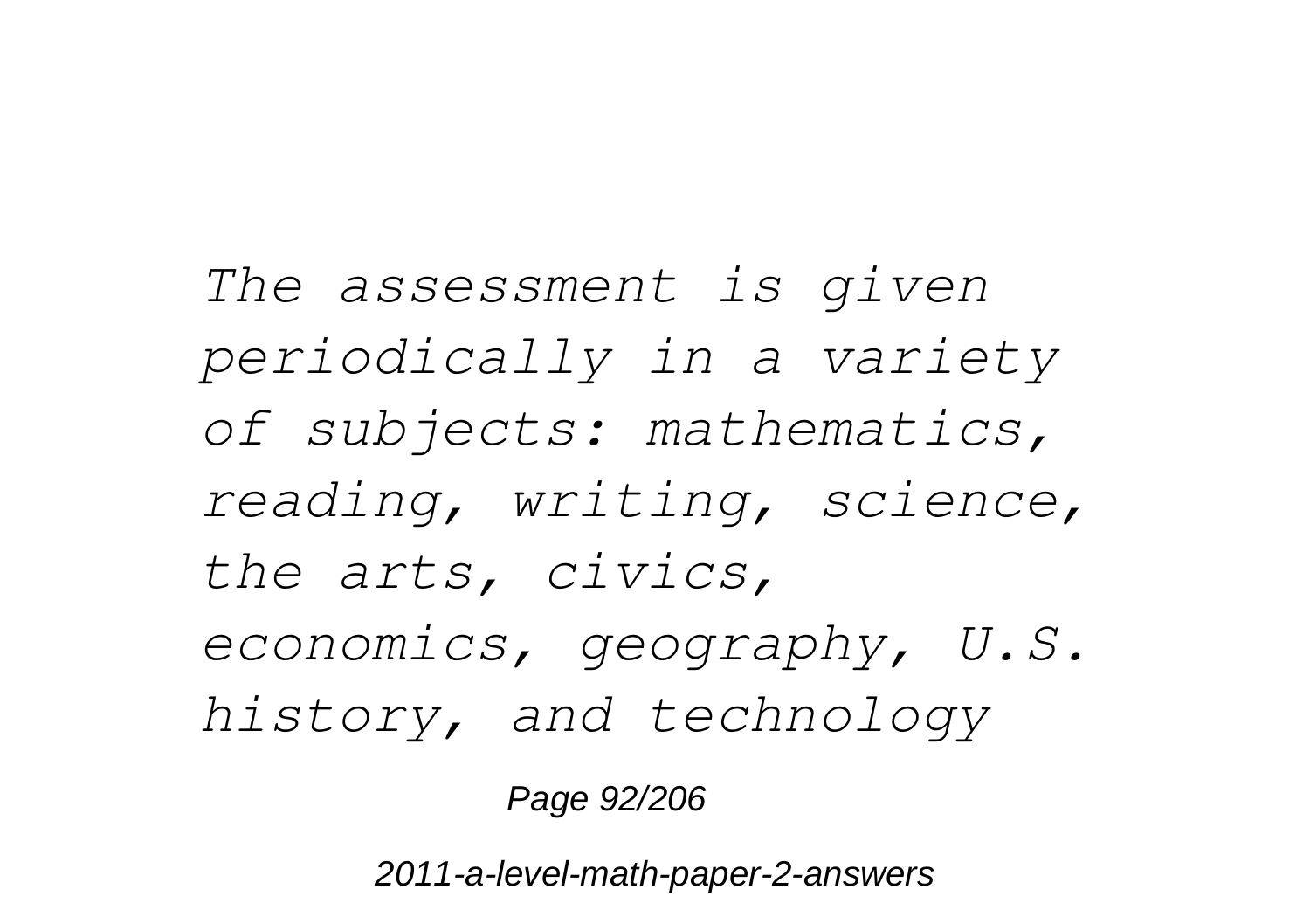*The assessment is given periodically in a variety of subjects: mathematics, reading, writing, science, the arts, civics, economics, geography, U.S. history, and technology*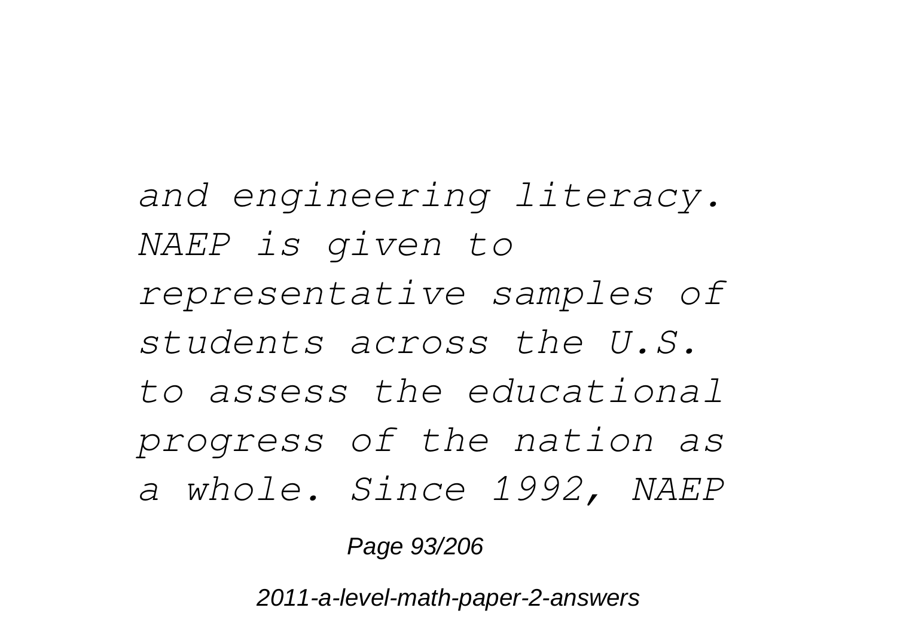*and engineering literacy. NAEP is given to representative samples of students across the U.S. to assess the educational progress of the nation as a whole. Since 1992, NAEP*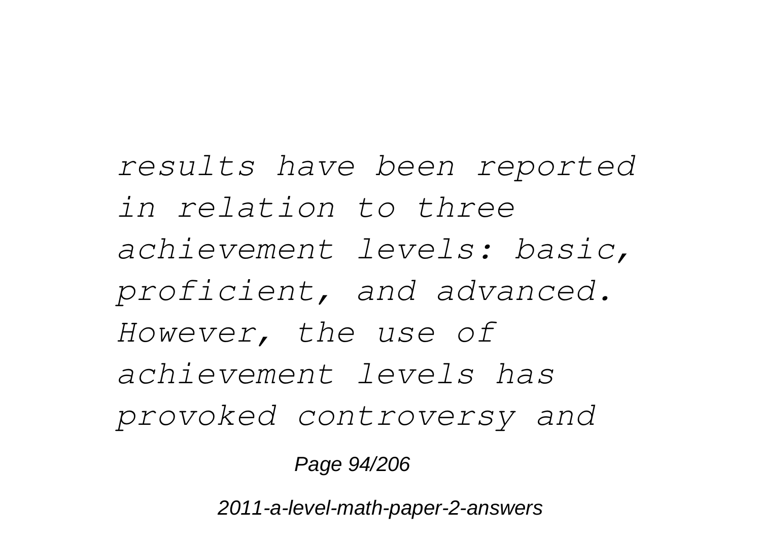*results have been reported in relation to three achievement levels: basic, proficient, and advanced. However, the use of achievement levels has provoked controversy and*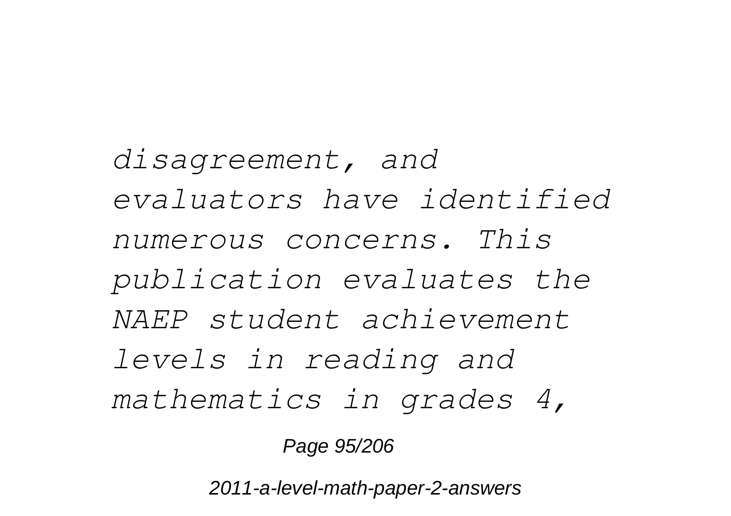*disagreement, and evaluators have identified numerous concerns. This publication evaluates the NAEP student achievement levels in reading and mathematics in grades 4,*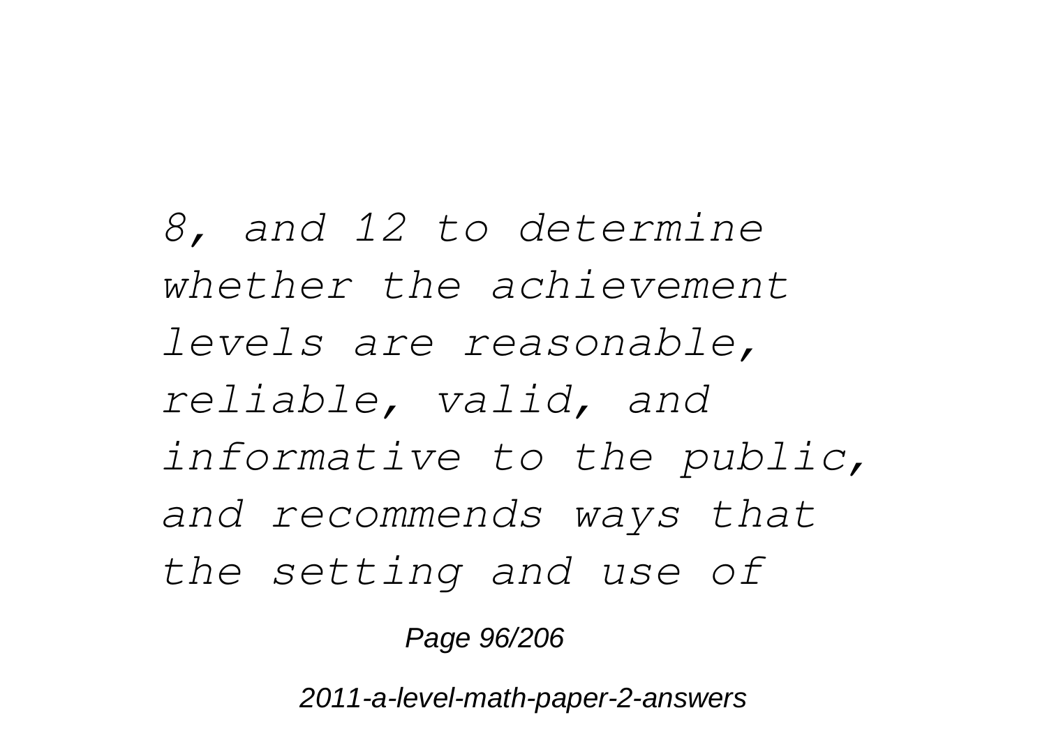*8, and 12 to determine whether the achievement levels are reasonable, reliable, valid, and informative to the public, and recommends ways that the setting and use of*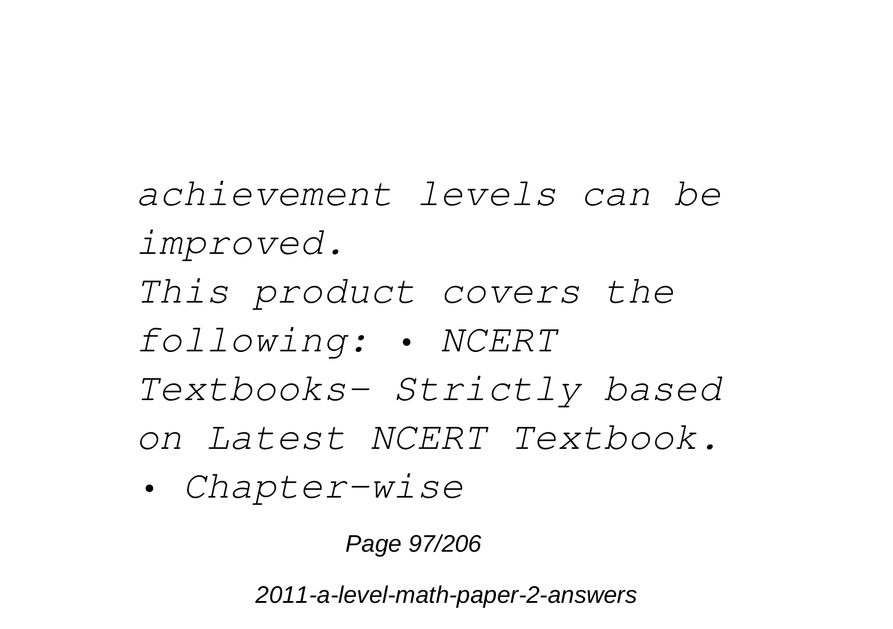*achievement levels can be improved.*

*This product covers the following: • NCERT Textbooks- Strictly based on Latest NCERT Textbook.*

*• Chapter-wise*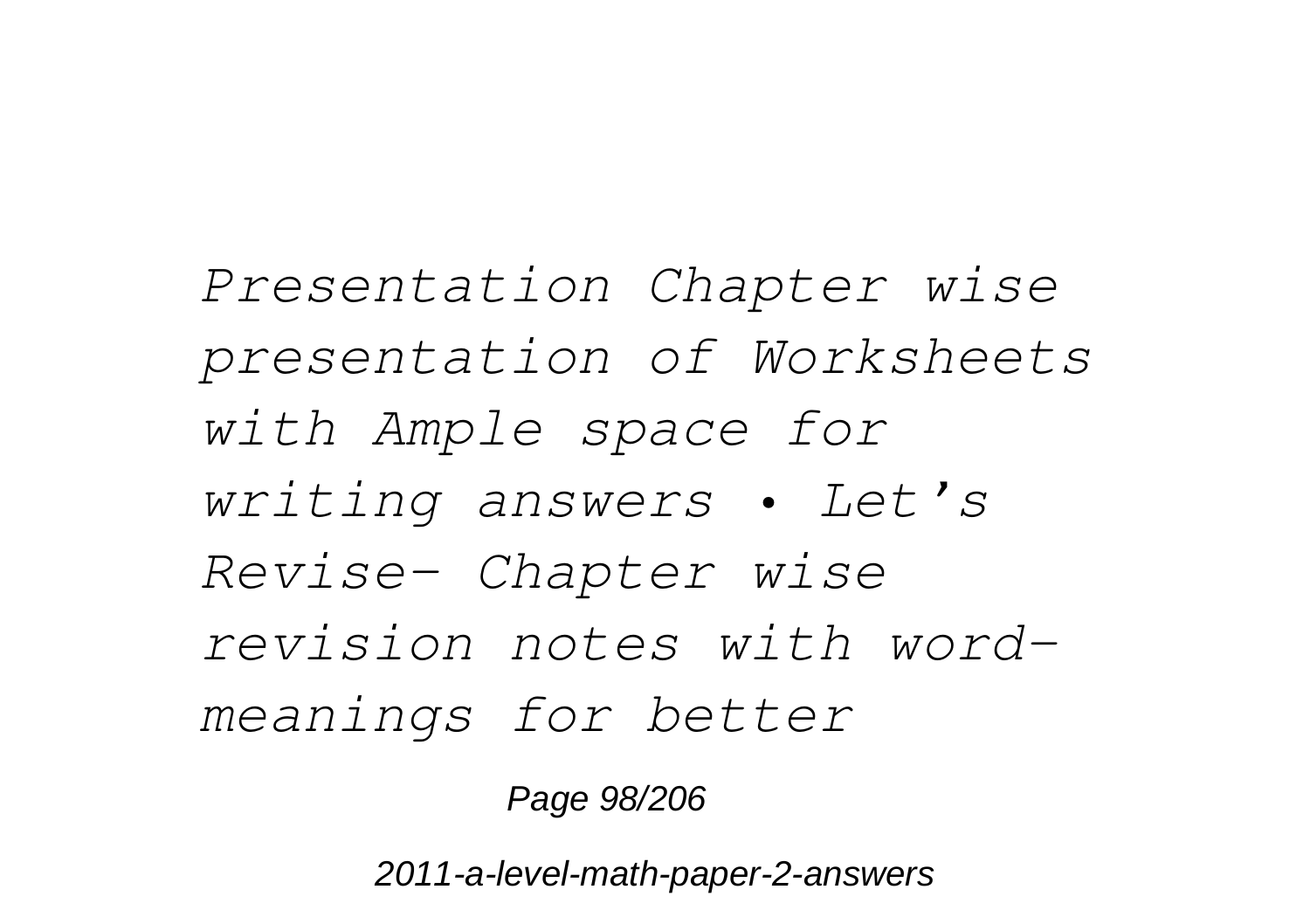*Presentation Chapter wise presentation of Worksheets with Ample space for writing answers • Let’s Revise- Chapter wise revision notes with word-meanings for better*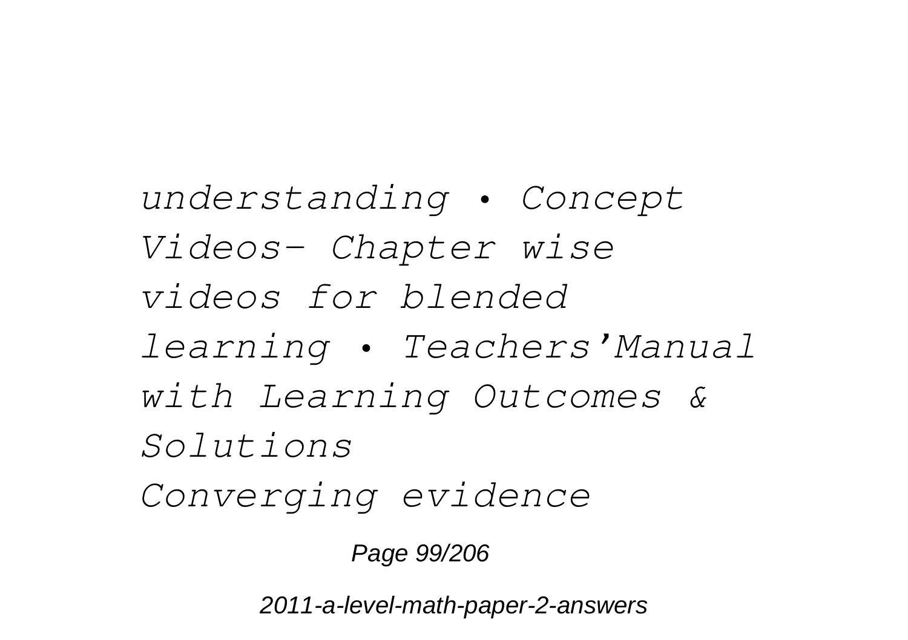*understanding • Concept Videos- Chapter wise videos for blended learning • Teachers'Manual with Learning Outcomes & Solutions*

*Converging evidence*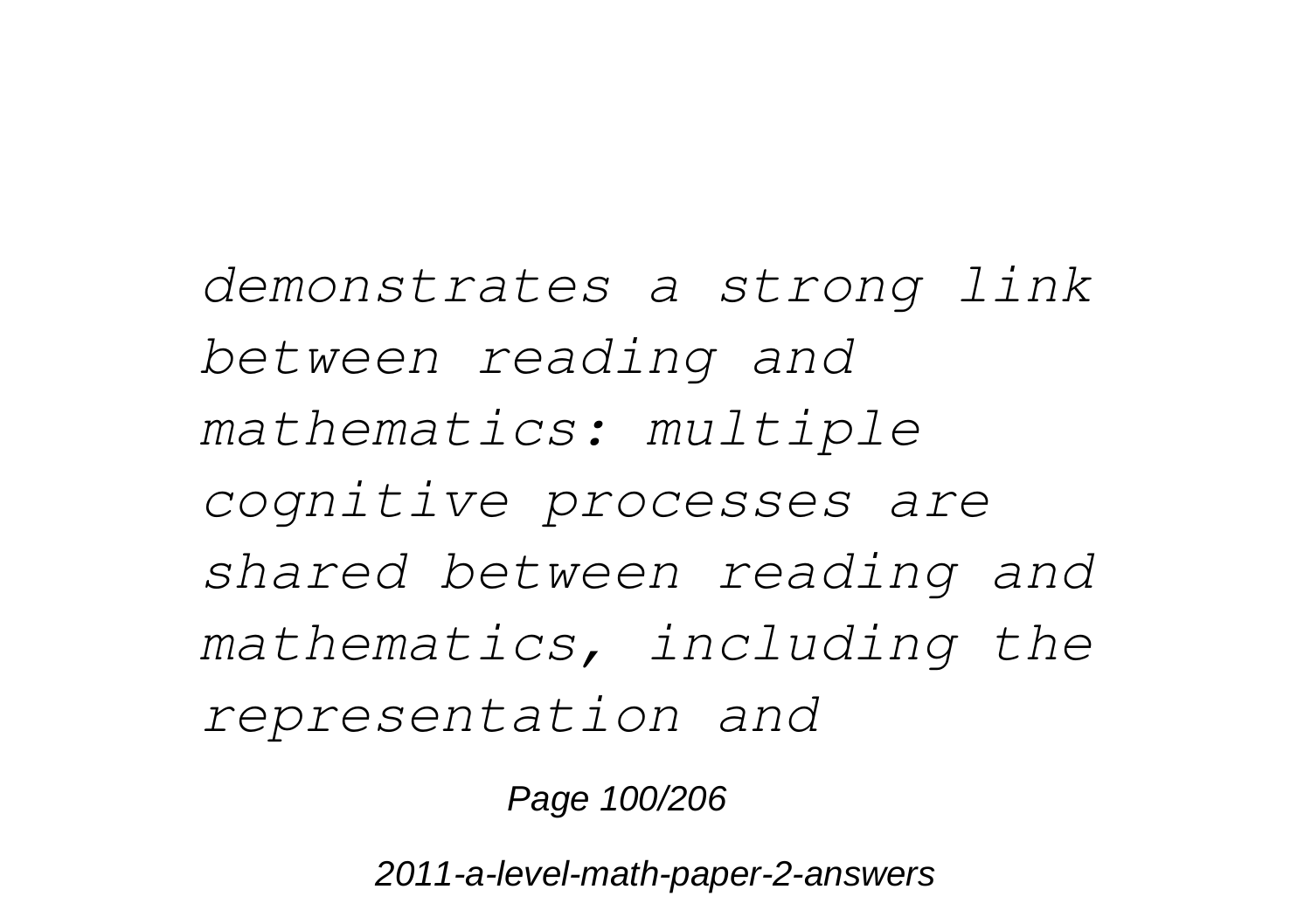*demonstrates a strong link between reading and mathematics: multiple cognitive processes are shared between reading and mathematics, including the representation and*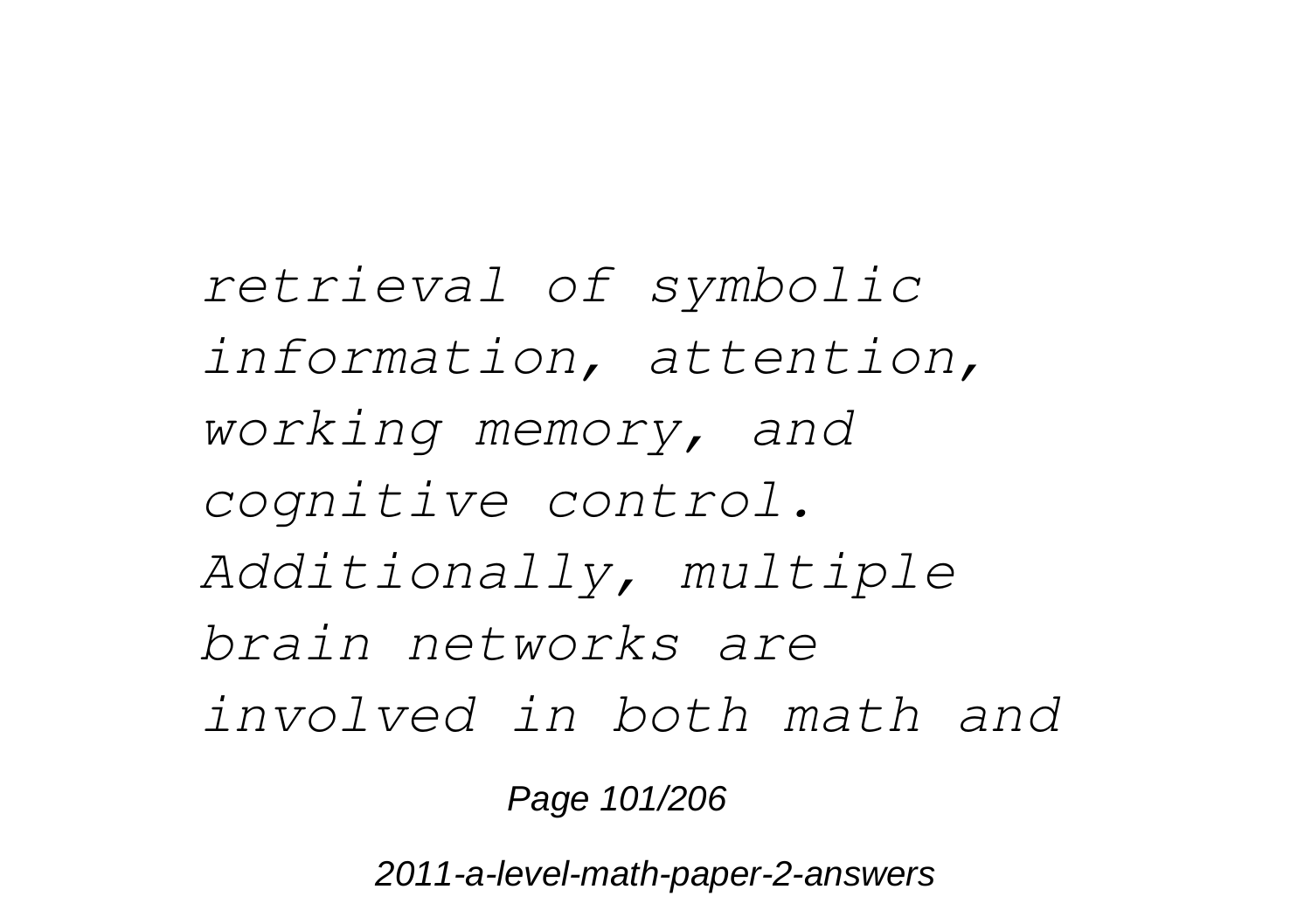*retrieval of symbolic information, attention, working memory, and cognitive control. Additionally, multiple brain networks are involved in both math and*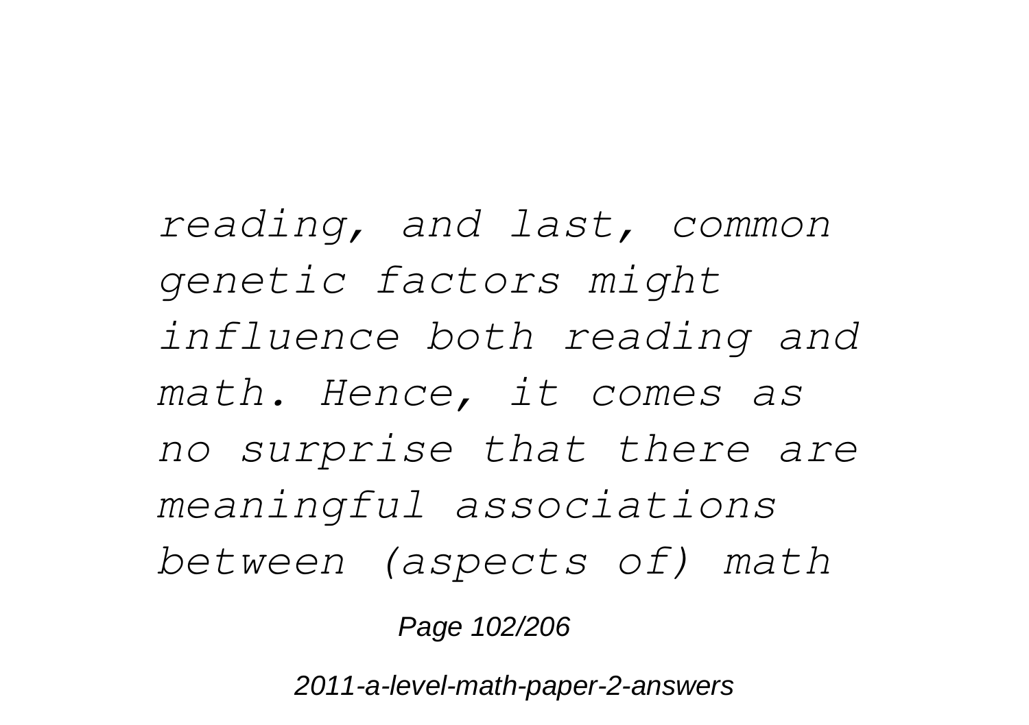*reading, and last, common genetic factors might influence both reading and math. Hence, it comes as no surprise that there are meaningful associations between (aspects of) math*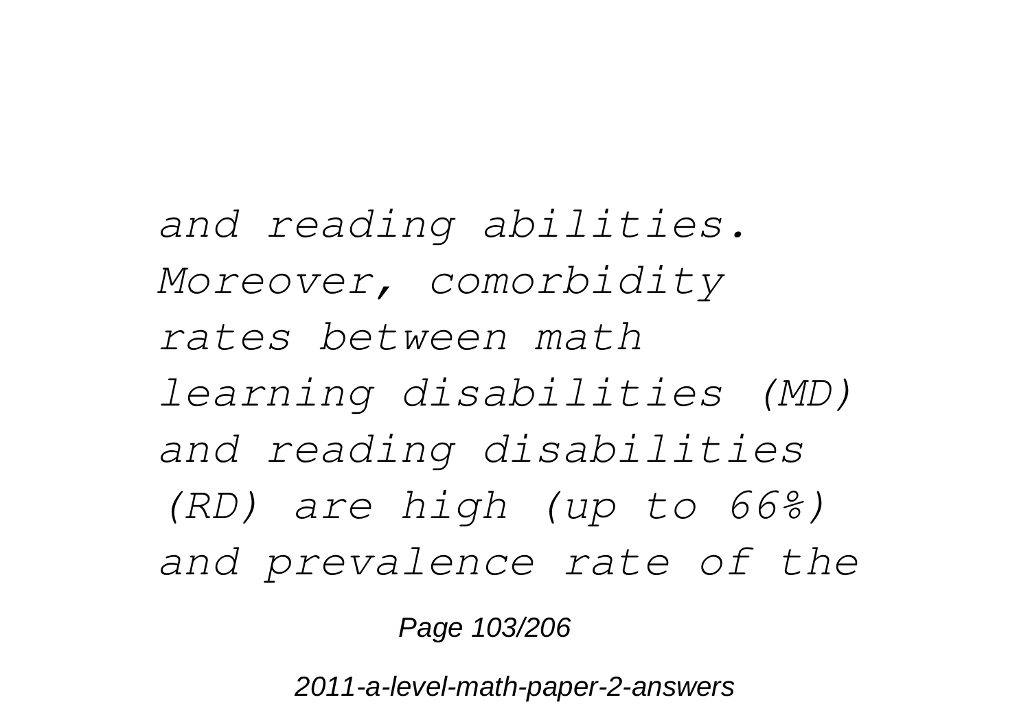*and reading abilities. Moreover, comorbidity rates between math learning disabilities (MD) and reading disabilities (RD) are high (up to 66%) and prevalence rate of the*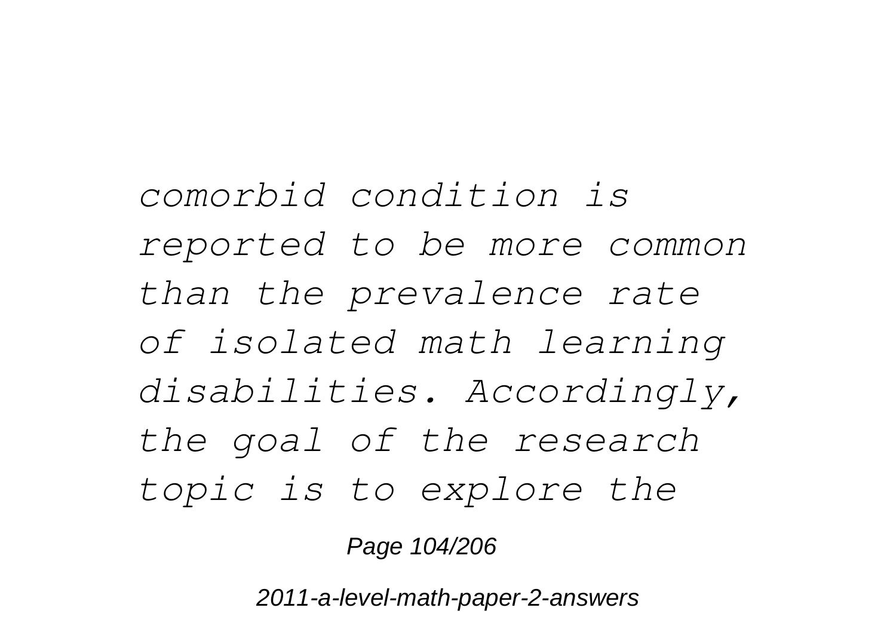*comorbid condition is reported to be more common than the prevalence rate of isolated math learning disabilities. Accordingly, the goal of the research topic is to explore the*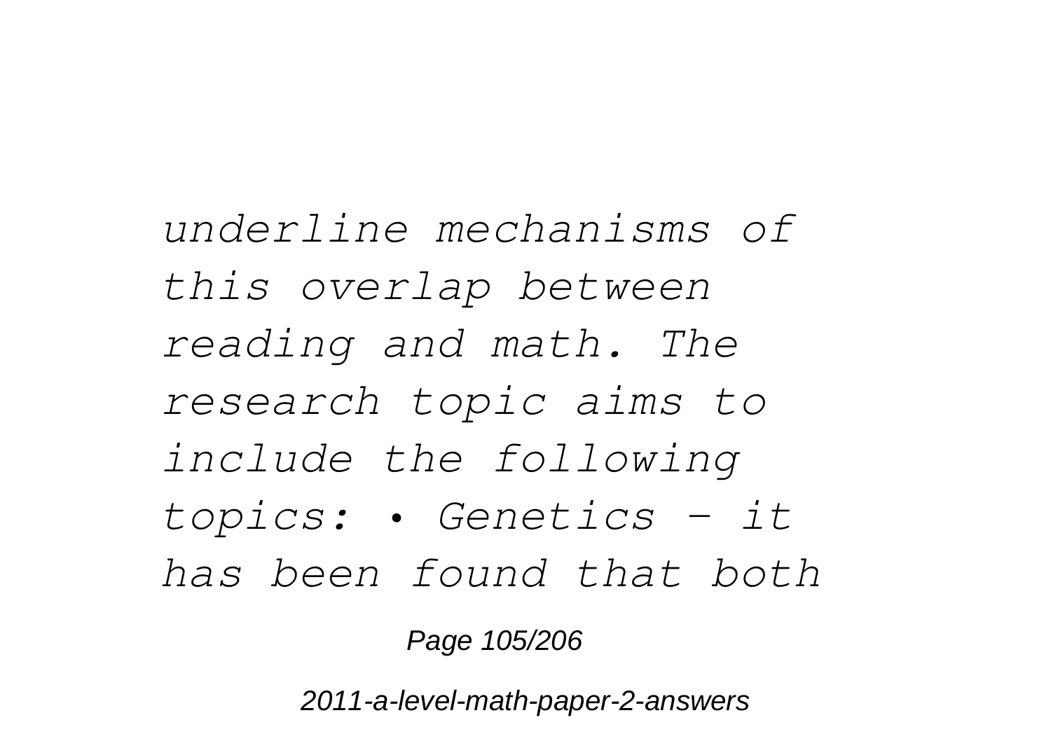*underline mechanisms of this overlap between reading and math. The research topic aims to include the following topics: • Genetics – it has been found that both*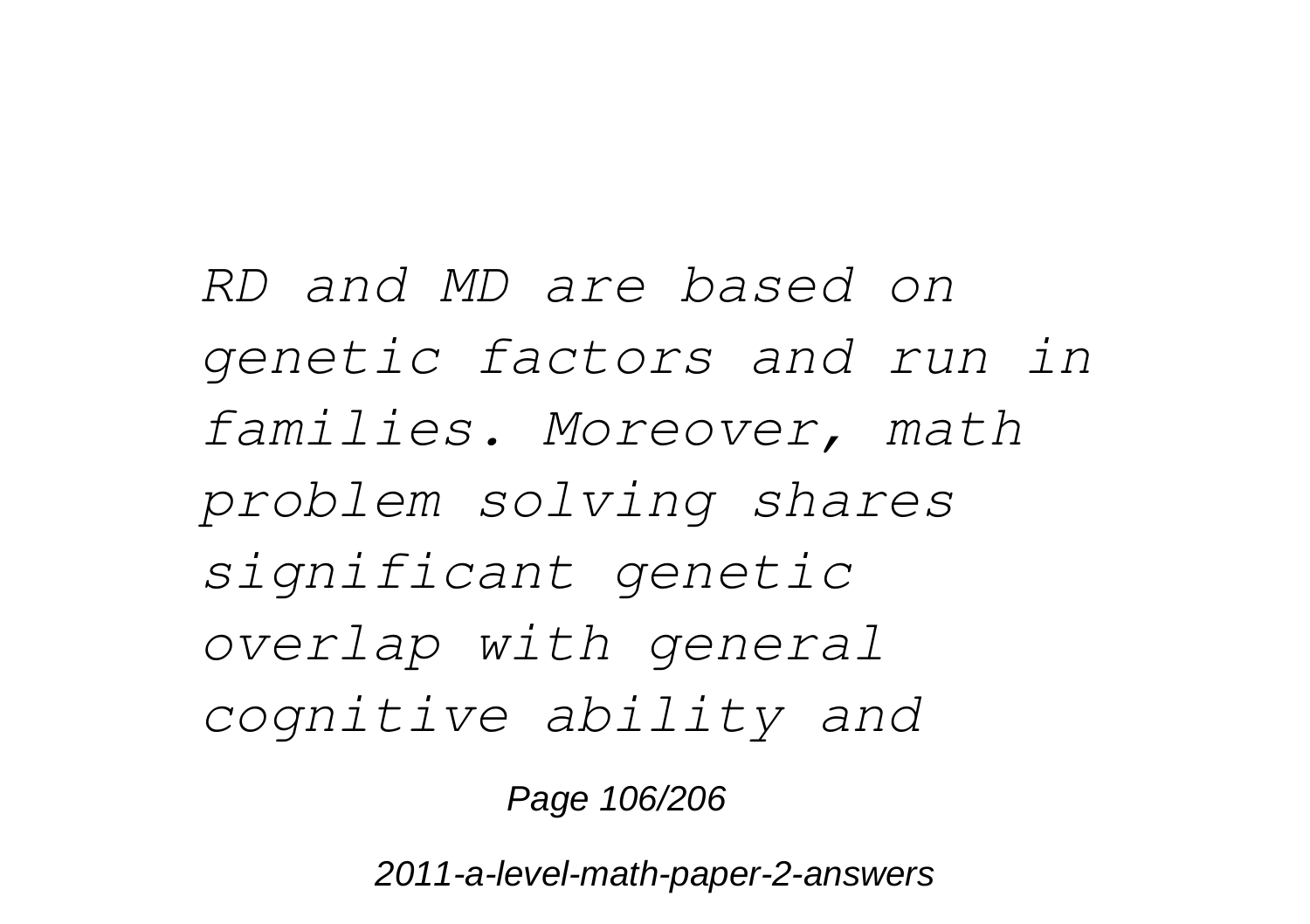*RD and MD are based on genetic factors and run in families. Moreover, math problem solving shares significant genetic overlap with general cognitive ability and*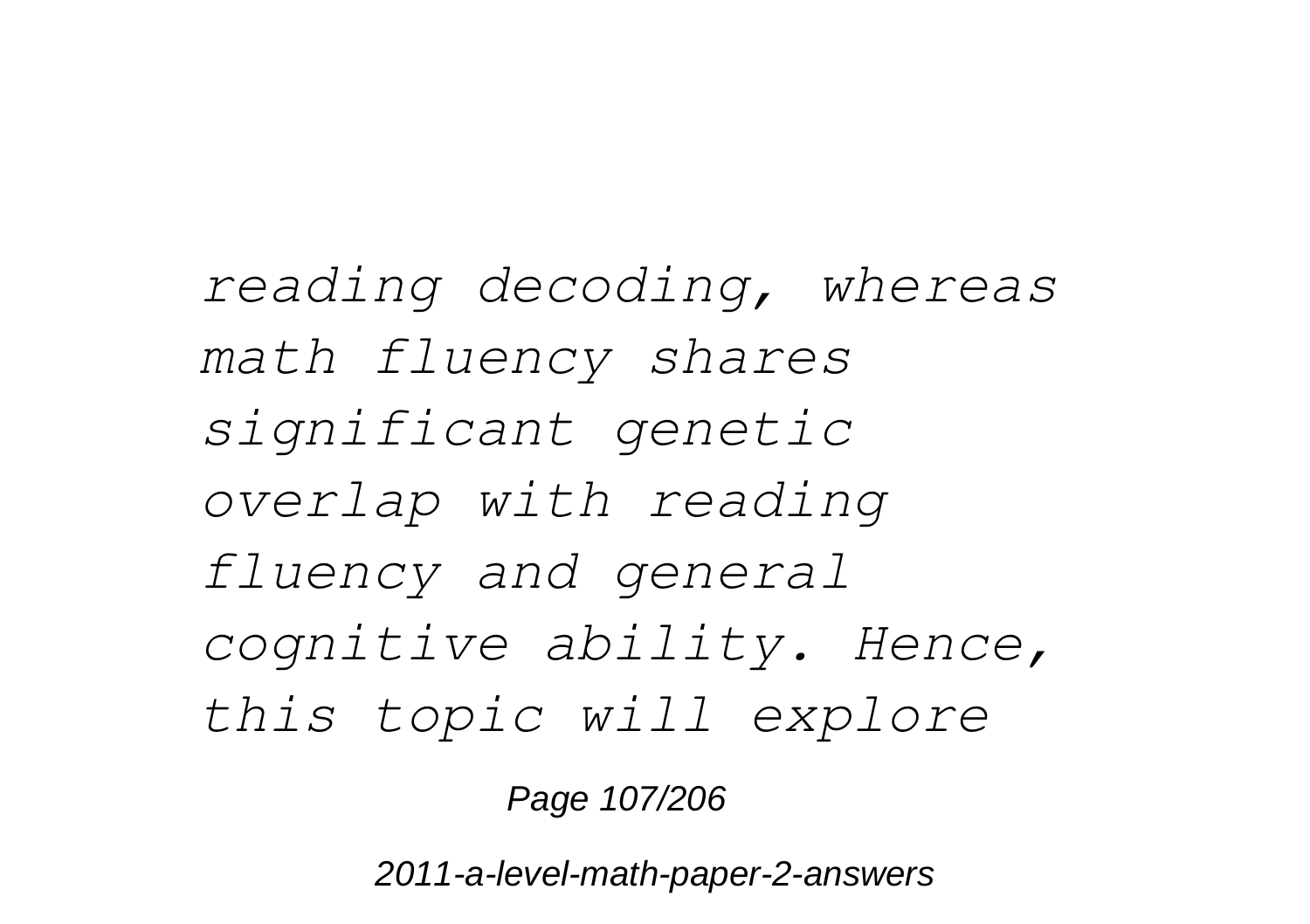*reading decoding, whereas math fluency shares significant genetic overlap with reading fluency and general cognitive ability. Hence, this topic will explore*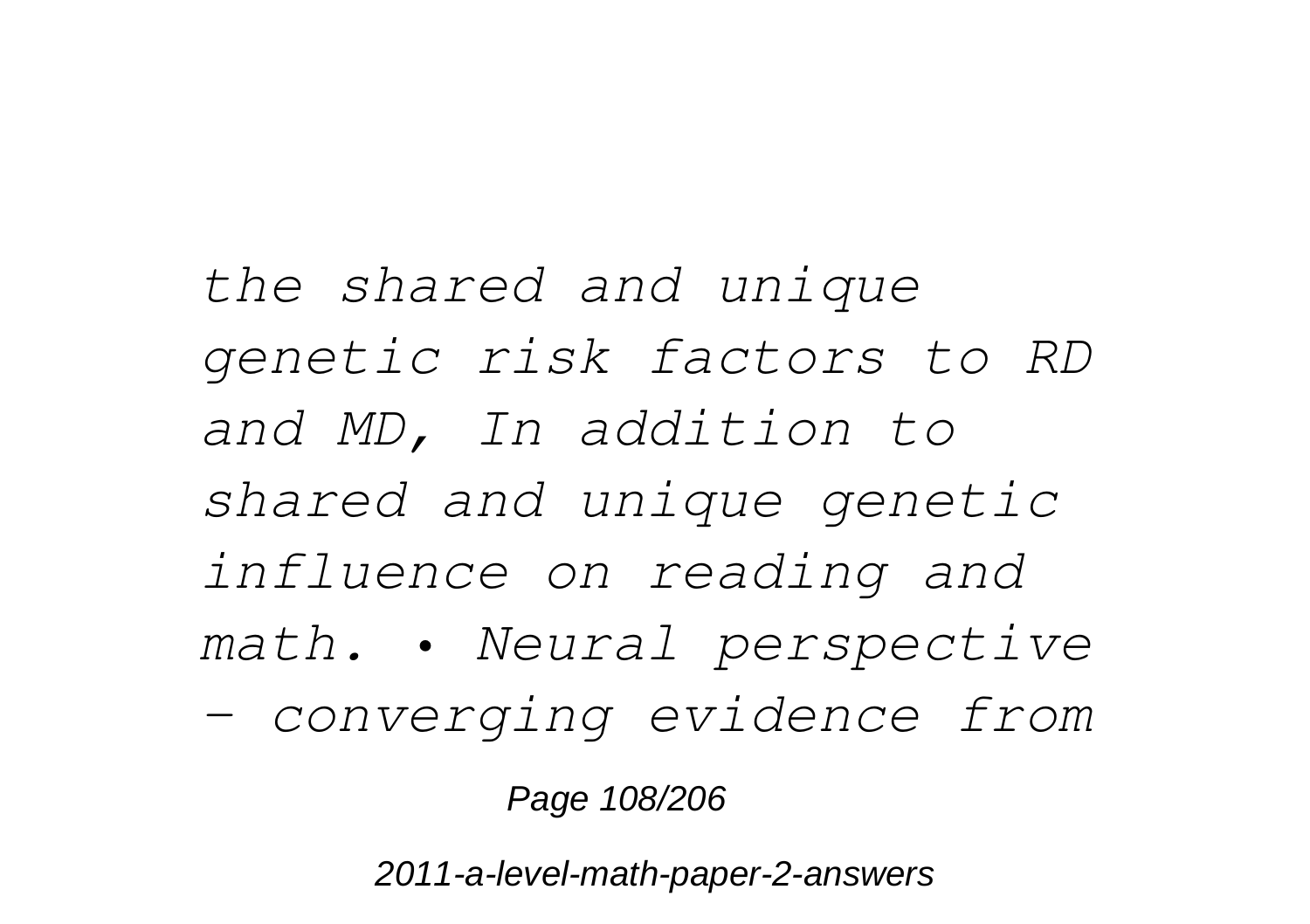*the shared and unique genetic risk factors to RD and MD, In addition to shared and unique genetic influence on reading and math. • Neural perspective – converging evidence from*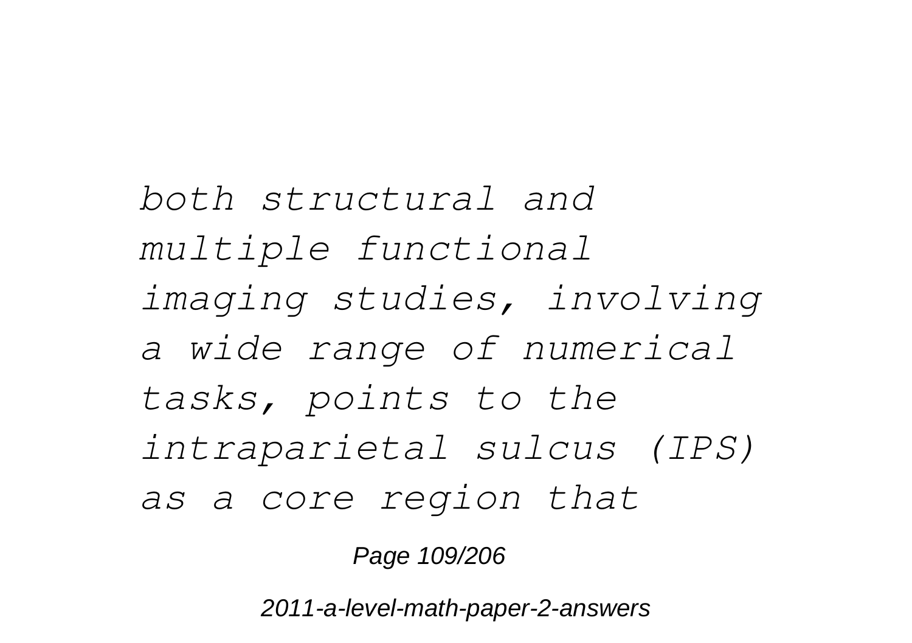*both structural and multiple functional imaging studies, involving a wide range of numerical tasks, points to the intraparietal sulcus (IPS) as a core region that*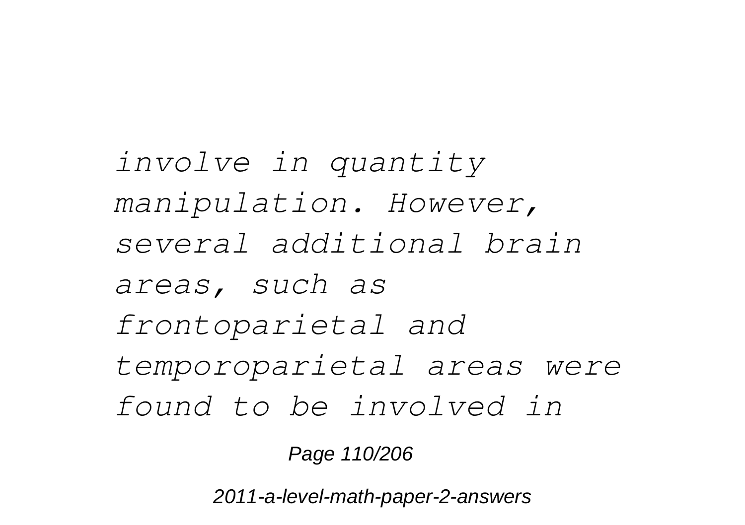*involve in quantity manipulation. However, several additional brain areas, such as frontoparietal and temporoparietal areas were found to be involved in*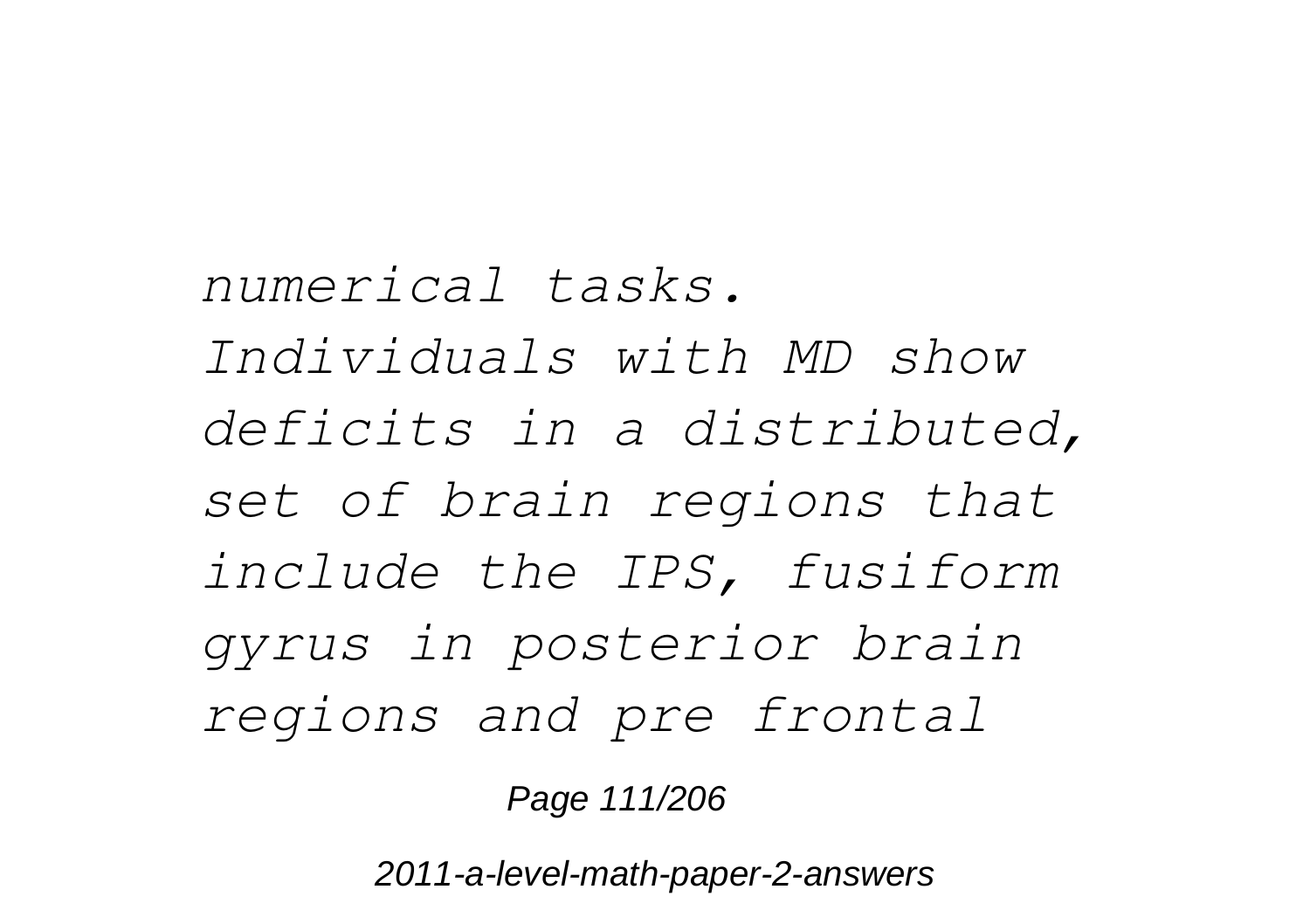*numerical tasks. Individuals with MD show deficits in a distributed, set of brain regions that include the IPS, fusiform gyrus in posterior brain regions and pre frontal*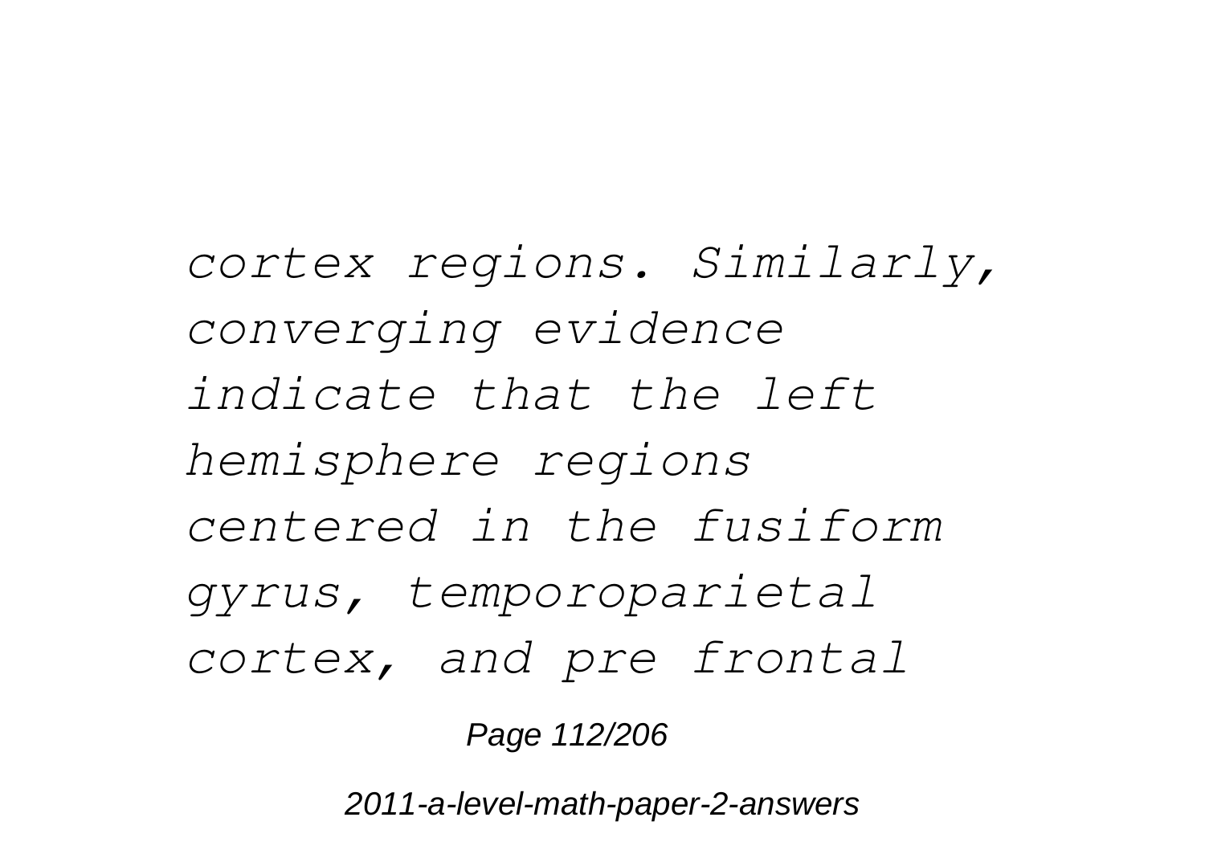*cortex regions. Similarly, converging evidence indicate that the left hemisphere regions centered in the fusiform gyrus, temporoparietal cortex, and pre frontal*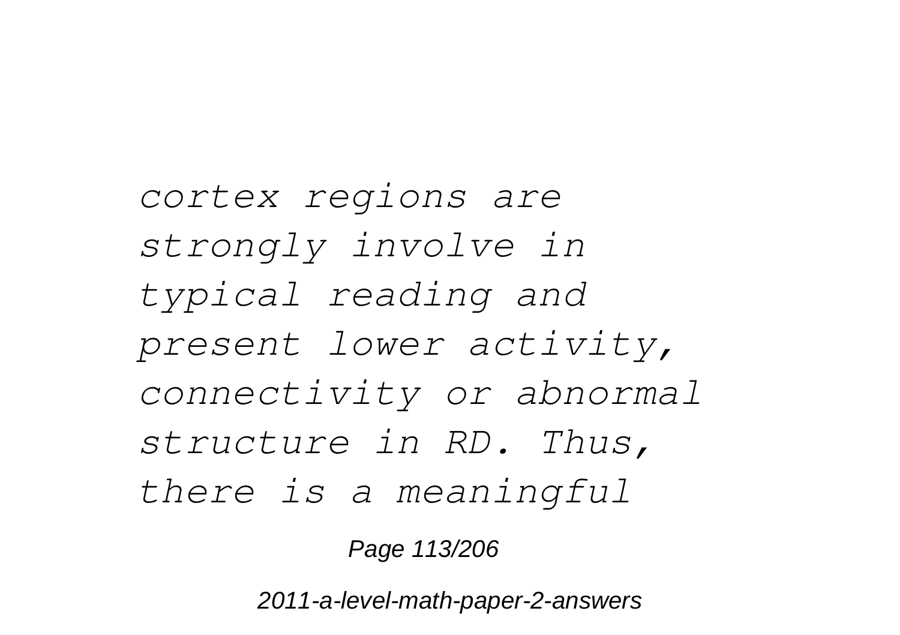*cortex regions are strongly involve in typical reading and present lower activity, connectivity or abnormal structure in RD. Thus, there is a meaningful*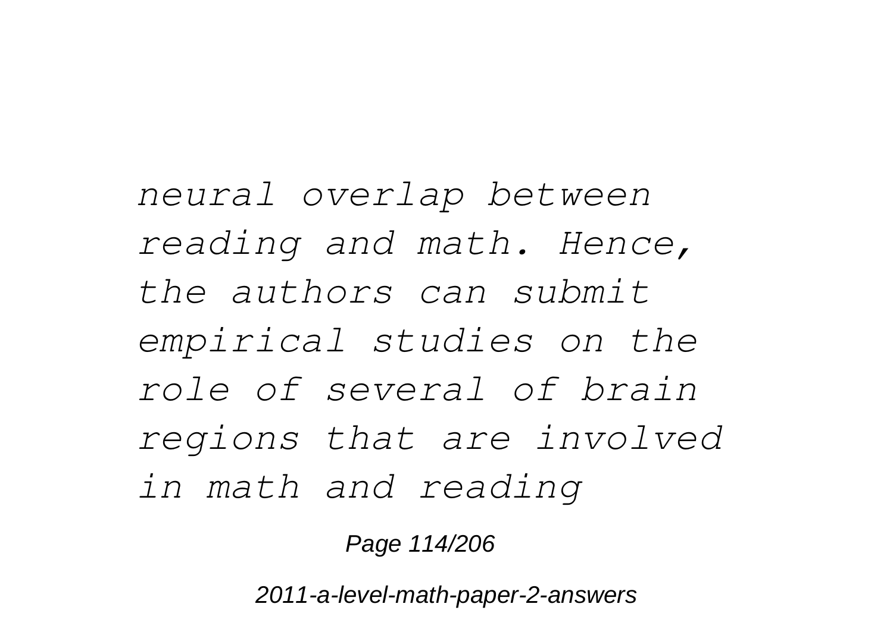*neural overlap between reading and math. Hence, the authors can submit empirical studies on the role of several of brain regions that are involved in math and reading*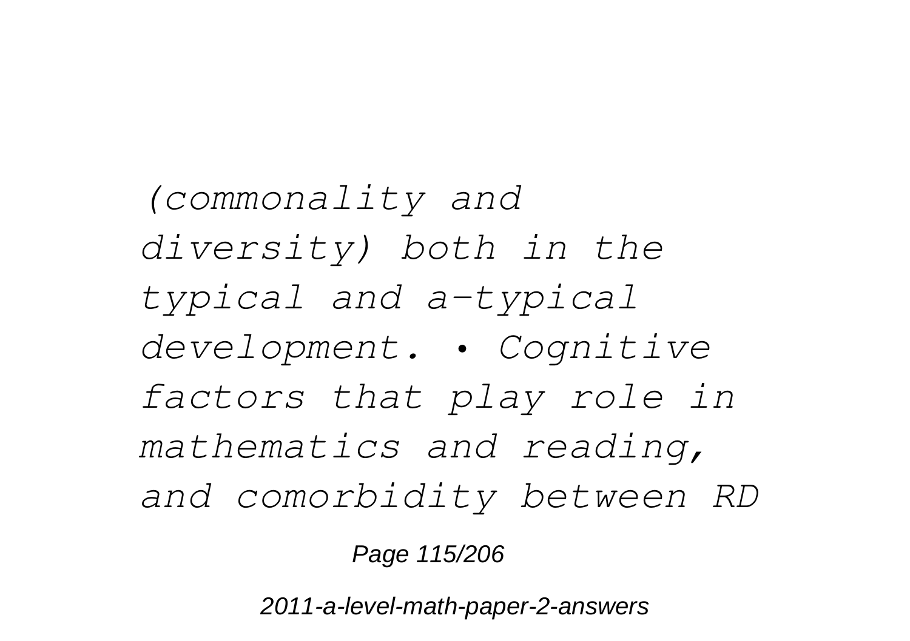*(commonality and diversity) both in the typical and a-typical development. • Cognitive factors that play role in mathematics and reading, and comorbidity between RD*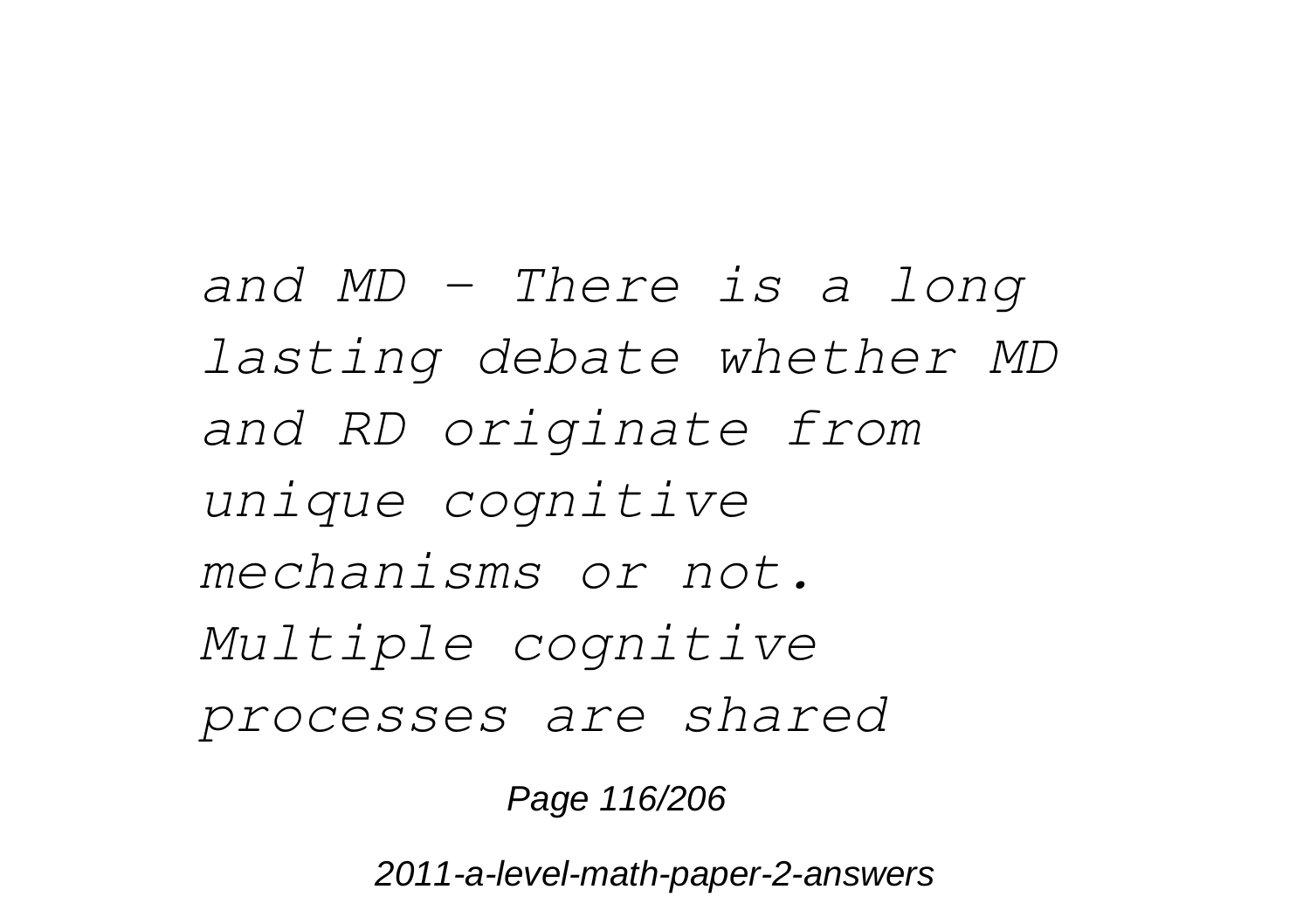*and MD - There is a long lasting debate whether MD and RD originate from unique cognitive mechanisms or not. Multiple cognitive processes are shared*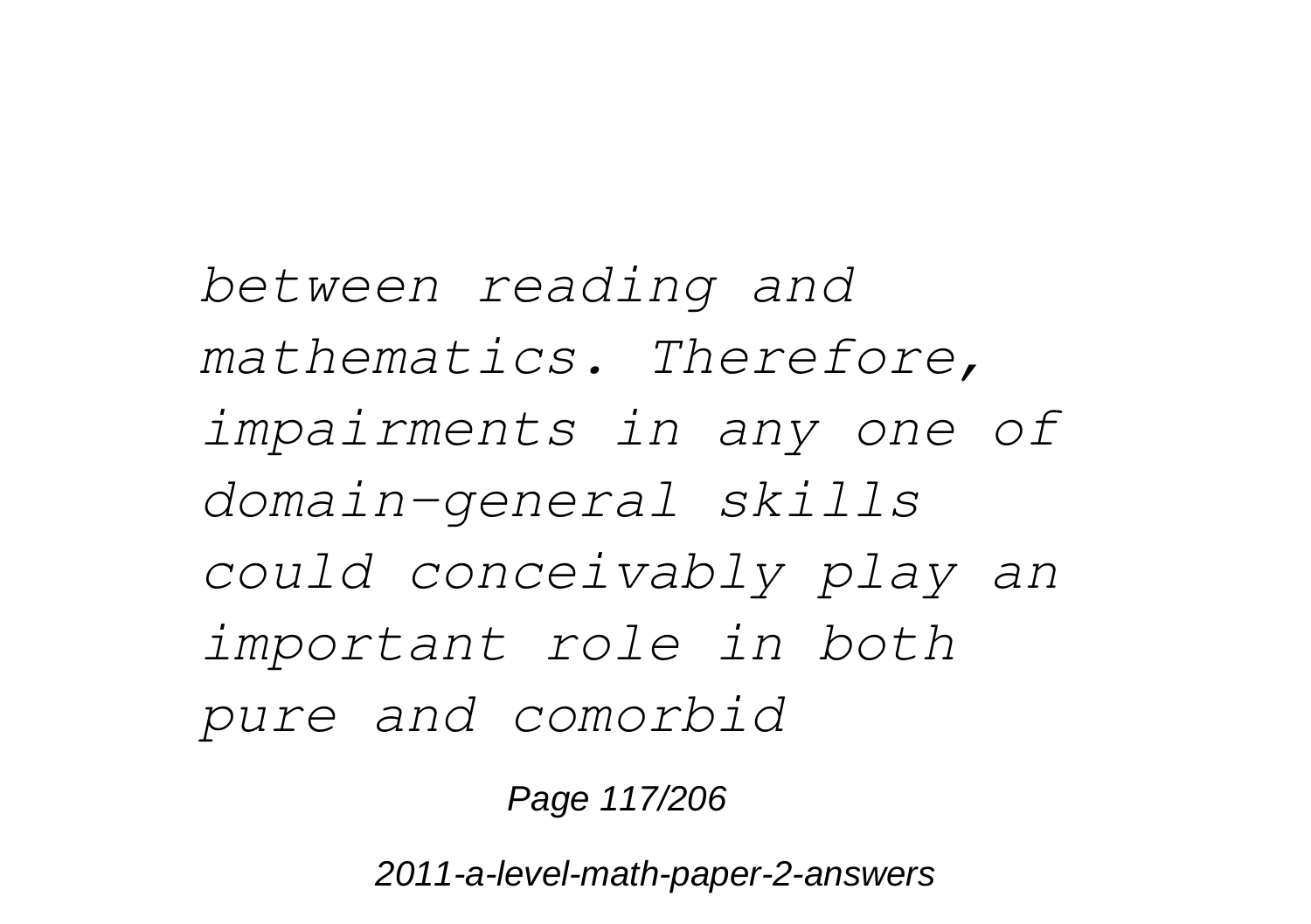*between reading and mathematics. Therefore, impairments in any one of domain-general skills could conceivably play an important role in both pure and comorbid*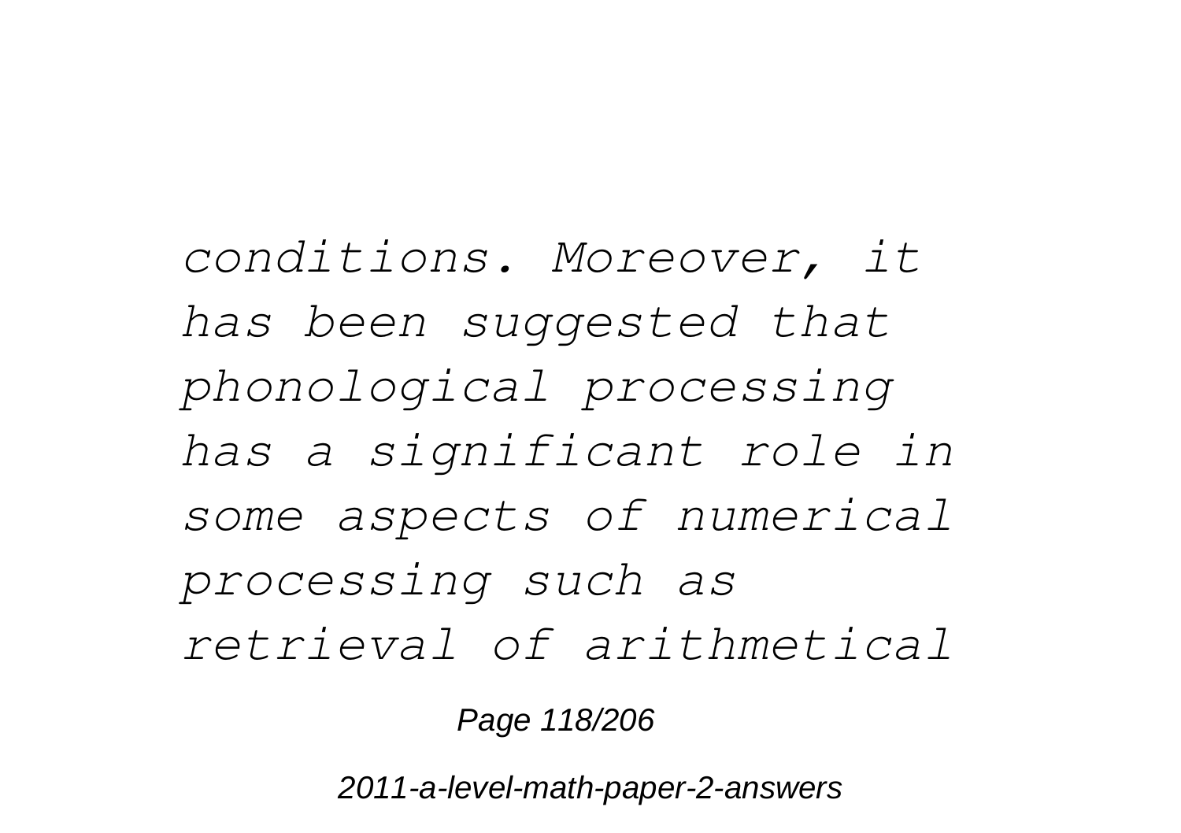*conditions. Moreover, it has been suggested that phonological processing has a significant role in some aspects of numerical processing such as retrieval of arithmetical*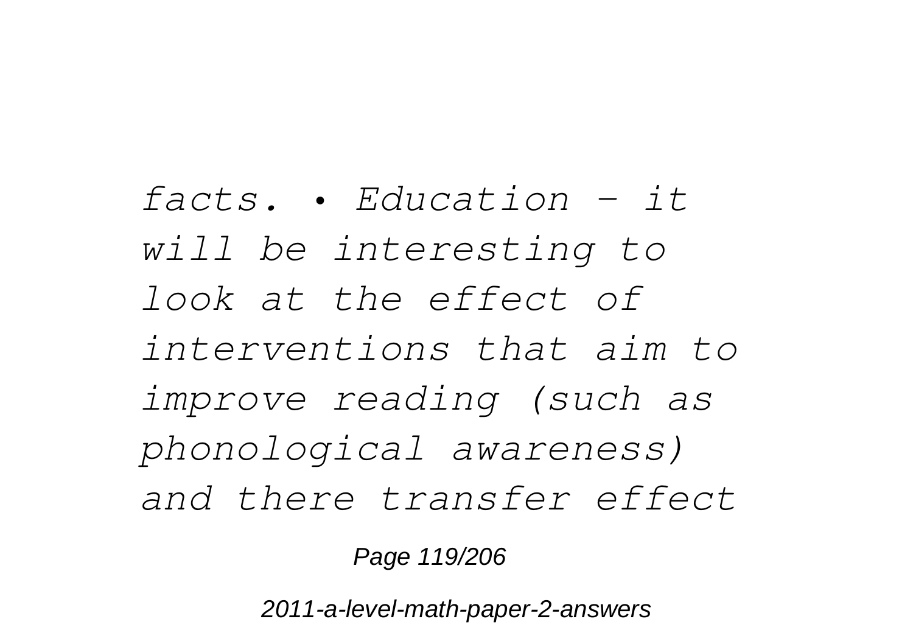*facts. • Education – it will be interesting to look at the effect of interventions that aim to improve reading (such as phonological awareness) and there transfer effect*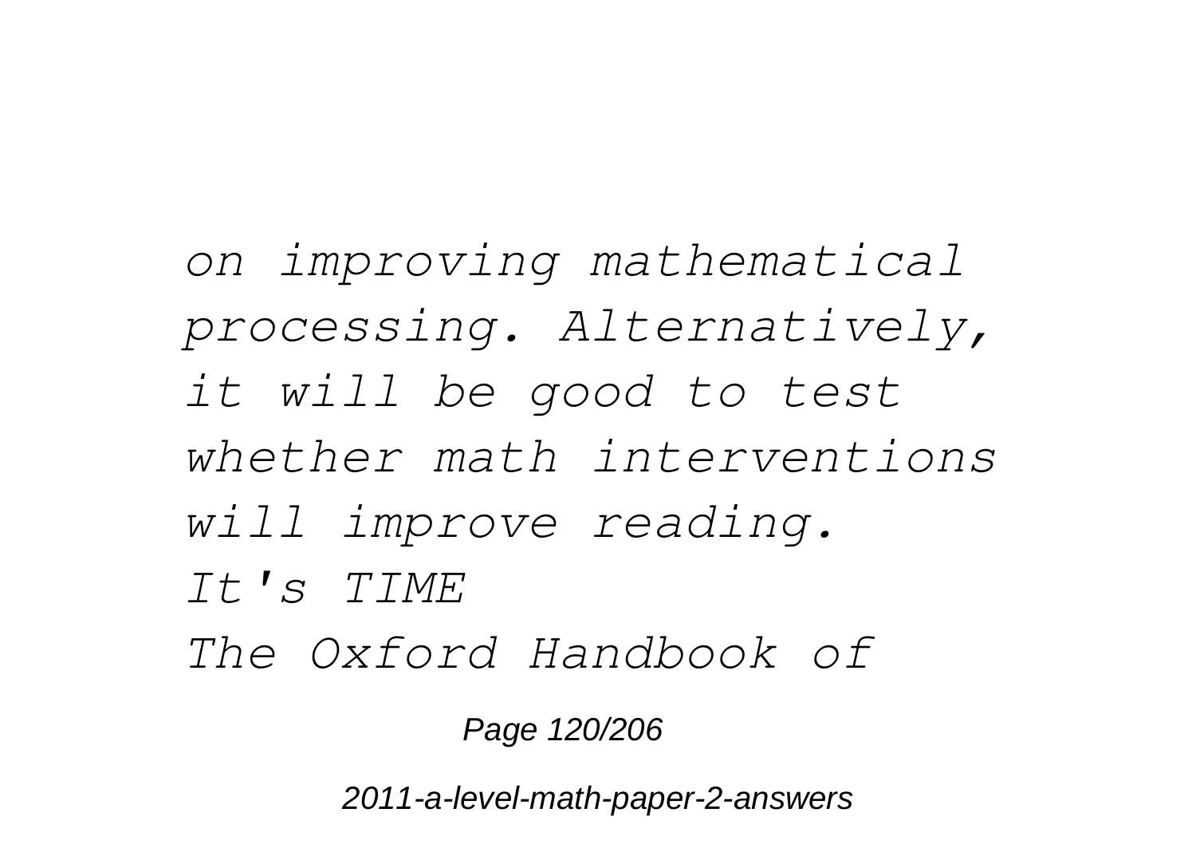*on improving mathematical processing. Alternatively, it will be good to test whether math interventions will improve reading.*

*It's TIME*

*The Oxford Handbook of*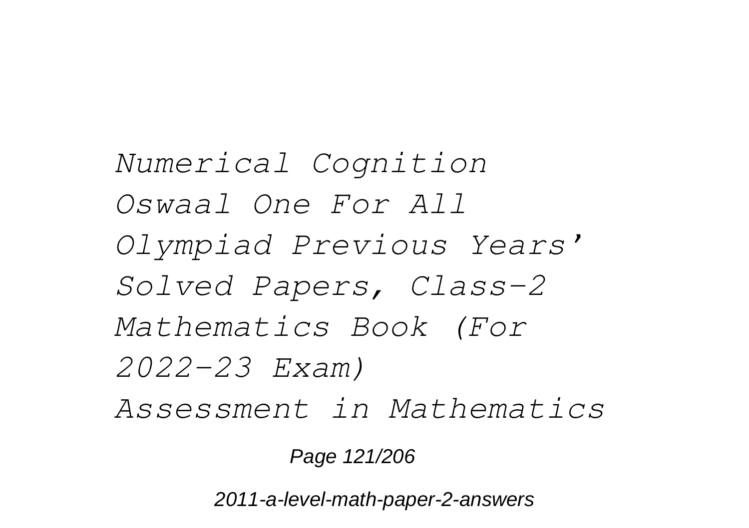*Numerical Cognition*
*Oswaal One For All Olympiad Previous Years' Solved Papers, Class-2 Mathematics Book (For 2022-23 Exam)*
*Assessment in Mathematics*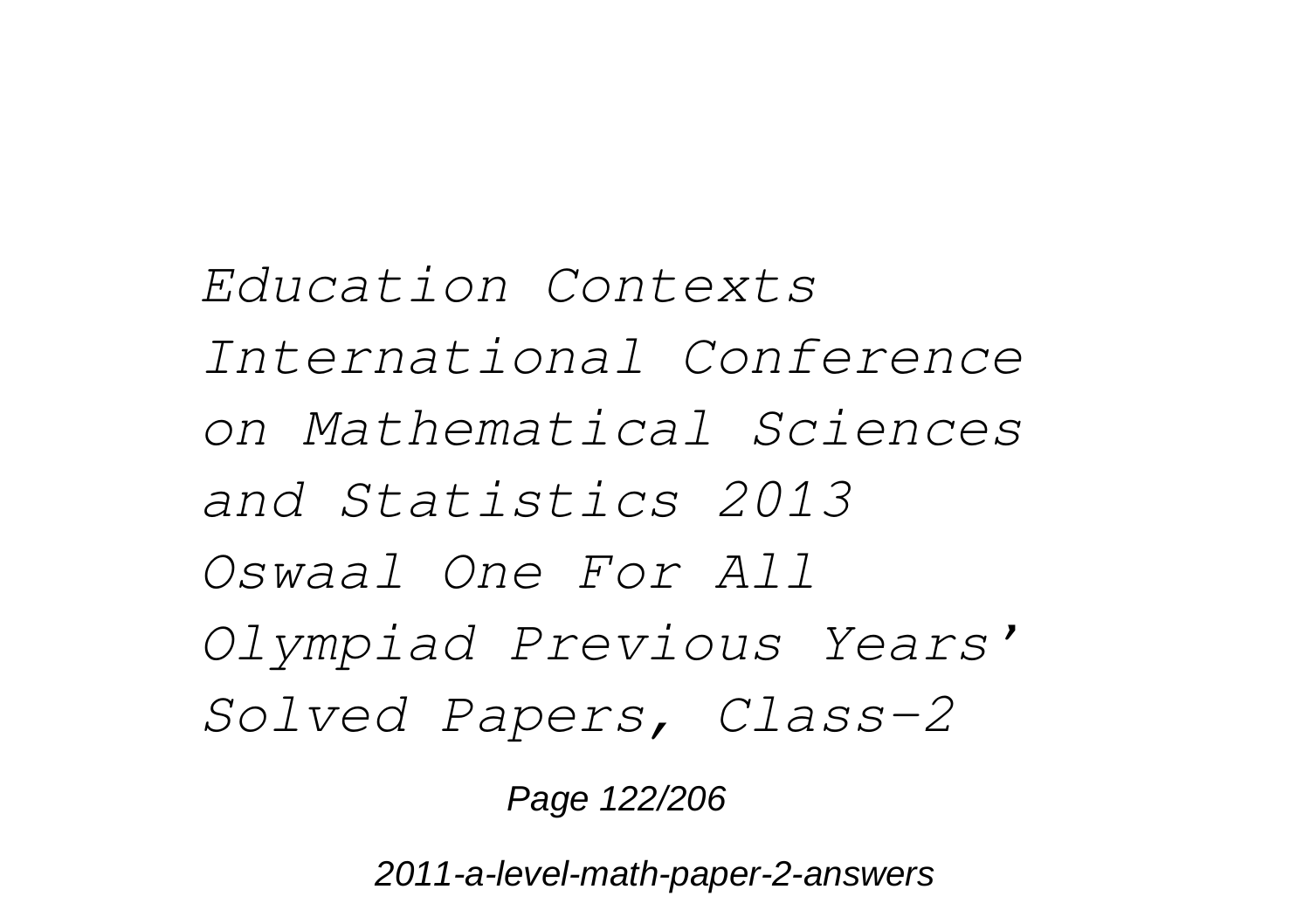*Education Contexts*
*International Conference on Mathematical Sciences and Statistics 2013*
*Oswaal One For All Olympiad Previous Years' Solved Papers, Class-2*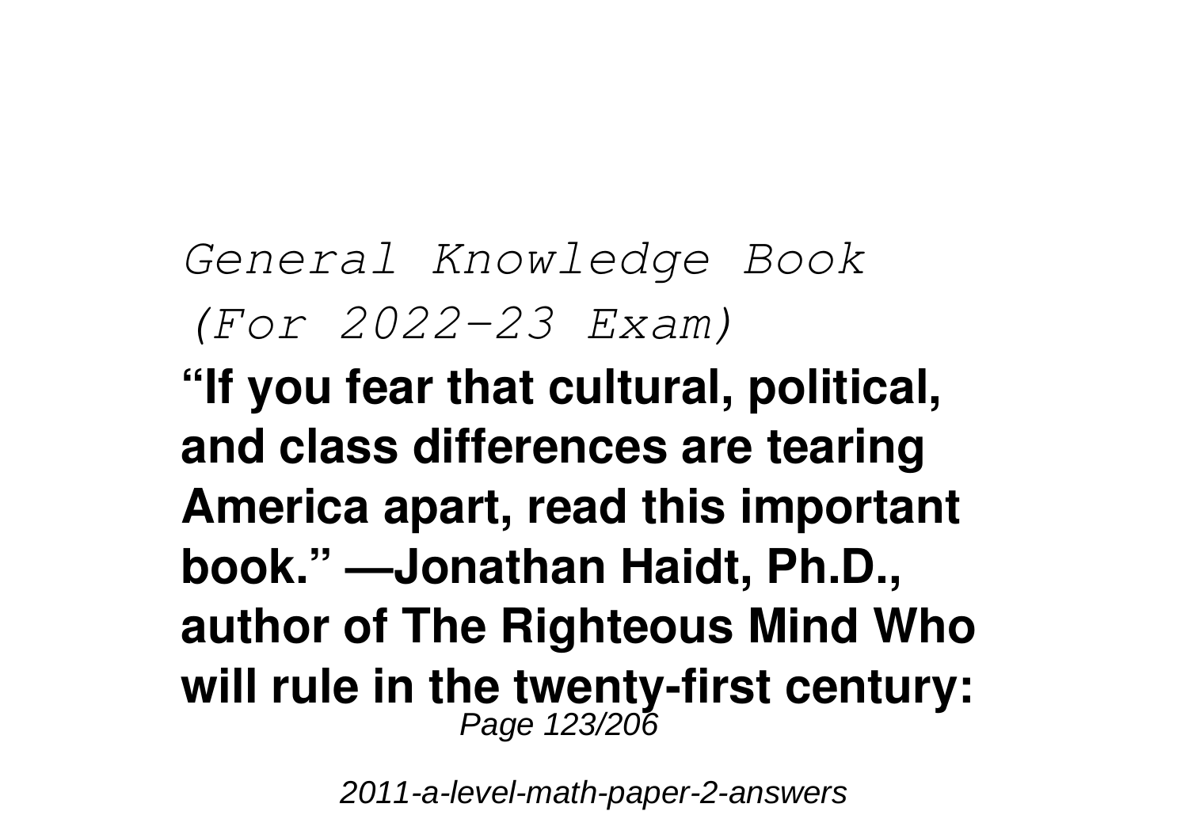*General Knowledge Book (For 2022-23 Exam)*

**“If you fear that cultural, political, and class differences are tearing America apart, read this important book.” —Jonathan Haidt, Ph.D., author of The Righteous Mind Who will rule in the twenty-first century:**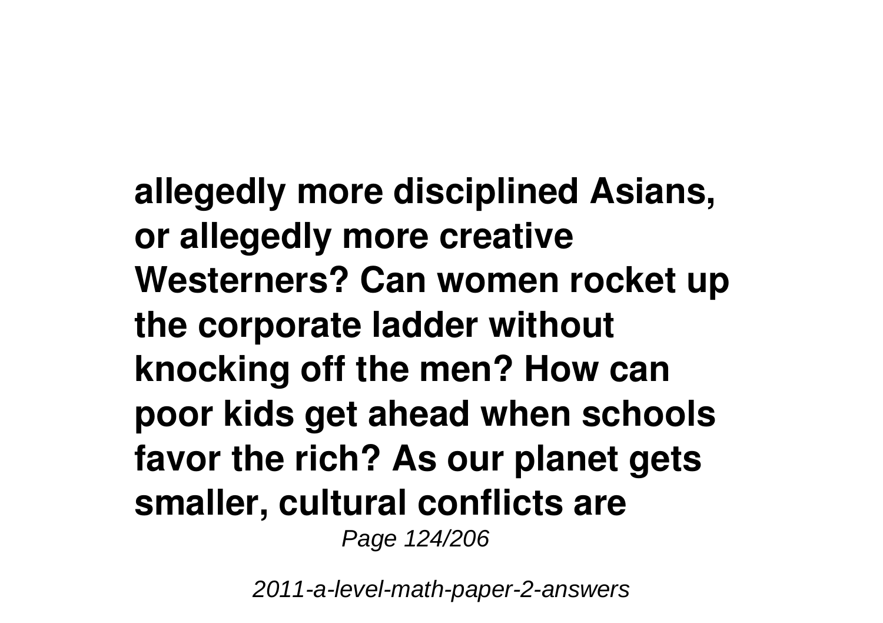**allegedly more disciplined Asians, or allegedly more creative Westerners? Can women rocket up the corporate ladder without knocking off the men? How can poor kids get ahead when schools favor the rich? As our planet gets smaller, cultural conflicts are**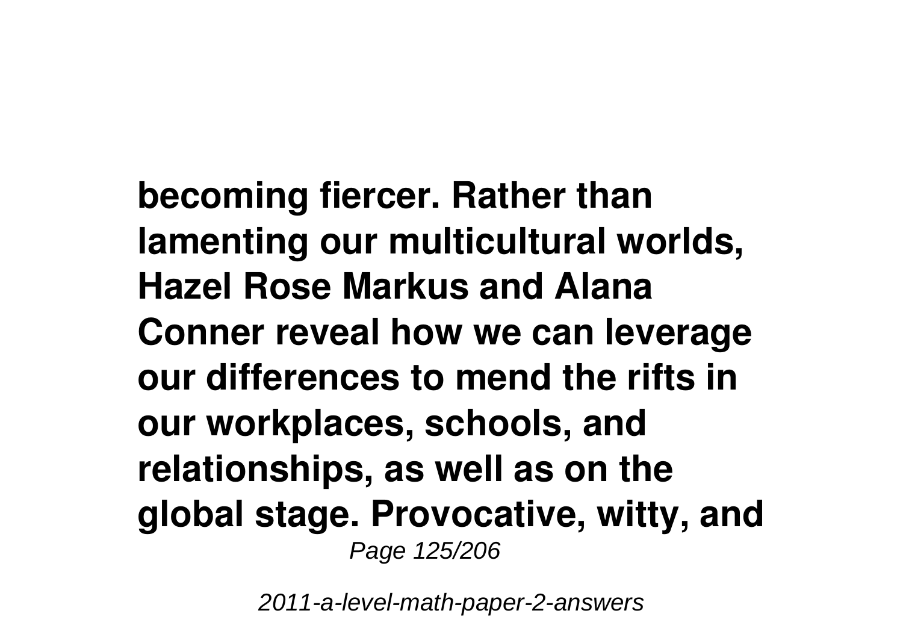**becoming fiercer. Rather than lamenting our multicultural worlds, Hazel Rose Markus and Alana Conner reveal how we can leverage our differences to mend the rifts in our workplaces, schools, and relationships, as well as on the global stage. Provocative, witty, and**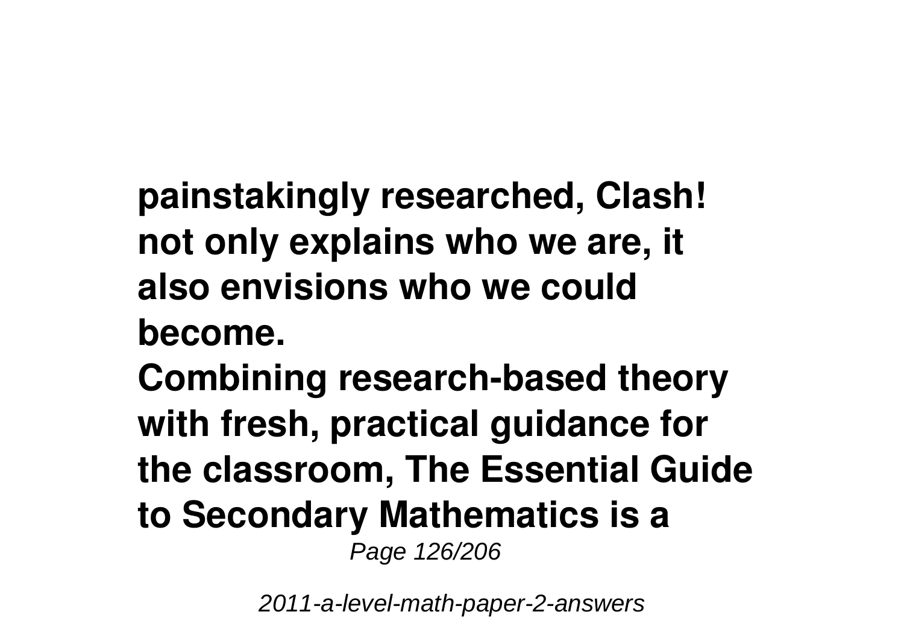**painstakingly researched, Clash! not only explains who we are, it also envisions who we could become.**

**Combining research-based theory with fresh, practical guidance for the classroom, The Essential Guide to Secondary Mathematics is a**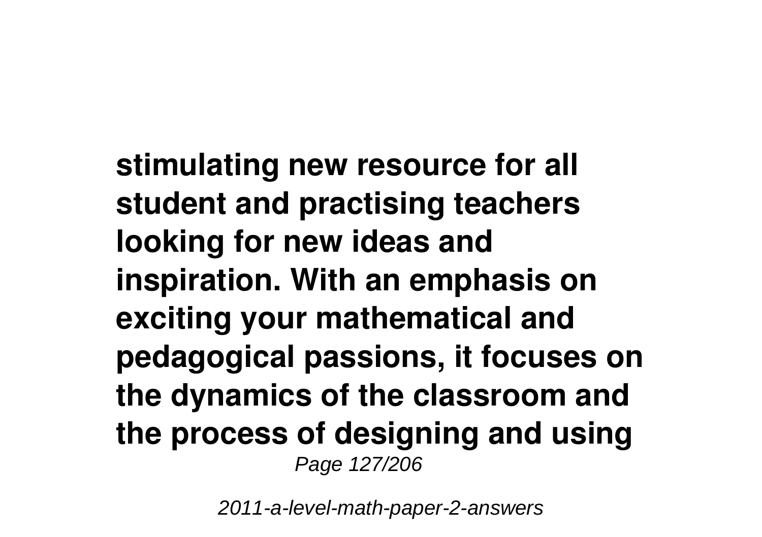**stimulating new resource for all student and practising teachers looking for new ideas and inspiration. With an emphasis on exciting your mathematical and pedagogical passions, it focuses on the dynamics of the classroom and the process of designing and using**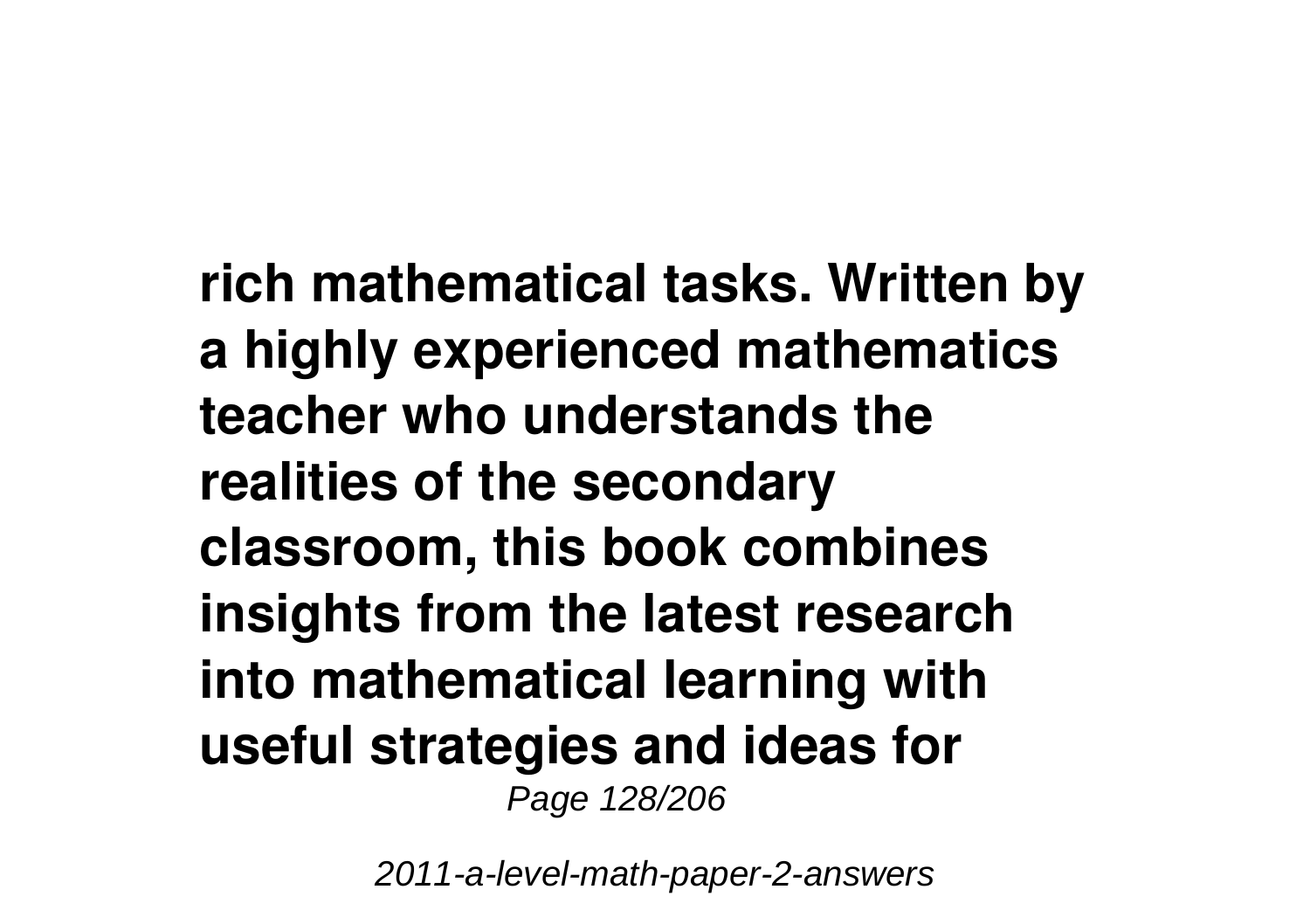**rich mathematical tasks. Written by a highly experienced mathematics teacher who understands the realities of the secondary classroom, this book combines insights from the latest research into mathematical learning with useful strategies and ideas for**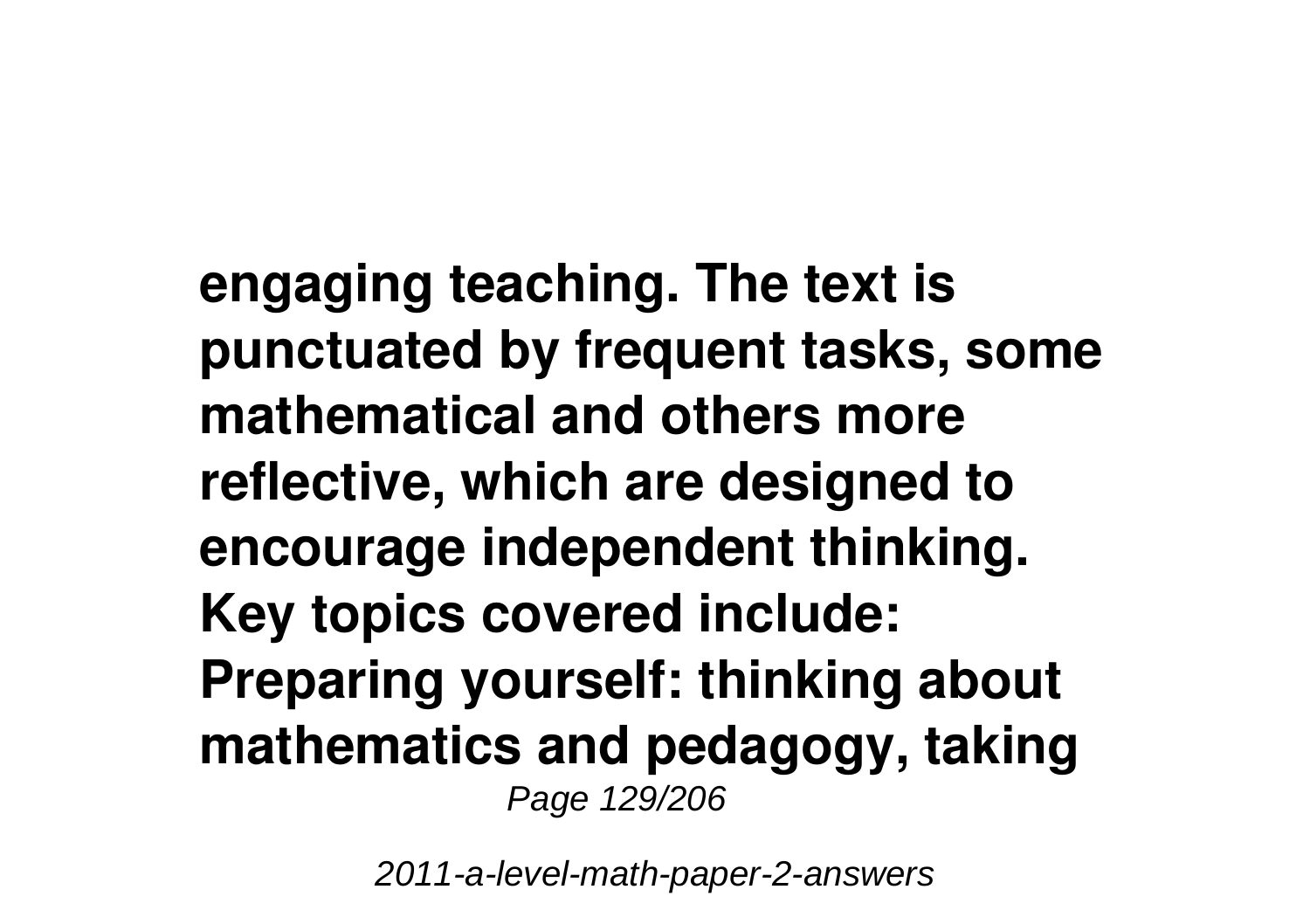**engaging teaching. The text is punctuated by frequent tasks, some mathematical and others more reflective, which are designed to encourage independent thinking. Key topics covered include: Preparing yourself: thinking about mathematics and pedagogy, taking**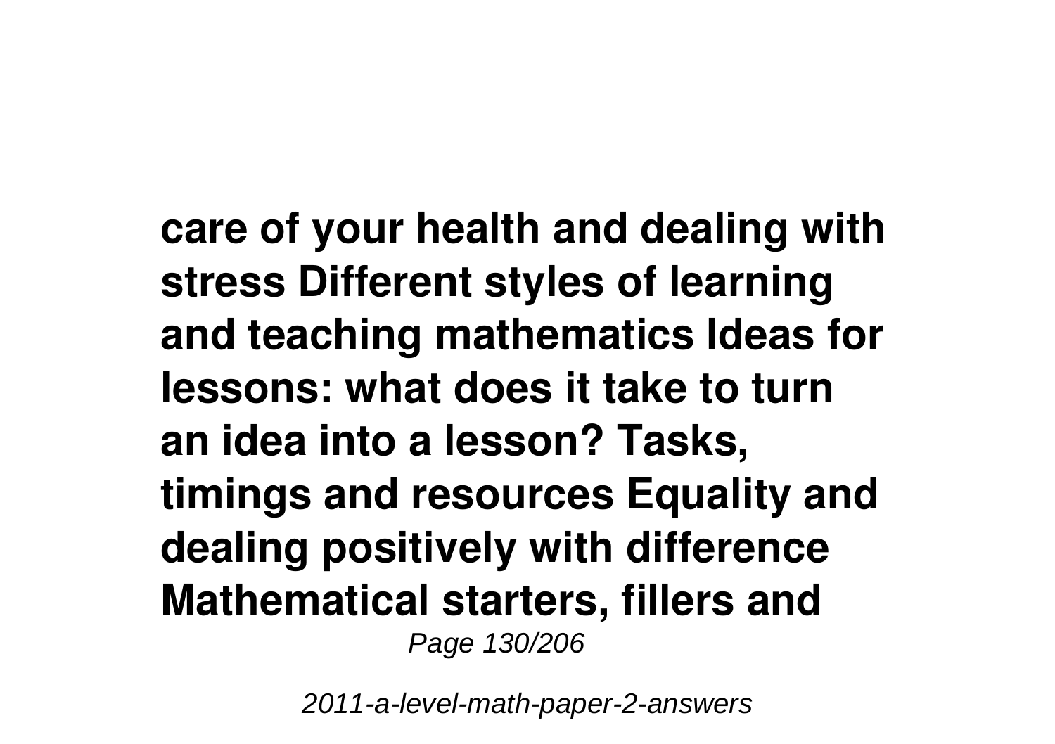**care of your health and dealing with stress Different styles of learning and teaching mathematics Ideas for lessons: what does it take to turn an idea into a lesson? Tasks, timings and resources Equality and dealing positively with difference Mathematical starters, fillers and**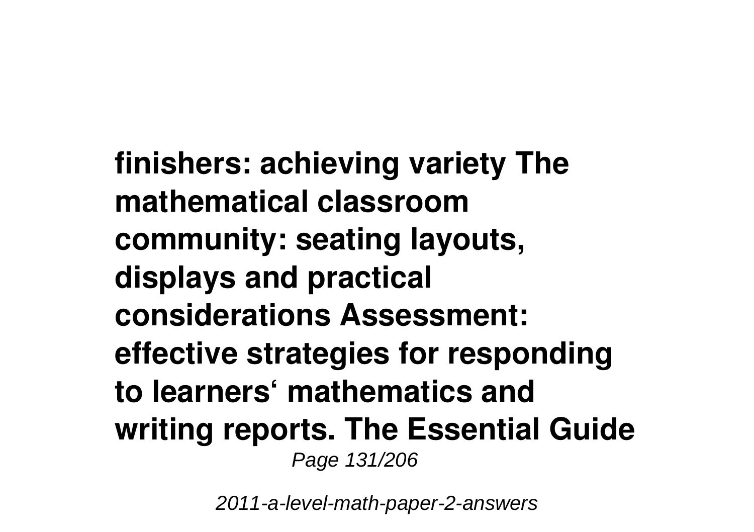**finishers: achieving variety The mathematical classroom community: seating layouts, displays and practical considerations Assessment: effective strategies for responding to learners' mathematics and writing reports. The Essential Guide**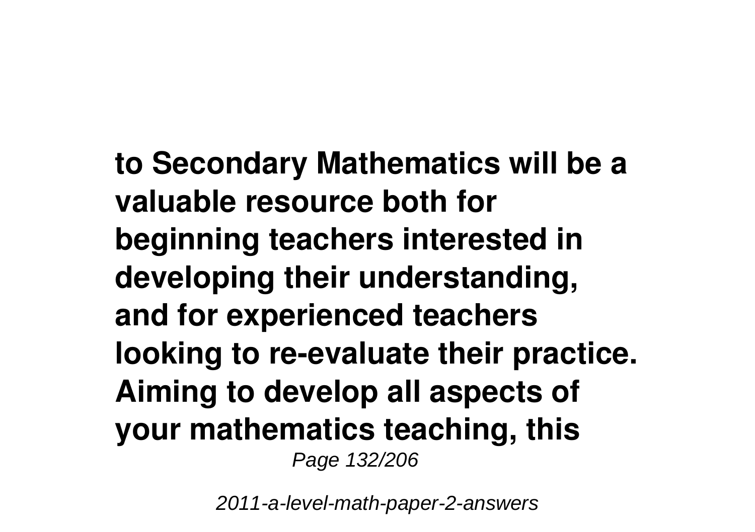**to Secondary Mathematics will be a valuable resource both for beginning teachers interested in developing their understanding, and for experienced teachers looking to re-evaluate their practice. Aiming to develop all aspects of your mathematics teaching, this**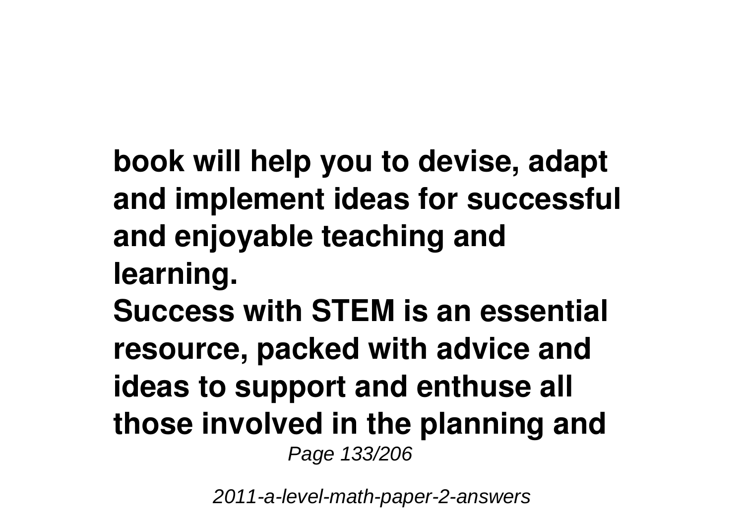**book will help you to devise, adapt and implement ideas for successful and enjoyable teaching and learning.**
**Success with STEM is an essential resource, packed with advice and ideas to support and enthuse all those involved in the planning and**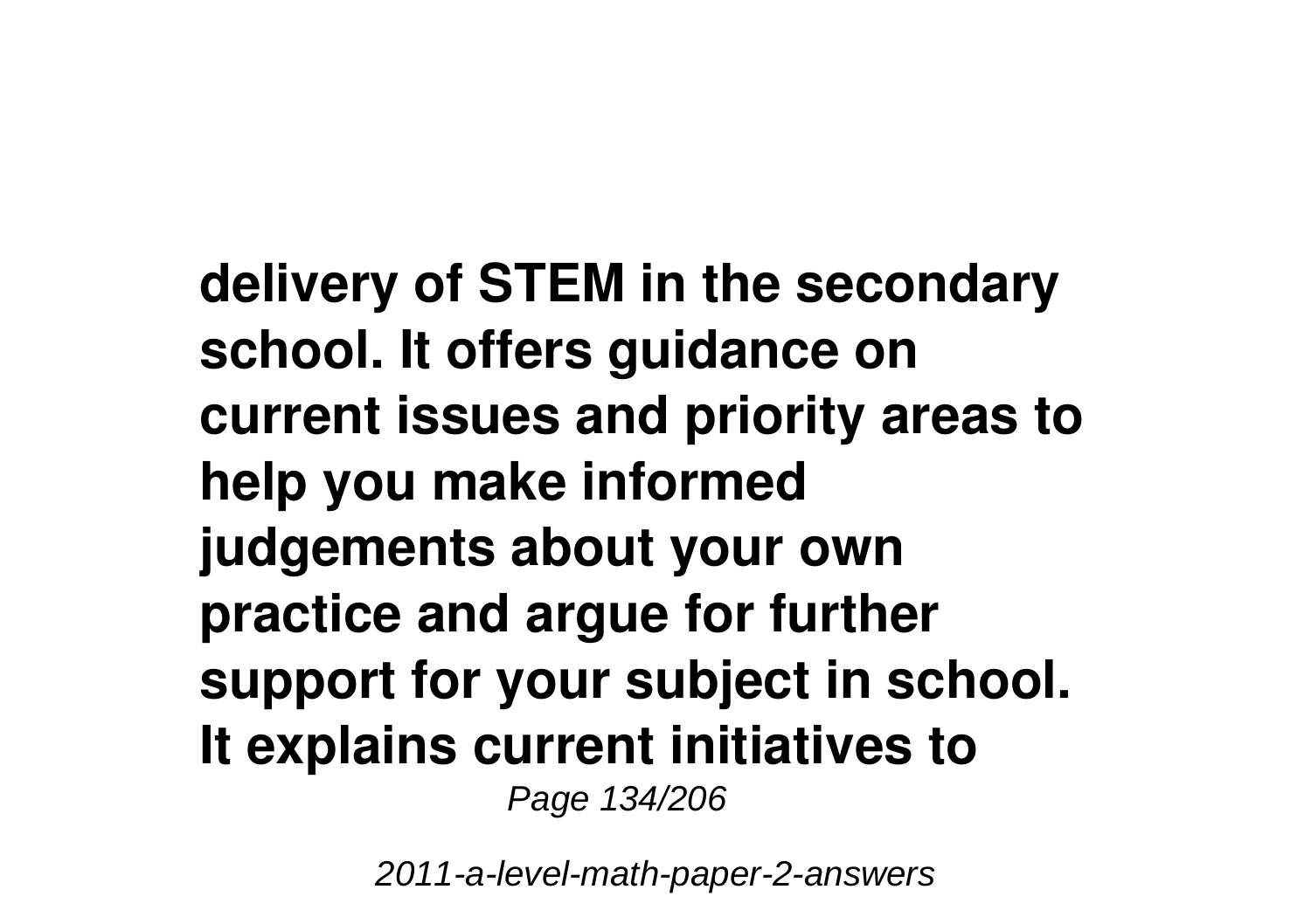**delivery of STEM in the secondary school. It offers guidance on current issues and priority areas to help you make informed judgements about your own practice and argue for further support for your subject in school. It explains current initiatives to**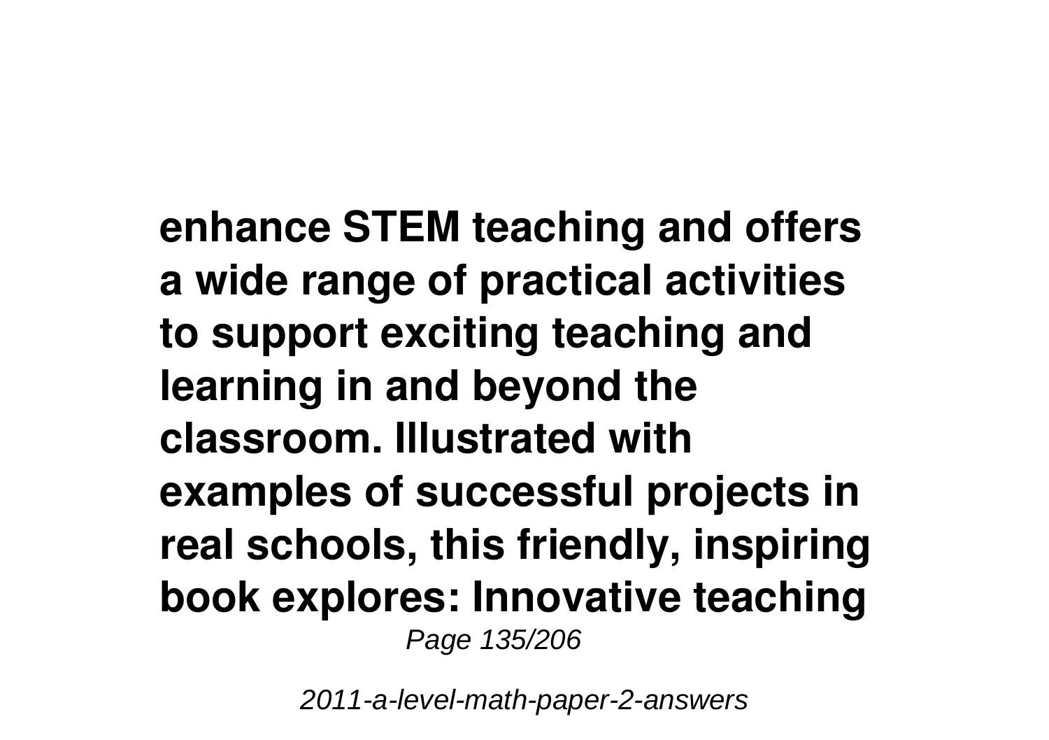**enhance STEM teaching and offers a wide range of practical activities to support exciting teaching and learning in and beyond the classroom. Illustrated with examples of successful projects in real schools, this friendly, inspiring book explores: Innovative teaching**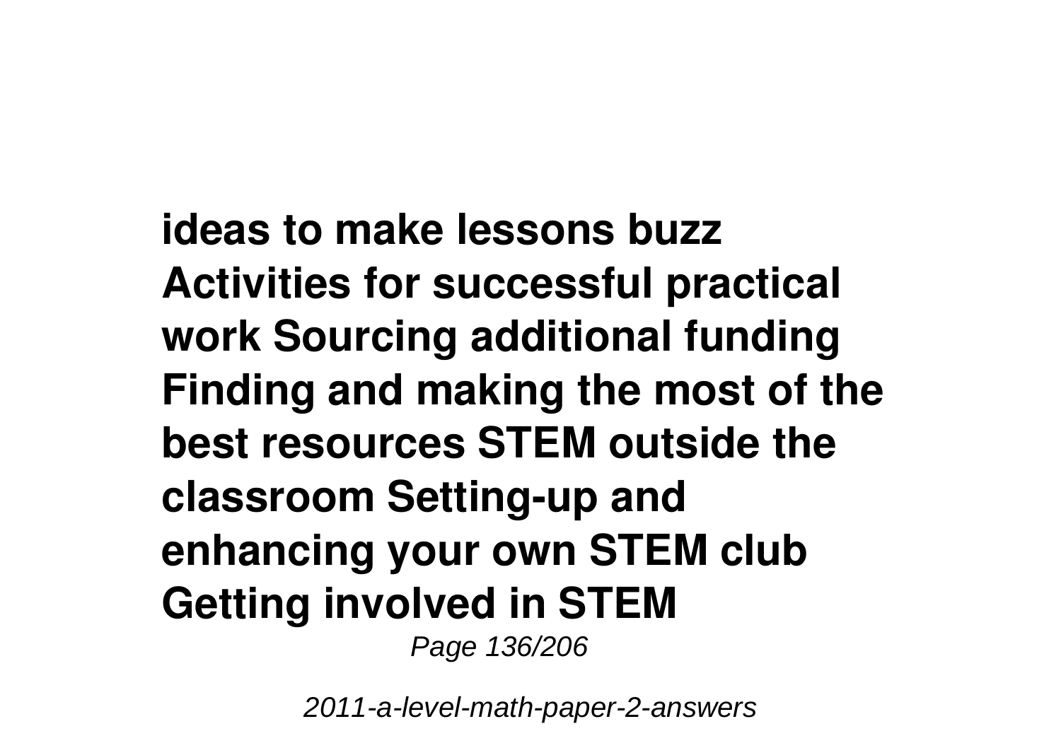**ideas to make lessons buzz Activities for successful practical work Sourcing additional funding Finding and making the most of the best resources STEM outside the classroom Setting-up and enhancing your own STEM club Getting involved in STEM**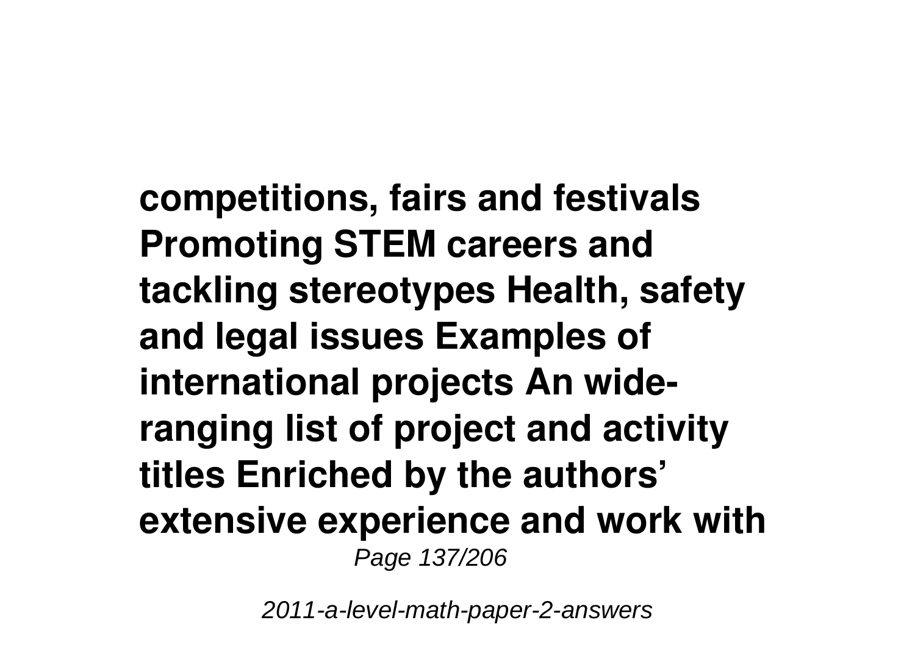**competitions, fairs and festivals Promoting STEM careers and tackling stereotypes Health, safety and legal issues Examples of international projects An wide-ranging list of project and activity titles Enriched by the authors' extensive experience and work with**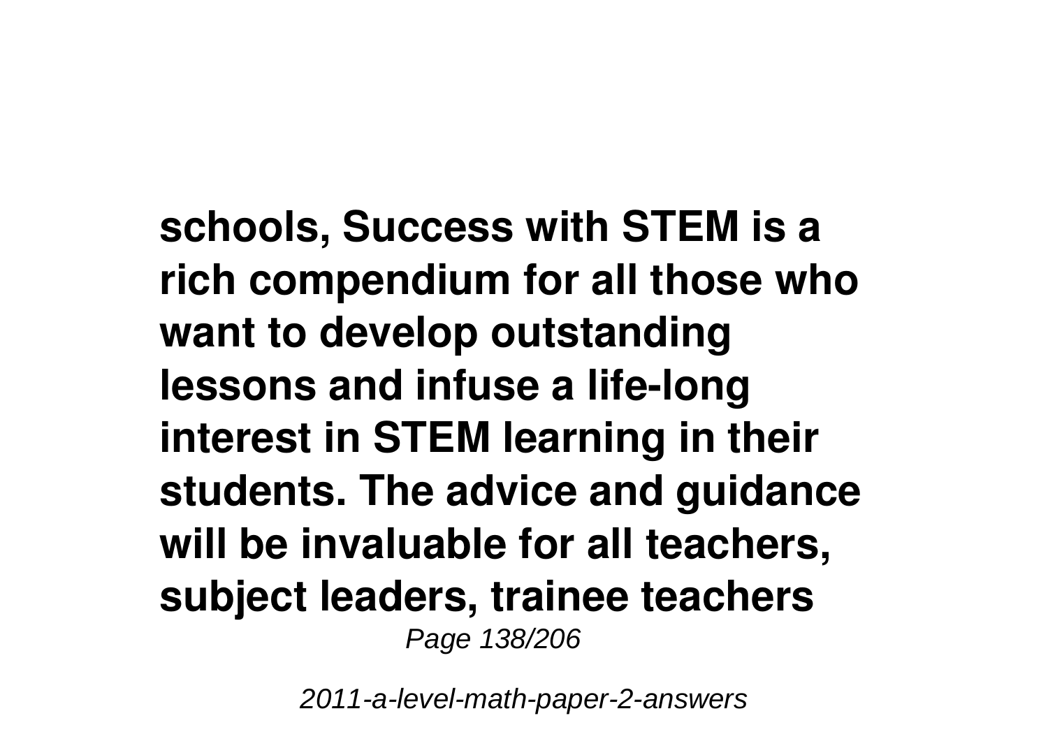**schools, Success with STEM is a rich compendium for all those who want to develop outstanding lessons and infuse a life-long interest in STEM learning in their students. The advice and guidance will be invaluable for all teachers, subject leaders, trainee teachers**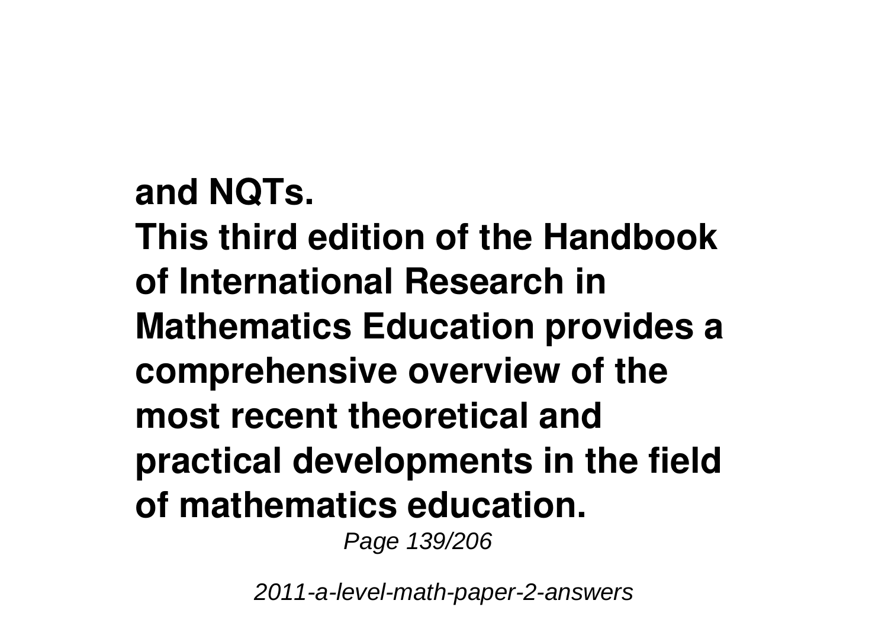**and NQTs.**

**This third edition of the Handbook of International Research in Mathematics Education provides a comprehensive overview of the most recent theoretical and practical developments in the field of mathematics education.**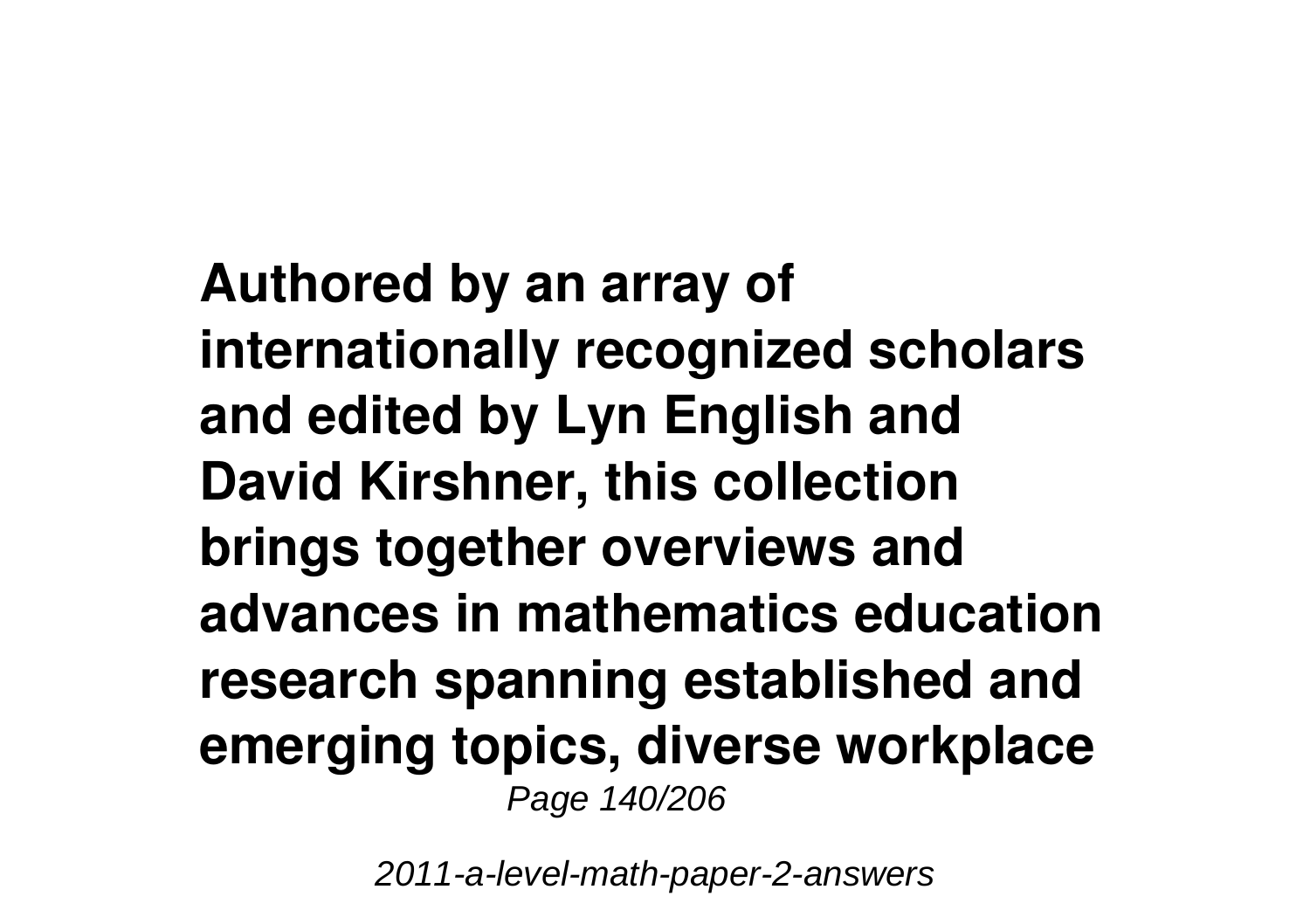**Authored by an array of internationally recognized scholars and edited by Lyn English and David Kirshner, this collection brings together overviews and advances in mathematics education research spanning established and emerging topics, diverse workplace**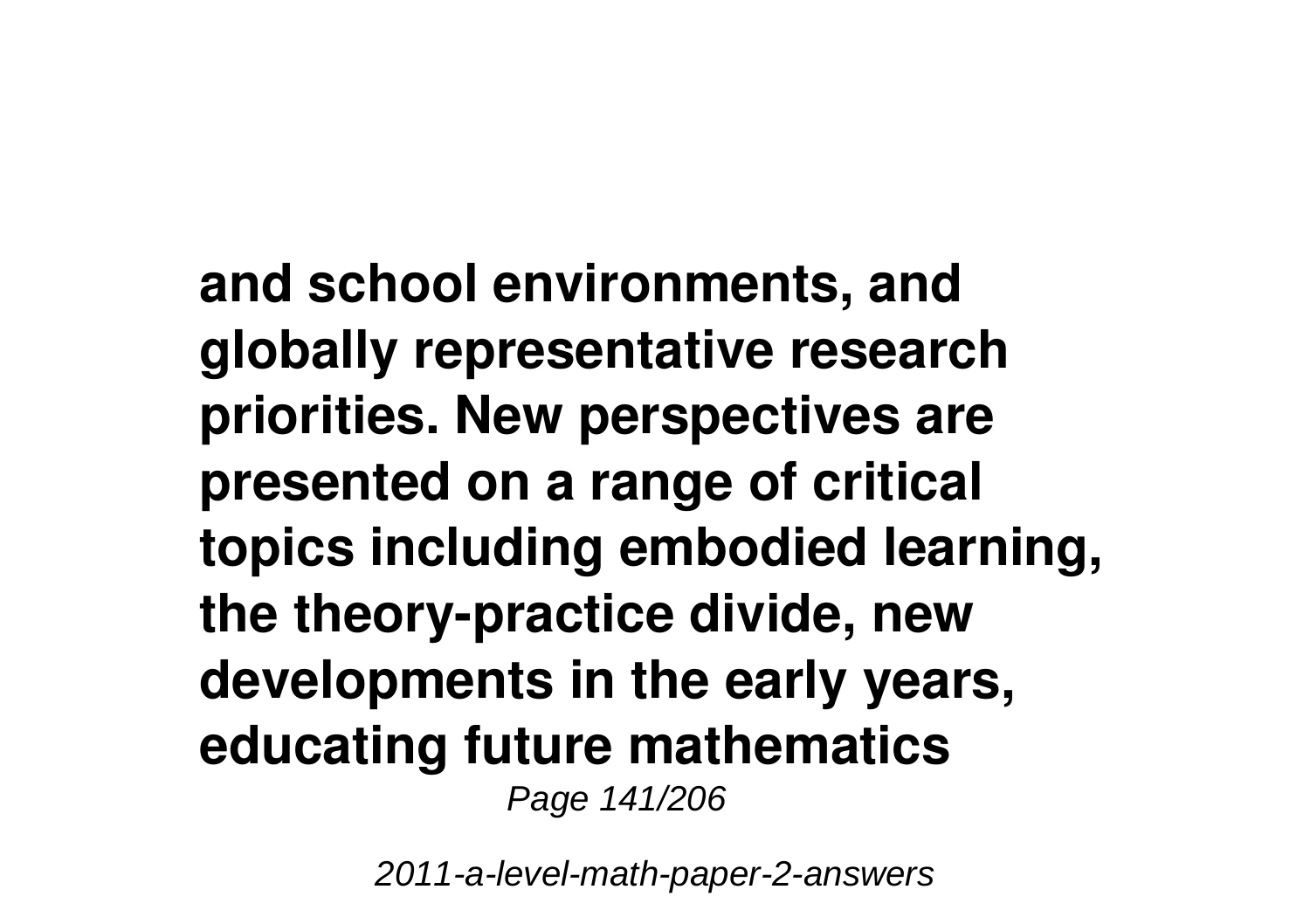**and school environments, and globally representative research priorities. New perspectives are presented on a range of critical topics including embodied learning, the theory-practice divide, new developments in the early years, educating future mathematics**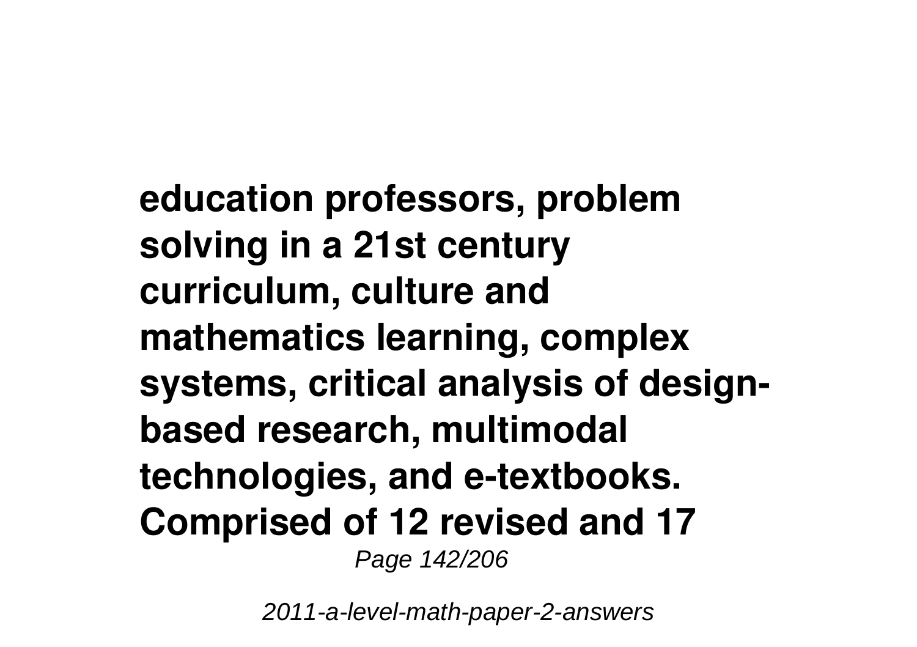**education professors, problem solving in a 21st century curriculum, culture and mathematics learning, complex systems, critical analysis of design-based research, multimodal technologies, and e-textbooks. Comprised of 12 revised and 17**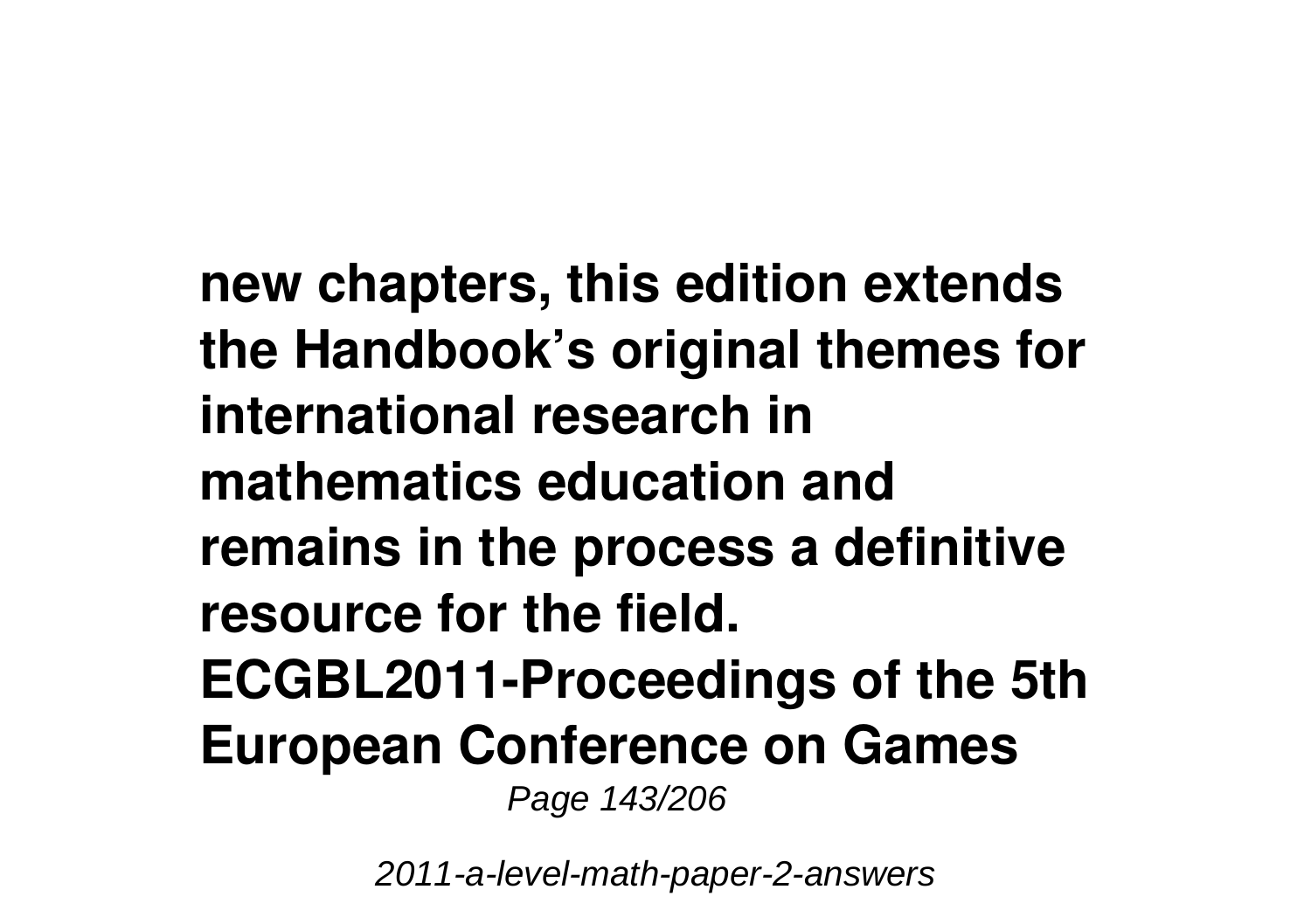**new chapters, this edition extends the Handbook's original themes for international research in mathematics education and remains in the process a definitive resource for the field.**

**ECGBL2011-Proceedings of the 5th European Conference on Games**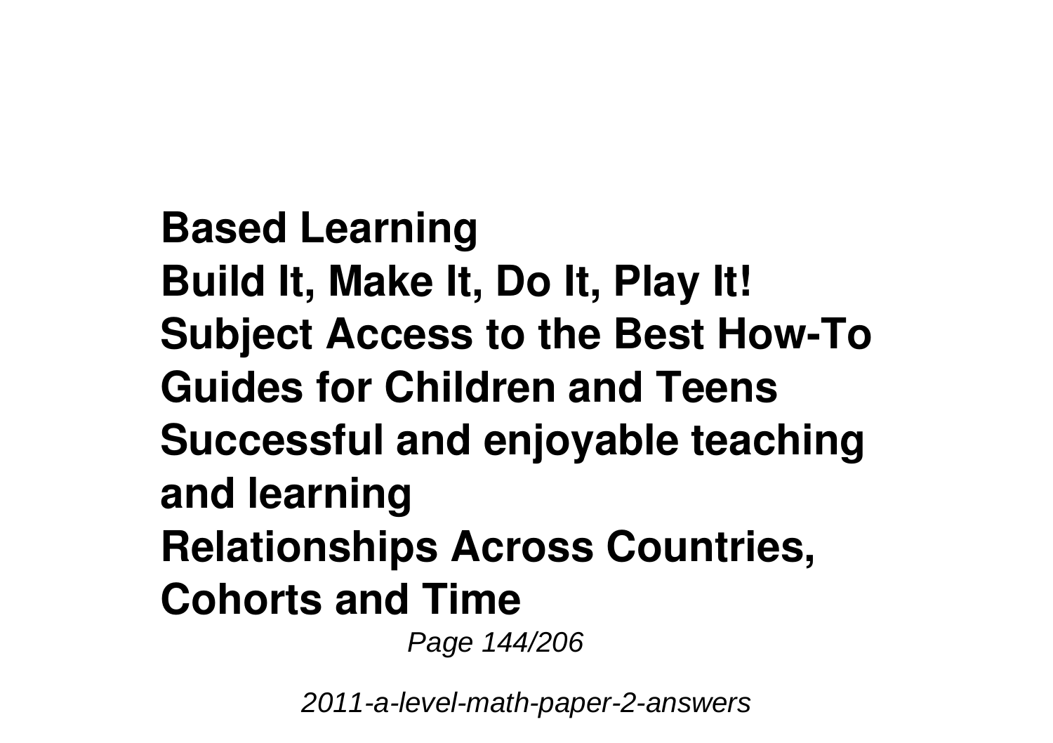**Based Learning**
**Build It, Make It, Do It, Play It!**
**Subject Access to the Best How-To Guides for Children and Teens**
**Successful and enjoyable teaching and learning**
**Relationships Across Countries, Cohorts and Time**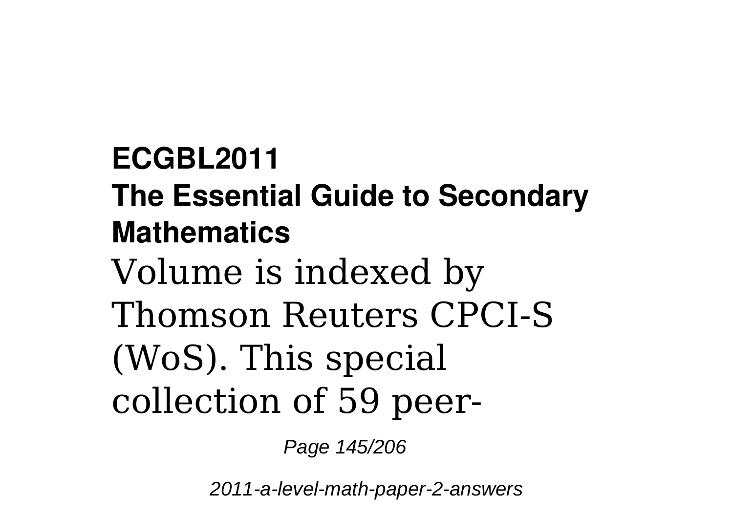**ECGBL2011**

**The Essential Guide to Secondary Mathematics**

Volume is indexed by Thomson Reuters CPCI-S (WoS). This special collection of 59 peer-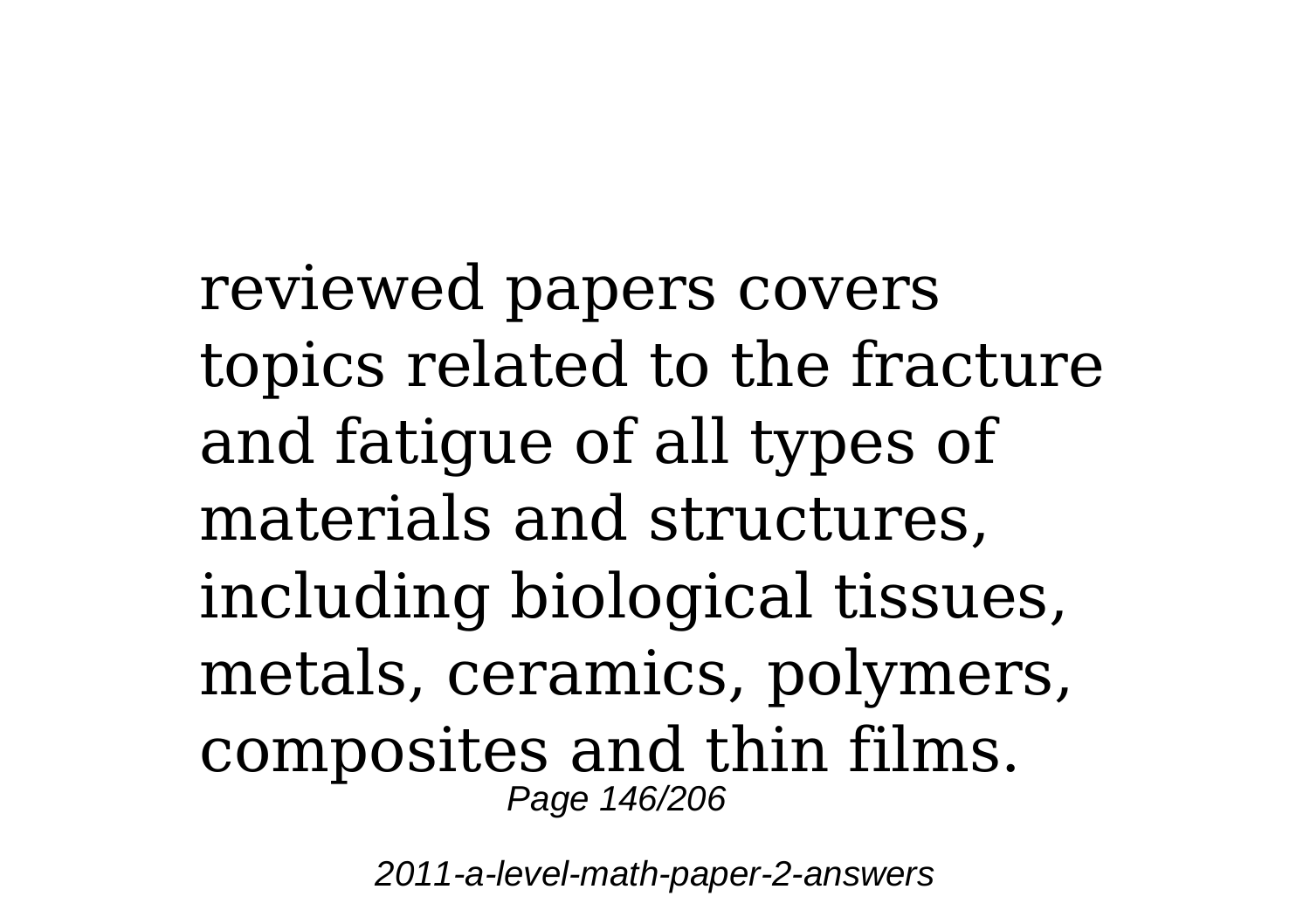reviewed papers covers topics related to the fracture and fatigue of all types of materials and structures, including biological tissues, metals, ceramics, polymers, composites and thin films.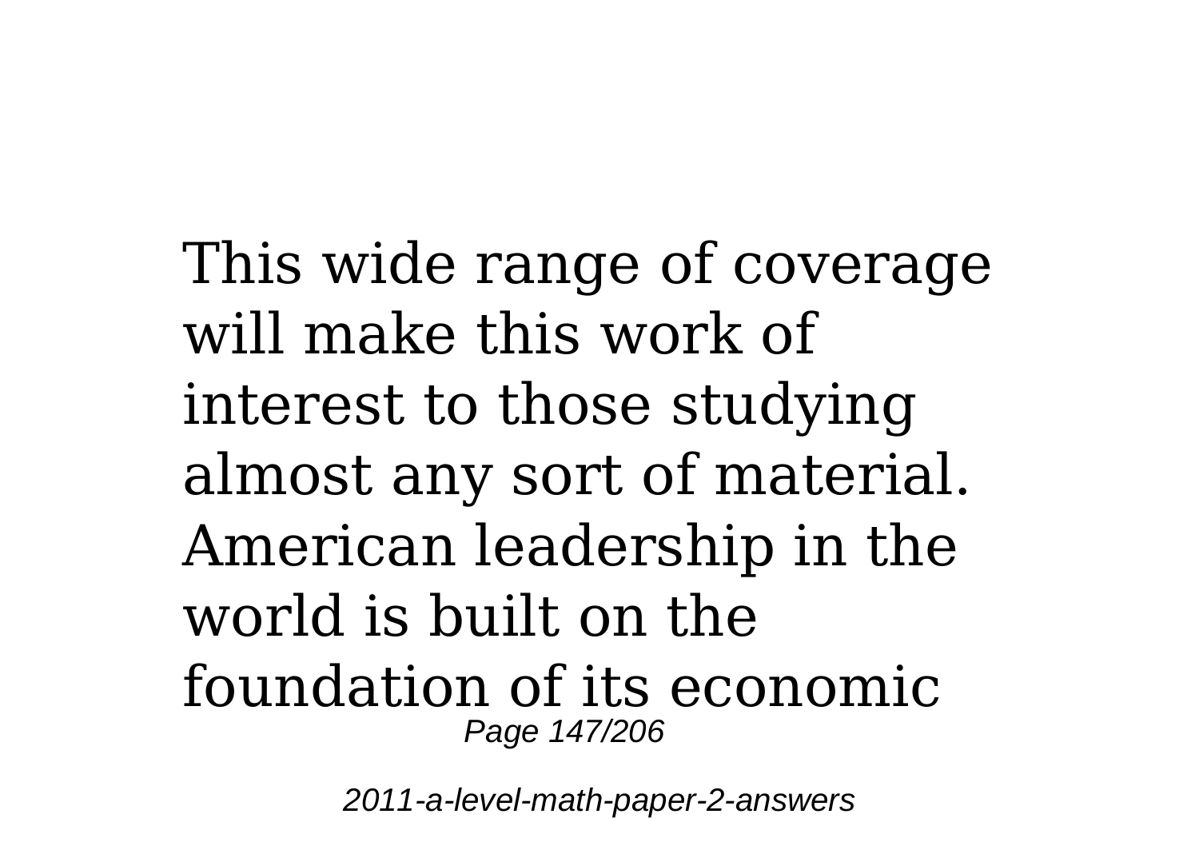This wide range of coverage will make this work of interest to those studying almost any sort of material. American leadership in the world is built on the foundation of its economic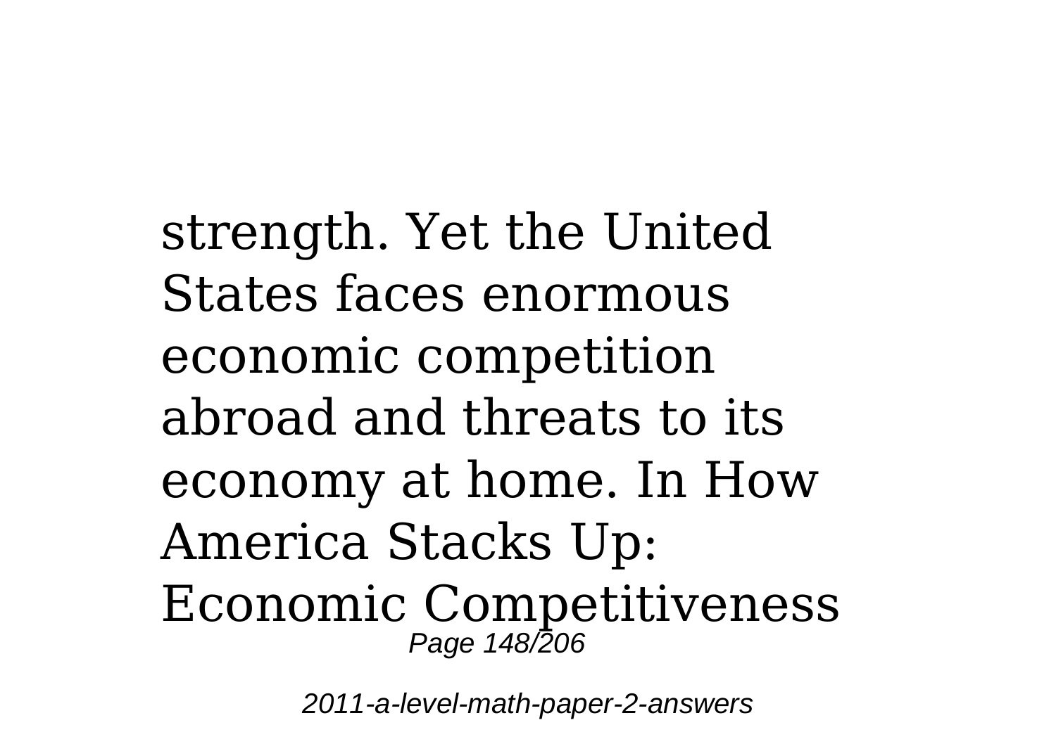strength. Yet the United States faces enormous economic competition abroad and threats to its economy at home. In How America Stacks Up: Economic Competitiveness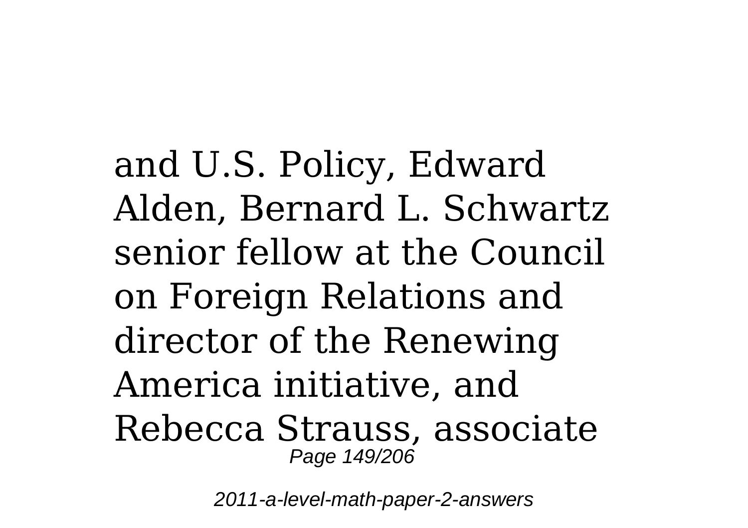and U.S. Policy, Edward Alden, Bernard L. Schwartz senior fellow at the Council on Foreign Relations and director of the Renewing America initiative, and Rebecca Strauss, associate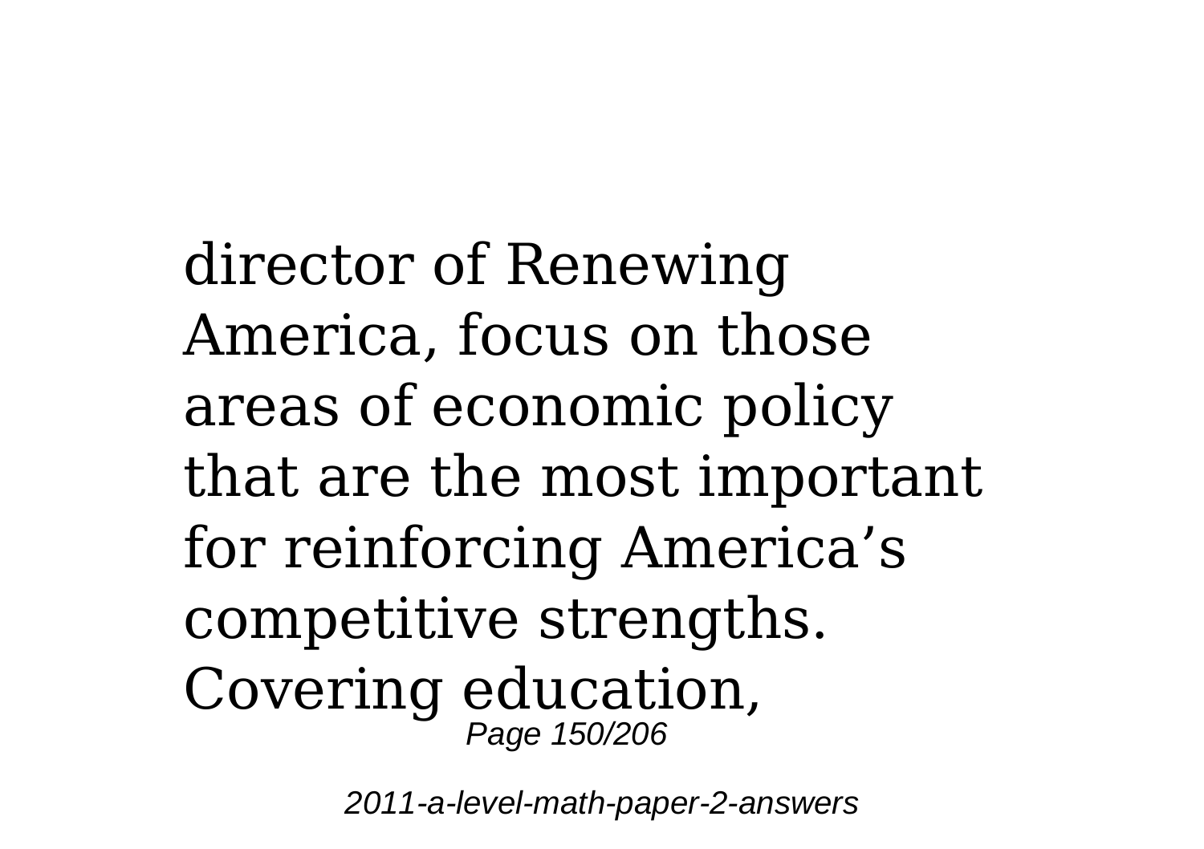director of Renewing America, focus on those areas of economic policy that are the most important for reinforcing America's competitive strengths. Covering education,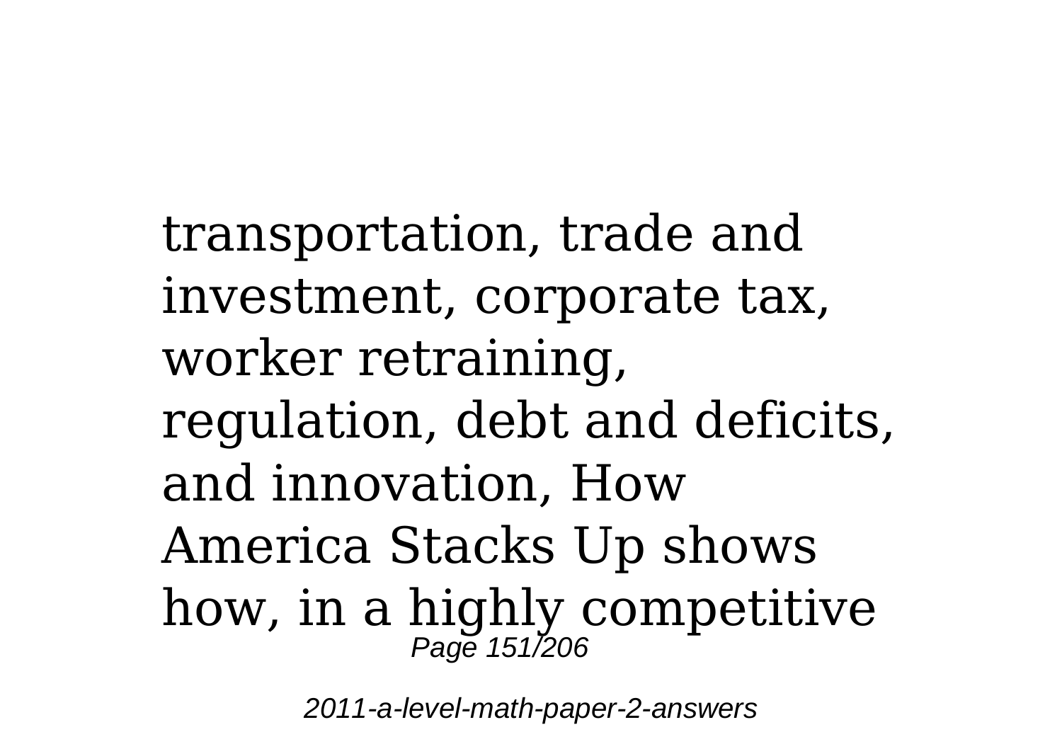transportation, trade and investment, corporate tax, worker retraining, regulation, debt and deficits, and innovation, How America Stacks Up shows how, in a highly competitive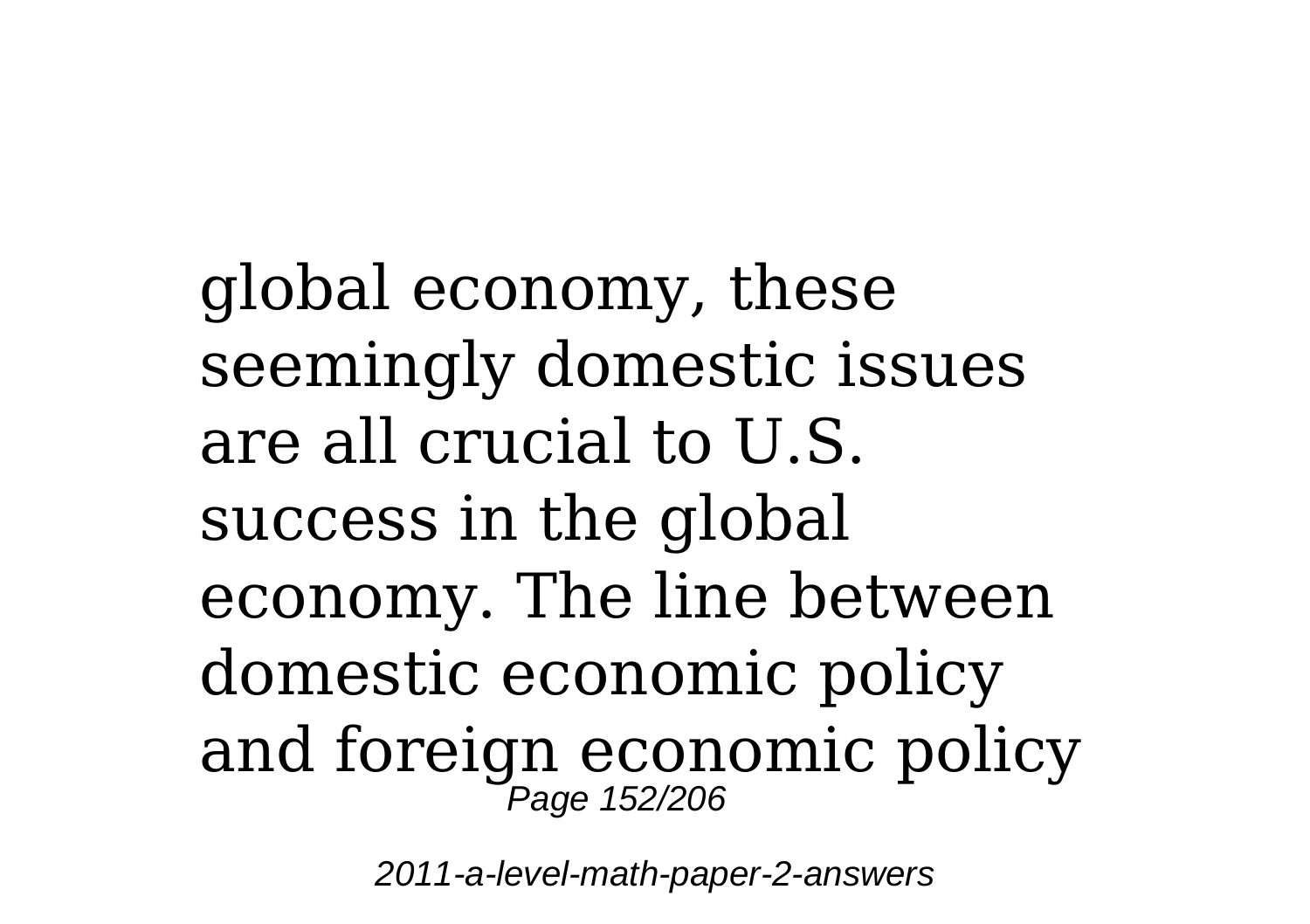global economy, these seemingly domestic issues are all crucial to U.S. success in the global economy. The line between domestic economic policy and foreign economic policy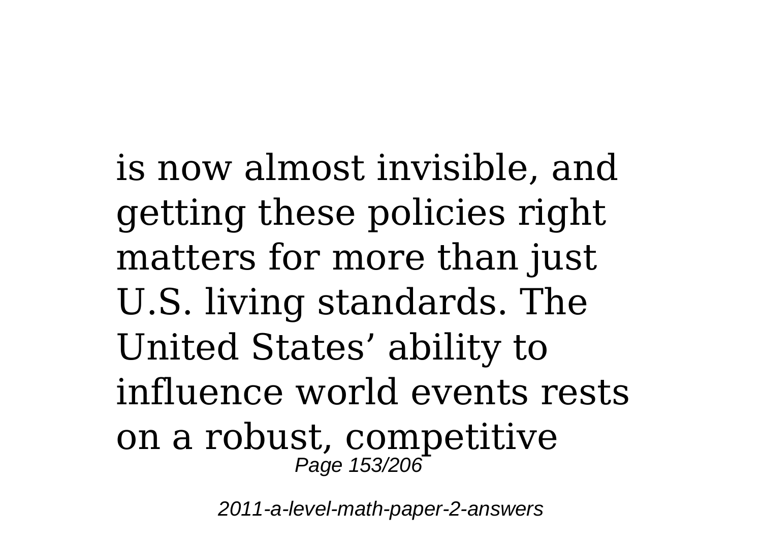is now almost invisible, and getting these policies right matters for more than just U.S. living standards. The United States' ability to influence world events rests on a robust, competitive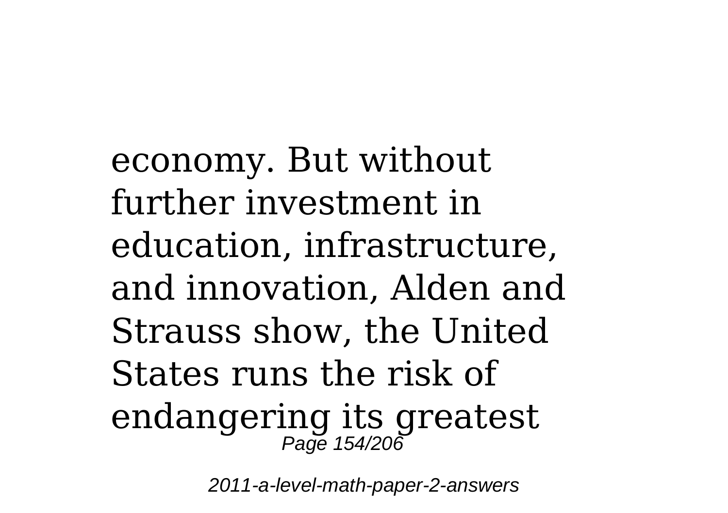economy. But without further investment in education, infrastructure, and innovation, Alden and Strauss show, the United States runs the risk of endangering its greatest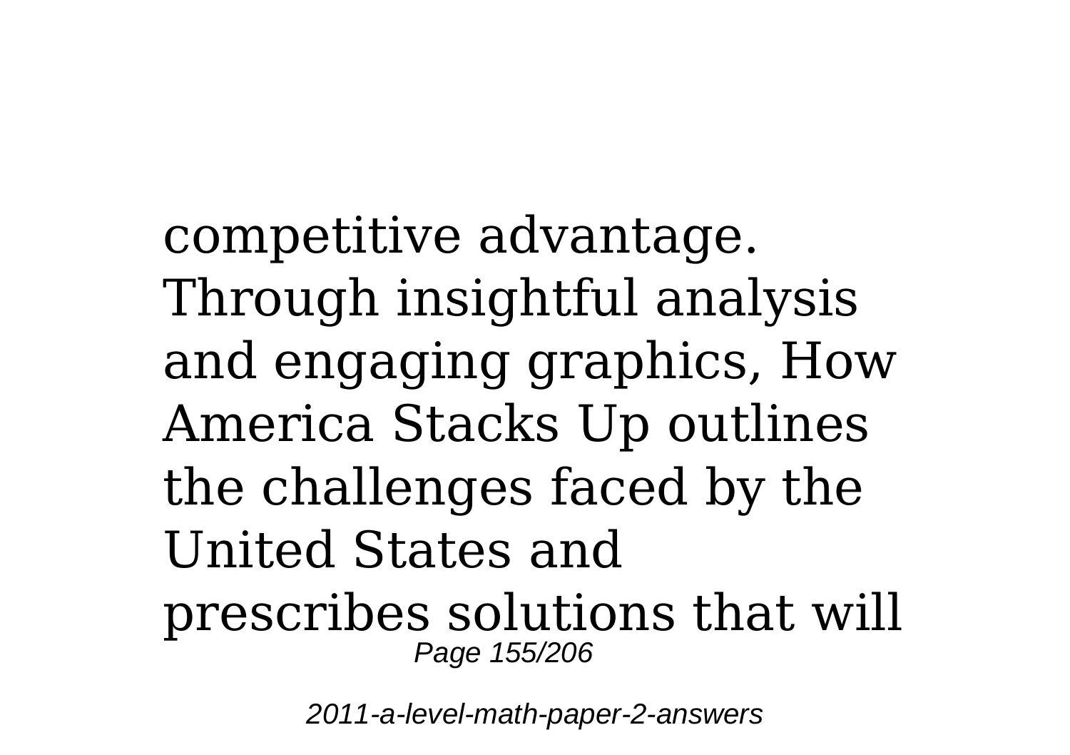competitive advantage. Through insightful analysis and engaging graphics, How America Stacks Up outlines the challenges faced by the United States and prescribes solutions that will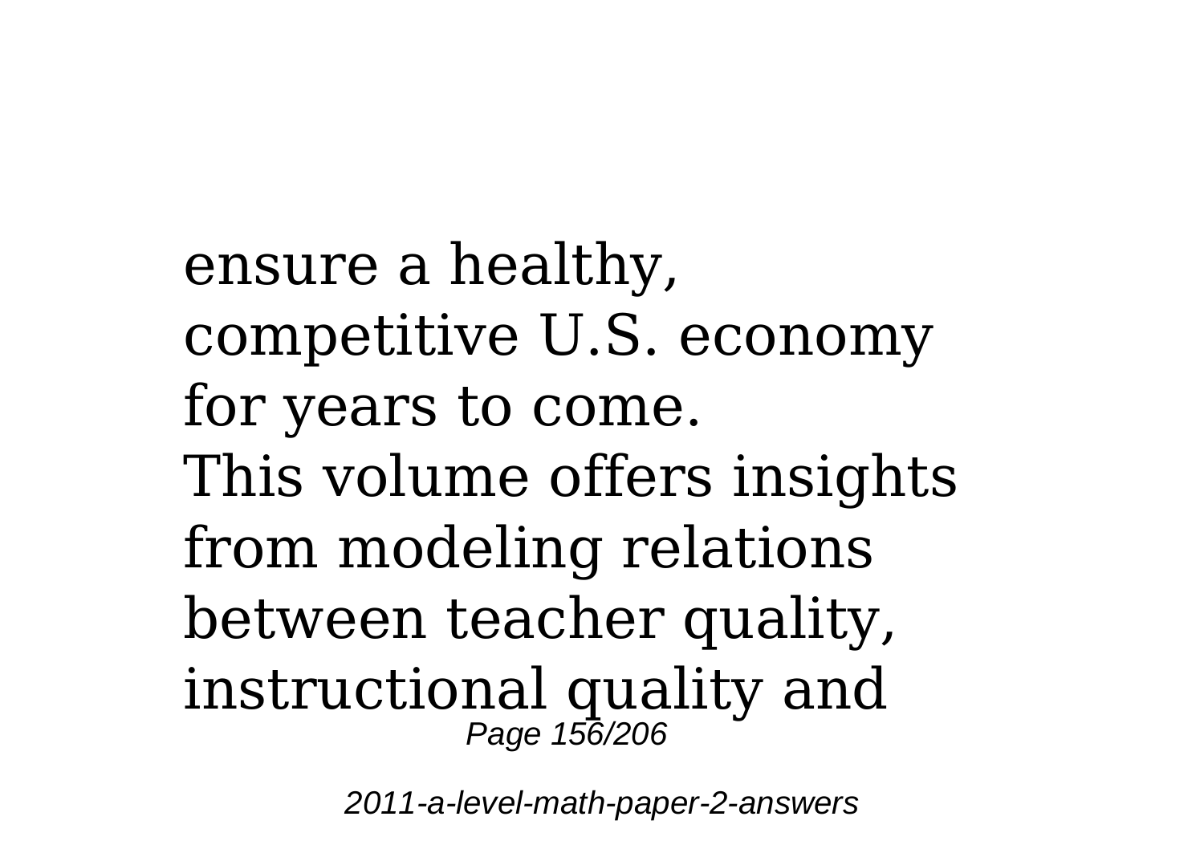ensure a healthy, competitive U.S. economy for years to come.

This volume offers insights from modeling relations between teacher quality, instructional quality and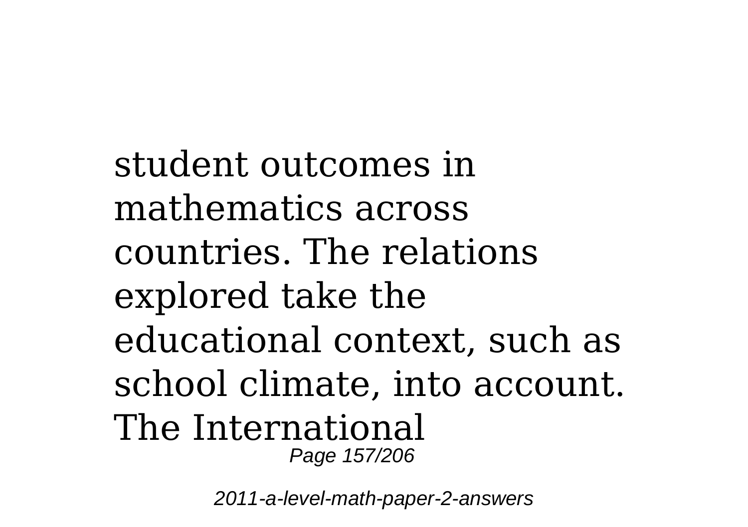student outcomes in mathematics across countries. The relations explored take the educational context, such as school climate, into account. The International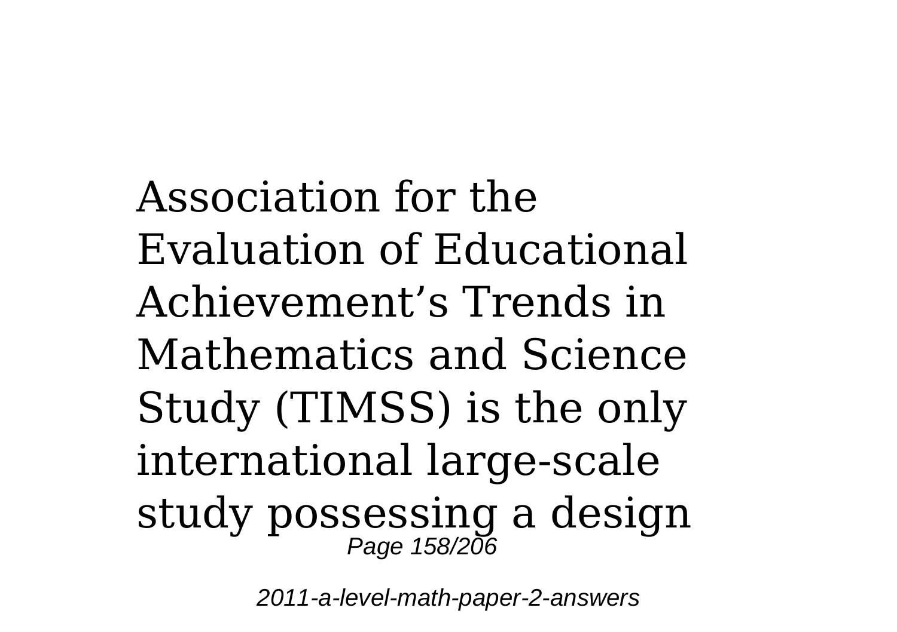Association for the Evaluation of Educational Achievement’s Trends in Mathematics and Science Study (TIMSS) is the only international large-scale study possessing a design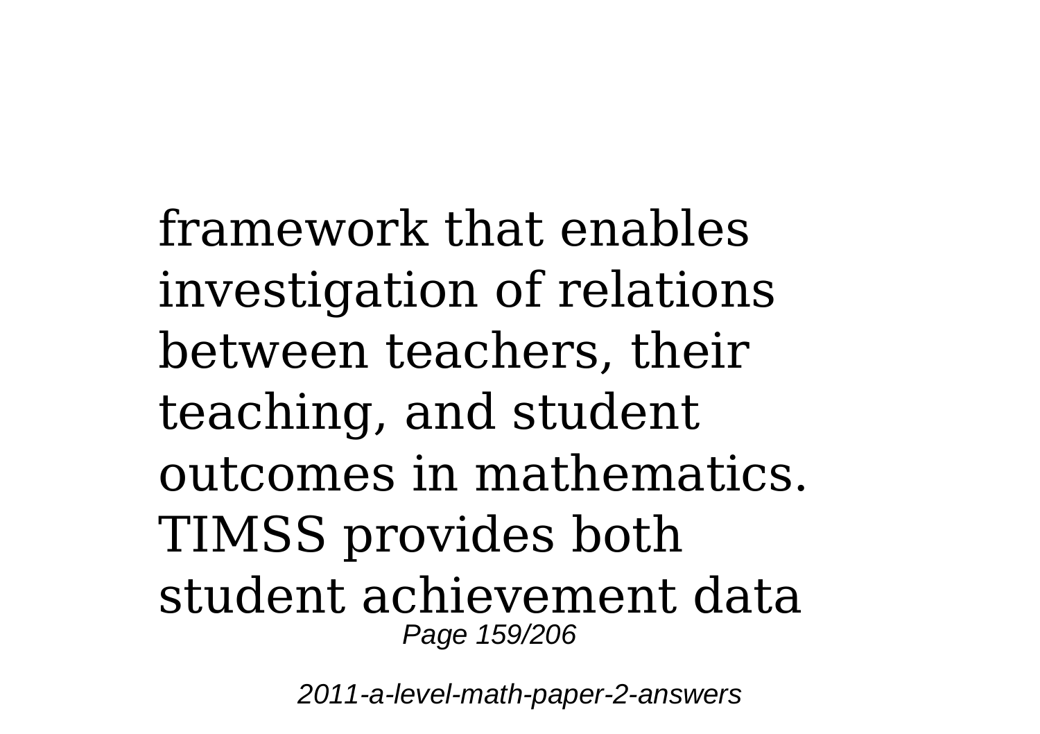framework that enables investigation of relations between teachers, their teaching, and student outcomes in mathematics. TIMSS provides both student achievement data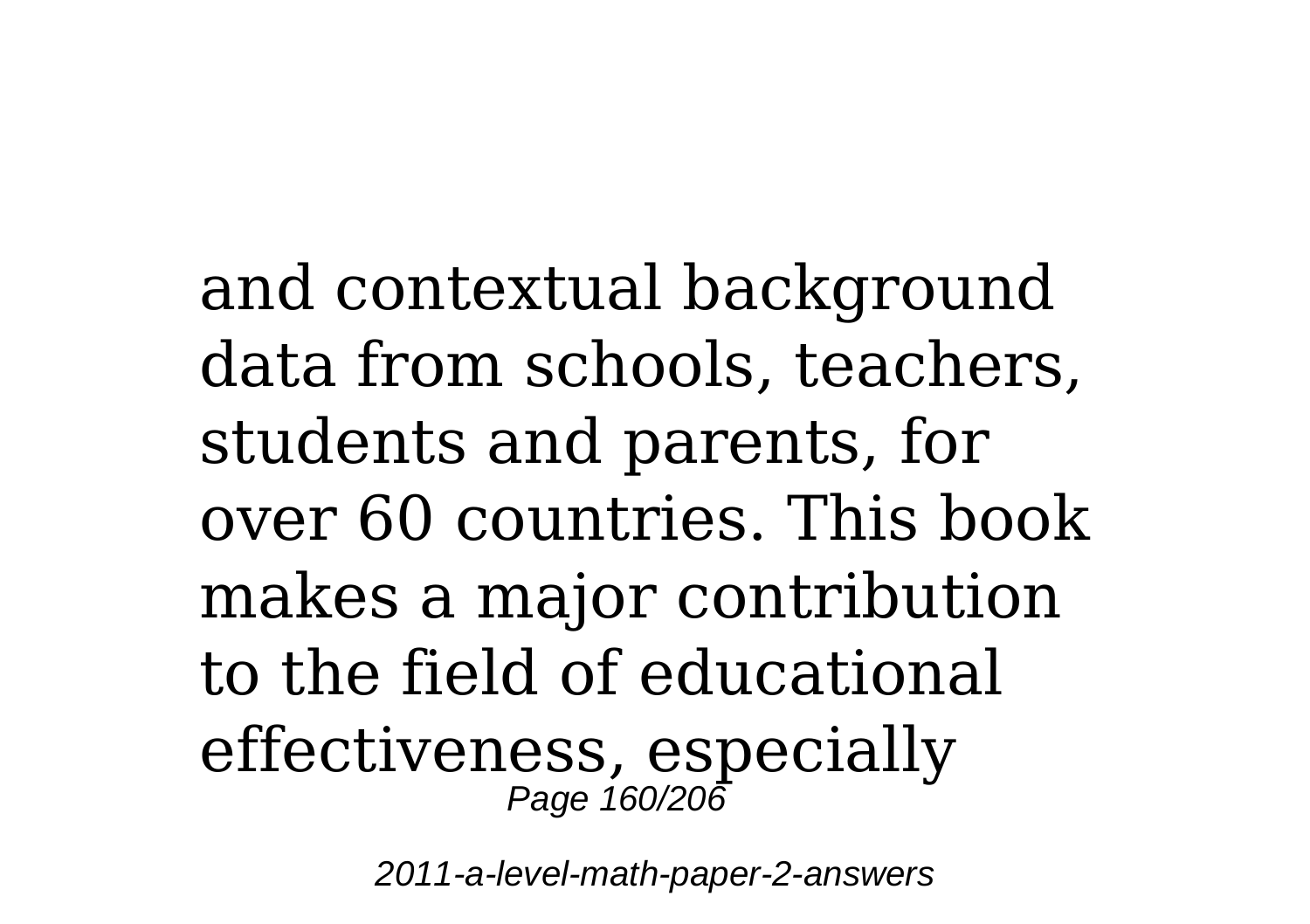and contextual background data from schools, teachers, students and parents, for over 60 countries. This book makes a major contribution to the field of educational effectiveness, especially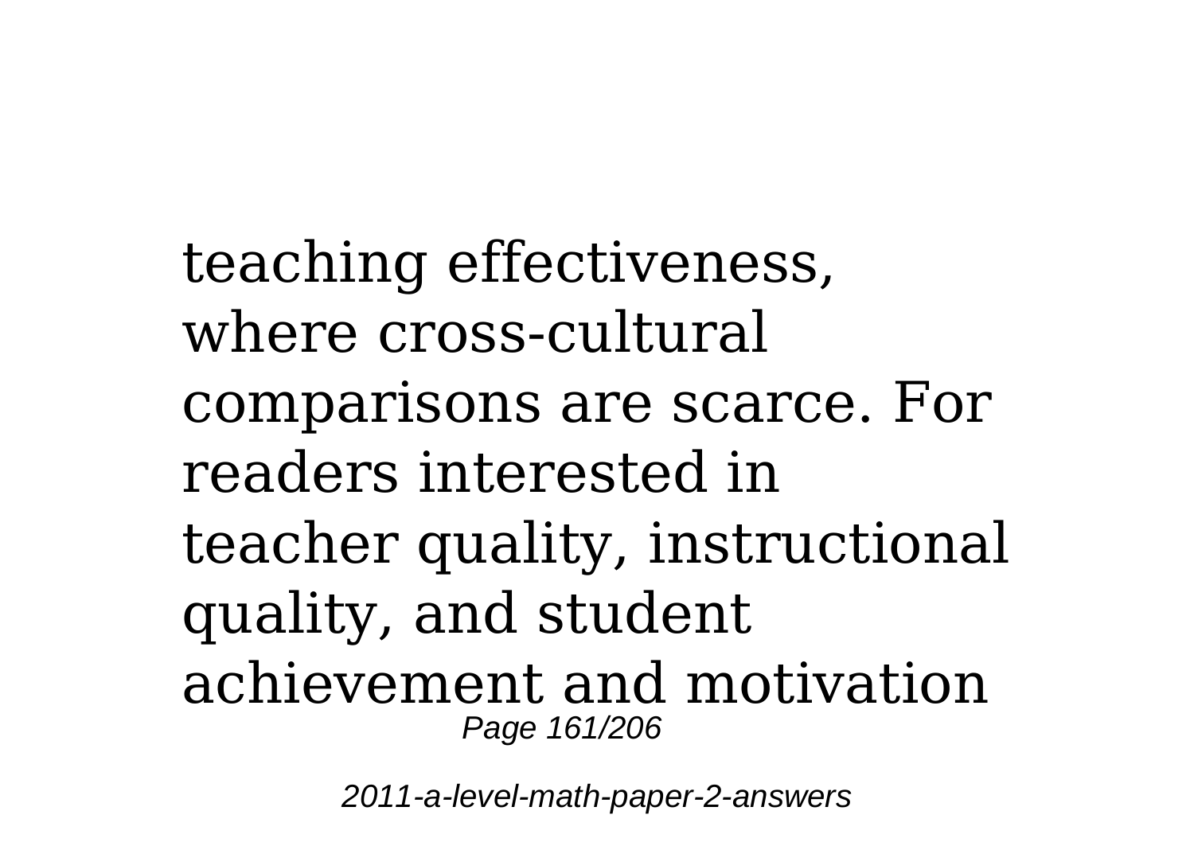teaching effectiveness, where cross-cultural comparisons are scarce. For readers interested in teacher quality, instructional quality, and student achievement and motivation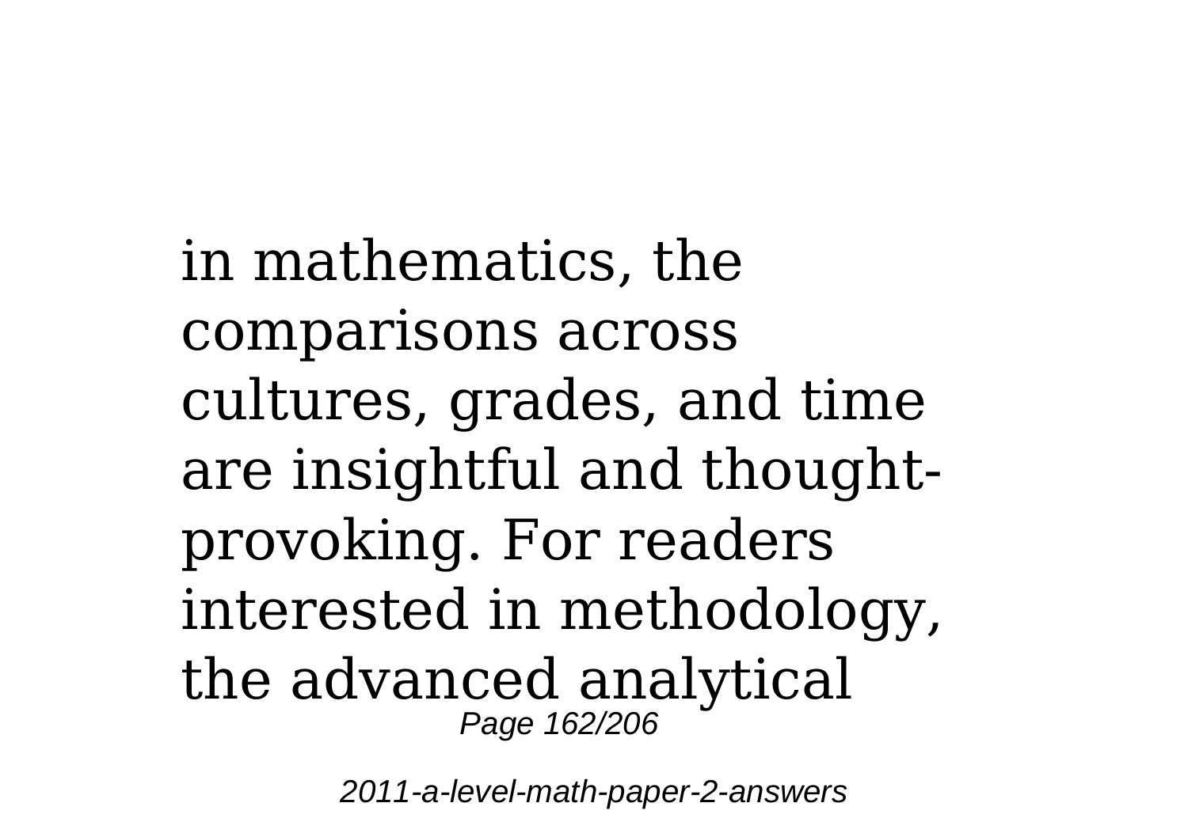in mathematics, the comparisons across cultures, grades, and time are insightful and thought-provoking. For readers interested in methodology, the advanced analytical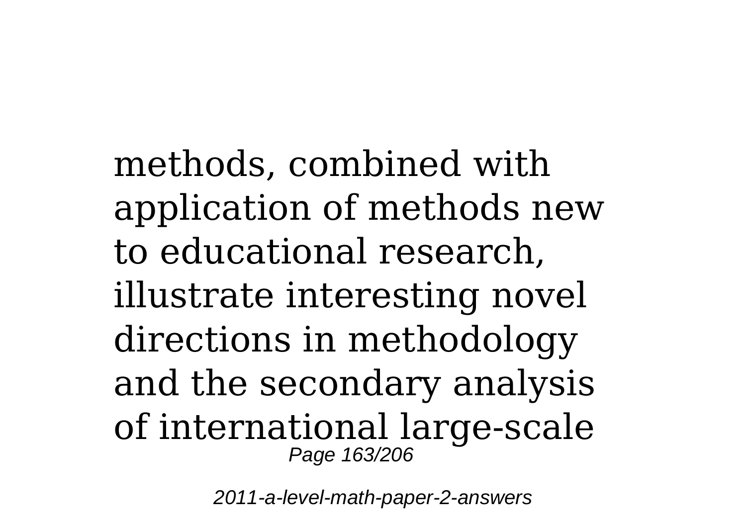methods, combined with application of methods new to educational research, illustrate interesting novel directions in methodology and the secondary analysis of international large-scale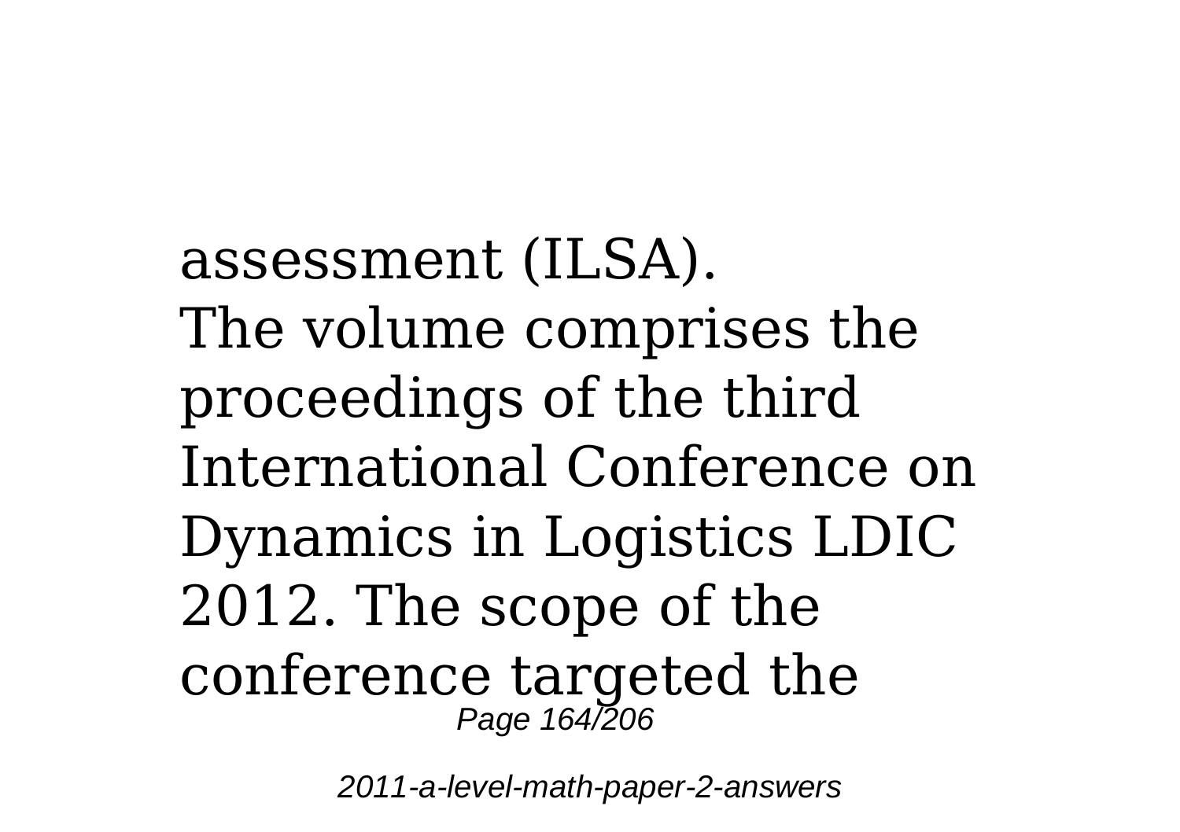assessment (ILSA).
The volume comprises the proceedings of the third International Conference on Dynamics in Logistics LDIC 2012. The scope of the conference targeted the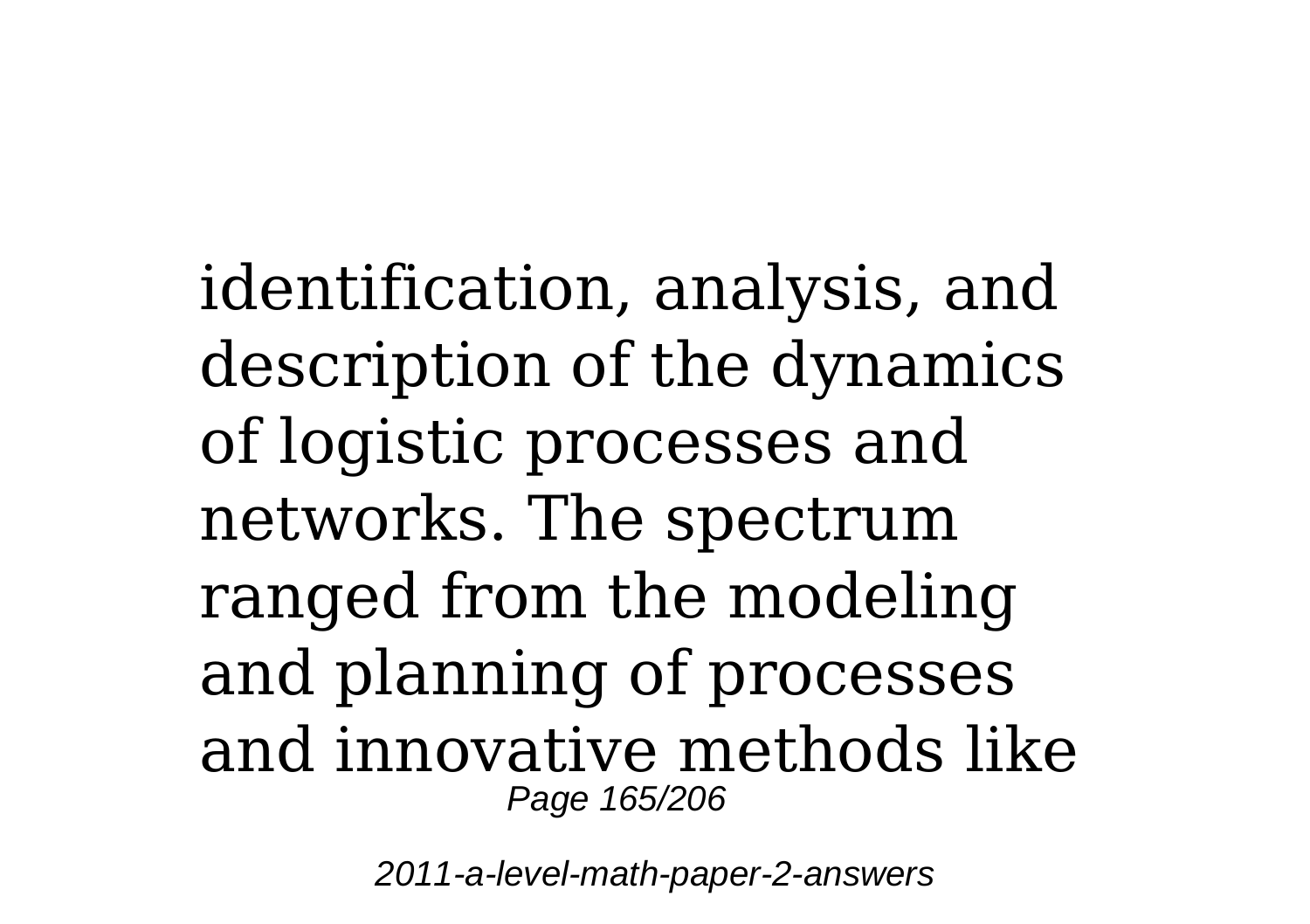identification, analysis, and description of the dynamics of logistic processes and networks. The spectrum ranged from the modeling and planning of processes and innovative methods like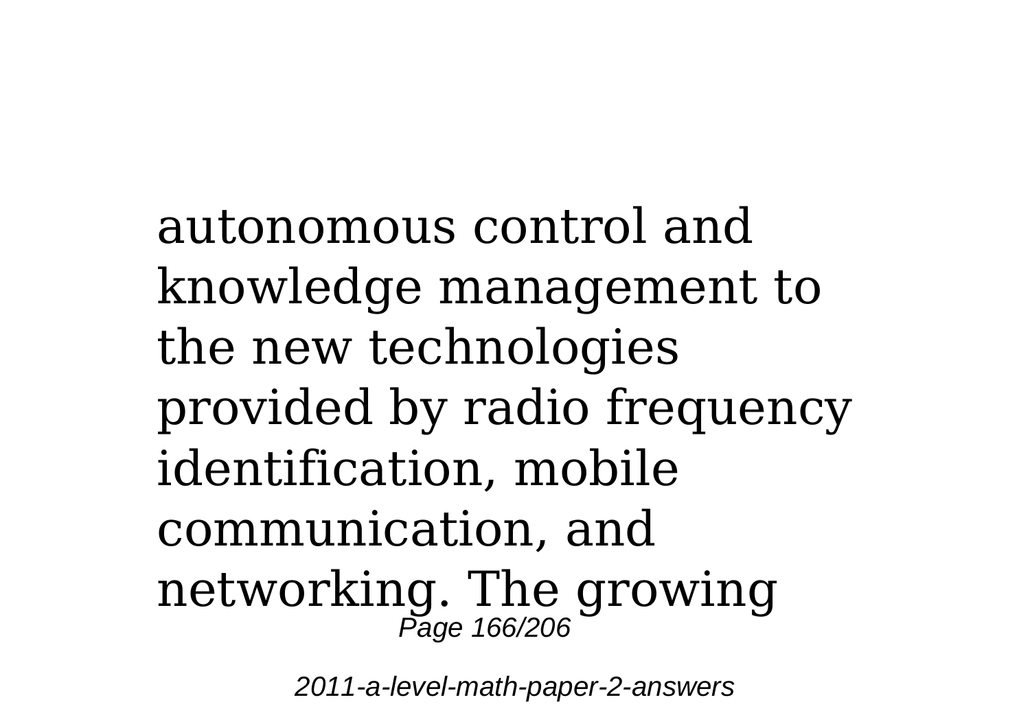autonomous control and knowledge management to the new technologies provided by radio frequency identification, mobile communication, and networking. The growing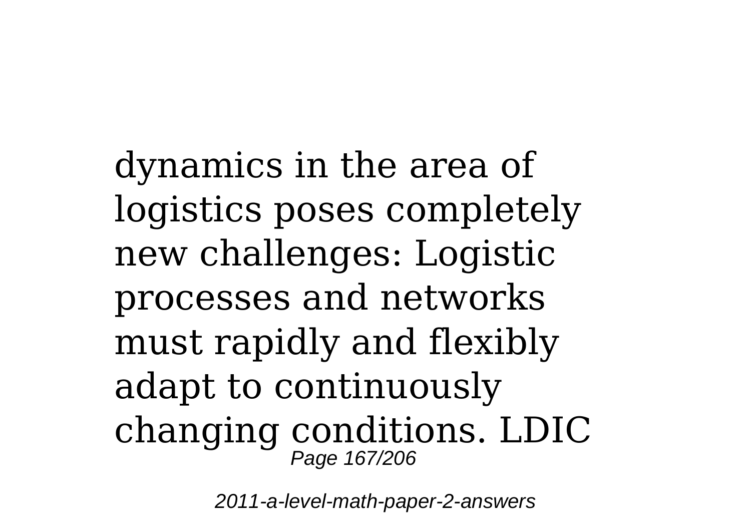dynamics in the area of logistics poses completely new challenges: Logistic processes and networks must rapidly and flexibly adapt to continuously changing conditions. LDIC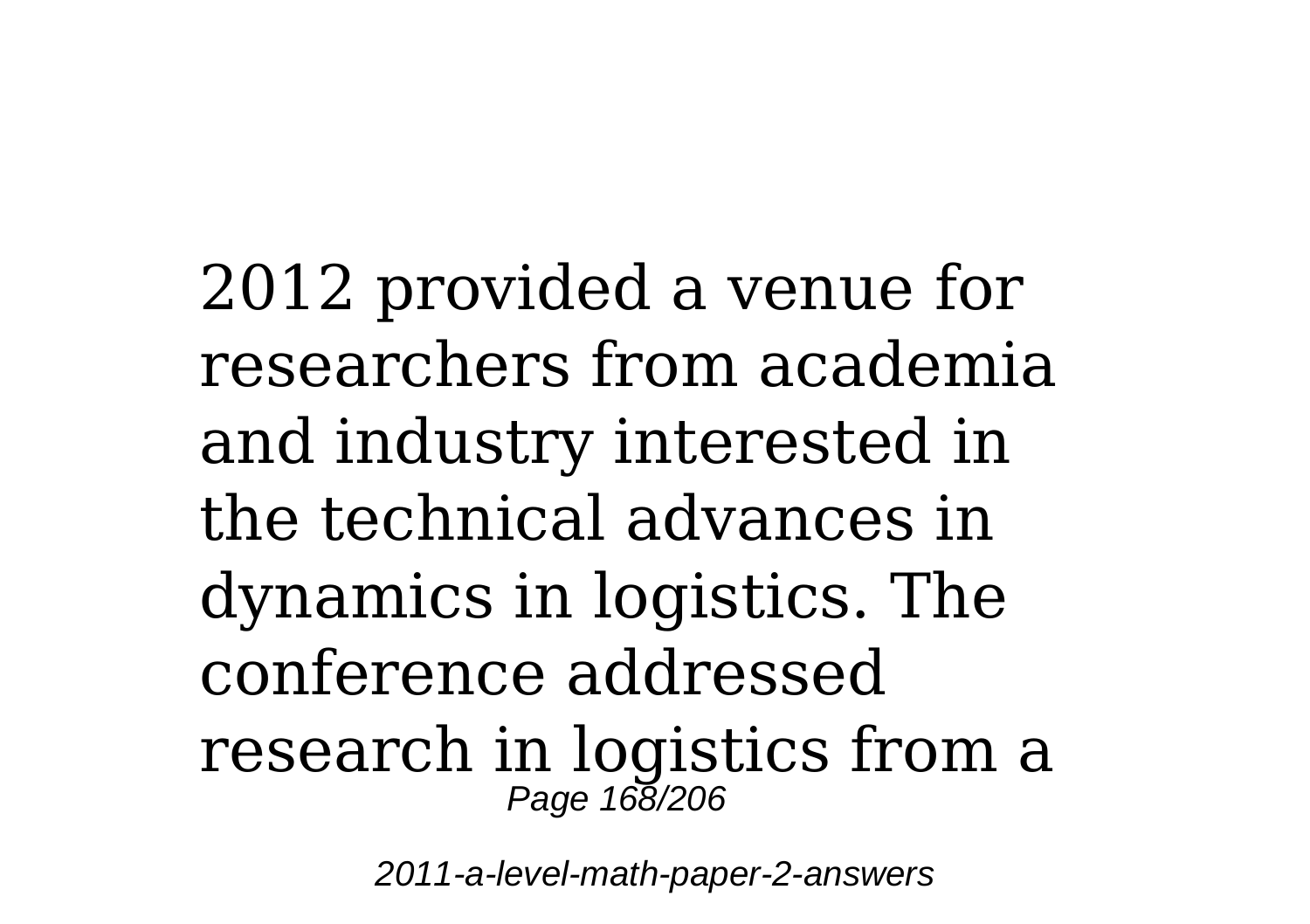2012 provided a venue for researchers from academia and industry interested in the technical advances in dynamics in logistics. The conference addressed research in logistics from a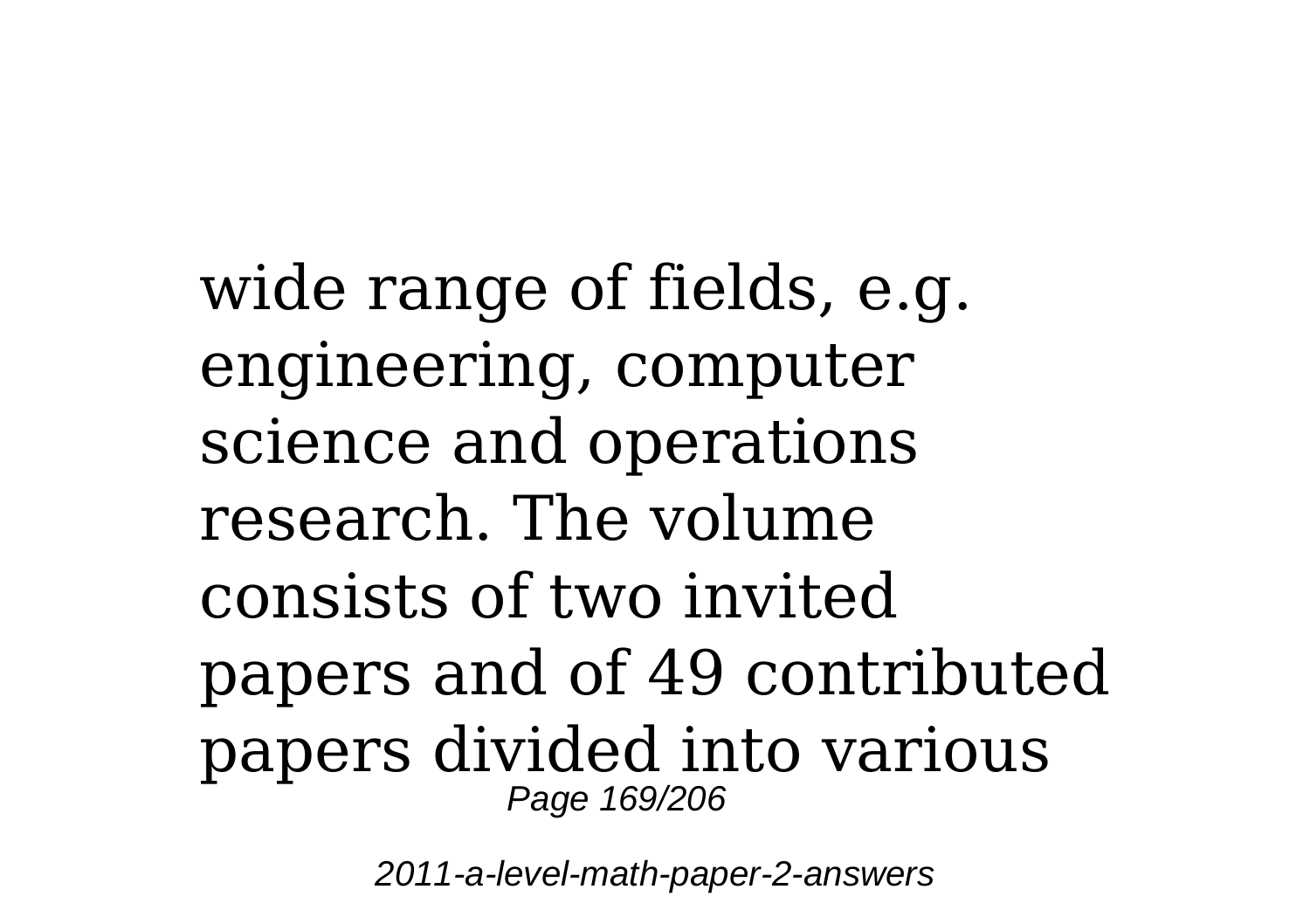wide range of fields, e.g. engineering, computer science and operations research. The volume consists of two invited papers and of 49 contributed papers divided into various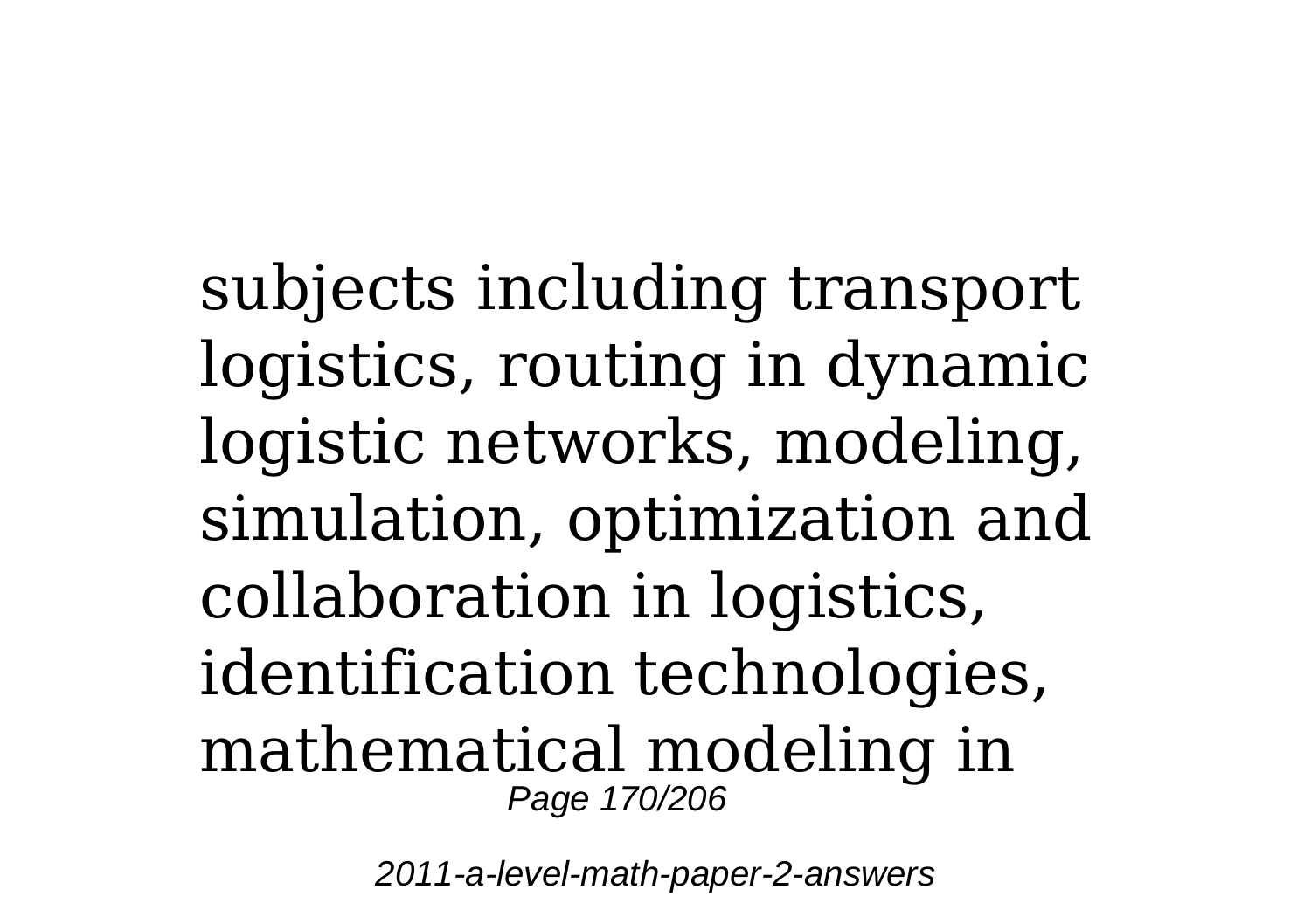subjects including transport logistics, routing in dynamic logistic networks, modeling, simulation, optimization and collaboration in logistics, identification technologies, mathematical modeling in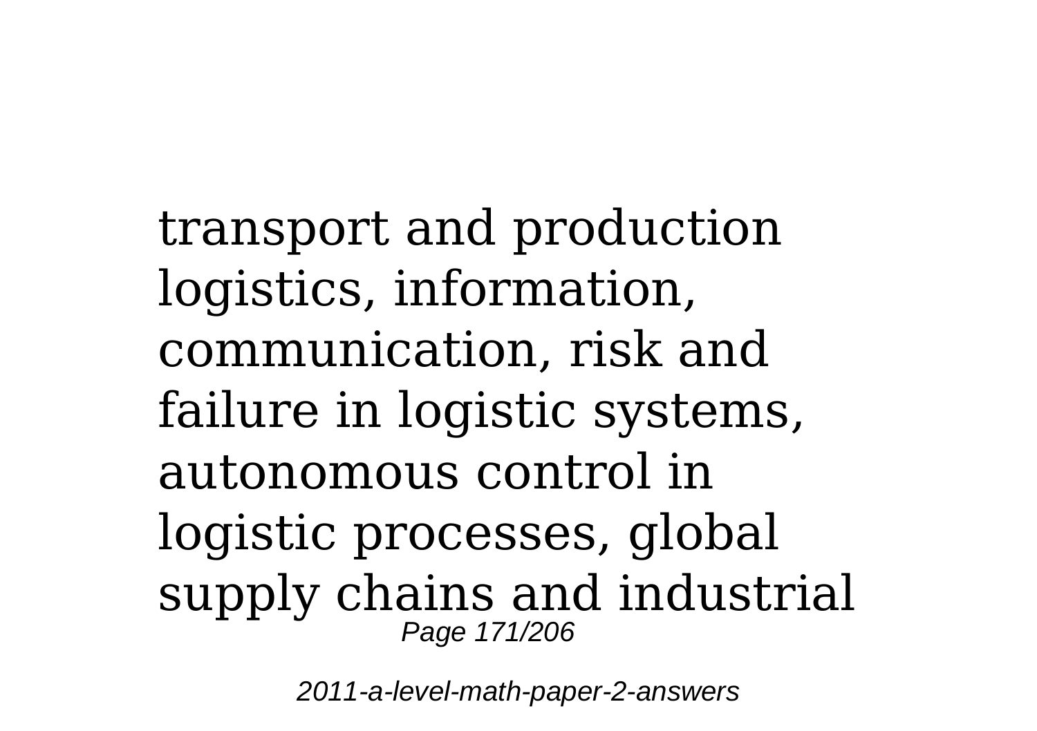transport and production logistics, information, communication, risk and failure in logistic systems, autonomous control in logistic processes, global supply chains and industrial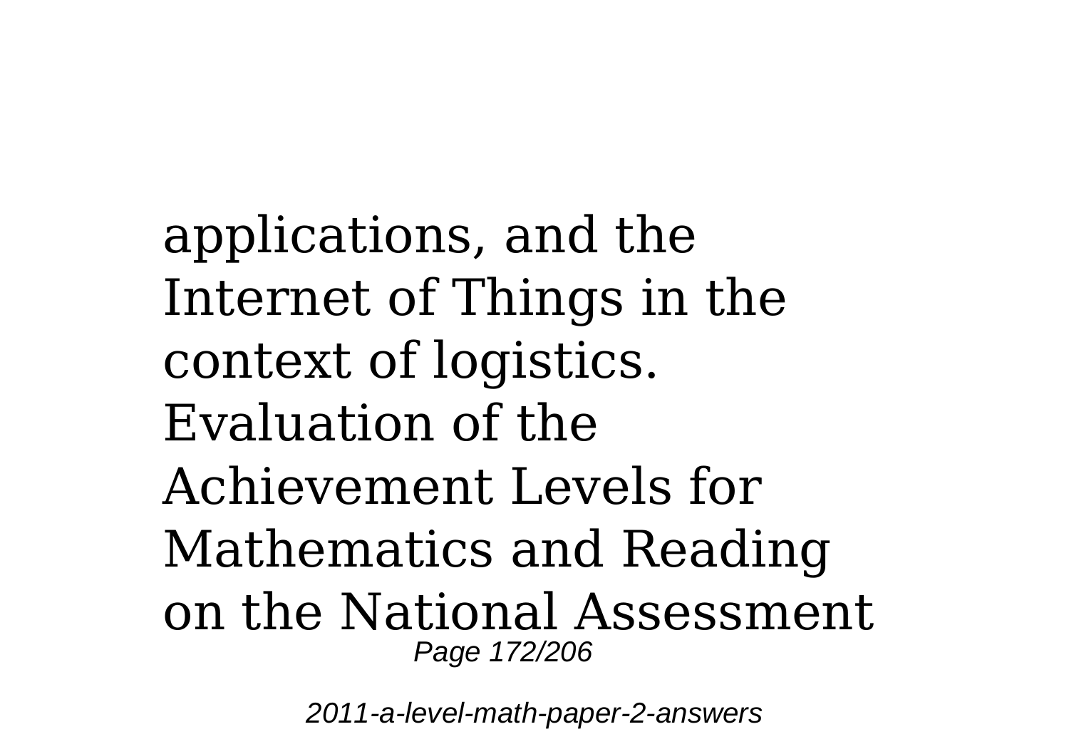applications, and the Internet of Things in the context of logistics.
Evaluation of the Achievement Levels for Mathematics and Reading on the National Assessment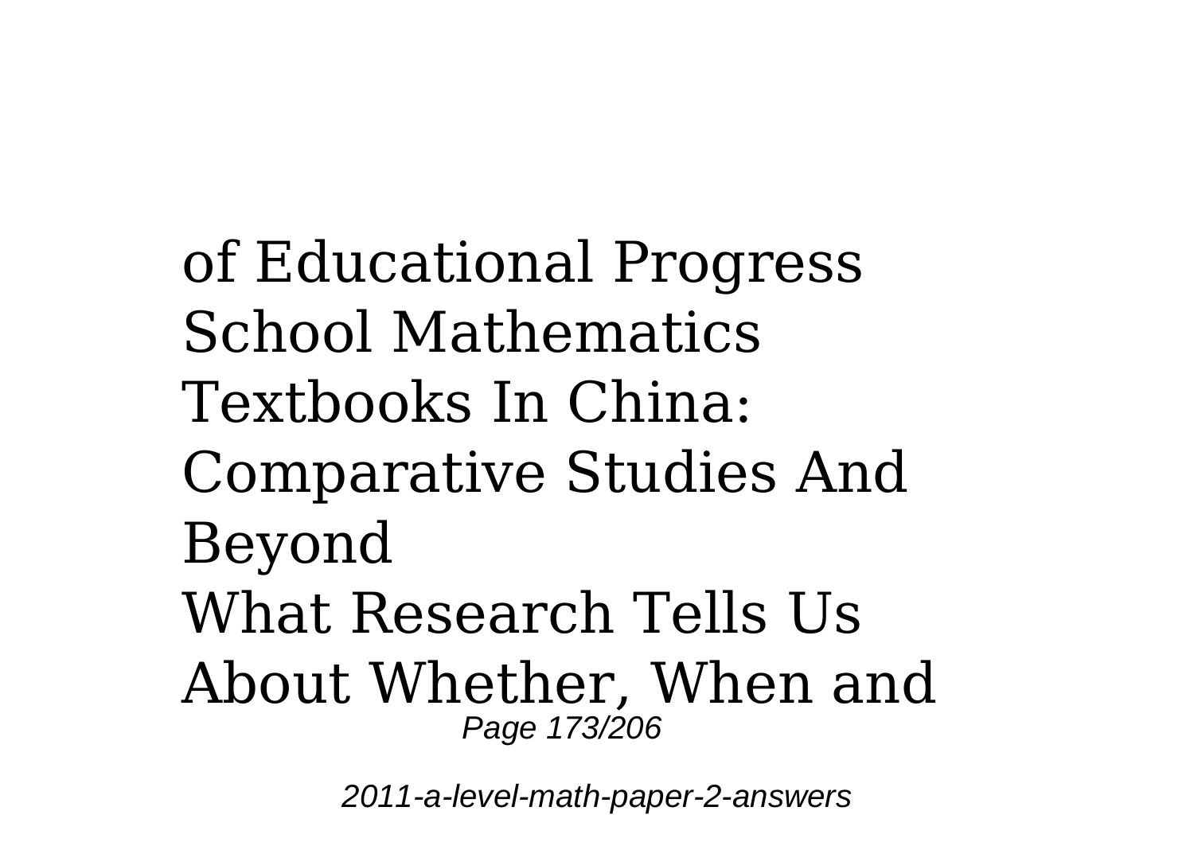of Educational Progress
School Mathematics Textbooks In China: Comparative Studies And Beyond
What Research Tells Us About Whether, When and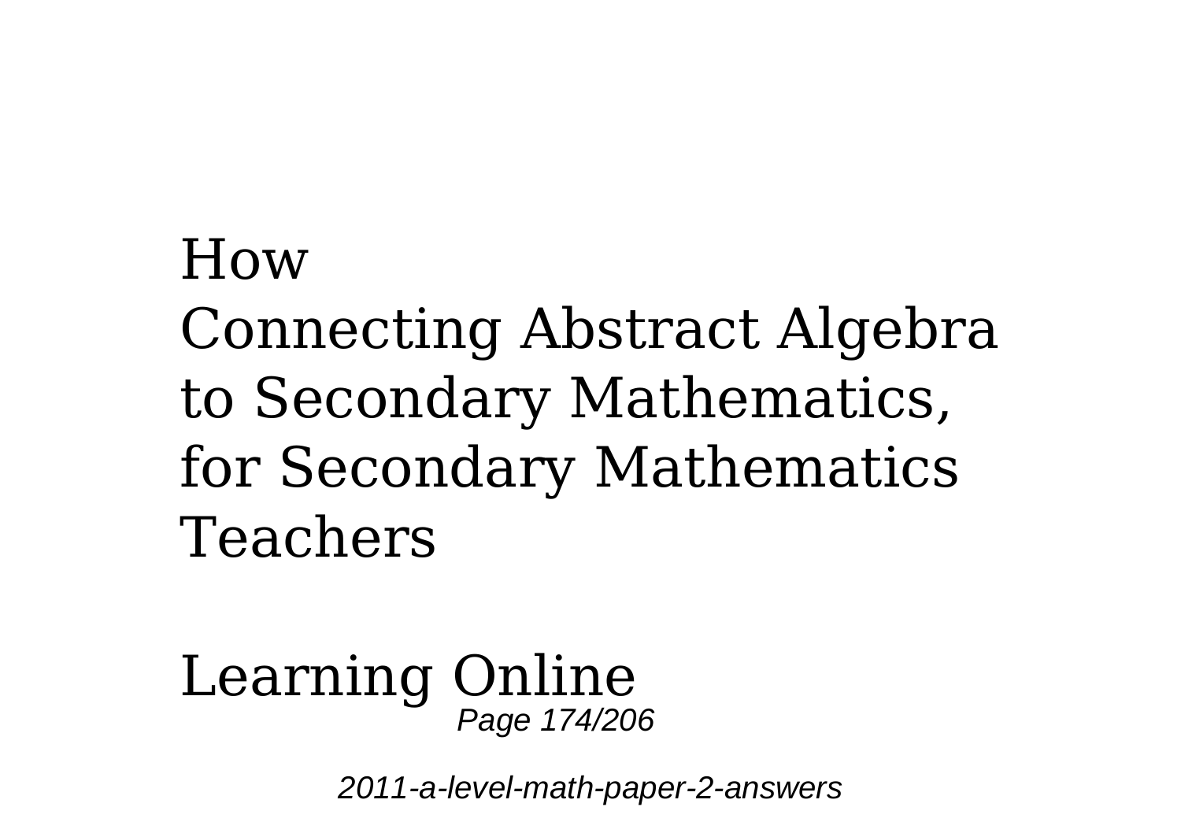How
Connecting Abstract Algebra to Secondary Mathematics, for Secondary Mathematics Teachers

Learning Online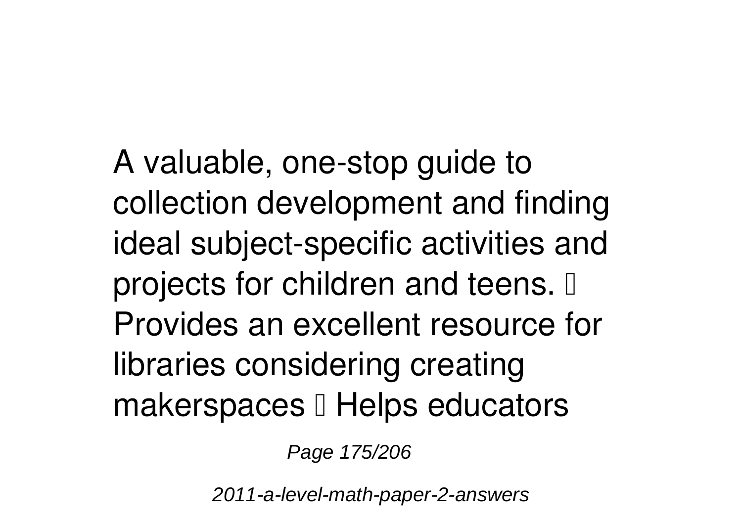A valuable, one-stop guide to collection development and finding ideal subject-specific activities and projects for children and teens.  Provides an excellent resource for libraries considering creating makerspaces  Helps educators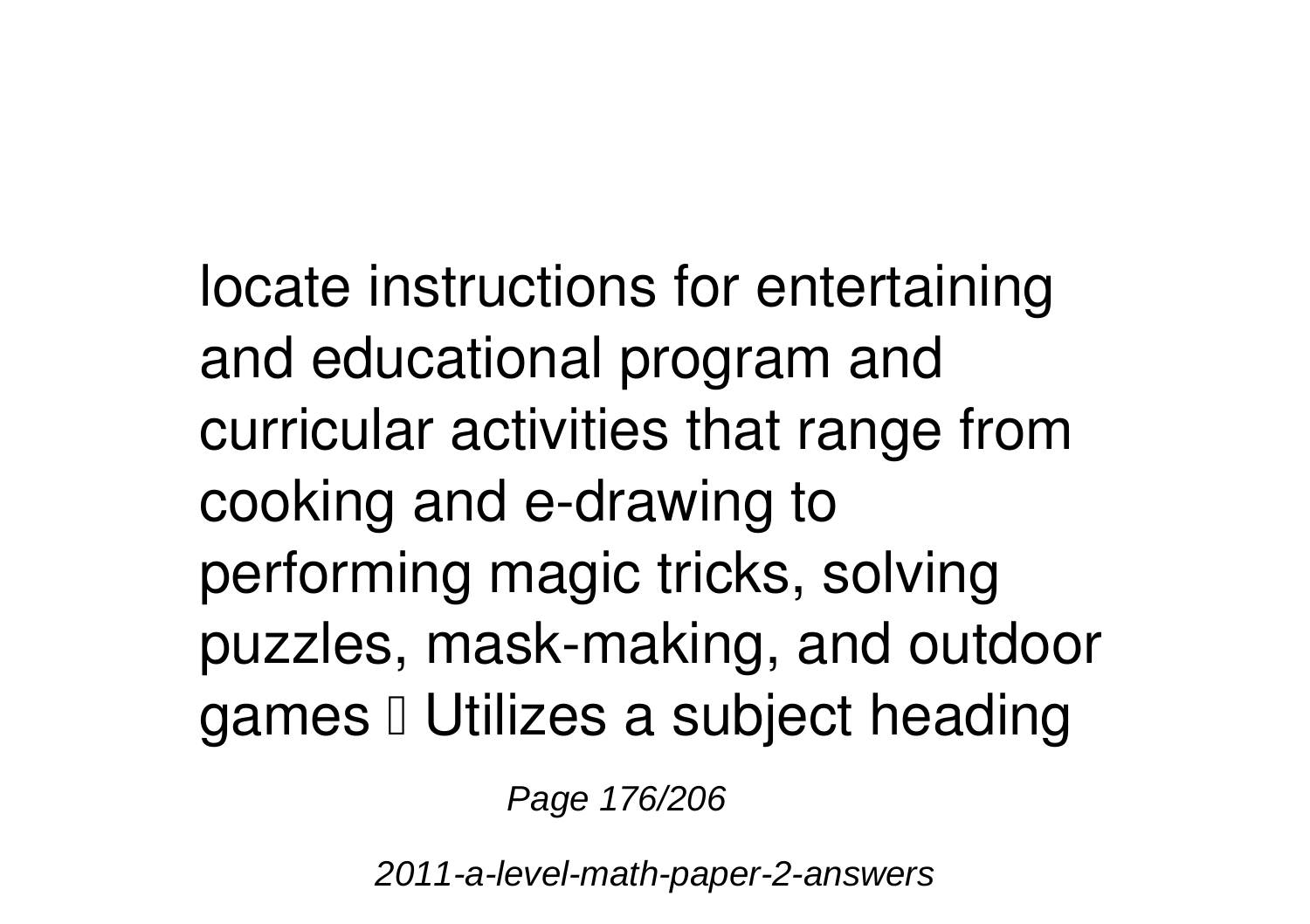locate instructions for entertaining and educational program and curricular activities that range from cooking and e-drawing to performing magic tricks, solving puzzles, mask-making, and outdoor games  Utilizes a subject heading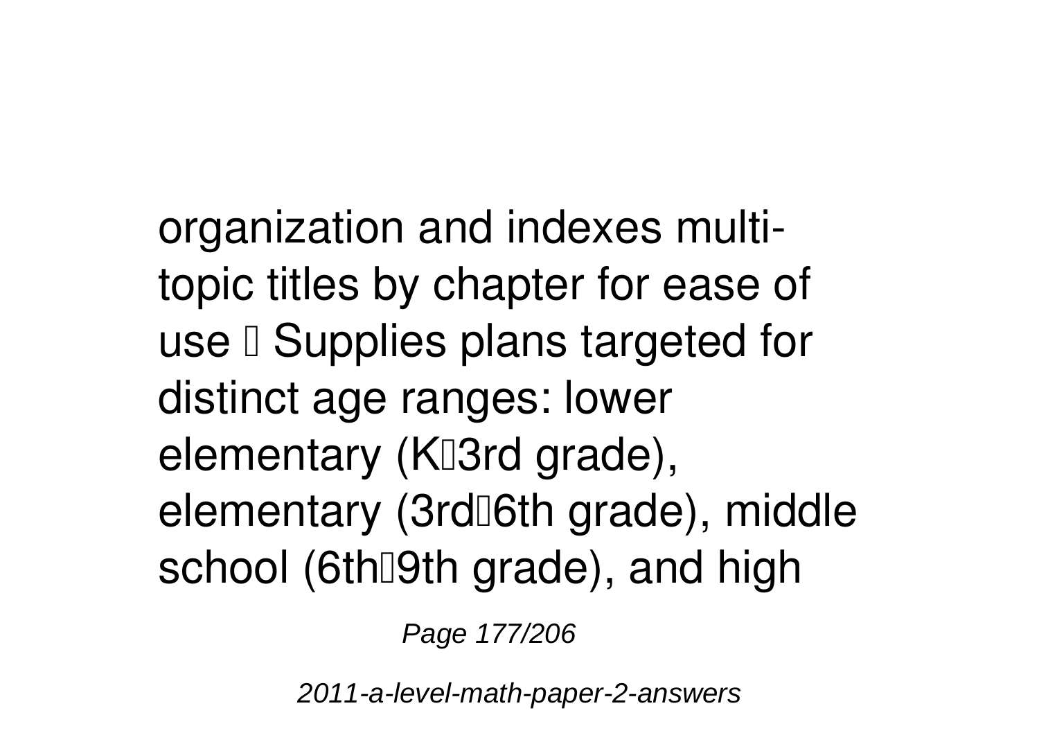organization and indexes multi-topic titles by chapter for ease of use  Supplies plans targeted for distinct age ranges: lower elementary (K3rd grade), elementary (3rd6th grade), middle school (6th9th grade), and high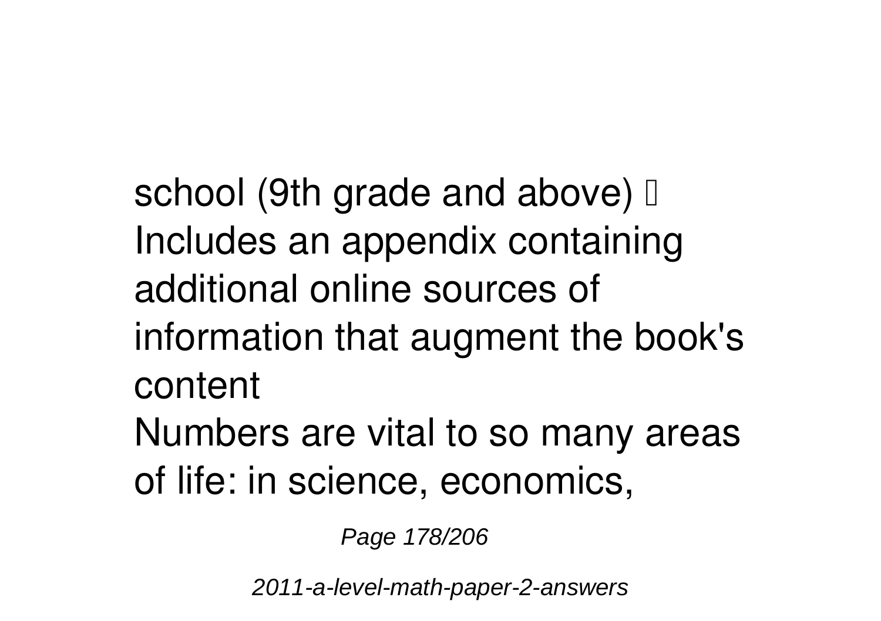school (9th grade and above)  Includes an appendix containing additional online sources of information that augment the book's content

Numbers are vital to so many areas of life: in science, economics,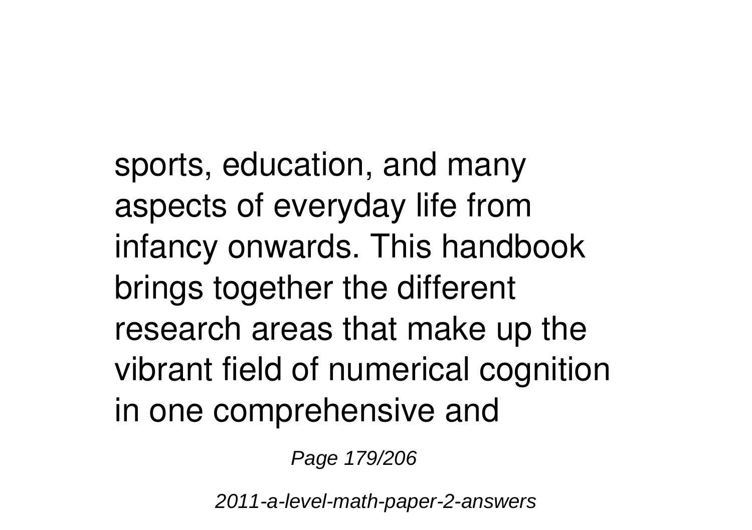sports, education, and many aspects of everyday life from infancy onwards. This handbook brings together the different research areas that make up the vibrant field of numerical cognition in one comprehensive and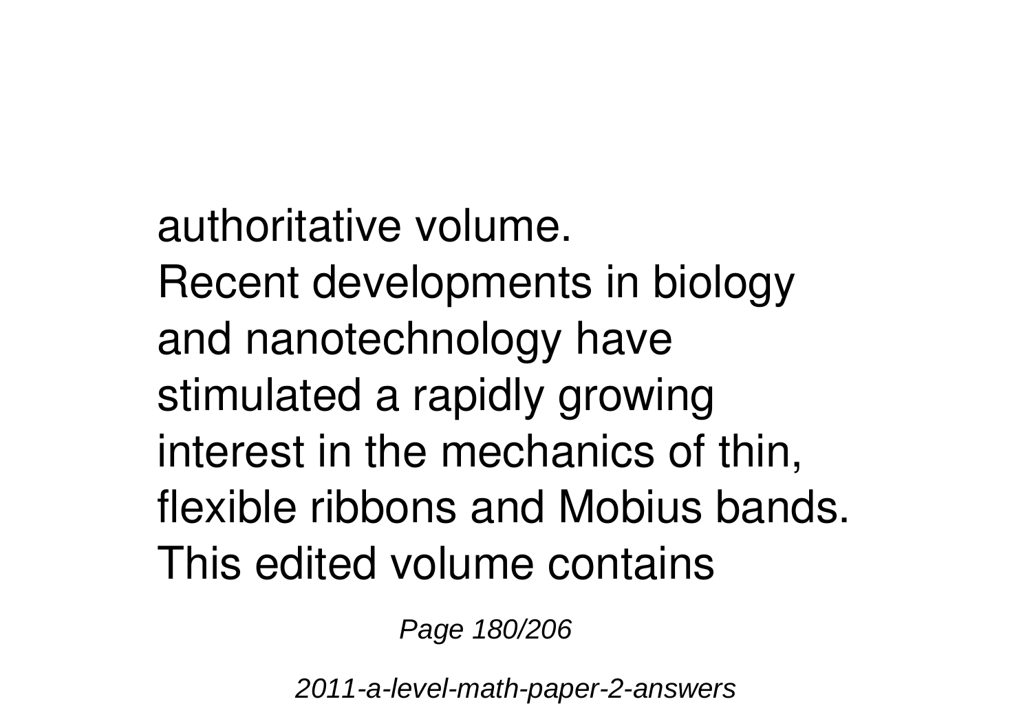authoritative volume.
Recent developments in biology and nanotechnology have stimulated a rapidly growing interest in the mechanics of thin, flexible ribbons and Mobius bands. This edited volume contains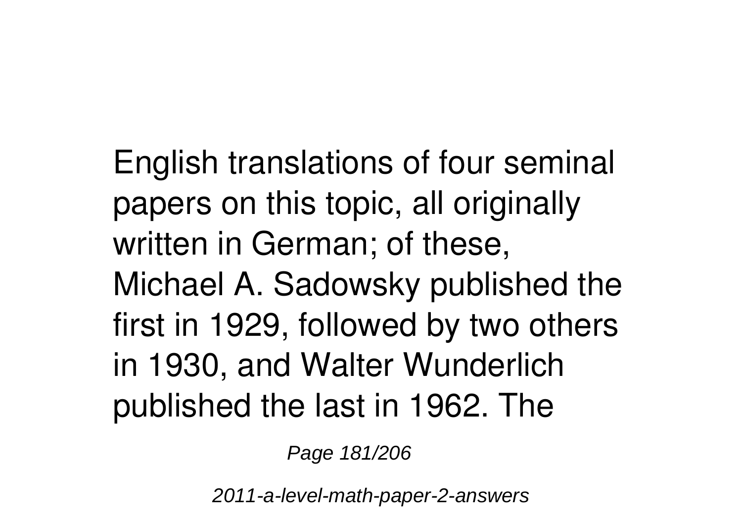English translations of four seminal papers on this topic, all originally written in German; of these, Michael A. Sadowsky published the first in 1929, followed by two others in 1930, and Walter Wunderlich published the last in 1962. The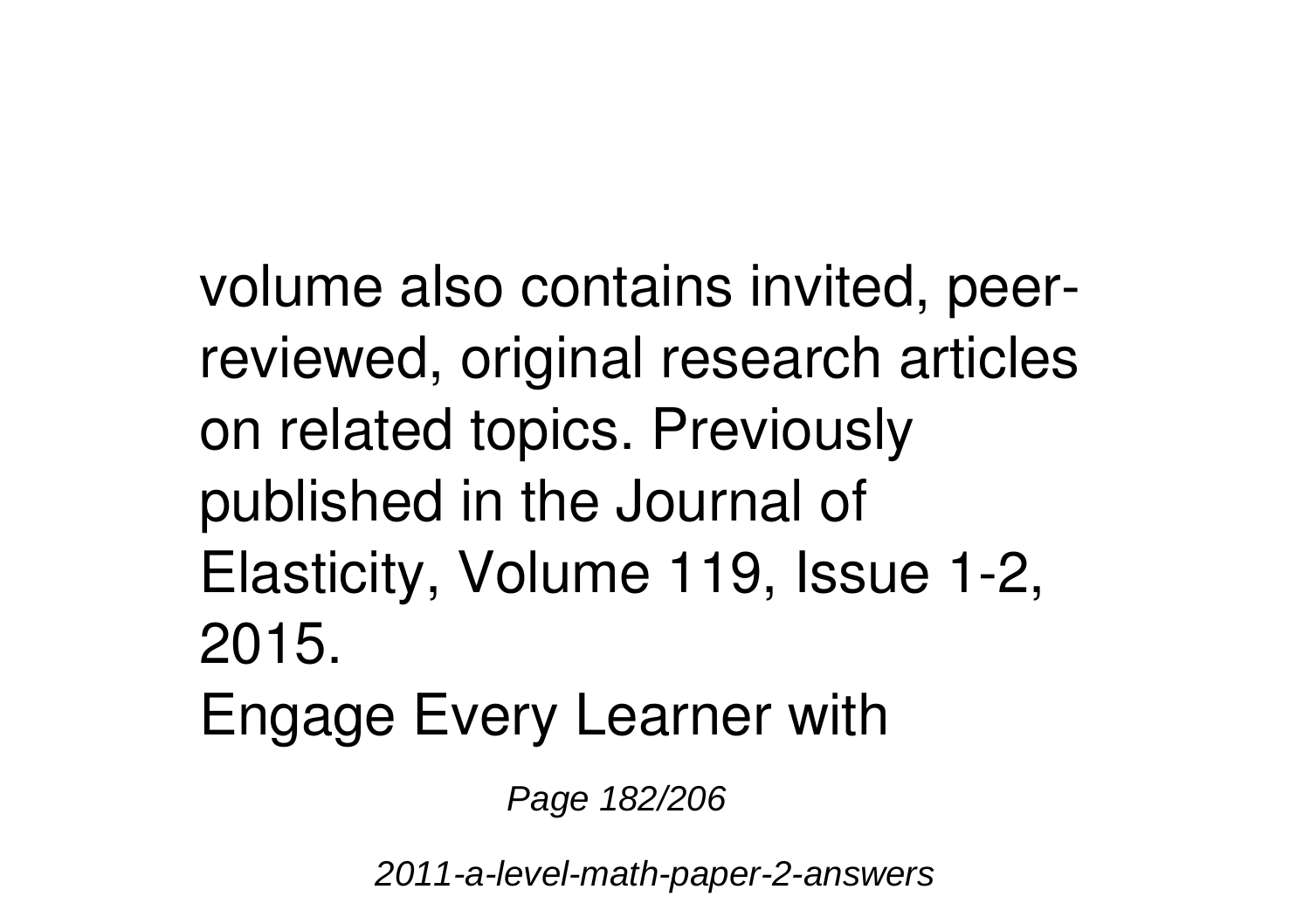volume also contains invited, peer-reviewed, original research articles on related topics. Previously published in the Journal of Elasticity, Volume 119, Issue 1-2, 2015.

Engage Every Learner with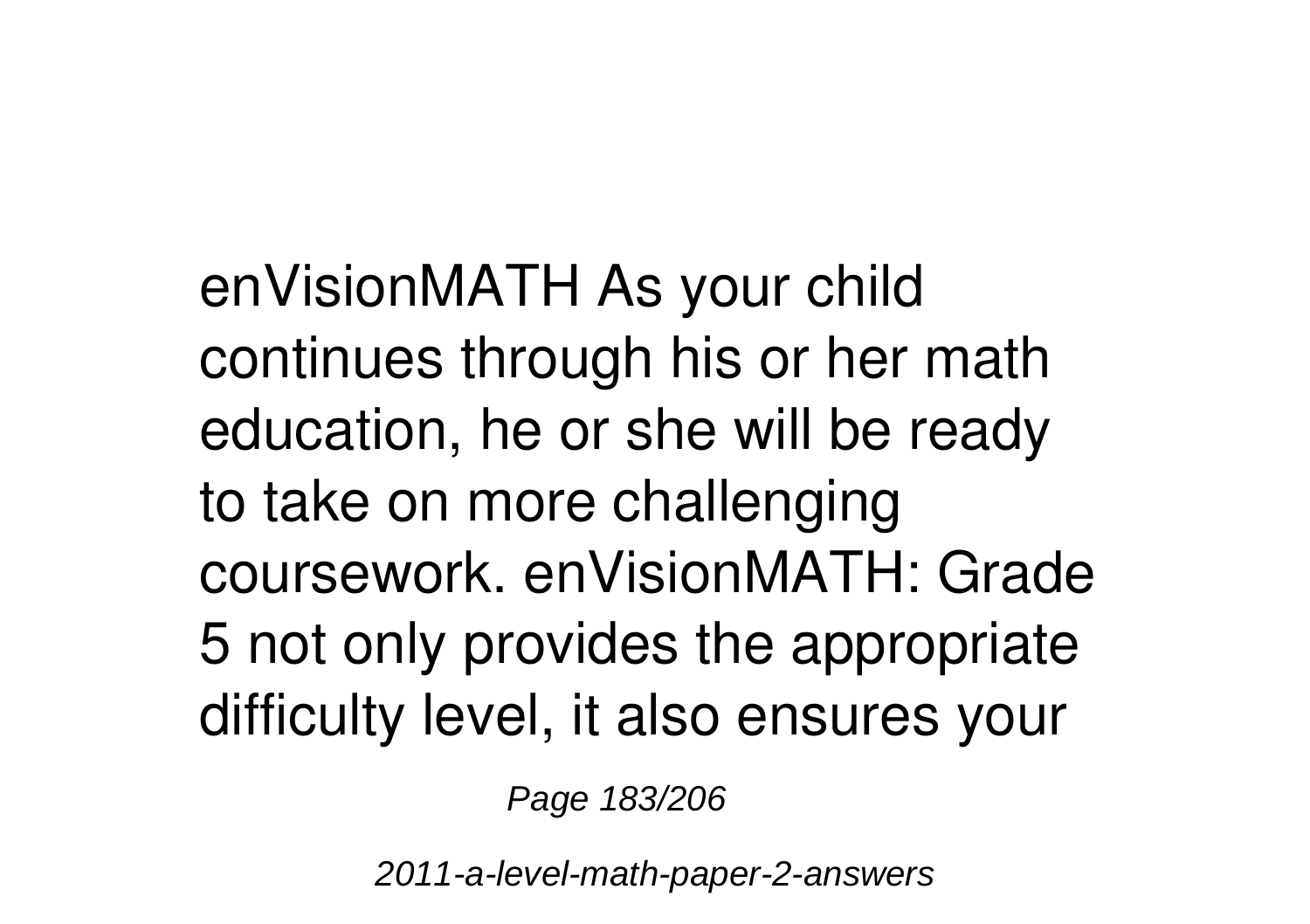enVisionMATH As your child continues through his or her math education, he or she will be ready to take on more challenging coursework. enVisionMATH: Grade 5 not only provides the appropriate difficulty level, it also ensures your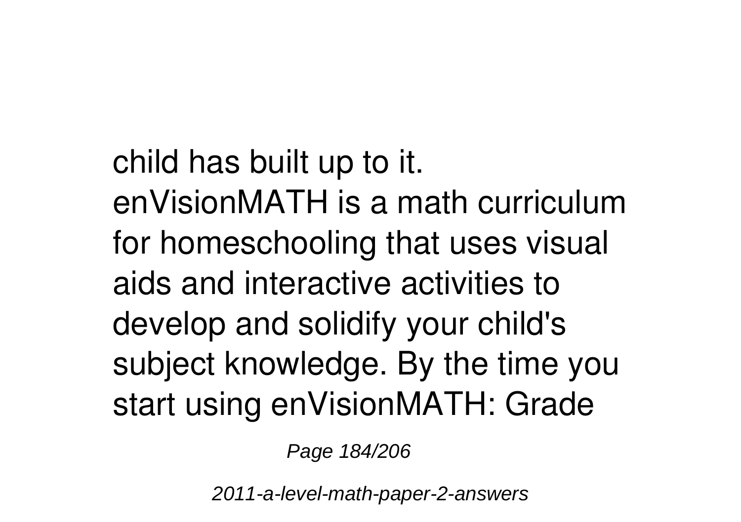child has built up to it.
enVisionMATH is a math curriculum for homeschooling that uses visual aids and interactive activities to develop and solidify your child's subject knowledge. By the time you start using enVisionMATH: Grade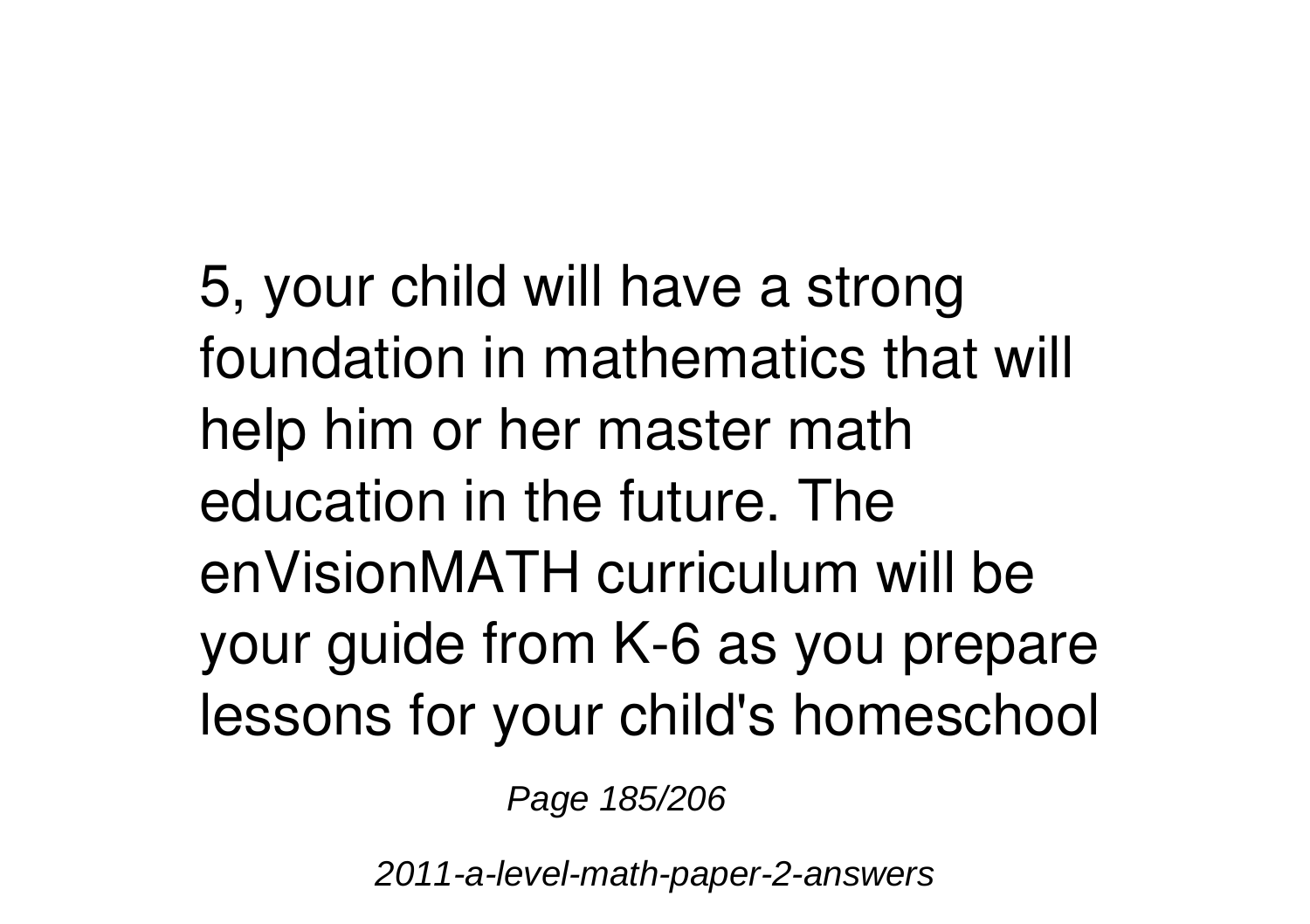5, your child will have a strong foundation in mathematics that will help him or her master math education in the future. The enVisionMATH curriculum will be your guide from K-6 as you prepare lessons for your child's homeschool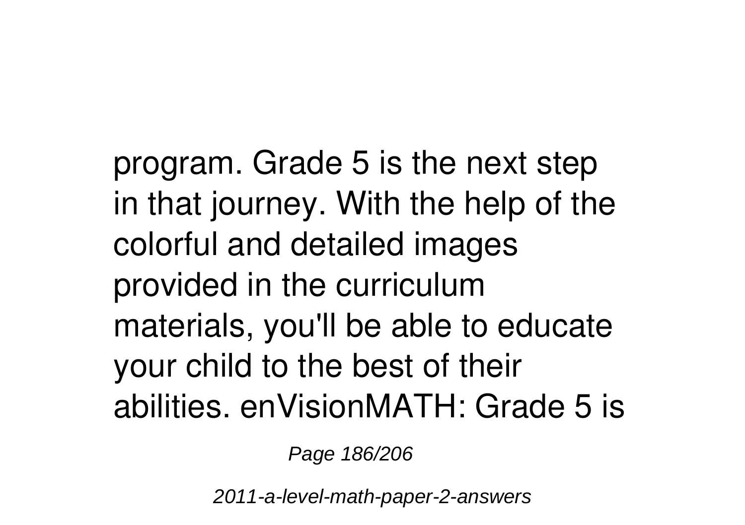program. Grade 5 is the next step in that journey. With the help of the colorful and detailed images provided in the curriculum materials, you'll be able to educate your child to the best of their abilities. enVisionMATH: Grade 5 is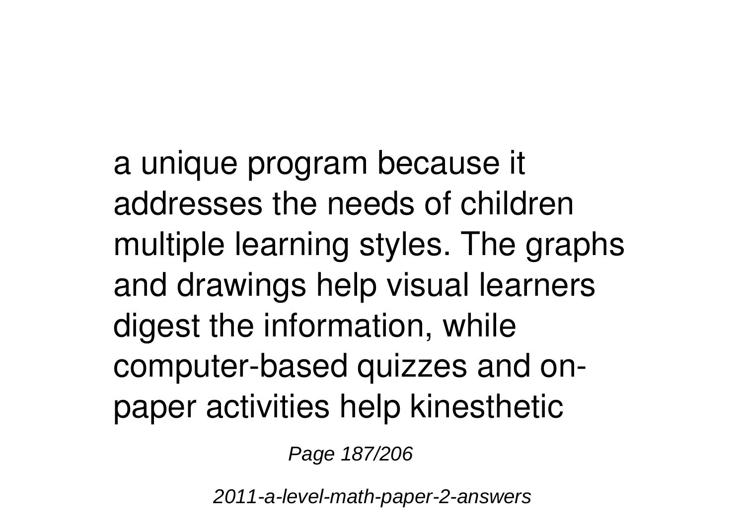a unique program because it addresses the needs of children multiple learning styles. The graphs and drawings help visual learners digest the information, while computer-based quizzes and on-paper activities help kinesthetic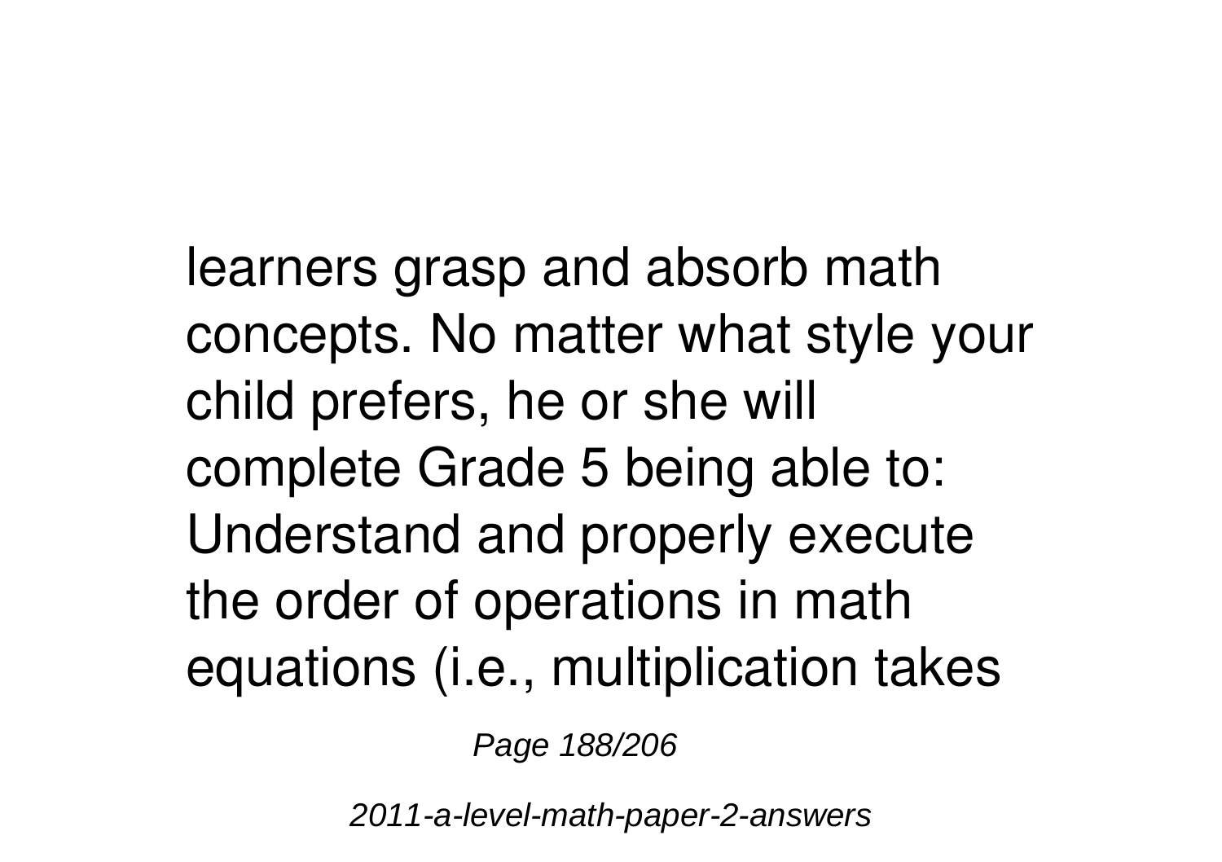learners grasp and absorb math concepts. No matter what style your child prefers, he or she will complete Grade 5 being able to: Understand and properly execute the order of operations in math equations (i.e., multiplication takes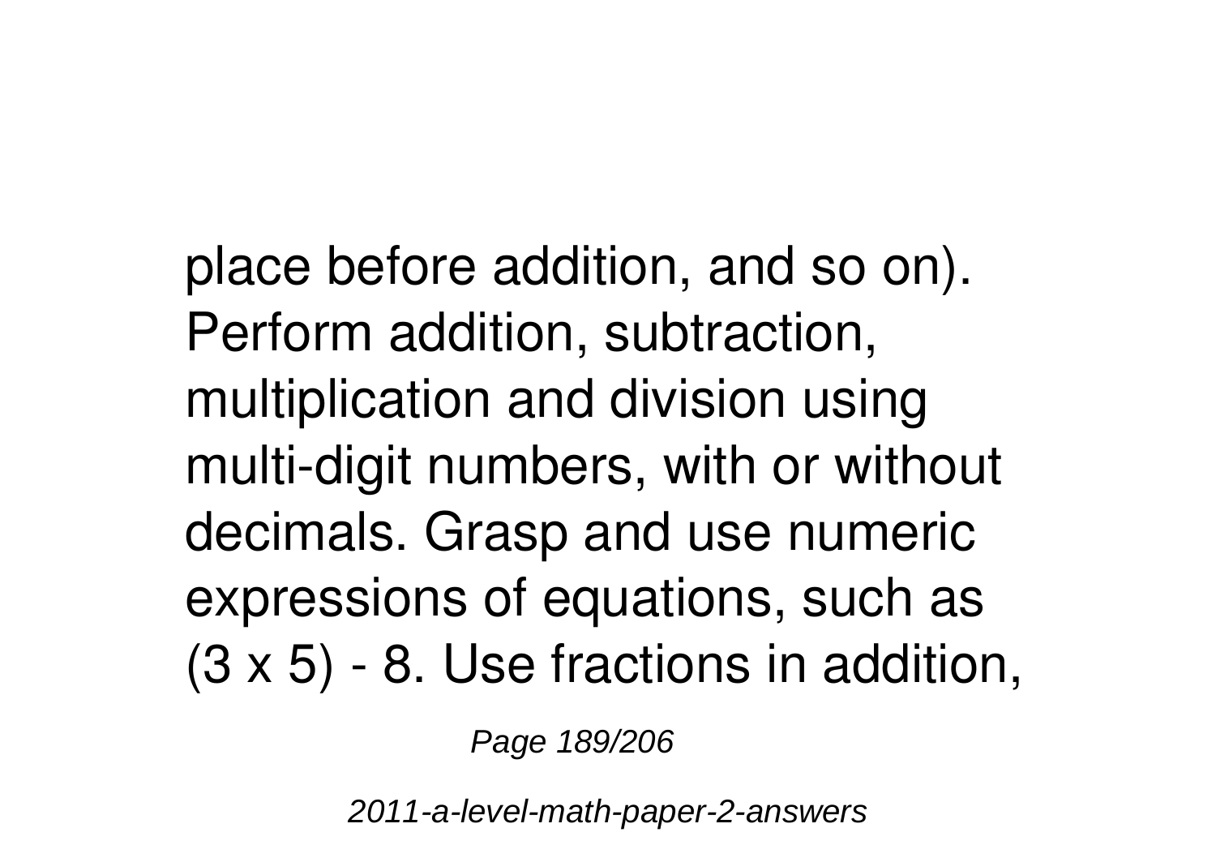place before addition, and so on). Perform addition, subtraction, multiplication and division using multi-digit numbers, with or without decimals. Grasp and use numeric expressions of equations, such as $(3 \times 5) - 8$. Use fractions in addition,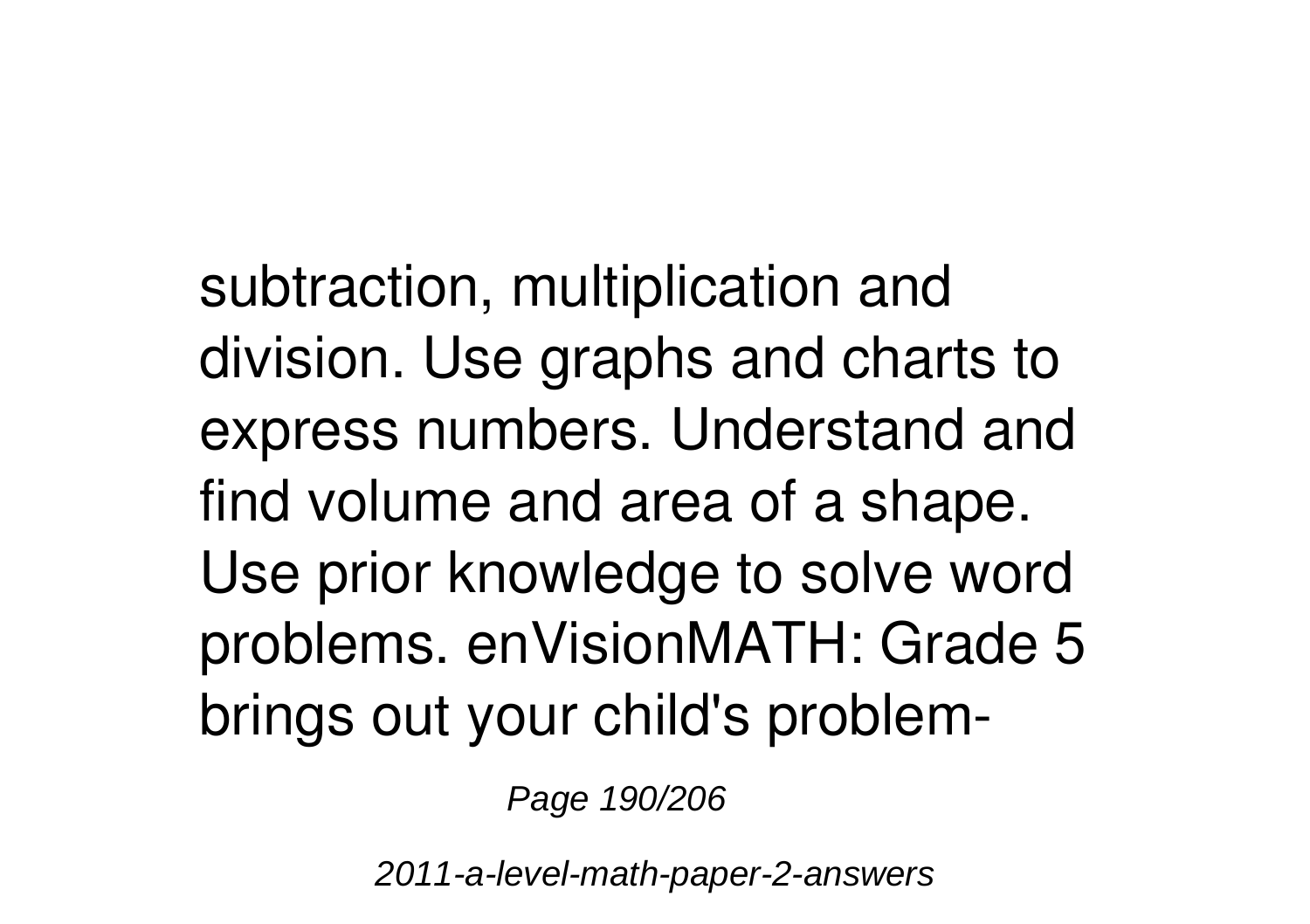subtraction, multiplication and division. Use graphs and charts to express numbers. Understand and find volume and area of a shape. Use prior knowledge to solve word problems. enVisionMATH: Grade 5 brings out your child's problem-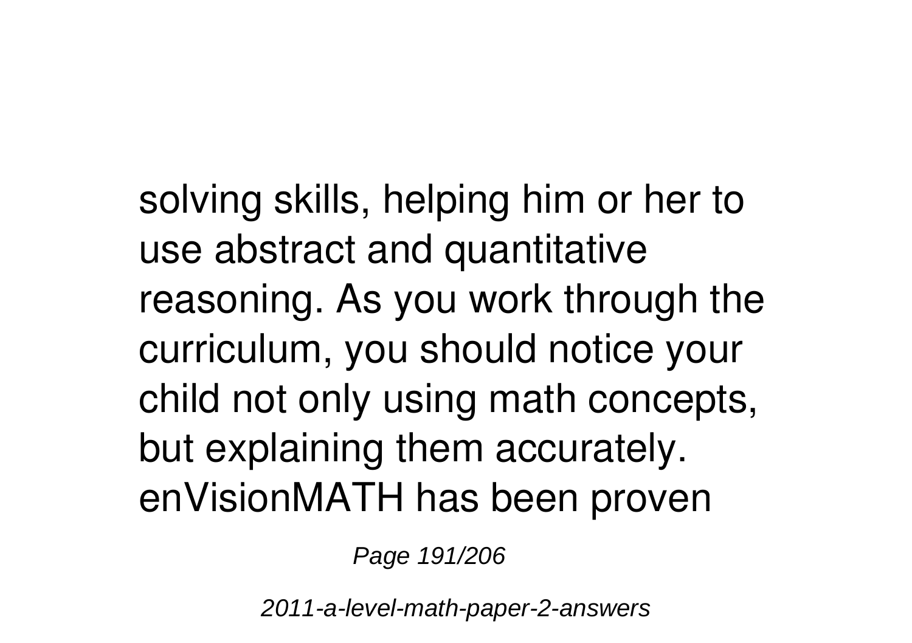solving skills, helping him or her to use abstract and quantitative reasoning. As you work through the curriculum, you should notice your child not only using math concepts, but explaining them accurately. enVisionMATH has been proven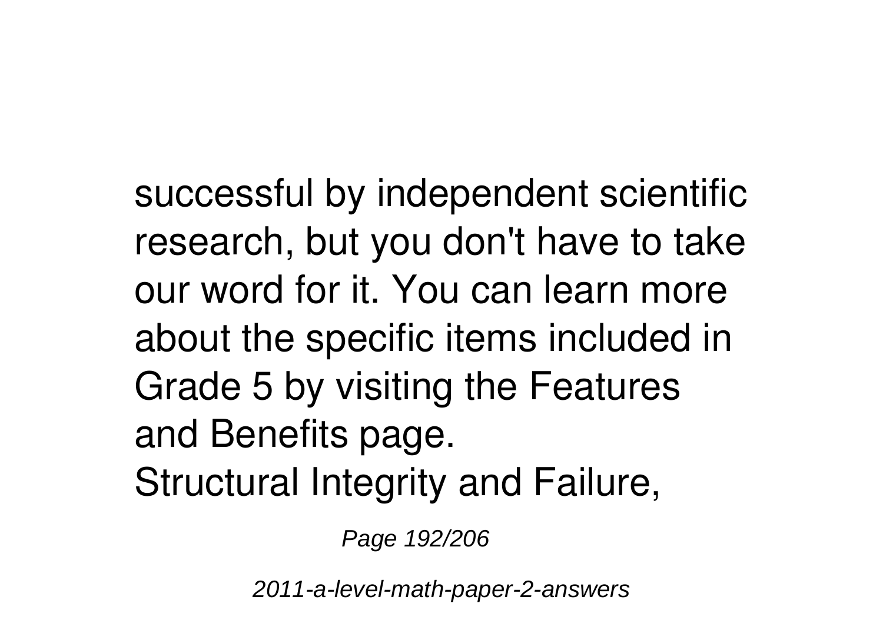successful by independent scientific research, but you don't have to take our word for it. You can learn more about the specific items included in Grade 5 by visiting the Features and Benefits page.

Structural Integrity and Failure,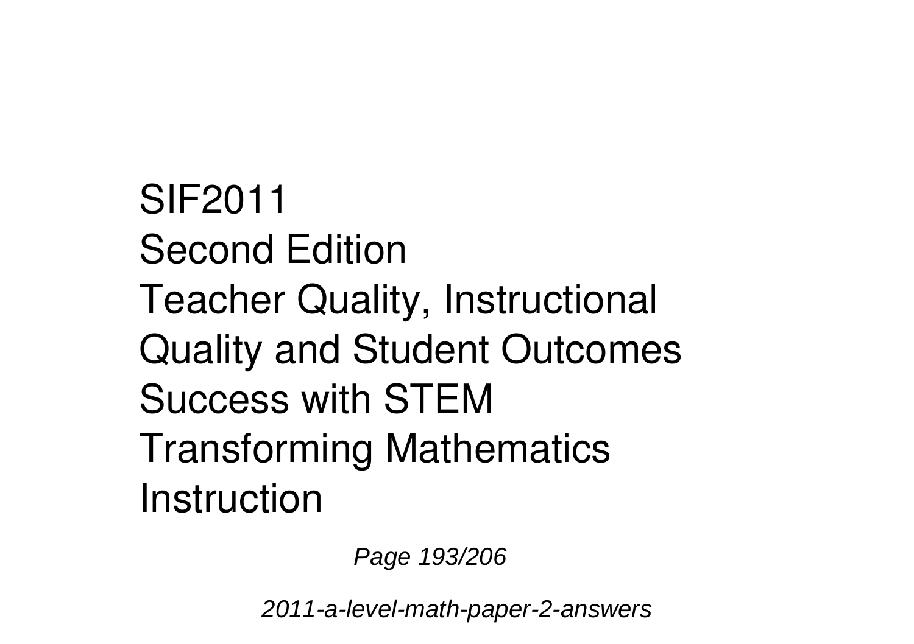SIF2011
Second Edition
Teacher Quality, Instructional Quality and Student Outcomes
Success with STEM
Transforming Mathematics Instruction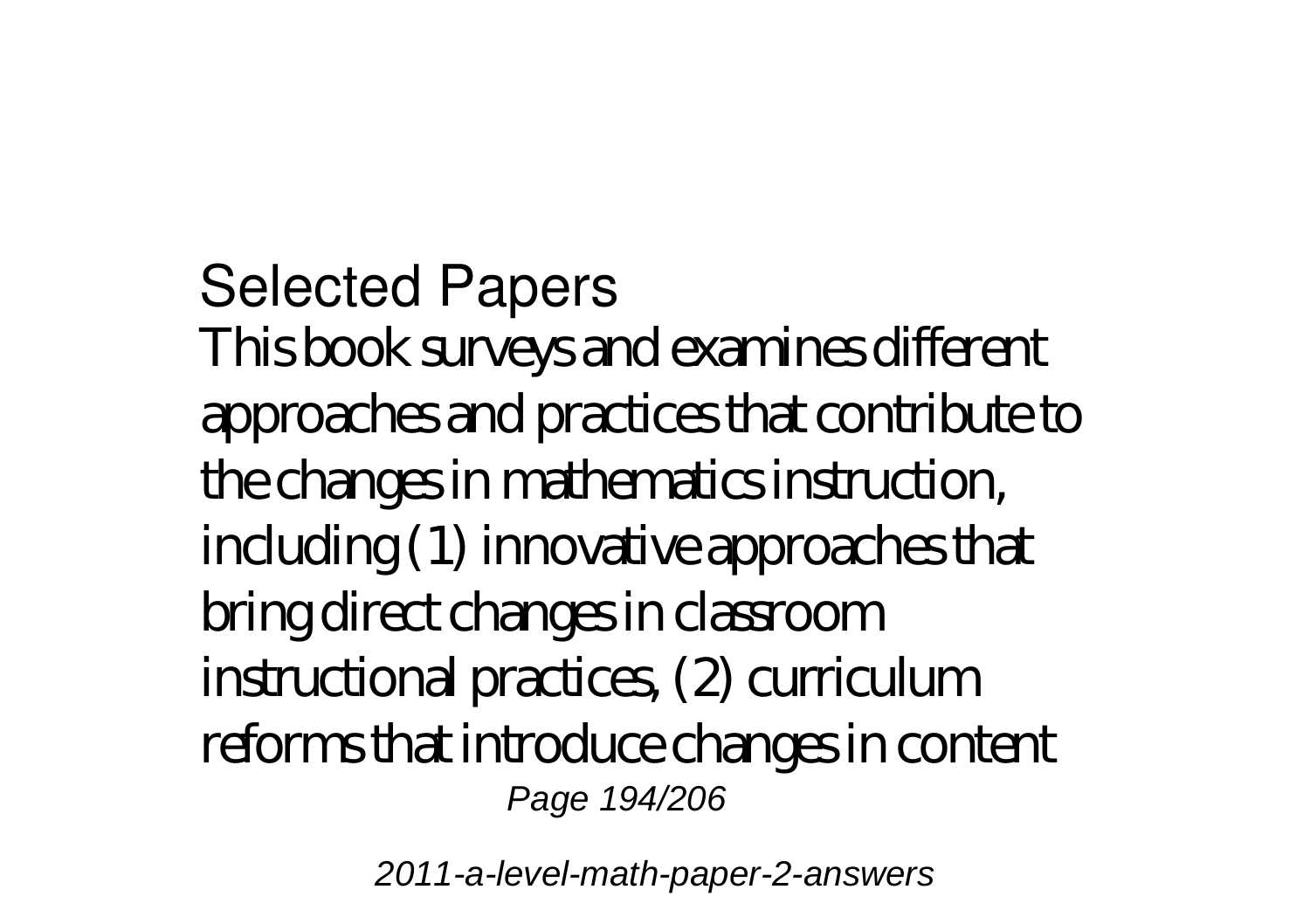## Selected Papers

This book surveys and examines different approaches and practices that contribute to the changes in mathematics instruction, including (1) innovative approaches that bring direct changes in classroom instructional practices, (2) curriculum reforms that introduce changes in content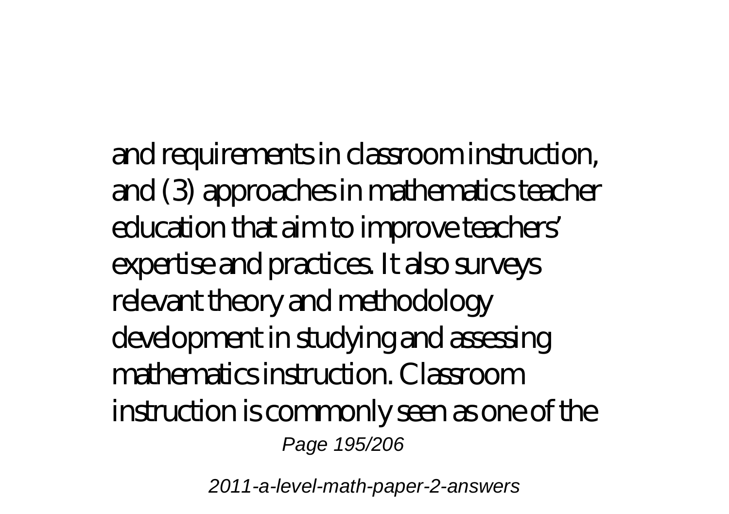and requirements in classroom instruction, and (3) approaches in mathematics teacher education that aim to improve teachers' expertise and practices. It also surveys relevant theory and methodology development in studying and assessing mathematics instruction. Classroom instruction is commonly seen as one of the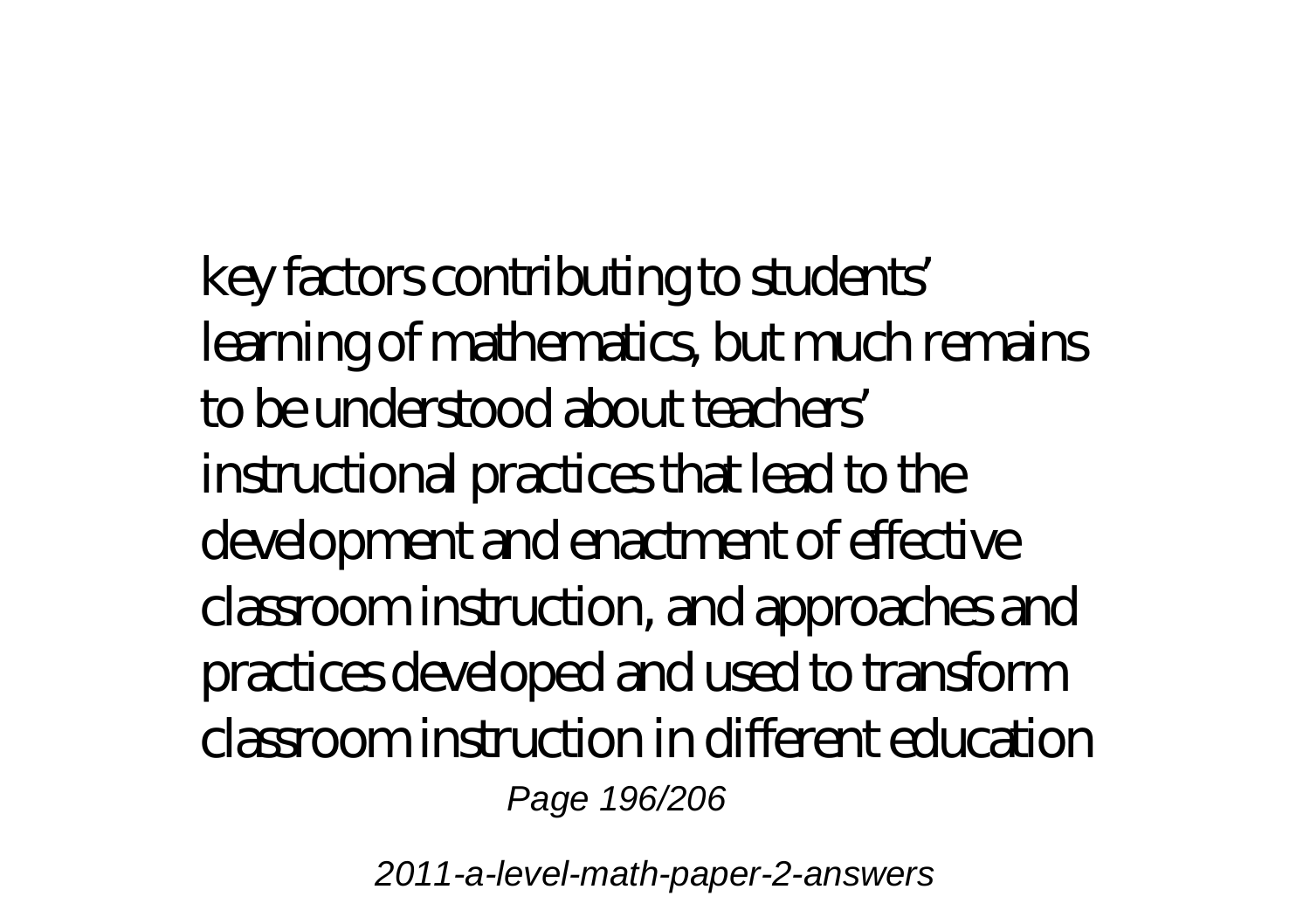key factors contributing to students' learning of mathematics, but much remains to be understood about teachers' instructional practices that lead to the development and enactment of effective classroom instruction, and approaches and practices developed and used to transform classroom instruction in different education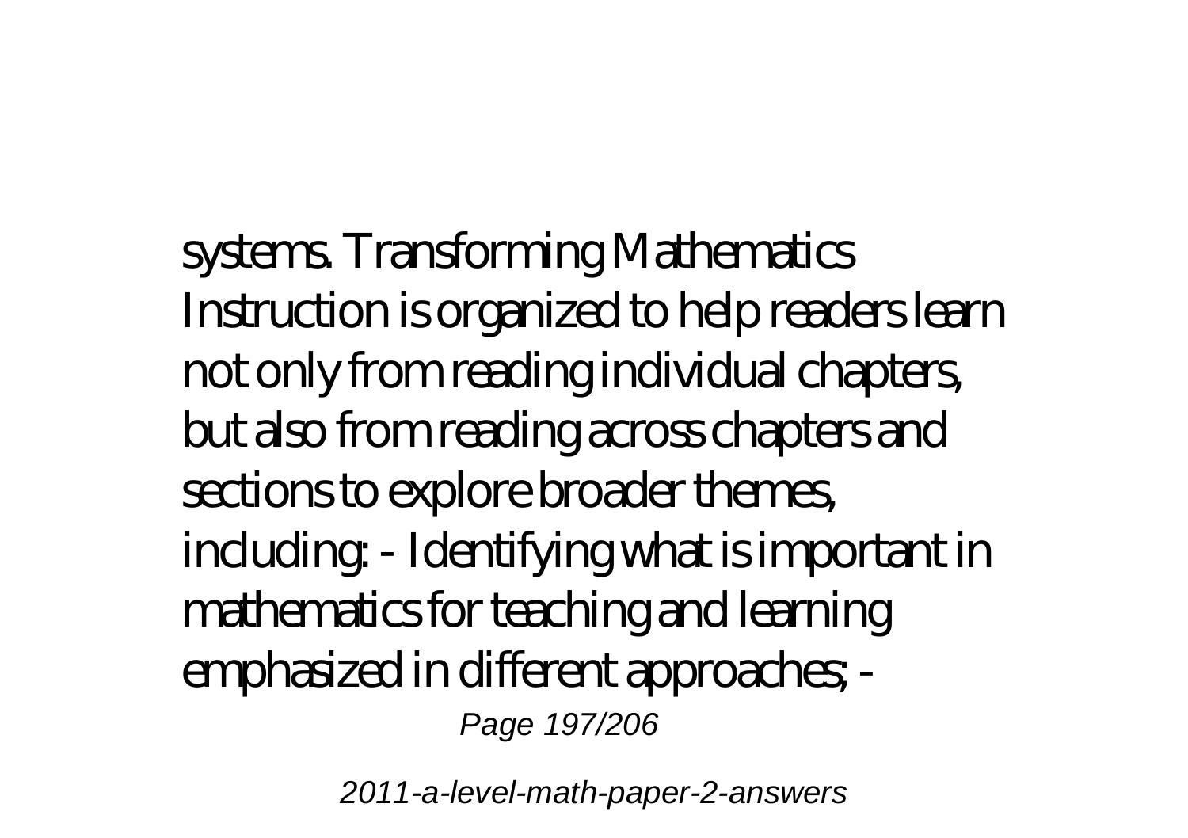systems. Transforming Mathematics Instruction is organized to help readers learn not only from reading individual chapters, but also from reading across chapters and sections to explore broader themes, including: - Identifying what is important in mathematics for teaching and learning emphasized in different approaches; -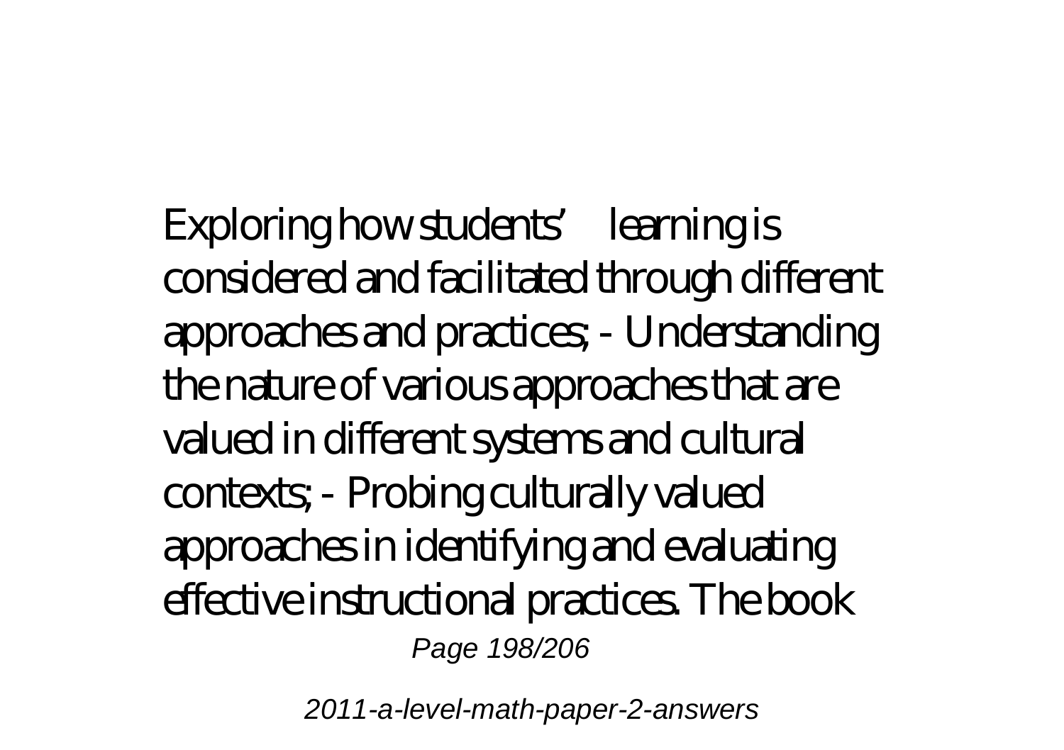Exploring how students' learning is considered and facilitated through different approaches and practices; - Understanding the nature of various approaches that are valued in different systems and cultural contexts; - Probing culturally valued approaches in identifying and evaluating effective instructional practices. The book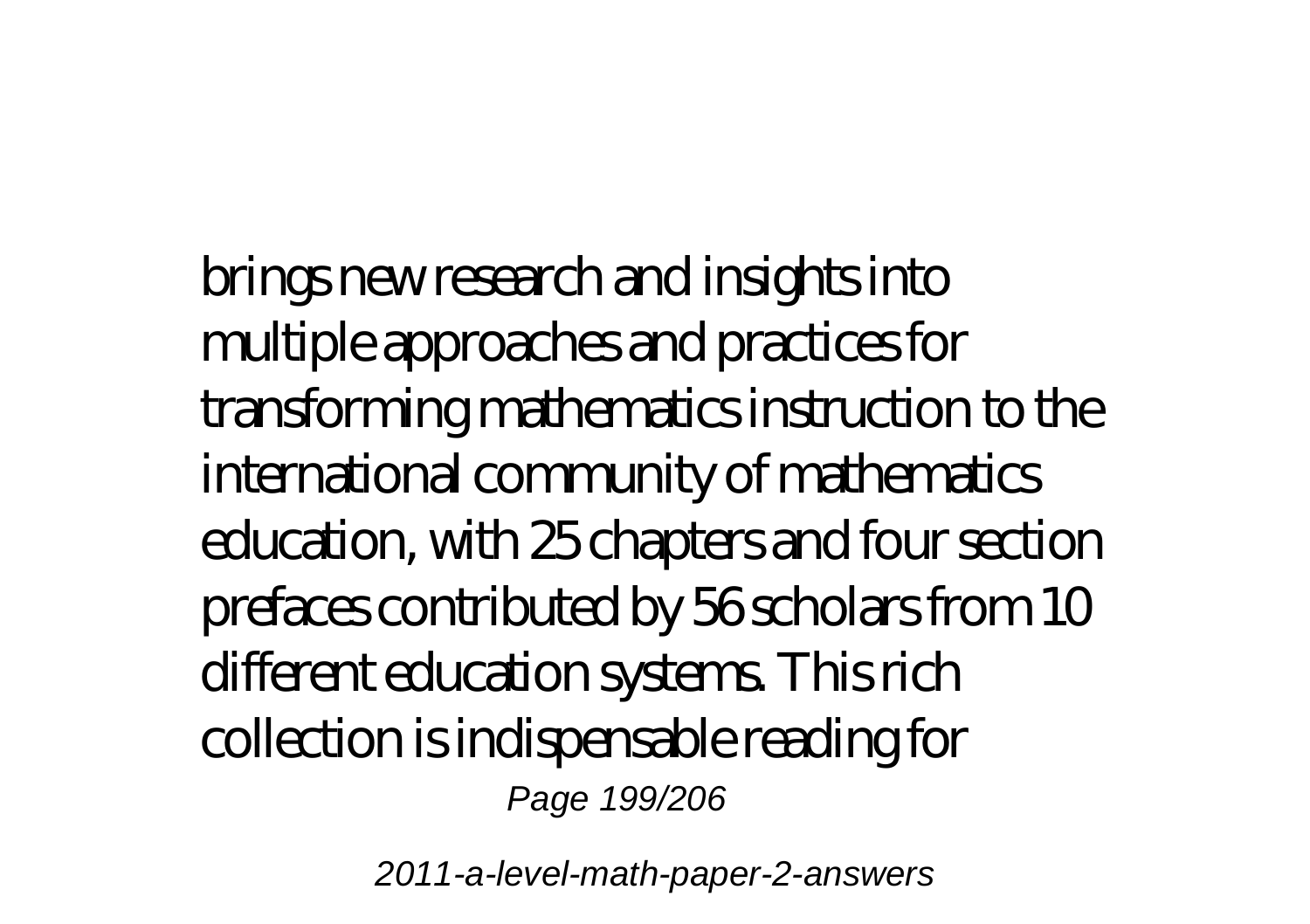brings new research and insights into multiple approaches and practices for transforming mathematics instruction to the international community of mathematics education, with 25 chapters and four section prefaces contributed by 56 scholars from 10 different education systems. This rich collection is indispensable reading for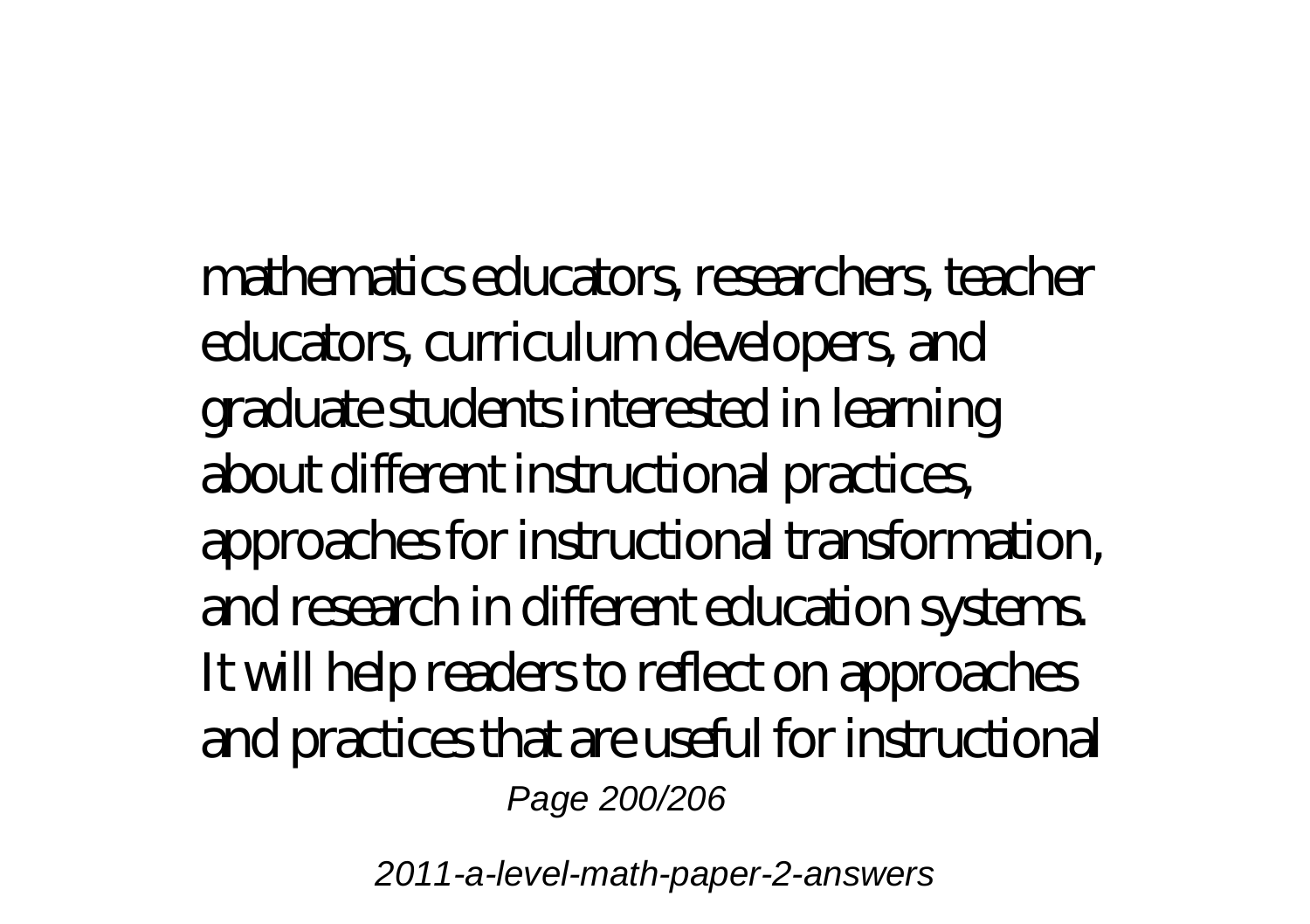mathematics educators, researchers, teacher educators, curriculum developers, and graduate students interested in learning about different instructional practices, approaches for instructional transformation, and research in different education systems. It will help readers to reflect on approaches and practices that are useful for instructional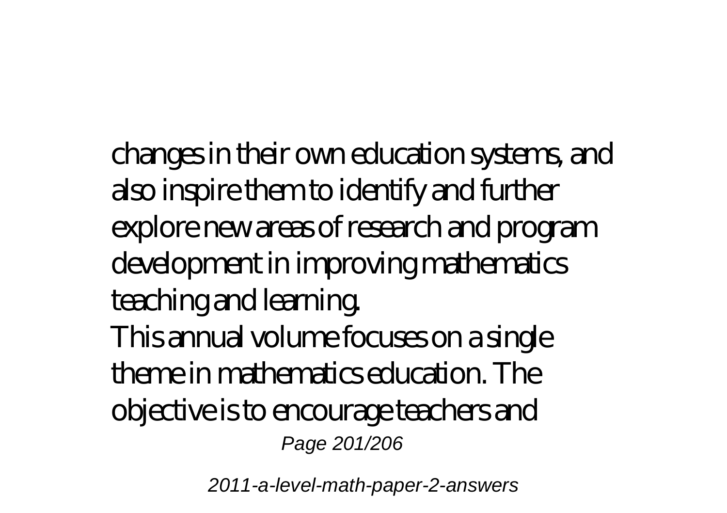changes in their own education systems, and also inspire them to identify and further explore new areas of research and program development in improving mathematics teaching and learning.

This annual volume focuses on a single theme in mathematics education. The objective is to encourage teachers and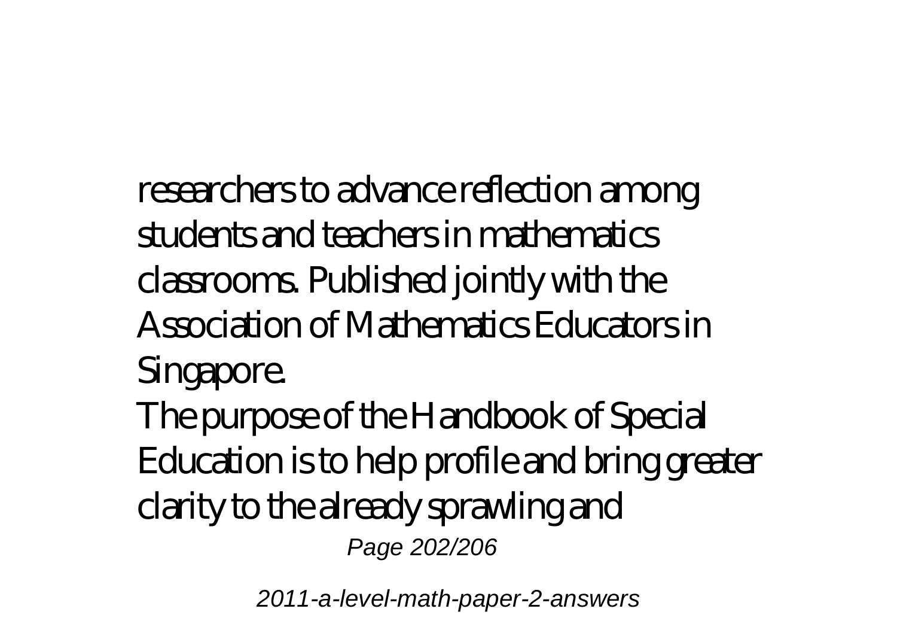researchers to advance reflection among students and teachers in mathematics classrooms. Published jointly with the Association of Mathematics Educators in Singapore.

The purpose of the Handbook of Special Education is to help profile and bring greater clarity to the already sprawling and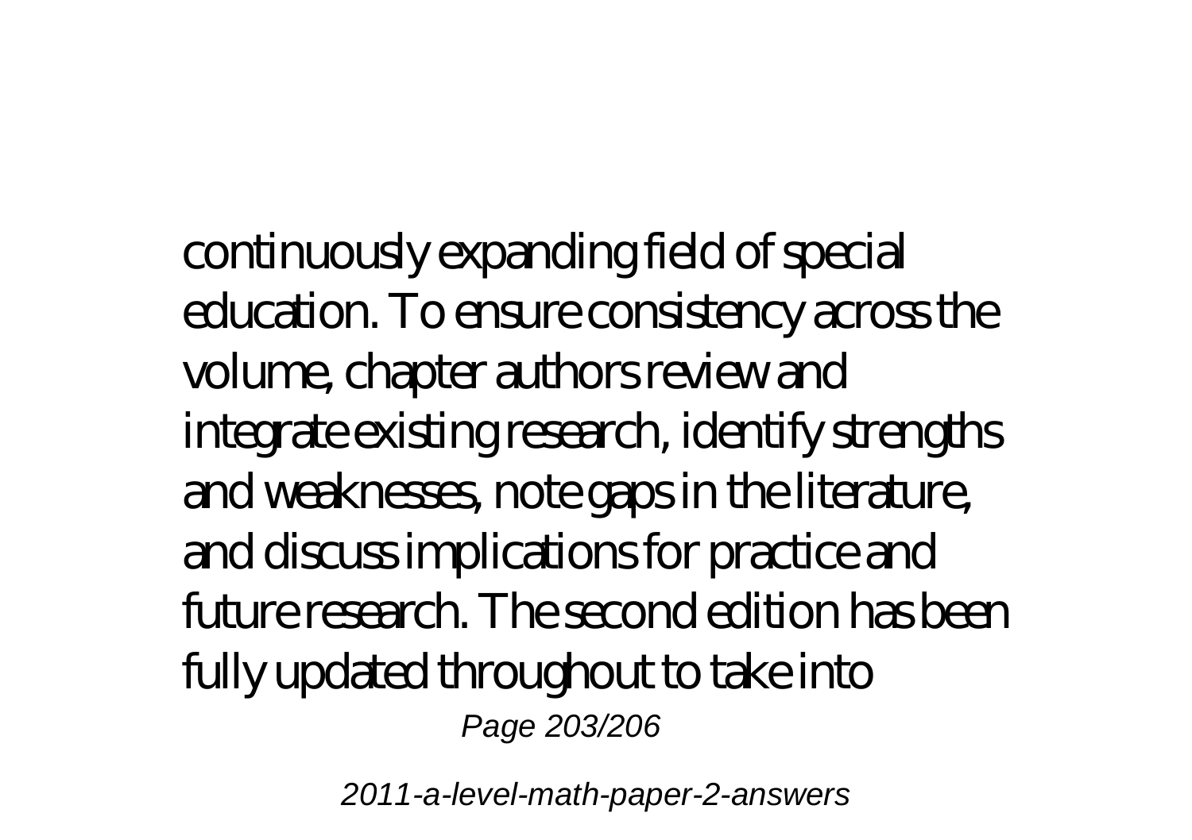continuously expanding field of special education. To ensure consistency across the volume, chapter authors review and integrate existing research, identify strengths and weaknesses, note gaps in the literature, and discuss implications for practice and future research. The second edition has been fully updated throughout to take into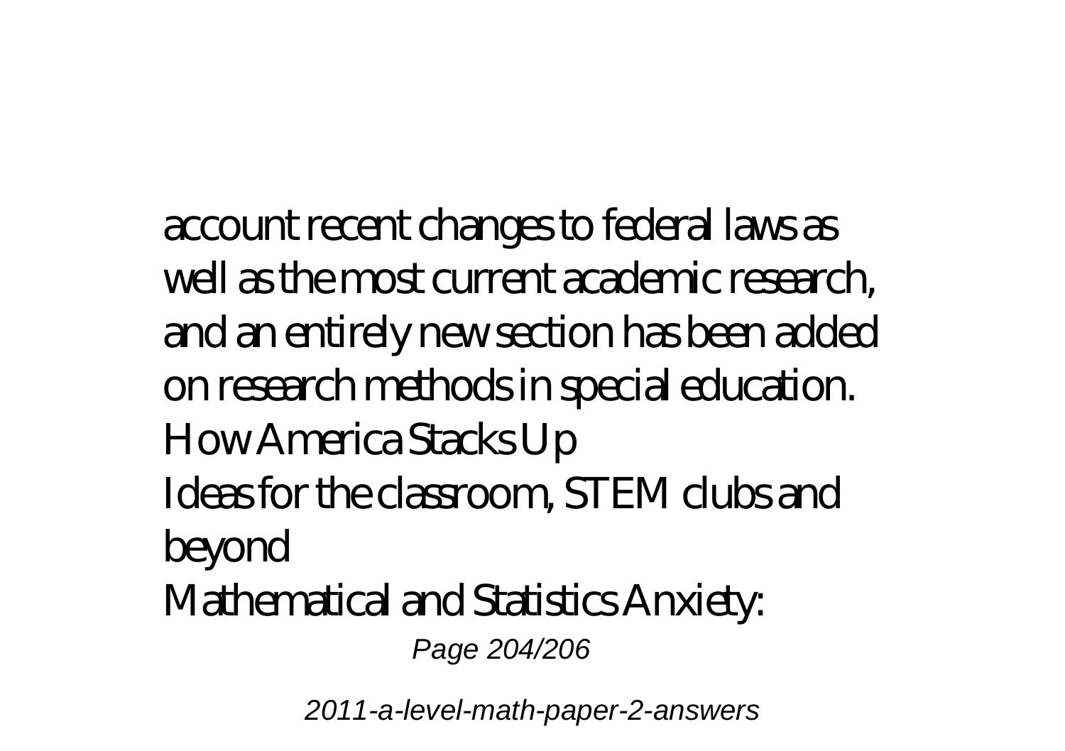account recent changes to federal laws as well as the most current academic research, and an entirely new section has been added on research methods in special education.

How America Stacks Up

Ideas for the classroom, STEM clubs and beyond

Mathematical and Statistics Anxiety: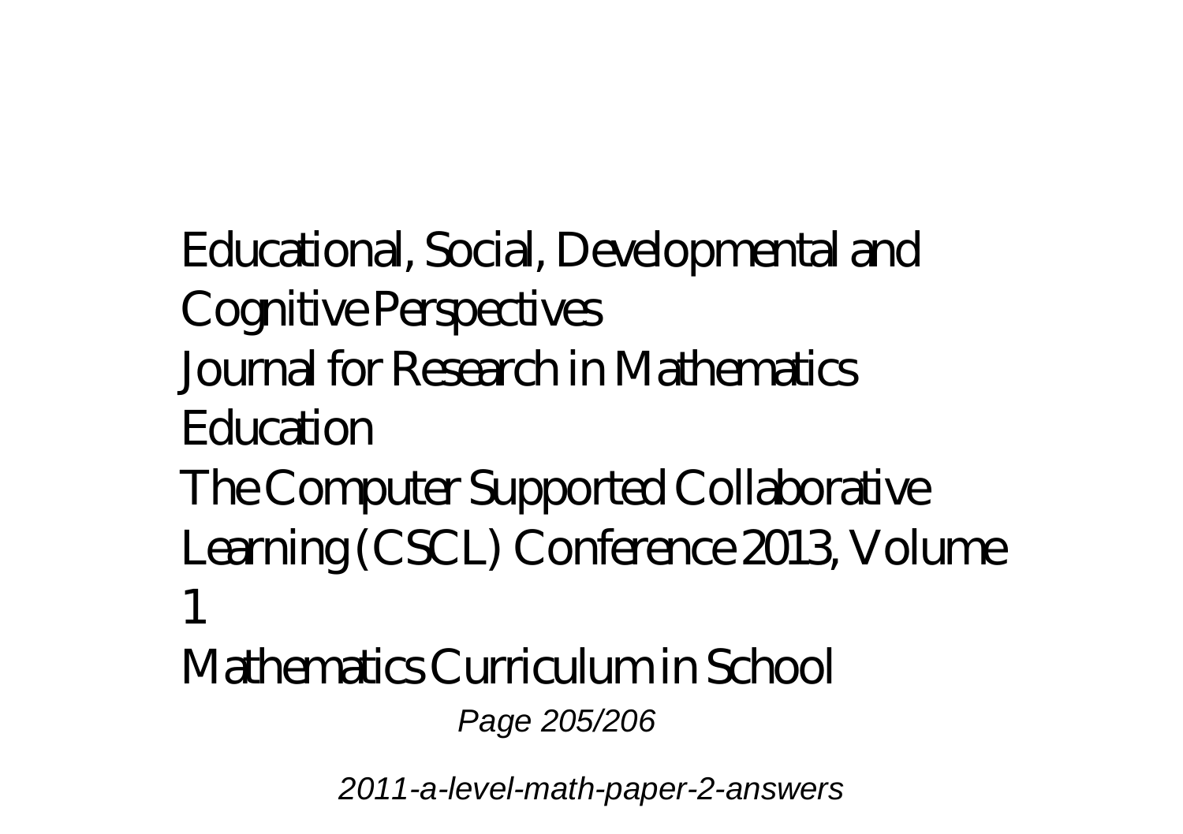Educational, Social, Developmental and Cognitive Perspectives

Journal for Research in Mathematics Education

The Computer Supported Collaborative Learning (CSCL) Conference 2013, Volume 1

Mathematics Curriculum in School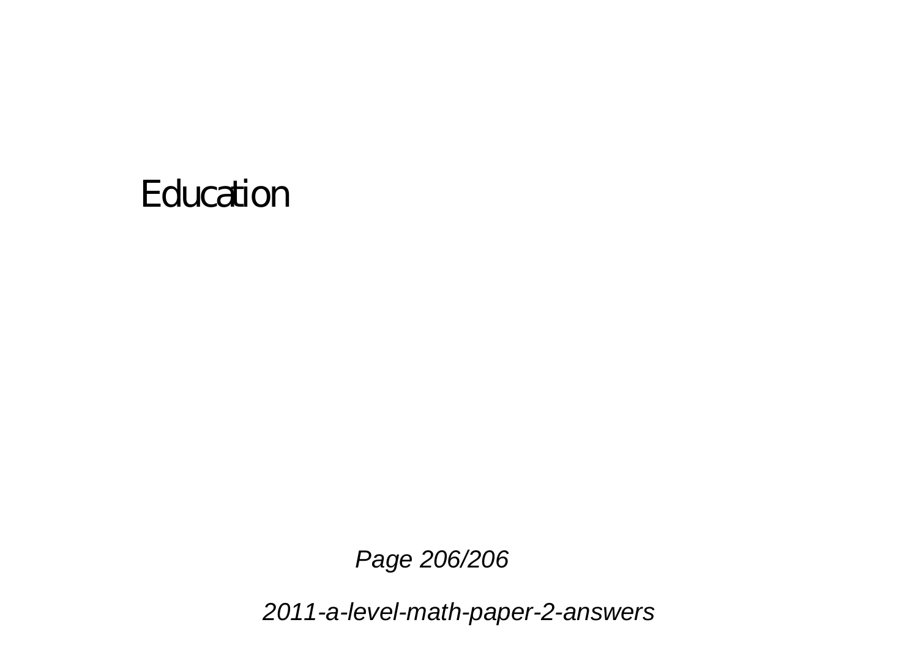Education